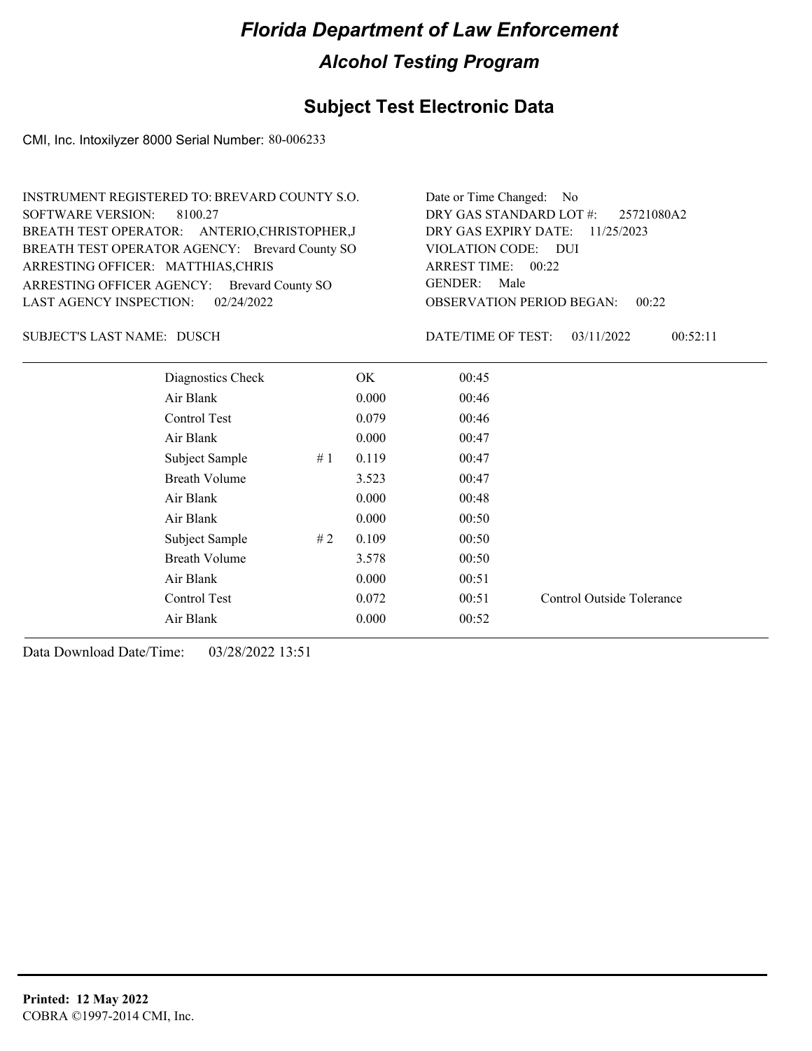# Florida Department of Law Enforcement

## Alcohol Testing Program

### Subject Test Electronic Data

CMI, Inc. Intoxilyzer 8000 Serial Number: 80-006233

INSTRUMENT REGISTERED TO: BREVARD COUNTY S.O.
SOFTWARE VERSION: 8100.27
BREATH TEST OPERATOR: ANTERIO,CHRISTOPHER,J
BREATH TEST OPERATOR AGENCY: Brevard County SO
ARRESTING OFFICER: MATTHIAS,CHRIS
ARRESTING OFFICER AGENCY: Brevard County SO
LAST AGENCY INSPECTION: 02/24/2022

Date or Time Changed: No
DRY GAS STANDARD LOT #: 25721080A2
DRY GAS EXPIRY DATE: 11/25/2023
VIOLATION CODE: DUI
ARREST TIME: 00:22
GENDER: Male
OBSERVATION PERIOD BEGAN: 00:22

SUBJECT'S LAST NAME: DUSCH

DATE/TIME OF TEST: 03/11/2022 00:52:11

| | | | | |
|---|---|---|---|---|
| Diagnostics Check | | OK | 00:45 | |
| Air Blank | | 0.000 | 00:46 | |
| Control Test | | 0.079 | 00:46 | |
| Air Blank | | 0.000 | 00:47 | |
| Subject Sample | # 1 | 0.119 | 00:47 | |
| Breath Volume | | 3.523 | 00:47 | |
| Air Blank | | 0.000 | 00:48 | |
| Air Blank | | 0.000 | 00:50 | |
| Subject Sample | # 2 | 0.109 | 00:50 | |
| Breath Volume | | 3.578 | 00:50 | |
| Air Blank | | 0.000 | 00:51 | |
| Control Test | | 0.072 | 00:51 | Control Outside Tolerance |
| Air Blank | | 0.000 | 00:52 | |

Data Download Date/Time: 03/28/2022 13:51

**Printed: 12 May 2022**
COBRA ©1997-2014 CMI, Inc.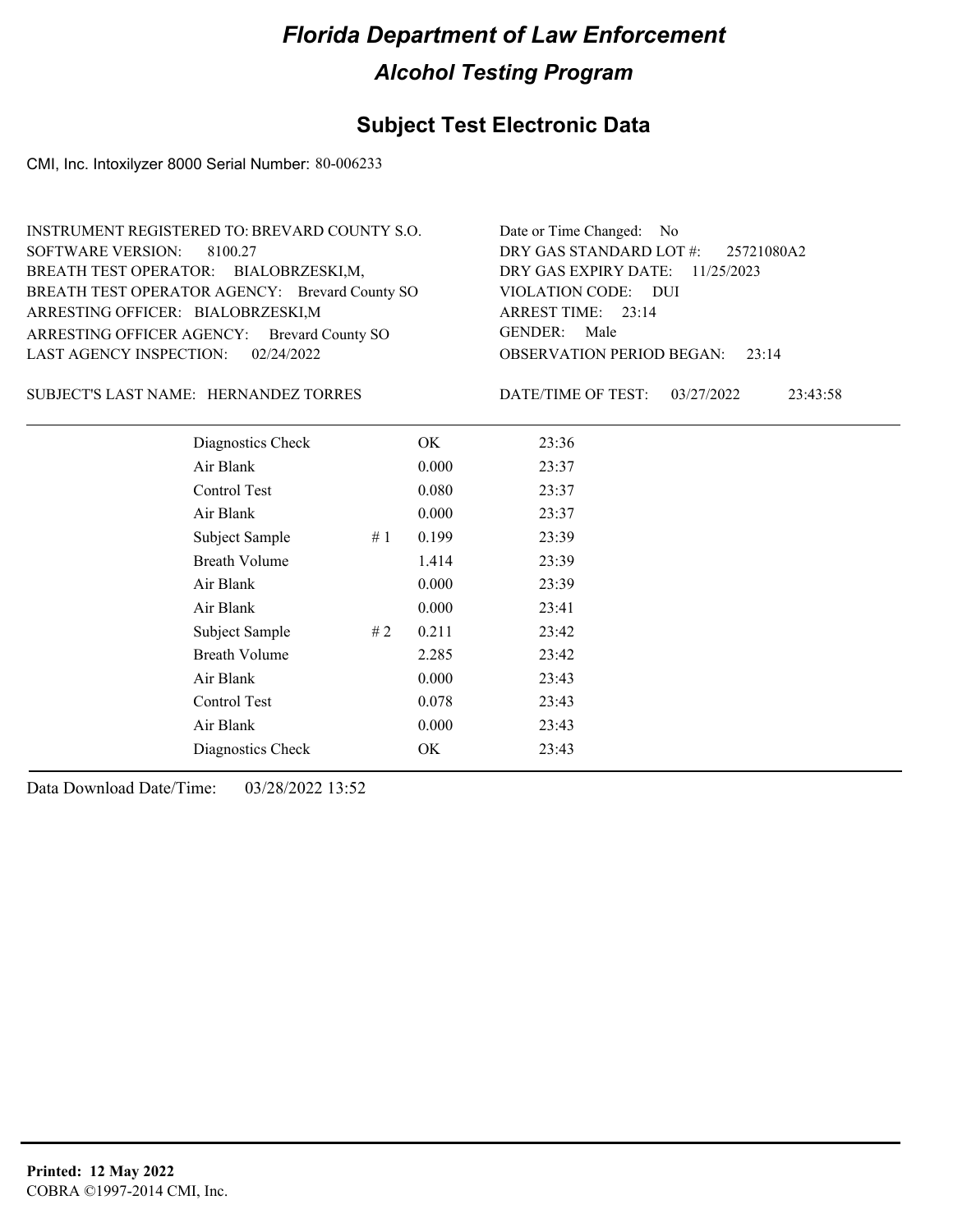# Florida Department of Law Enforcement

## Alcohol Testing Program

### Subject Test Electronic Data

CMI, Inc. Intoxilyzer 8000 Serial Number: 80-006233

INSTRUMENT REGISTERED TO: BREVARD COUNTY S.O.
SOFTWARE VERSION: 8100.27
BREATH TEST OPERATOR: BIALOBRZESKI,M,
BREATH TEST OPERATOR AGENCY: Brevard County SO
ARRESTING OFFICER: BIALOBRZESKI,M
ARRESTING OFFICER AGENCY: Brevard County SO
LAST AGENCY INSPECTION: 02/24/2022

Date or Time Changed: No
DRY GAS STANDARD LOT #: 25721080A2
DRY GAS EXPIRY DATE: 11/25/2023
VIOLATION CODE: DUI
ARREST TIME: 23:14
GENDER: Male
OBSERVATION PERIOD BEGAN: 23:14

SUBJECT'S LAST NAME: HERNANDEZ TORRES

DATE/TIME OF TEST: 03/27/2022 23:43:58

| | | | |
|---|---|---|---|
| Diagnostics Check | | OK | 23:36 |
| Air Blank | | 0.000 | 23:37 |
| Control Test | | 0.080 | 23:37 |
| Air Blank | | 0.000 | 23:37 |
| Subject Sample | # 1 | 0.199 | 23:39 |
| Breath Volume | | 1.414 | 23:39 |
| Air Blank | | 0.000 | 23:39 |
| Air Blank | | 0.000 | 23:41 |
| Subject Sample | # 2 | 0.211 | 23:42 |
| Breath Volume | | 2.285 | 23:42 |
| Air Blank | | 0.000 | 23:43 |
| Control Test | | 0.078 | 23:43 |
| Air Blank | | 0.000 | 23:43 |
| Diagnostics Check | | OK | 23:43 |

Data Download Date/Time: 03/28/2022 13:52

**Printed: 12 May 2022**
COBRA ©1997-2014 CMI, Inc.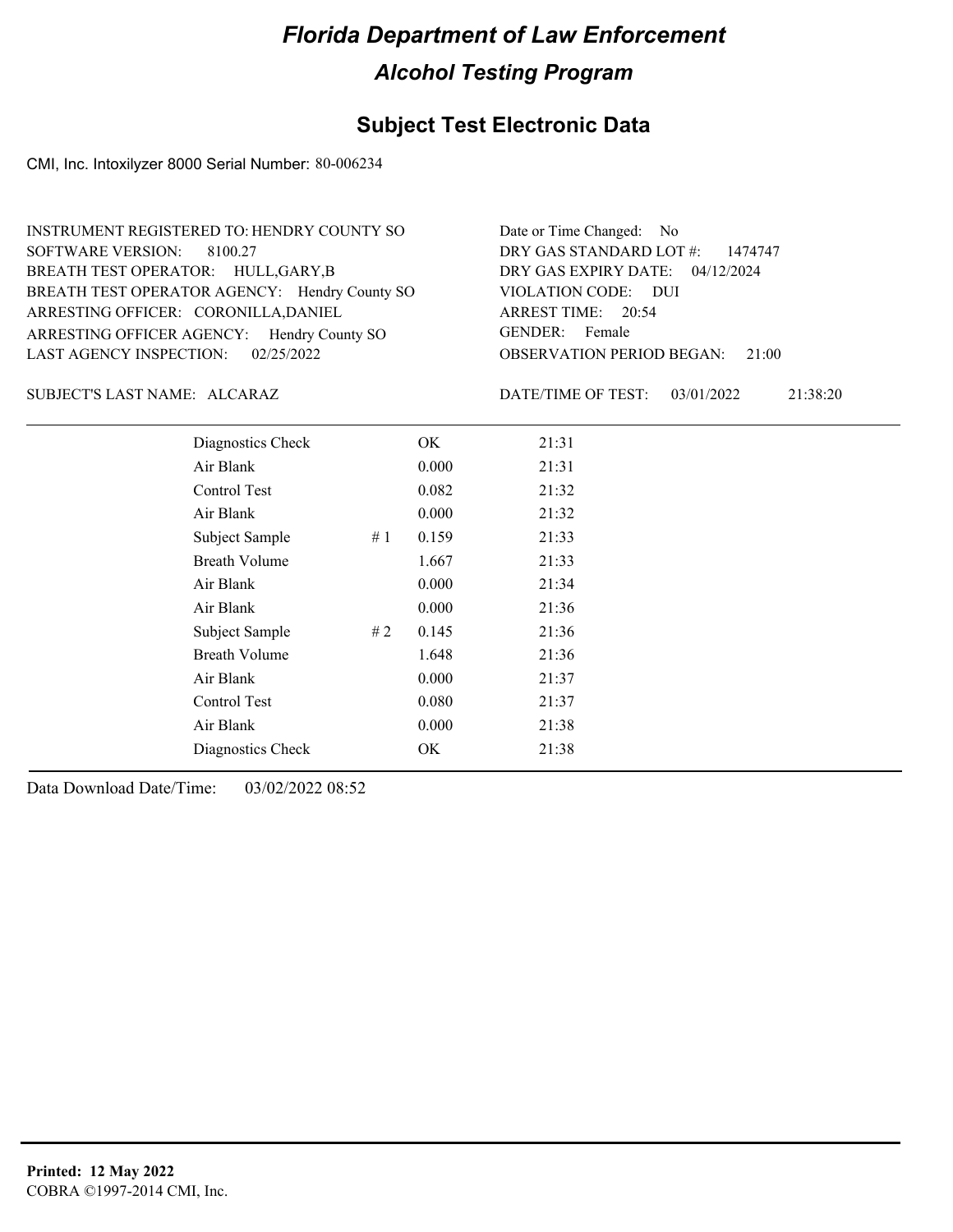# Florida Department of Law Enforcement

## Alcohol Testing Program

### Subject Test Electronic Data

CMI, Inc. Intoxilyzer 8000 Serial Number: 80-006234

INSTRUMENT REGISTERED TO: HENDRY COUNTY SO
SOFTWARE VERSION: 8100.27
BREATH TEST OPERATOR: HULL,GARY,B
BREATH TEST OPERATOR AGENCY: Hendry County SO
ARRESTING OFFICER: CORONILLA,DANIEL
ARRESTING OFFICER AGENCY: Hendry County SO
LAST AGENCY INSPECTION: 02/25/2022

Date or Time Changed: No
DRY GAS STANDARD LOT #: 1474747
DRY GAS EXPIRY DATE: 04/12/2024
VIOLATION CODE: DUI
ARREST TIME: 20:54
GENDER: Female
OBSERVATION PERIOD BEGAN: 21:00

SUBJECT'S LAST NAME: ALCARAZ

DATE/TIME OF TEST: 03/01/2022 21:38:20

| | | | |
|---|---|---|---|
| Diagnostics Check | | OK | 21:31 |
| Air Blank | | 0.000 | 21:31 |
| Control Test | | 0.082 | 21:32 |
| Air Blank | | 0.000 | 21:32 |
| Subject Sample | # 1 | 0.159 | 21:33 |
| Breath Volume | | 1.667 | 21:33 |
| Air Blank | | 0.000 | 21:34 |
| Air Blank | | 0.000 | 21:36 |
| Subject Sample | # 2 | 0.145 | 21:36 |
| Breath Volume | | 1.648 | 21:36 |
| Air Blank | | 0.000 | 21:37 |
| Control Test | | 0.080 | 21:37 |
| Air Blank | | 0.000 | 21:38 |
| Diagnostics Check | | OK | 21:38 |

Data Download Date/Time: 03/02/2022 08:52

**Printed: 12 May 2022**
COBRA ©1997-2014 CMI, Inc.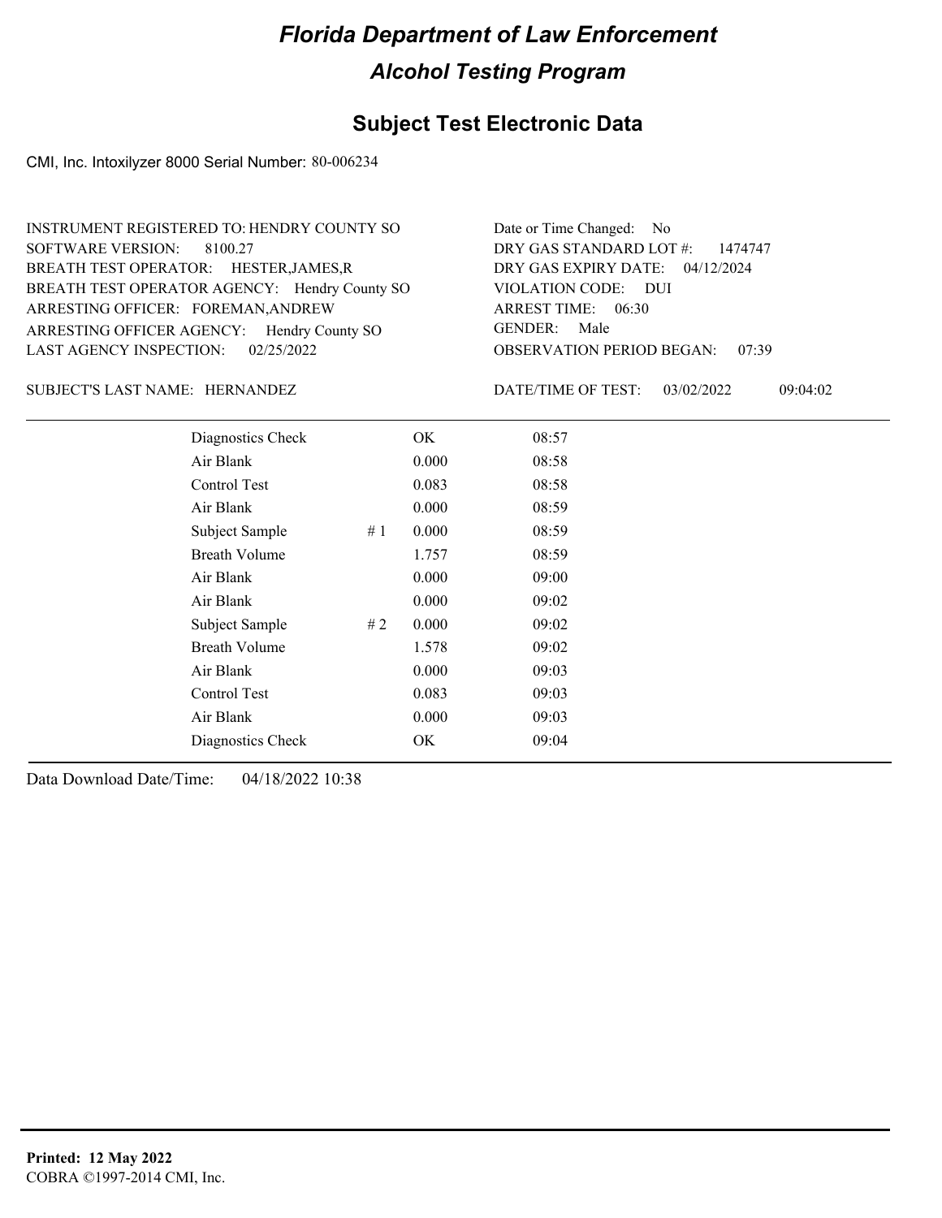# Florida Department of Law Enforcement

## Alcohol Testing Program

## Subject Test Electronic Data

CMI, Inc. Intoxilyzer 8000 Serial Number: 80-006234

INSTRUMENT REGISTERED TO: HENDRY COUNTY SO
SOFTWARE VERSION: 8100.27
BREATH TEST OPERATOR: HESTER,JAMES,R
BREATH TEST OPERATOR AGENCY: Hendry County SO
ARRESTING OFFICER: FOREMAN,ANDREW
ARRESTING OFFICER AGENCY: Hendry County SO
LAST AGENCY INSPECTION: 02/25/2022

Date or Time Changed: No
DRY GAS STANDARD LOT #: 1474747
DRY GAS EXPIRY DATE: 04/12/2024
VIOLATION CODE: DUI
ARREST TIME: 06:30
GENDER: Male
OBSERVATION PERIOD BEGAN: 07:39

SUBJECT'S LAST NAME: HERNANDEZ

DATE/TIME OF TEST: 03/02/2022 09:04:02

| | | | |
|---|---|---|---|
| Diagnostics Check | | OK | 08:57 |
| Air Blank | | 0.000 | 08:58 |
| Control Test | | 0.083 | 08:58 |
| Air Blank | | 0.000 | 08:59 |
| Subject Sample | # 1 | 0.000 | 08:59 |
| Breath Volume | | 1.757 | 08:59 |
| Air Blank | | 0.000 | 09:00 |
| Air Blank | | 0.000 | 09:02 |
| Subject Sample | # 2 | 0.000 | 09:02 |
| Breath Volume | | 1.578 | 09:02 |
| Air Blank | | 0.000 | 09:03 |
| Control Test | | 0.083 | 09:03 |
| Air Blank | | 0.000 | 09:03 |
| Diagnostics Check | | OK | 09:04 |

Data Download Date/Time: 04/18/2022 10:38

**Printed: 12 May 2022**
COBRA ©1997-2014 CMI, Inc.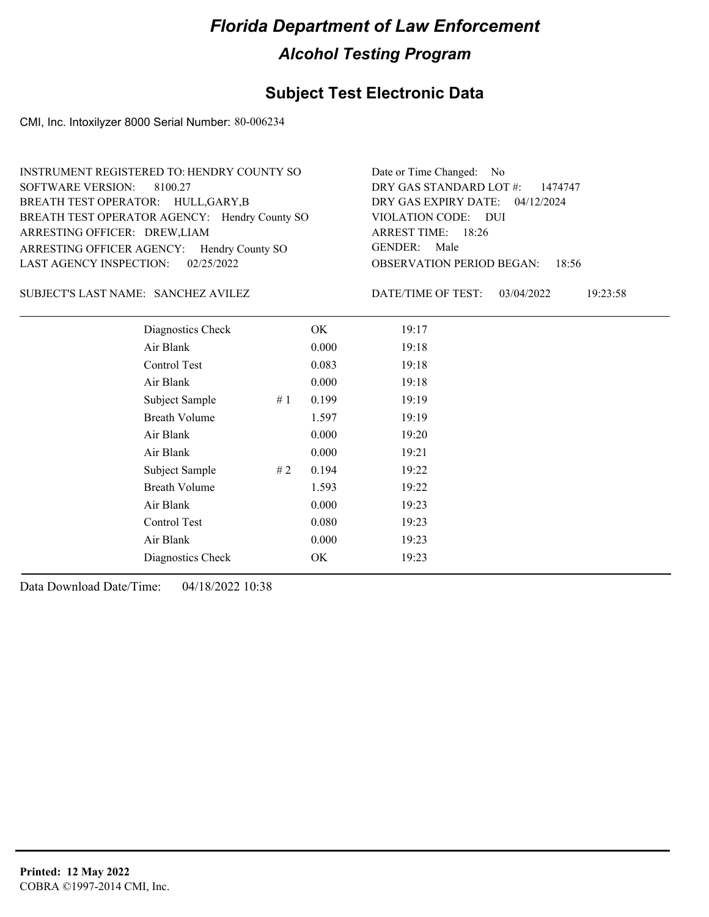# Florida Department of Law Enforcement

## Alcohol Testing Program

### Subject Test Electronic Data

CMI, Inc. Intoxilyzer 8000 Serial Number: 80-006234

INSTRUMENT REGISTERED TO: HENDRY COUNTY SO
SOFTWARE VERSION: 8100.27
BREATH TEST OPERATOR: HULL,GARY,B
BREATH TEST OPERATOR AGENCY: Hendry County SO
ARRESTING OFFICER: DREW,LIAM
ARRESTING OFFICER AGENCY: Hendry County SO
LAST AGENCY INSPECTION: 02/25/2022

Date or Time Changed: No
DRY GAS STANDARD LOT #: 1474747
DRY GAS EXPIRY DATE: 04/12/2024
VIOLATION CODE: DUI
ARREST TIME: 18:26
GENDER: Male
OBSERVATION PERIOD BEGAN: 18:56

SUBJECT'S LAST NAME: SANCHEZ AVILEZ

DATE/TIME OF TEST: 03/04/2022 19:23:58

| | | | |
|---|---|---|---|
| Diagnostics Check | | OK | 19:17 |
| Air Blank | | 0.000 | 19:18 |
| Control Test | | 0.083 | 19:18 |
| Air Blank | | 0.000 | 19:18 |
| Subject Sample | # 1 | 0.199 | 19:19 |
| Breath Volume | | 1.597 | 19:19 |
| Air Blank | | 0.000 | 19:20 |
| Air Blank | | 0.000 | 19:21 |
| Subject Sample | # 2 | 0.194 | 19:22 |
| Breath Volume | | 1.593 | 19:22 |
| Air Blank | | 0.000 | 19:23 |
| Control Test | | 0.080 | 19:23 |
| Air Blank | | 0.000 | 19:23 |
| Diagnostics Check | | OK | 19:23 |

Data Download Date/Time: 04/18/2022 10:38

**Printed: 12 May 2022**
COBRA ©1997-2014 CMI, Inc.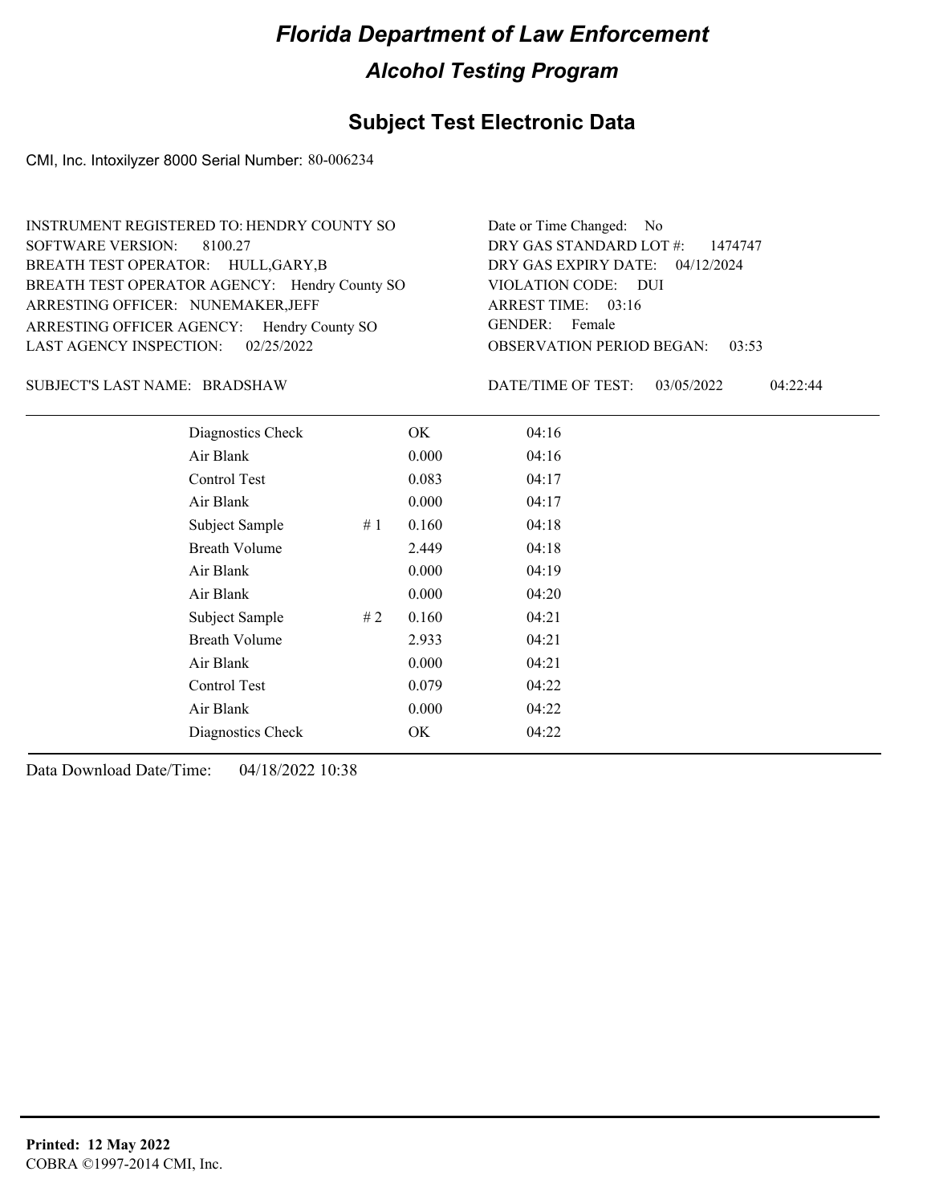# Florida Department of Law Enforcement

## Alcohol Testing Program

### Subject Test Electronic Data

CMI, Inc. Intoxilyzer 8000 Serial Number: 80-006234

INSTRUMENT REGISTERED TO: HENDRY COUNTY SO
SOFTWARE VERSION: 8100.27
BREATH TEST OPERATOR: HULL,GARY,B
BREATH TEST OPERATOR AGENCY: Hendry County SO
ARRESTING OFFICER: NUNEMAKER,JEFF
ARRESTING OFFICER AGENCY: Hendry County SO
LAST AGENCY INSPECTION: 02/25/2022

Date or Time Changed: No
DRY GAS STANDARD LOT #: 1474747
DRY GAS EXPIRY DATE: 04/12/2024
VIOLATION CODE: DUI
ARREST TIME: 03:16
GENDER: Female
OBSERVATION PERIOD BEGAN: 03:53

SUBJECT'S LAST NAME: BRADSHAW

DATE/TIME OF TEST: 03/05/2022 04:22:44

| | | | |
|---|---|---|---|
| Diagnostics Check | | OK | 04:16 |
| Air Blank | | 0.000 | 04:16 |
| Control Test | | 0.083 | 04:17 |
| Air Blank | | 0.000 | 04:17 |
| Subject Sample | # 1 | 0.160 | 04:18 |
| Breath Volume | | 2.449 | 04:18 |
| Air Blank | | 0.000 | 04:19 |
| Air Blank | | 0.000 | 04:20 |
| Subject Sample | # 2 | 0.160 | 04:21 |
| Breath Volume | | 2.933 | 04:21 |
| Air Blank | | 0.000 | 04:21 |
| Control Test | | 0.079 | 04:22 |
| Air Blank | | 0.000 | 04:22 |
| Diagnostics Check | | OK | 04:22 |

Data Download Date/Time: 04/18/2022 10:38

**Printed: 12 May 2022**
COBRA ©1997-2014 CMI, Inc.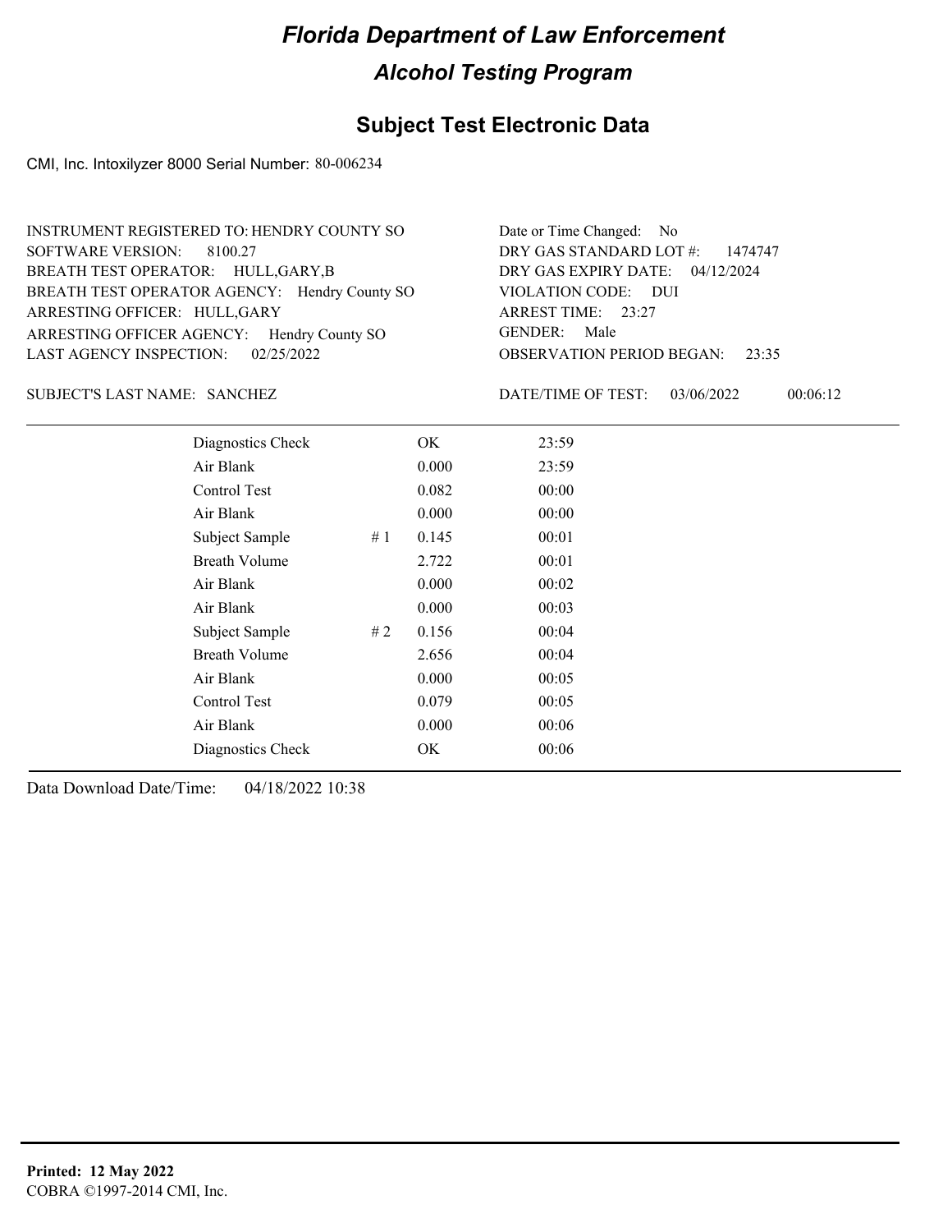# Florida Department of Law Enforcement

## Alcohol Testing Program

### Subject Test Electronic Data

CMI, Inc. Intoxilyzer 8000 Serial Number: 80-006234

INSTRUMENT REGISTERED TO: HENDRY COUNTY SO
SOFTWARE VERSION: 8100.27
BREATH TEST OPERATOR: HULL,GARY,B
BREATH TEST OPERATOR AGENCY: Hendry County SO
ARRESTING OFFICER: HULL,GARY
ARRESTING OFFICER AGENCY: Hendry County SO
LAST AGENCY INSPECTION: 02/25/2022

Date or Time Changed: No
DRY GAS STANDARD LOT #: 1474747
DRY GAS EXPIRY DATE: 04/12/2024
VIOLATION CODE: DUI
ARREST TIME: 23:27
GENDER: Male
OBSERVATION PERIOD BEGAN: 23:35

SUBJECT'S LAST NAME: SANCHEZ

DATE/TIME OF TEST: 03/06/2022 00:06:12

| | | | |
|---|---|---|---|
| Diagnostics Check | | OK | 23:59 |
| Air Blank | | 0.000 | 23:59 |
| Control Test | | 0.082 | 00:00 |
| Air Blank | | 0.000 | 00:00 |
| Subject Sample | # 1 | 0.145 | 00:01 |
| Breath Volume | | 2.722 | 00:01 |
| Air Blank | | 0.000 | 00:02 |
| Air Blank | | 0.000 | 00:03 |
| Subject Sample | # 2 | 0.156 | 00:04 |
| Breath Volume | | 2.656 | 00:04 |
| Air Blank | | 0.000 | 00:05 |
| Control Test | | 0.079 | 00:05 |
| Air Blank | | 0.000 | 00:06 |
| Diagnostics Check | | OK | 00:06 |

Data Download Date/Time: 04/18/2022 10:38

**Printed: 12 May 2022**
COBRA ©1997-2014 CMI, Inc.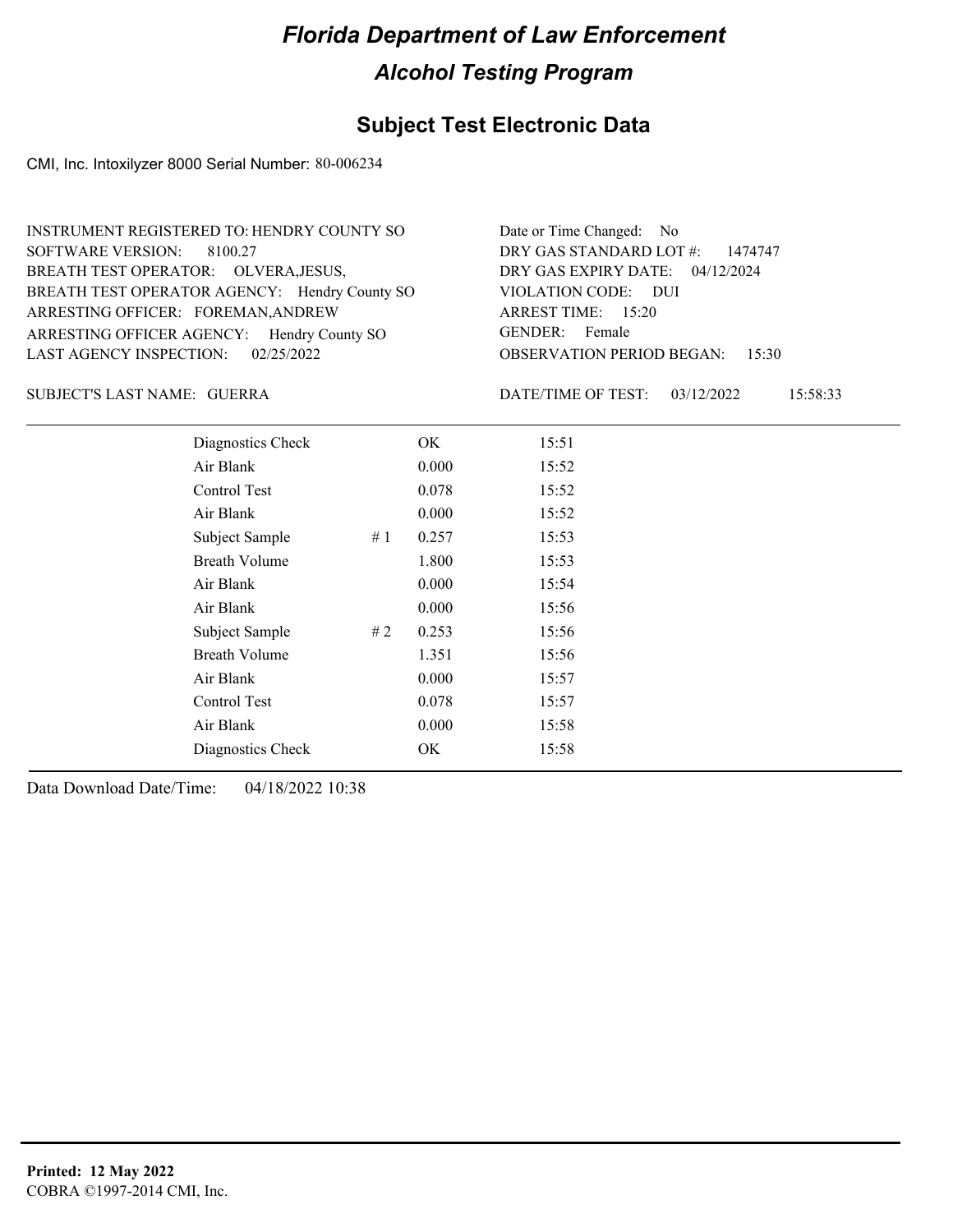# Florida Department of Law Enforcement

## Alcohol Testing Program

### Subject Test Electronic Data

CMI, Inc. Intoxilyzer 8000 Serial Number: 80-006234

INSTRUMENT REGISTERED TO: HENDRY COUNTY SO
SOFTWARE VERSION: 8100.27
BREATH TEST OPERATOR: OLVERA,JESUS,
BREATH TEST OPERATOR AGENCY: Hendry County SO
ARRESTING OFFICER: FOREMAN,ANDREW
ARRESTING OFFICER AGENCY: Hendry County SO
LAST AGENCY INSPECTION: 02/25/2022

Date or Time Changed: No
DRY GAS STANDARD LOT #: 1474747
DRY GAS EXPIRY DATE: 04/12/2024
VIOLATION CODE: DUI
ARREST TIME: 15:20
GENDER: Female
OBSERVATION PERIOD BEGAN: 15:30

SUBJECT'S LAST NAME: GUERRA

DATE/TIME OF TEST: 03/12/2022 15:58:33

| | | | |
|---|---|---|---|
| Diagnostics Check | | OK | 15:51 |
| Air Blank | | 0.000 | 15:52 |
| Control Test | | 0.078 | 15:52 |
| Air Blank | | 0.000 | 15:52 |
| Subject Sample | # 1 | 0.257 | 15:53 |
| Breath Volume | | 1.800 | 15:53 |
| Air Blank | | 0.000 | 15:54 |
| Air Blank | | 0.000 | 15:56 |
| Subject Sample | # 2 | 0.253 | 15:56 |
| Breath Volume | | 1.351 | 15:56 |
| Air Blank | | 0.000 | 15:57 |
| Control Test | | 0.078 | 15:57 |
| Air Blank | | 0.000 | 15:58 |
| Diagnostics Check | | OK | 15:58 |

Data Download Date/Time: 04/18/2022 10:38

**Printed: 12 May 2022**
COBRA ©1997-2014 CMI, Inc.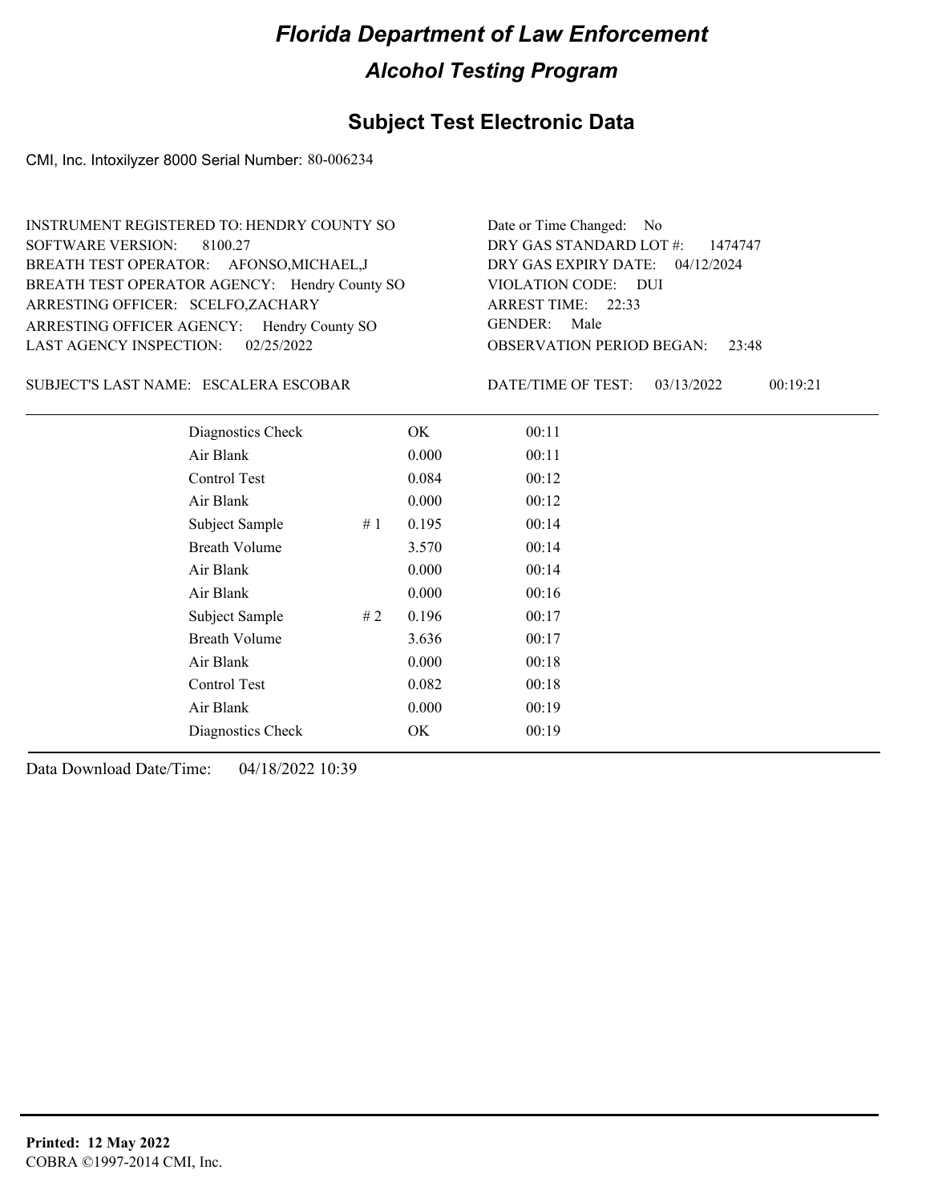# Florida Department of Law Enforcement

## Alcohol Testing Program

### Subject Test Electronic Data

CMI, Inc. Intoxilyzer 8000 Serial Number: 80-006234

INSTRUMENT REGISTERED TO: HENDRY COUNTY SO
SOFTWARE VERSION: 8100.27
BREATH TEST OPERATOR: AFONSO,MICHAEL,J
BREATH TEST OPERATOR AGENCY: Hendry County SO
ARRESTING OFFICER: SCELFO,ZACHARY
ARRESTING OFFICER AGENCY: Hendry County SO
LAST AGENCY INSPECTION: 02/25/2022

Date or Time Changed: No
DRY GAS STANDARD LOT #: 1474747
DRY GAS EXPIRY DATE: 04/12/2024
VIOLATION CODE: DUI
ARREST TIME: 22:33
GENDER: Male
OBSERVATION PERIOD BEGAN: 23:48

SUBJECT'S LAST NAME: ESCALERA ESCOBAR

DATE/TIME OF TEST: 03/13/2022 00:19:21

| | | | |
|---|---|---|---|
| Diagnostics Check | | OK | 00:11 |
| Air Blank | | 0.000 | 00:11 |
| Control Test | | 0.084 | 00:12 |
| Air Blank | | 0.000 | 00:12 |
| Subject Sample | # 1 | 0.195 | 00:14 |
| Breath Volume | | 3.570 | 00:14 |
| Air Blank | | 0.000 | 00:14 |
| Air Blank | | 0.000 | 00:16 |
| Subject Sample | # 2 | 0.196 | 00:17 |
| Breath Volume | | 3.636 | 00:17 |
| Air Blank | | 0.000 | 00:18 |
| Control Test | | 0.082 | 00:18 |
| Air Blank | | 0.000 | 00:19 |
| Diagnostics Check | | OK | 00:19 |

Data Download Date/Time: 04/18/2022 10:39

**Printed: 12 May 2022**
COBRA ©1997-2014 CMI, Inc.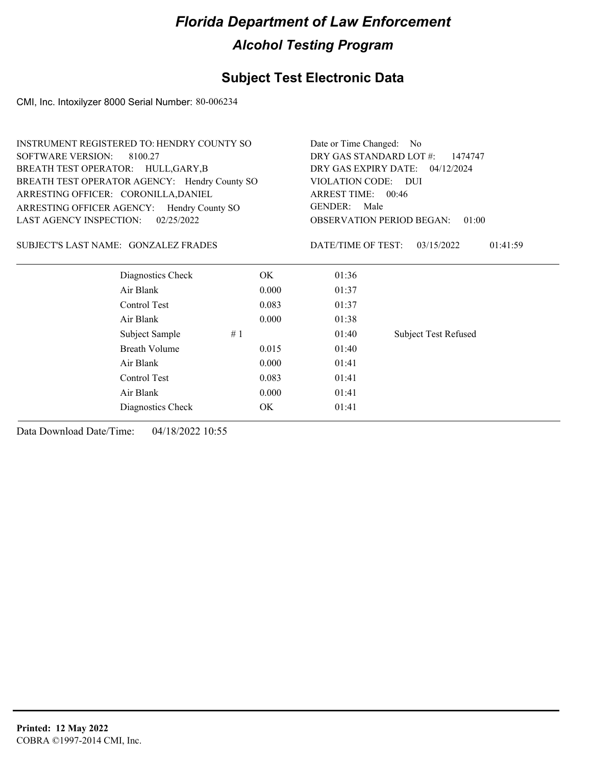# Florida Department of Law Enforcement

## Alcohol Testing Program

### Subject Test Electronic Data

CMI, Inc. Intoxilyzer 8000 Serial Number: 80-006234

INSTRUMENT REGISTERED TO: HENDRY COUNTY SO
SOFTWARE VERSION: 8100.27
BREATH TEST OPERATOR: HULL,GARY,B
BREATH TEST OPERATOR AGENCY: Hendry County SO
ARRESTING OFFICER: CORONILLA,DANIEL
ARRESTING OFFICER AGENCY: Hendry County SO
LAST AGENCY INSPECTION: 02/25/2022

Date or Time Changed: No
DRY GAS STANDARD LOT #: 1474747
DRY GAS EXPIRY DATE: 04/12/2024
VIOLATION CODE: DUI
ARREST TIME: 00:46
GENDER: Male
OBSERVATION PERIOD BEGAN: 01:00

SUBJECT'S LAST NAME: GONZALEZ FRADES

DATE/TIME OF TEST: 03/15/2022 01:41:59

| | | | | |
|---|---|---|---|---|
| Diagnostics Check | | OK | 01:36 | |
| Air Blank | | 0.000 | 01:37 | |
| Control Test | | 0.083 | 01:37 | |
| Air Blank | | 0.000 | 01:38 | |
| Subject Sample | # 1 | | 01:40 | Subject Test Refused |
| Breath Volume | | 0.015 | 01:40 | |
| Air Blank | | 0.000 | 01:41 | |
| Control Test | | 0.083 | 01:41 | |
| Air Blank | | 0.000 | 01:41 | |
| Diagnostics Check | | OK | 01:41 | |

Data Download Date/Time: 04/18/2022 10:55

**Printed: 12 May 2022**
COBRA ©1997-2014 CMI, Inc.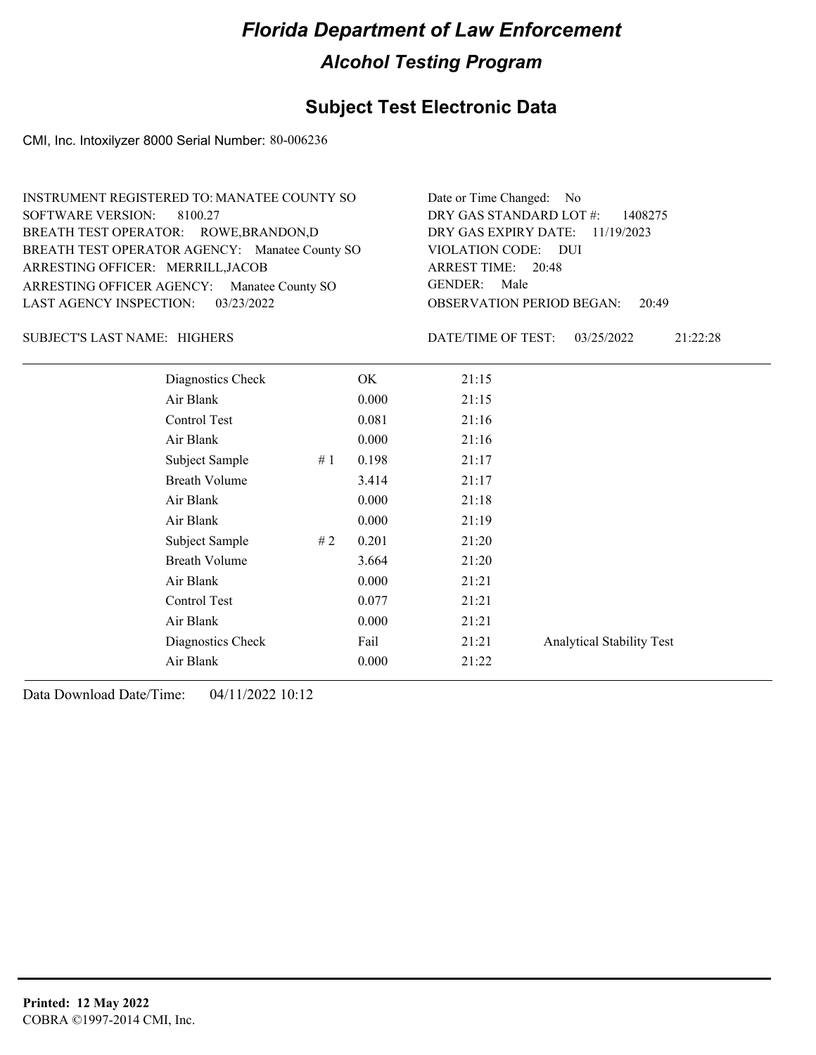# Florida Department of Law Enforcement

## Alcohol Testing Program

### Subject Test Electronic Data

CMI, Inc. Intoxilyzer 8000 Serial Number: 80-006236

INSTRUMENT REGISTERED TO: MANATEE COUNTY SO
SOFTWARE VERSION: 8100.27
BREATH TEST OPERATOR: ROWE,BRANDON,D
BREATH TEST OPERATOR AGENCY: Manatee County SO
ARRESTING OFFICER: MERRILL,JACOB
ARRESTING OFFICER AGENCY: Manatee County SO
LAST AGENCY INSPECTION: 03/23/2022

Date or Time Changed: No
DRY GAS STANDARD LOT #: 1408275
DRY GAS EXPIRY DATE: 11/19/2023
VIOLATION CODE: DUI
ARREST TIME: 20:48
GENDER: Male
OBSERVATION PERIOD BEGAN: 20:49

SUBJECT'S LAST NAME: HIGHERS

DATE/TIME OF TEST: 03/25/2022 21:22:28

| Test | # | Result | Time | Note |
|---|---|---|---|---|
| Diagnostics Check | | OK | 21:15 | |
| Air Blank | | 0.000 | 21:15 | |
| Control Test | | 0.081 | 21:16 | |
| Air Blank | | 0.000 | 21:16 | |
| Subject Sample | # 1 | 0.198 | 21:17 | |
| Breath Volume | | 3.414 | 21:17 | |
| Air Blank | | 0.000 | 21:18 | |
| Air Blank | | 0.000 | 21:19 | |
| Subject Sample | # 2 | 0.201 | 21:20 | |
| Breath Volume | | 3.664 | 21:20 | |
| Air Blank | | 0.000 | 21:21 | |
| Control Test | | 0.077 | 21:21 | |
| Air Blank | | 0.000 | 21:21 | |
| Diagnostics Check | | Fail | 21:21 | Analytical Stability Test |
| Air Blank | | 0.000 | 21:22 | |

Data Download Date/Time: 04/11/2022 10:12

**Printed: 12 May 2022**
COBRA ©1997-2014 CMI, Inc.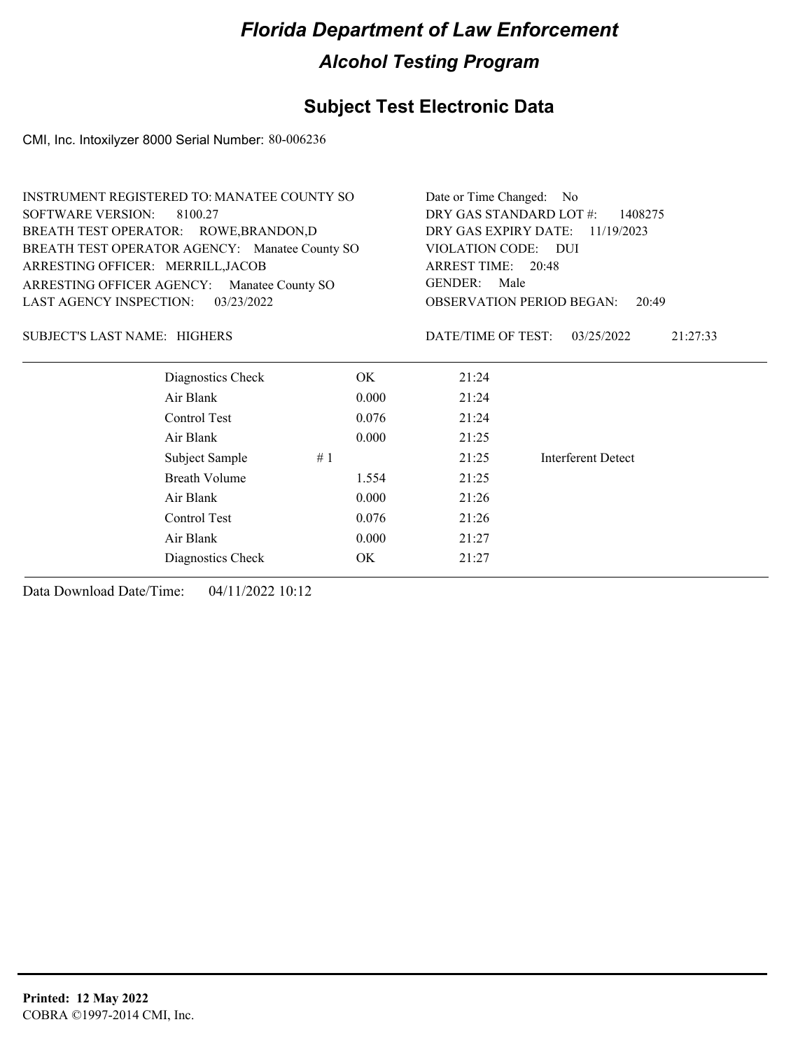# Florida Department of Law Enforcement

## Alcohol Testing Program

## Subject Test Electronic Data

CMI, Inc. Intoxilyzer 8000 Serial Number: 80-006236

INSTRUMENT REGISTERED TO: MANATEE COUNTY SO
SOFTWARE VERSION: 8100.27
BREATH TEST OPERATOR: ROWE,BRANDON,D
BREATH TEST OPERATOR AGENCY: Manatee County SO
ARRESTING OFFICER: MERRILL,JACOB
ARRESTING OFFICER AGENCY: Manatee County SO
LAST AGENCY INSPECTION: 03/23/2022

Date or Time Changed: No
DRY GAS STANDARD LOT #: 1408275
DRY GAS EXPIRY DATE: 11/19/2023
VIOLATION CODE: DUI
ARREST TIME: 20:48
GENDER: Male
OBSERVATION PERIOD BEGAN: 20:49

SUBJECT'S LAST NAME: HIGHERS

DATE/TIME OF TEST: 03/25/2022 21:27:33

| | | | |
|---|---|---|---|
| Diagnostics Check | OK | 21:24 | |
| Air Blank | 0.000 | 21:24 | |
| Control Test | 0.076 | 21:24 | |
| Air Blank | 0.000 | 21:25 | |
| Subject Sample # 1 | | 21:25 | Interferent Detect |
| Breath Volume | 1.554 | 21:25 | |
| Air Blank | 0.000 | 21:26 | |
| Control Test | 0.076 | 21:26 | |
| Air Blank | 0.000 | 21:27 | |
| Diagnostics Check | OK | 21:27 | |

Data Download Date/Time: 04/11/2022 10:12

**Printed: 12 May 2022**
COBRA ©1997-2014 CMI, Inc.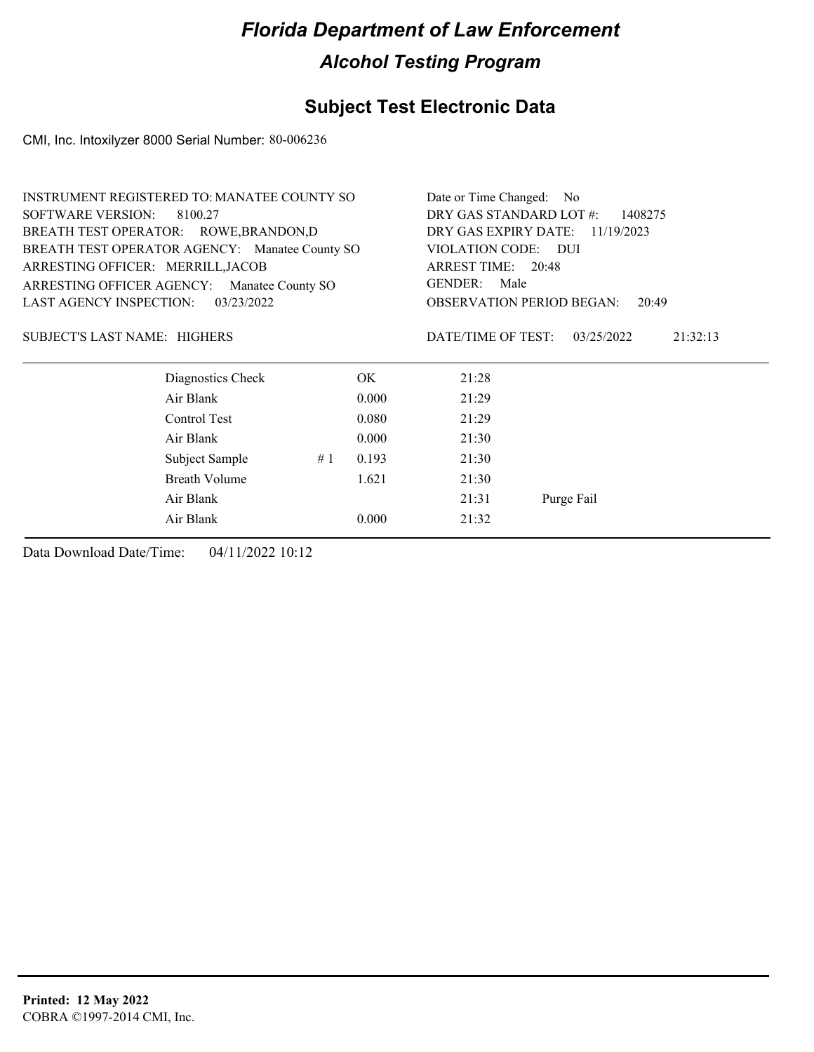# Florida Department of Law Enforcement

## Alcohol Testing Program

### Subject Test Electronic Data

CMI, Inc. Intoxilyzer 8000 Serial Number: 80-006236

INSTRUMENT REGISTERED TO: MANATEE COUNTY SO
SOFTWARE VERSION: 8100.27
BREATH TEST OPERATOR: ROWE,BRANDON,D
BREATH TEST OPERATOR AGENCY: Manatee County SO
ARRESTING OFFICER: MERRILL,JACOB
ARRESTING OFFICER AGENCY: Manatee County SO
LAST AGENCY INSPECTION: 03/23/2022

Date or Time Changed: No
DRY GAS STANDARD LOT #: 1408275
DRY GAS EXPIRY DATE: 11/19/2023
VIOLATION CODE: DUI
ARREST TIME: 20:48
GENDER: Male
OBSERVATION PERIOD BEGAN: 20:49

SUBJECT'S LAST NAME: HIGHERS

DATE/TIME OF TEST: 03/25/2022 21:32:13

| | | | | |
|---|---|---|---|---|
| Diagnostics Check | | OK | 21:28 | |
| Air Blank | | 0.000 | 21:29 | |
| Control Test | | 0.080 | 21:29 | |
| Air Blank | | 0.000 | 21:30 | |
| Subject Sample | # 1 | 0.193 | 21:30 | |
| Breath Volume | | 1.621 | 21:30 | |
| Air Blank | | | 21:31 | Purge Fail |
| Air Blank | | 0.000 | 21:32 | |

Data Download Date/Time: 04/11/2022 10:12

**Printed: 12 May 2022**
COBRA ©1997-2014 CMI, Inc.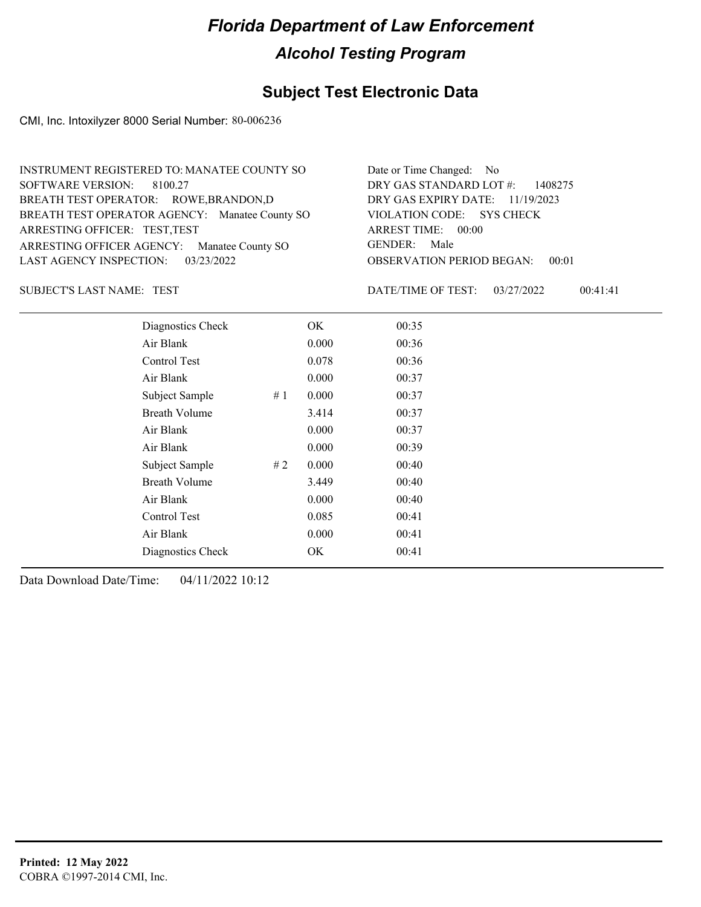# Florida Department of Law Enforcement

## Alcohol Testing Program

### Subject Test Electronic Data

CMI, Inc. Intoxilyzer 8000 Serial Number: 80-006236

INSTRUMENT REGISTERED TO: MANATEE COUNTY SO
SOFTWARE VERSION: 8100.27
BREATH TEST OPERATOR: ROWE,BRANDON,D
BREATH TEST OPERATOR AGENCY: Manatee County SO
ARRESTING OFFICER: TEST,TEST
ARRESTING OFFICER AGENCY: Manatee County SO
LAST AGENCY INSPECTION: 03/23/2022

Date or Time Changed: No
DRY GAS STANDARD LOT #: 1408275
DRY GAS EXPIRY DATE: 11/19/2023
VIOLATION CODE: SYS CHECK
ARREST TIME: 00:00
GENDER: Male
OBSERVATION PERIOD BEGAN: 00:01

SUBJECT'S LAST NAME: TEST

DATE/TIME OF TEST: 03/27/2022 00:41:41

| Test | # | Result | Time |
|---|---|---|---|
| Diagnostics Check | | OK | 00:35 |
| Air Blank | | 0.000 | 00:36 |
| Control Test | | 0.078 | 00:36 |
| Air Blank | | 0.000 | 00:37 |
| Subject Sample | # 1 | 0.000 | 00:37 |
| Breath Volume | | 3.414 | 00:37 |
| Air Blank | | 0.000 | 00:37 |
| Air Blank | | 0.000 | 00:39 |
| Subject Sample | # 2 | 0.000 | 00:40 |
| Breath Volume | | 3.449 | 00:40 |
| Air Blank | | 0.000 | 00:40 |
| Control Test | | 0.085 | 00:41 |
| Air Blank | | 0.000 | 00:41 |
| Diagnostics Check | | OK | 00:41 |

Data Download Date/Time: 04/11/2022 10:12

**Printed: 12 May 2022**
COBRA ©1997-2014 CMI, Inc.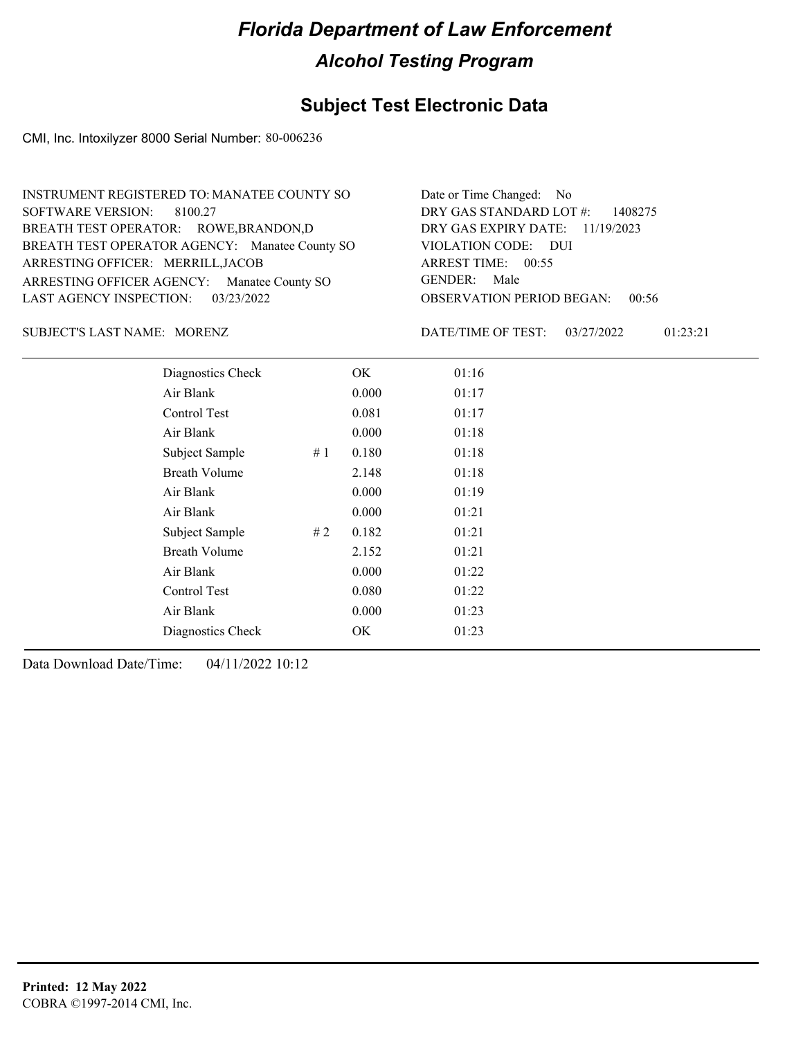# Florida Department of Law Enforcement

## Alcohol Testing Program

## Subject Test Electronic Data

CMI, Inc. Intoxilyzer 8000 Serial Number: 80-006236

INSTRUMENT REGISTERED TO: MANATEE COUNTY SO
SOFTWARE VERSION: 8100.27
BREATH TEST OPERATOR: ROWE,BRANDON,D
BREATH TEST OPERATOR AGENCY: Manatee County SO
ARRESTING OFFICER: MERRILL,JACOB
ARRESTING OFFICER AGENCY: Manatee County SO
LAST AGENCY INSPECTION: 03/23/2022

Date or Time Changed: No
DRY GAS STANDARD LOT #: 1408275
DRY GAS EXPIRY DATE: 11/19/2023
VIOLATION CODE: DUI
ARREST TIME: 00:55
GENDER: Male
OBSERVATION PERIOD BEGAN: 00:56

SUBJECT'S LAST NAME: MORENZ

DATE/TIME OF TEST: 03/27/2022 01:23:21

| | | | |
|---|---|---|---|
| Diagnostics Check | | OK | 01:16 |
| Air Blank | | 0.000 | 01:17 |
| Control Test | | 0.081 | 01:17 |
| Air Blank | | 0.000 | 01:18 |
| Subject Sample | # 1 | 0.180 | 01:18 |
| Breath Volume | | 2.148 | 01:18 |
| Air Blank | | 0.000 | 01:19 |
| Air Blank | | 0.000 | 01:21 |
| Subject Sample | # 2 | 0.182 | 01:21 |
| Breath Volume | | 2.152 | 01:21 |
| Air Blank | | 0.000 | 01:22 |
| Control Test | | 0.080 | 01:22 |
| Air Blank | | 0.000 | 01:23 |
| Diagnostics Check | | OK | 01:23 |

Data Download Date/Time: 04/11/2022 10:12

**Printed: 12 May 2022**
COBRA ©1997-2014 CMI, Inc.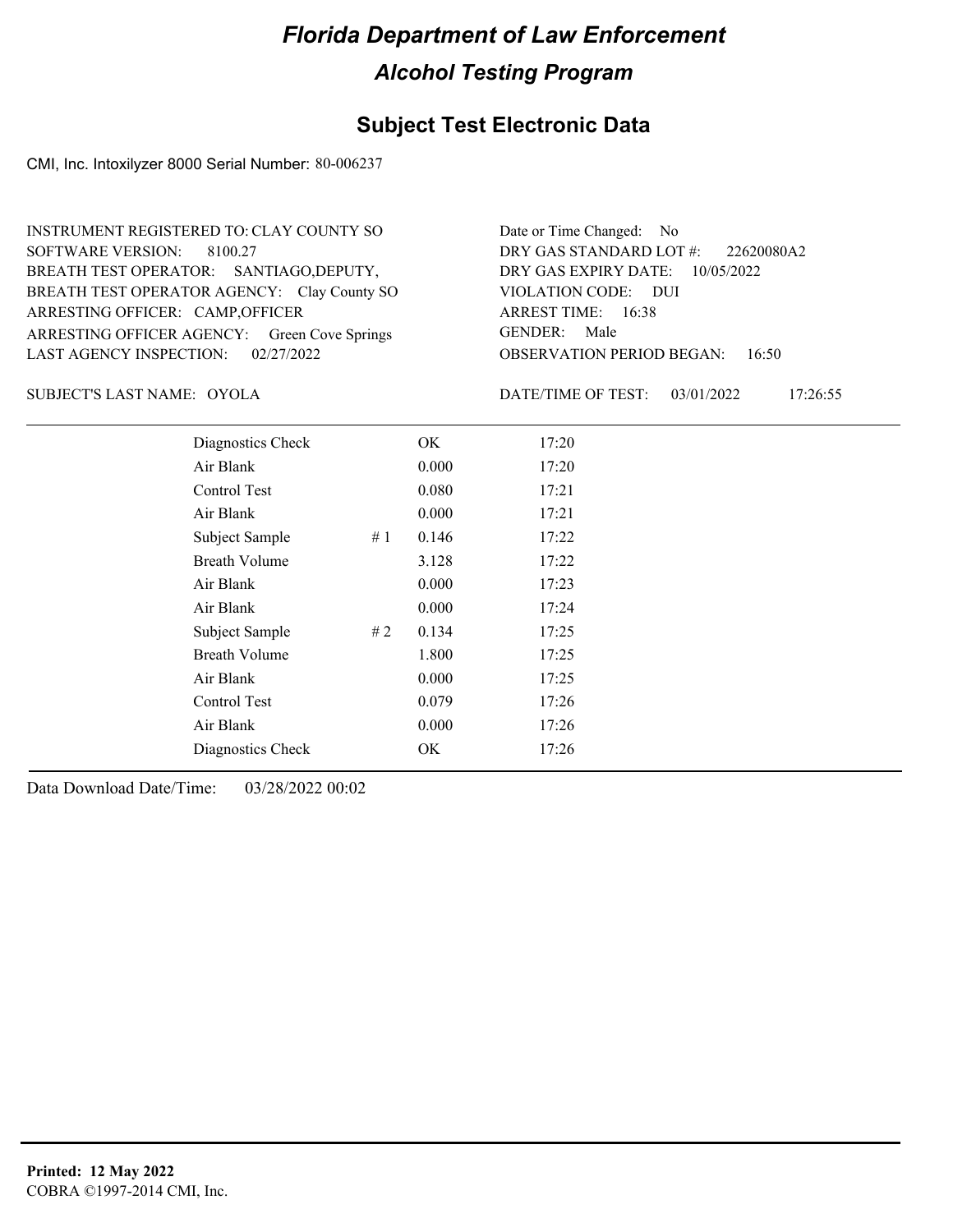# Florida Department of Law Enforcement

## Alcohol Testing Program

### Subject Test Electronic Data

CMI, Inc. Intoxilyzer 8000 Serial Number: 80-006237

INSTRUMENT REGISTERED TO: CLAY COUNTY SO
SOFTWARE VERSION: 8100.27
BREATH TEST OPERATOR: SANTIAGO,DEPUTY,
BREATH TEST OPERATOR AGENCY: Clay County SO
ARRESTING OFFICER: CAMP,OFFICER
ARRESTING OFFICER AGENCY: Green Cove Springs
LAST AGENCY INSPECTION: 02/27/2022

Date or Time Changed: No
DRY GAS STANDARD LOT #: 22620080A2
DRY GAS EXPIRY DATE: 10/05/2022
VIOLATION CODE: DUI
ARREST TIME: 16:38
GENDER: Male
OBSERVATION PERIOD BEGAN: 16:50

SUBJECT'S LAST NAME: OYOLA

DATE/TIME OF TEST: 03/01/2022 17:26:55

| | | | |
|---|---|---|---|
| Diagnostics Check | | OK | 17:20 |
| Air Blank | | 0.000 | 17:20 |
| Control Test | | 0.080 | 17:21 |
| Air Blank | | 0.000 | 17:21 |
| Subject Sample | # 1 | 0.146 | 17:22 |
| Breath Volume | | 3.128 | 17:22 |
| Air Blank | | 0.000 | 17:23 |
| Air Blank | | 0.000 | 17:24 |
| Subject Sample | # 2 | 0.134 | 17:25 |
| Breath Volume | | 1.800 | 17:25 |
| Air Blank | | 0.000 | 17:25 |
| Control Test | | 0.079 | 17:26 |
| Air Blank | | 0.000 | 17:26 |
| Diagnostics Check | | OK | 17:26 |

Data Download Date/Time: 03/28/2022 00:02

**Printed: 12 May 2022**
COBRA ©1997-2014 CMI, Inc.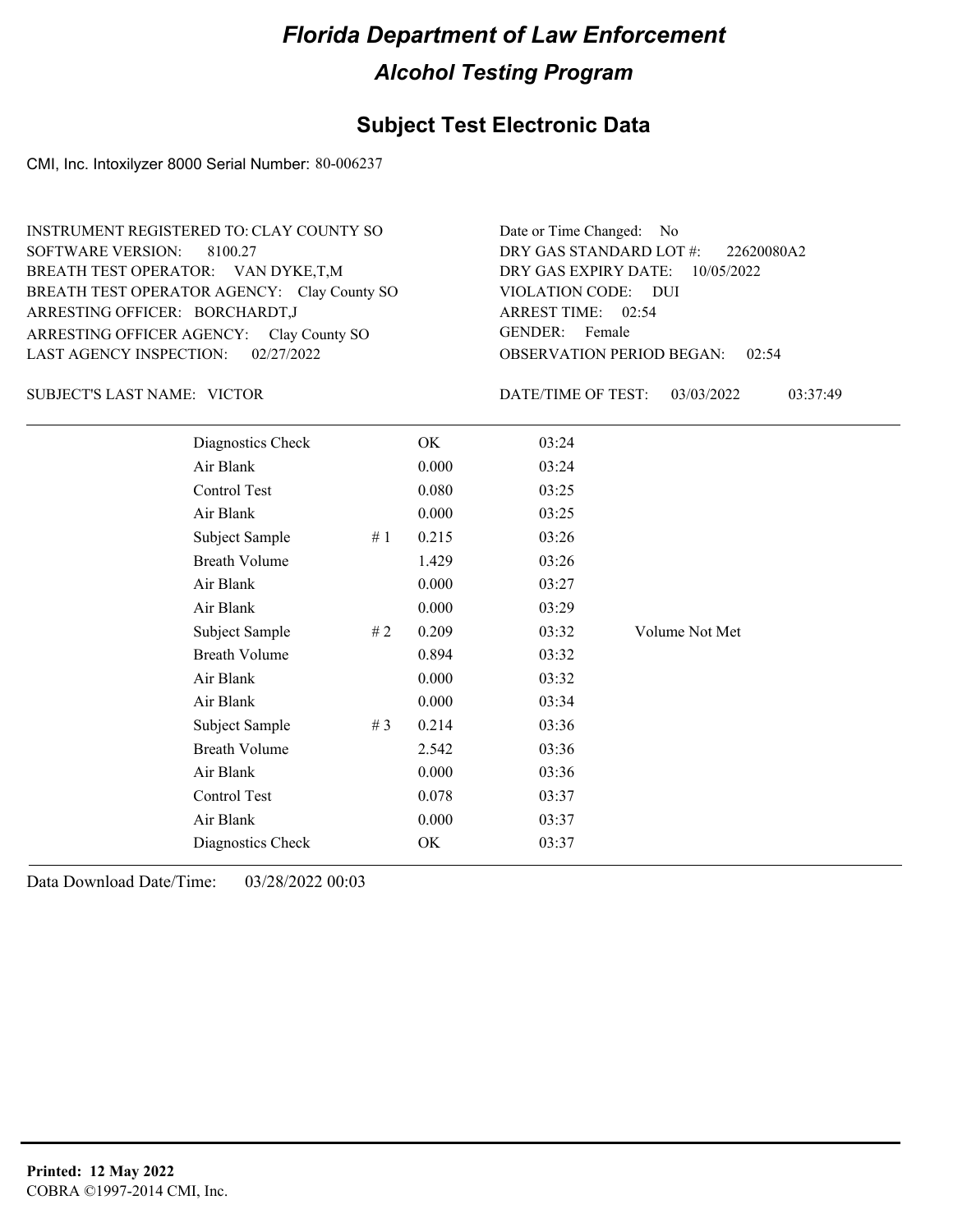# Florida Department of Law Enforcement

## Alcohol Testing Program

### Subject Test Electronic Data

CMI, Inc. Intoxilyzer 8000 Serial Number: 80-006237

INSTRUMENT REGISTERED TO: CLAY COUNTY SO
SOFTWARE VERSION: 8100.27
BREATH TEST OPERATOR: VAN DYKE,T,M
BREATH TEST OPERATOR AGENCY: Clay County SO
ARRESTING OFFICER: BORCHARDT,J
ARRESTING OFFICER AGENCY: Clay County SO
LAST AGENCY INSPECTION: 02/27/2022

Date or Time Changed: No
DRY GAS STANDARD LOT #: 22620080A2
DRY GAS EXPIRY DATE: 10/05/2022
VIOLATION CODE: DUI
ARREST TIME: 02:54
GENDER: Female
OBSERVATION PERIOD BEGAN: 02:54

SUBJECT'S LAST NAME: VICTOR

DATE/TIME OF TEST: 03/03/2022 03:37:49

| | | | | |
|---|---|---|---|---|
| Diagnostics Check | | OK | 03:24 | |
| Air Blank | | 0.000 | 03:24 | |
| Control Test | | 0.080 | 03:25 | |
| Air Blank | | 0.000 | 03:25 | |
| Subject Sample | # 1 | 0.215 | 03:26 | |
| Breath Volume | | 1.429 | 03:26 | |
| Air Blank | | 0.000 | 03:27 | |
| Air Blank | | 0.000 | 03:29 | |
| Subject Sample | # 2 | 0.209 | 03:32 | Volume Not Met |
| Breath Volume | | 0.894 | 03:32 | |
| Air Blank | | 0.000 | 03:32 | |
| Air Blank | | 0.000 | 03:34 | |
| Subject Sample | # 3 | 0.214 | 03:36 | |
| Breath Volume | | 2.542 | 03:36 | |
| Air Blank | | 0.000 | 03:36 | |
| Control Test | | 0.078 | 03:37 | |
| Air Blank | | 0.000 | 03:37 | |
| Diagnostics Check | | OK | 03:37 | |

Data Download Date/Time: 03/28/2022 00:03

**Printed: 12 May 2022**
COBRA ©1997-2014 CMI, Inc.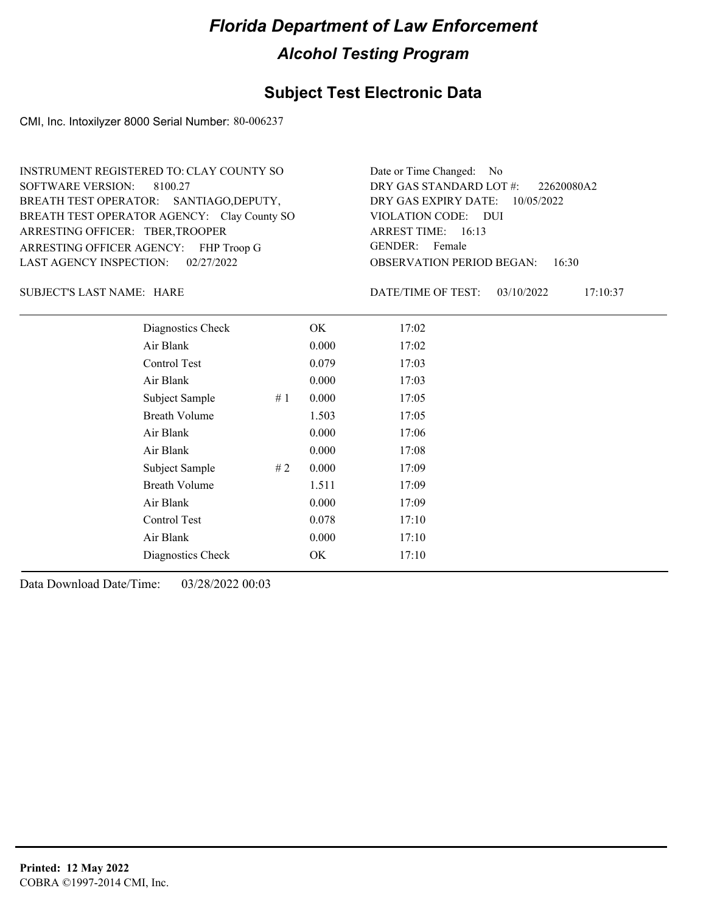# Florida Department of Law Enforcement

## Alcohol Testing Program

### Subject Test Electronic Data

CMI, Inc. Intoxilyzer 8000 Serial Number: 80-006237

INSTRUMENT REGISTERED TO: CLAY COUNTY SO
SOFTWARE VERSION: 8100.27
BREATH TEST OPERATOR: SANTIAGO,DEPUTY,
BREATH TEST OPERATOR AGENCY: Clay County SO
ARRESTING OFFICER: TBER,TROOPER
ARRESTING OFFICER AGENCY: FHP Troop G
LAST AGENCY INSPECTION: 02/27/2022

Date or Time Changed: No
DRY GAS STANDARD LOT #: 22620080A2
DRY GAS EXPIRY DATE: 10/05/2022
VIOLATION CODE: DUI
ARREST TIME: 16:13
GENDER: Female
OBSERVATION PERIOD BEGAN: 16:30

SUBJECT'S LAST NAME: HARE

DATE/TIME OF TEST: 03/10/2022 17:10:37

| | | | |
|---|---|---|---|
| Diagnostics Check | | OK | 17:02 |
| Air Blank | | 0.000 | 17:02 |
| Control Test | | 0.079 | 17:03 |
| Air Blank | | 0.000 | 17:03 |
| Subject Sample | # 1 | 0.000 | 17:05 |
| Breath Volume | | 1.503 | 17:05 |
| Air Blank | | 0.000 | 17:06 |
| Air Blank | | 0.000 | 17:08 |
| Subject Sample | # 2 | 0.000 | 17:09 |
| Breath Volume | | 1.511 | 17:09 |
| Air Blank | | 0.000 | 17:09 |
| Control Test | | 0.078 | 17:10 |
| Air Blank | | 0.000 | 17:10 |
| Diagnostics Check | | OK | 17:10 |

Data Download Date/Time: 03/28/2022 00:03

**Printed: 12 May 2022**
COBRA ©1997-2014 CMI, Inc.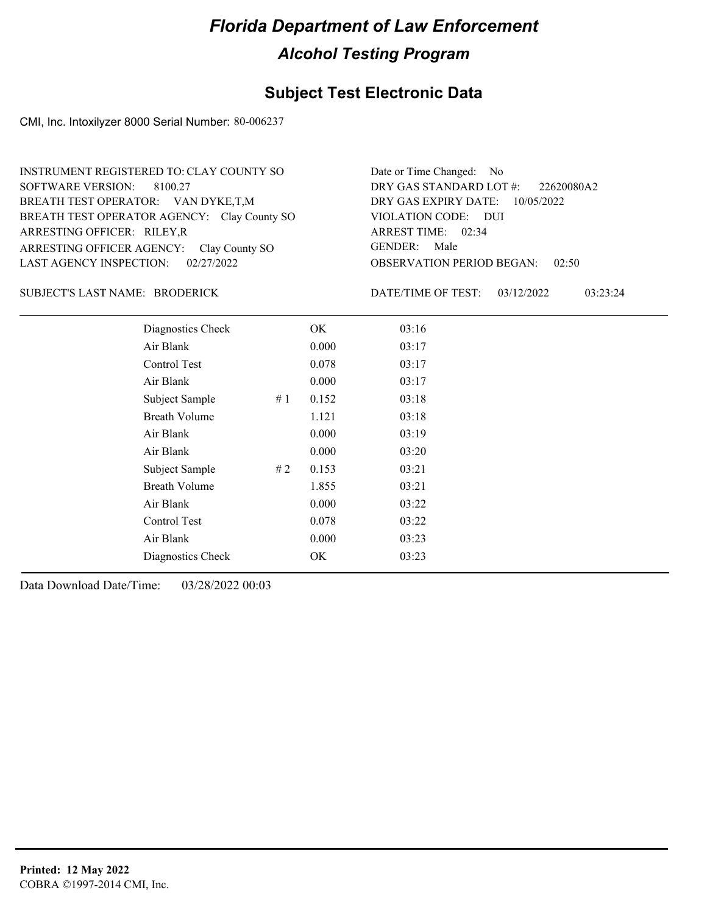# Florida Department of Law Enforcement

## Alcohol Testing Program

### Subject Test Electronic Data

CMI, Inc. Intoxilyzer 8000 Serial Number: 80-006237

INSTRUMENT REGISTERED TO: CLAY COUNTY SO
SOFTWARE VERSION: 8100.27
BREATH TEST OPERATOR: VAN DYKE,T,M
BREATH TEST OPERATOR AGENCY: Clay County SO
ARRESTING OFFICER: RILEY,R
ARRESTING OFFICER AGENCY: Clay County SO
LAST AGENCY INSPECTION: 02/27/2022

Date or Time Changed: No
DRY GAS STANDARD LOT #: 22620080A2
DRY GAS EXPIRY DATE: 10/05/2022
VIOLATION CODE: DUI
ARREST TIME: 02:34
GENDER: Male
OBSERVATION PERIOD BEGAN: 02:50

SUBJECT'S LAST NAME: BRODERICK

DATE/TIME OF TEST: 03/12/2022 03:23:24

| | | | |
|---|---|---|---|
| Diagnostics Check | | OK | 03:16 |
| Air Blank | | 0.000 | 03:17 |
| Control Test | | 0.078 | 03:17 |
| Air Blank | | 0.000 | 03:17 |
| Subject Sample | # 1 | 0.152 | 03:18 |
| Breath Volume | | 1.121 | 03:18 |
| Air Blank | | 0.000 | 03:19 |
| Air Blank | | 0.000 | 03:20 |
| Subject Sample | # 2 | 0.153 | 03:21 |
| Breath Volume | | 1.855 | 03:21 |
| Air Blank | | 0.000 | 03:22 |
| Control Test | | 0.078 | 03:22 |
| Air Blank | | 0.000 | 03:23 |
| Diagnostics Check | | OK | 03:23 |

Data Download Date/Time: 03/28/2022 00:03

**Printed: 12 May 2022**
COBRA ©1997-2014 CMI, Inc.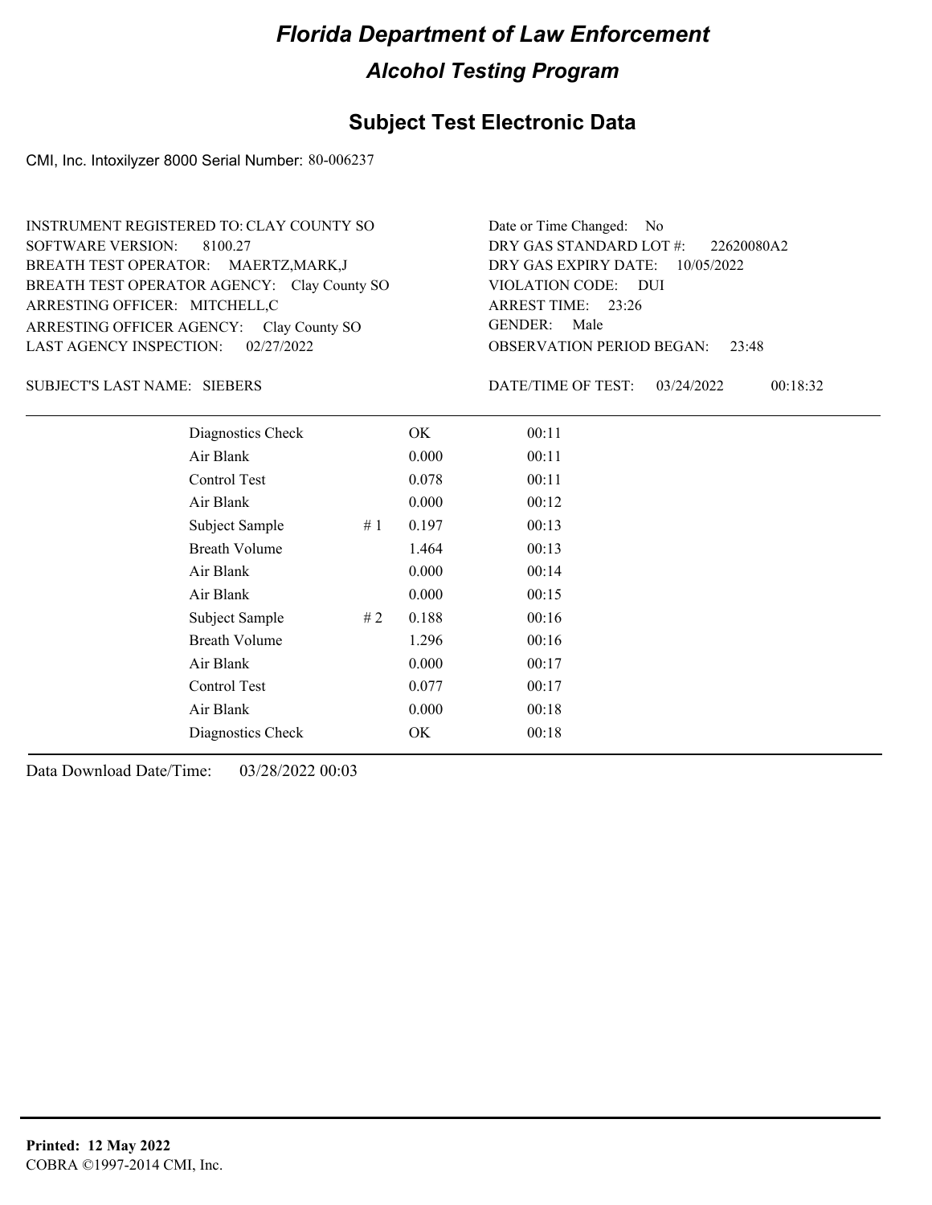# Florida Department of Law Enforcement

## Alcohol Testing Program

### Subject Test Electronic Data

CMI, Inc. Intoxilyzer 8000 Serial Number: 80-006237

INSTRUMENT REGISTERED TO: CLAY COUNTY SO
SOFTWARE VERSION: 8100.27
BREATH TEST OPERATOR: MAERTZ,MARK,J
BREATH TEST OPERATOR AGENCY: Clay County SO
ARRESTING OFFICER: MITCHELL,C
ARRESTING OFFICER AGENCY: Clay County SO
LAST AGENCY INSPECTION: 02/27/2022

Date or Time Changed: No
DRY GAS STANDARD LOT #: 22620080A2
DRY GAS EXPIRY DATE: 10/05/2022
VIOLATION CODE: DUI
ARREST TIME: 23:26
GENDER: Male
OBSERVATION PERIOD BEGAN: 23:48

SUBJECT'S LAST NAME: SIEBERS

DATE/TIME OF TEST: 03/24/2022 00:18:32

| | | | |
|---|---|---|---|
| Diagnostics Check | | OK | 00:11 |
| Air Blank | | 0.000 | 00:11 |
| Control Test | | 0.078 | 00:11 |
| Air Blank | | 0.000 | 00:12 |
| Subject Sample | # 1 | 0.197 | 00:13 |
| Breath Volume | | 1.464 | 00:13 |
| Air Blank | | 0.000 | 00:14 |
| Air Blank | | 0.000 | 00:15 |
| Subject Sample | # 2 | 0.188 | 00:16 |
| Breath Volume | | 1.296 | 00:16 |
| Air Blank | | 0.000 | 00:17 |
| Control Test | | 0.077 | 00:17 |
| Air Blank | | 0.000 | 00:18 |
| Diagnostics Check | | OK | 00:18 |

Data Download Date/Time: 03/28/2022 00:03

**Printed: 12 May 2022**
COBRA ©1997-2014 CMI, Inc.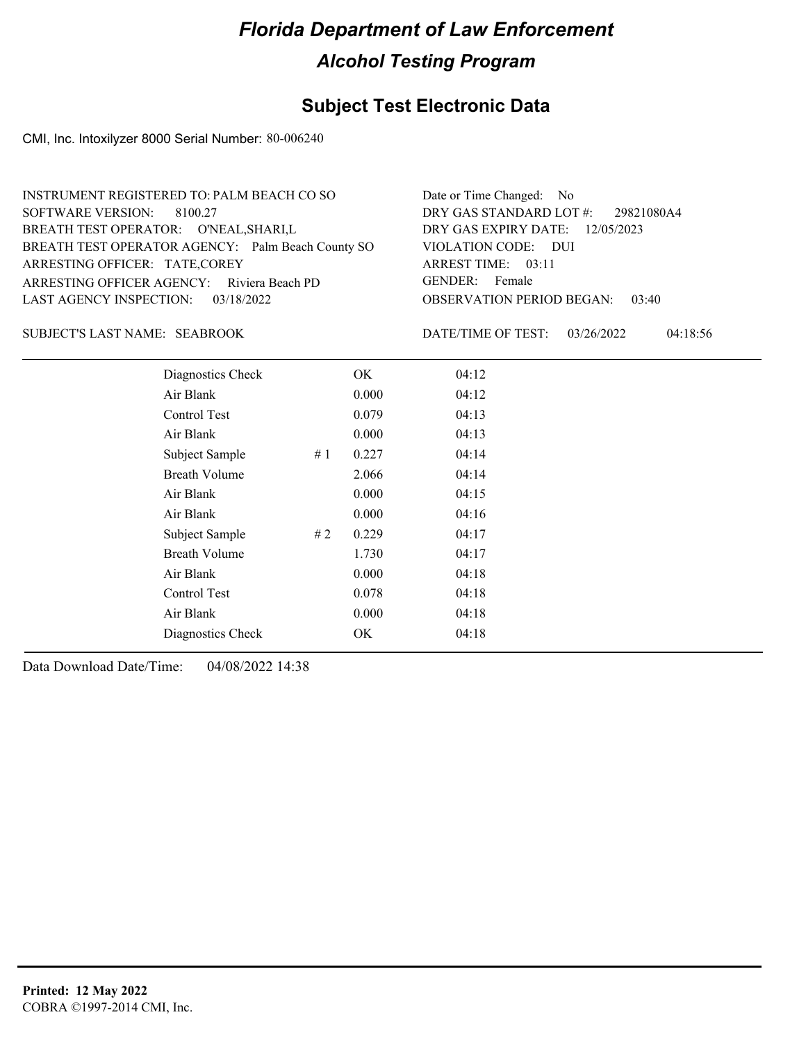# Florida Department of Law Enforcement

## Alcohol Testing Program

### Subject Test Electronic Data

CMI, Inc. Intoxilyzer 8000 Serial Number: 80-006240

INSTRUMENT REGISTERED TO: PALM BEACH CO SO
SOFTWARE VERSION: 8100.27
BREATH TEST OPERATOR: O'NEAL,SHARI,L
BREATH TEST OPERATOR AGENCY: Palm Beach County SO
ARRESTING OFFICER: TATE,COREY
ARRESTING OFFICER AGENCY: Riviera Beach PD
LAST AGENCY INSPECTION: 03/18/2022

Date or Time Changed: No
DRY GAS STANDARD LOT #: 29821080A4
DRY GAS EXPIRY DATE: 12/05/2023
VIOLATION CODE: DUI
ARREST TIME: 03:11
GENDER: Female
OBSERVATION PERIOD BEGAN: 03:40

SUBJECT'S LAST NAME: SEABROOK

DATE/TIME OF TEST: 03/26/2022 04:18:56

| Test | # | Result | Time |
|---|---|---|---|
| Diagnostics Check | | OK | 04:12 |
| Air Blank | | 0.000 | 04:12 |
| Control Test | | 0.079 | 04:13 |
| Air Blank | | 0.000 | 04:13 |
| Subject Sample | # 1 | 0.227 | 04:14 |
| Breath Volume | | 2.066 | 04:14 |
| Air Blank | | 0.000 | 04:15 |
| Air Blank | | 0.000 | 04:16 |
| Subject Sample | # 2 | 0.229 | 04:17 |
| Breath Volume | | 1.730 | 04:17 |
| Air Blank | | 0.000 | 04:18 |
| Control Test | | 0.078 | 04:18 |
| Air Blank | | 0.000 | 04:18 |
| Diagnostics Check | | OK | 04:18 |

Data Download Date/Time: 04/08/2022 14:38

**Printed: 12 May 2022**
COBRA ©1997-2014 CMI, Inc.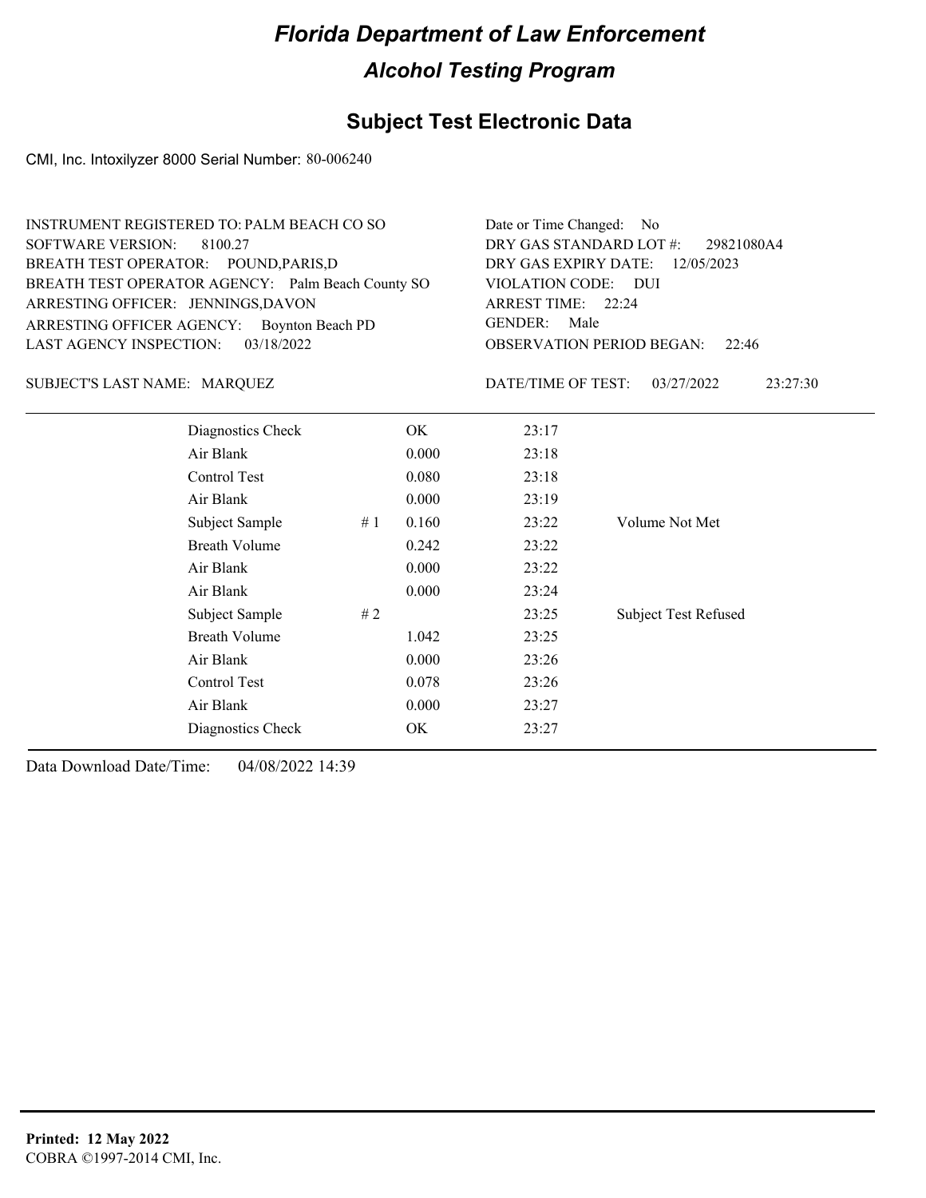# *Florida Department of Law Enforcement*

## *Alcohol Testing Program*

## Subject Test Electronic Data

CMI, Inc. Intoxilyzer 8000 Serial Number: 80-006240

INSTRUMENT REGISTERED TO: PALM BEACH CO SO
SOFTWARE VERSION: 8100.27
BREATH TEST OPERATOR: POUND,PARIS,D
BREATH TEST OPERATOR AGENCY: Palm Beach County SO
ARRESTING OFFICER: JENNINGS,DAVON
ARRESTING OFFICER AGENCY: Boynton Beach PD
LAST AGENCY INSPECTION: 03/18/2022

Date or Time Changed: No
DRY GAS STANDARD LOT #: 29821080A4
DRY GAS EXPIRY DATE: 12/05/2023
VIOLATION CODE: DUI
ARREST TIME: 22:24
GENDER: Male
OBSERVATION PERIOD BEGAN: 22:46

SUBJECT'S LAST NAME: MARQUEZ

DATE/TIME OF TEST: 03/27/2022 23:27:30

| | | | | |
|---|---|---|---|---|
| Diagnostics Check | | OK | 23:17 | |
| Air Blank | | 0.000 | 23:18 | |
| Control Test | | 0.080 | 23:18 | |
| Air Blank | | 0.000 | 23:19 | |
| Subject Sample | # 1 | 0.160 | 23:22 | Volume Not Met |
| Breath Volume | | 0.242 | 23:22 | |
| Air Blank | | 0.000 | 23:22 | |
| Air Blank | | 0.000 | 23:24 | |
| Subject Sample | # 2 | | 23:25 | Subject Test Refused |
| Breath Volume | | 1.042 | 23:25 | |
| Air Blank | | 0.000 | 23:26 | |
| Control Test | | 0.078 | 23:26 | |
| Air Blank | | 0.000 | 23:27 | |
| Diagnostics Check | | OK | 23:27 | |

Data Download Date/Time: 04/08/2022 14:39

**Printed: 12 May 2022**
COBRA ©1997-2014 CMI, Inc.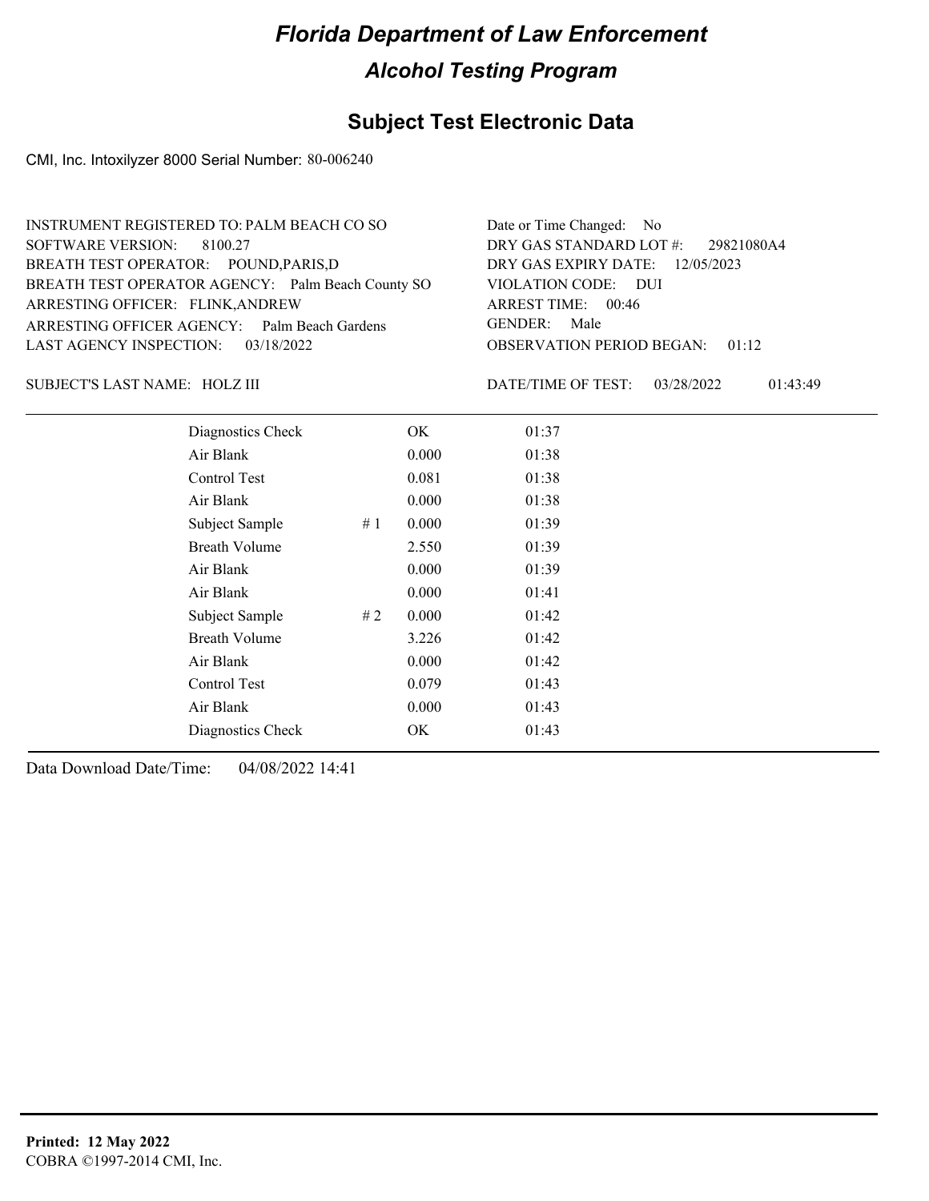# Florida Department of Law Enforcement

## Alcohol Testing Program

### Subject Test Electronic Data

CMI, Inc. Intoxilyzer 8000 Serial Number: 80-006240

INSTRUMENT REGISTERED TO: PALM BEACH CO SO
SOFTWARE VERSION: 8100.27
BREATH TEST OPERATOR: POUND,PARIS,D
BREATH TEST OPERATOR AGENCY: Palm Beach County SO
ARRESTING OFFICER: FLINK,ANDREW
ARRESTING OFFICER AGENCY: Palm Beach Gardens
LAST AGENCY INSPECTION: 03/18/2022

Date or Time Changed: No
DRY GAS STANDARD LOT #: 29821080A4
DRY GAS EXPIRY DATE: 12/05/2023
VIOLATION CODE: DUI
ARREST TIME: 00:46
GENDER: Male
OBSERVATION PERIOD BEGAN: 01:12

SUBJECT'S LAST NAME: HOLZ III

DATE/TIME OF TEST: 03/28/2022 01:43:49

| | | | |
|---|---|---|---|
| Diagnostics Check | | OK | 01:37 |
| Air Blank | | 0.000 | 01:38 |
| Control Test | | 0.081 | 01:38 |
| Air Blank | | 0.000 | 01:38 |
| Subject Sample | # 1 | 0.000 | 01:39 |
| Breath Volume | | 2.550 | 01:39 |
| Air Blank | | 0.000 | 01:39 |
| Air Blank | | 0.000 | 01:41 |
| Subject Sample | # 2 | 0.000 | 01:42 |
| Breath Volume | | 3.226 | 01:42 |
| Air Blank | | 0.000 | 01:42 |
| Control Test | | 0.079 | 01:43 |
| Air Blank | | 0.000 | 01:43 |
| Diagnostics Check | | OK | 01:43 |

Data Download Date/Time: 04/08/2022 14:41

**Printed: 12 May 2022**
COBRA ©1997-2014 CMI, Inc.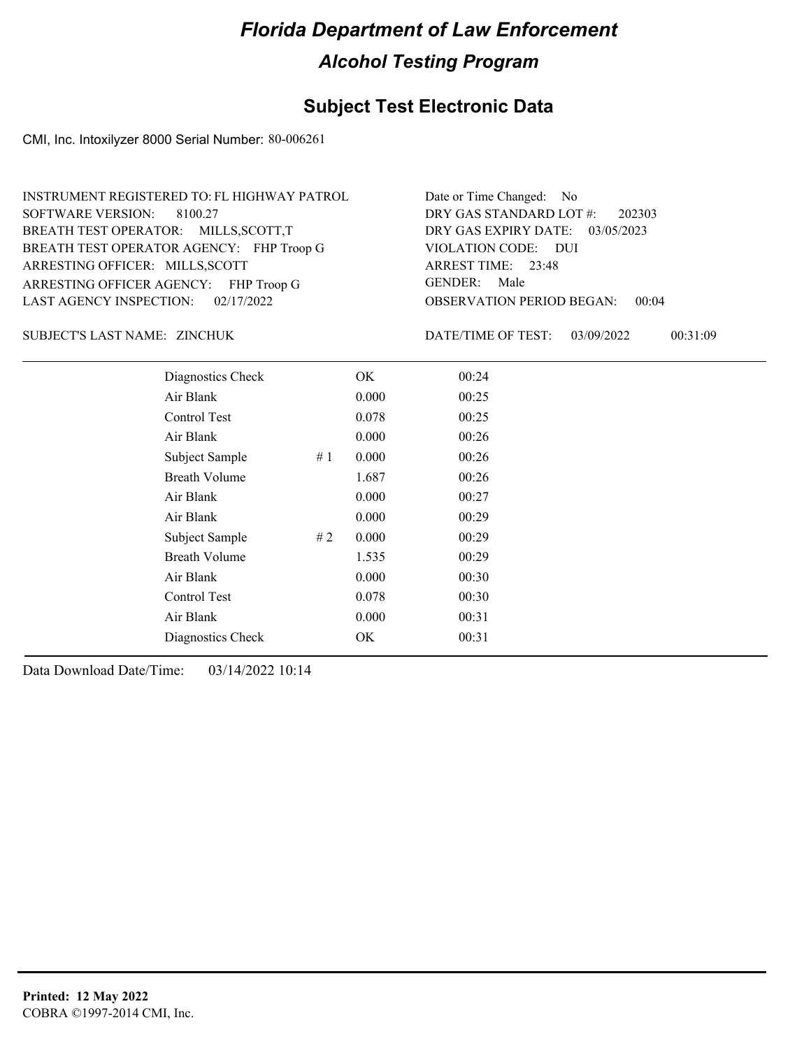# Florida Department of Law Enforcement

## Alcohol Testing Program

### Subject Test Electronic Data

CMI, Inc. Intoxilyzer 8000 Serial Number: 80-006261

INSTRUMENT REGISTERED TO: FL HIGHWAY PATROL
SOFTWARE VERSION: 8100.27
BREATH TEST OPERATOR: MILLS,SCOTT,T
BREATH TEST OPERATOR AGENCY: FHP Troop G
ARRESTING OFFICER: MILLS,SCOTT
ARRESTING OFFICER AGENCY: FHP Troop G
LAST AGENCY INSPECTION: 02/17/2022

Date or Time Changed: No
DRY GAS STANDARD LOT #: 202303
DRY GAS EXPIRY DATE: 03/05/2023
VIOLATION CODE: DUI
ARREST TIME: 23:48
GENDER: Male
OBSERVATION PERIOD BEGAN: 00:04

SUBJECT'S LAST NAME: ZINCHUK

DATE/TIME OF TEST: 03/09/2022 00:31:09

| | | | |
|---|---|---|---|
| Diagnostics Check | | OK | 00:24 |
| Air Blank | | 0.000 | 00:25 |
| Control Test | | 0.078 | 00:25 |
| Air Blank | | 0.000 | 00:26 |
| Subject Sample | # 1 | 0.000 | 00:26 |
| Breath Volume | | 1.687 | 00:26 |
| Air Blank | | 0.000 | 00:27 |
| Air Blank | | 0.000 | 00:29 |
| Subject Sample | # 2 | 0.000 | 00:29 |
| Breath Volume | | 1.535 | 00:29 |
| Air Blank | | 0.000 | 00:30 |
| Control Test | | 0.078 | 00:30 |
| Air Blank | | 0.000 | 00:31 |
| Diagnostics Check | | OK | 00:31 |

Data Download Date/Time: 03/14/2022 10:14

**Printed: 12 May 2022**
COBRA ©1997-2014 CMI, Inc.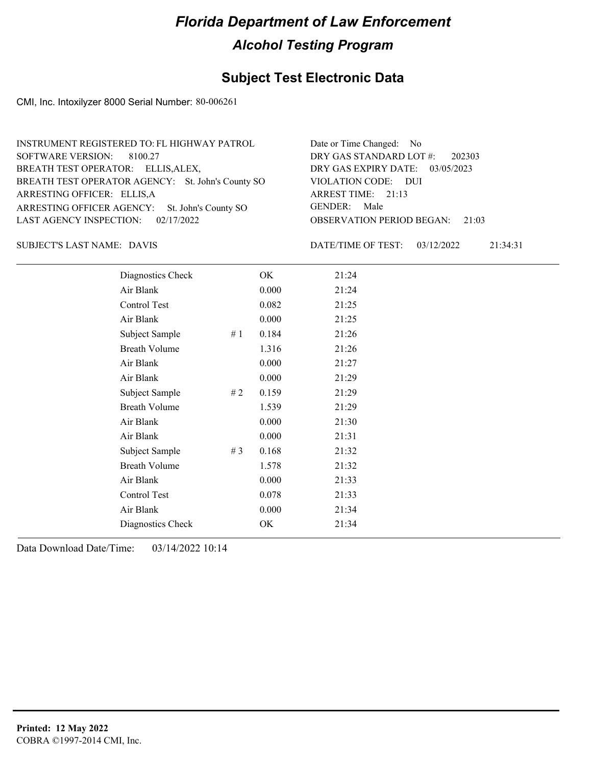# Florida Department of Law Enforcement

## Alcohol Testing Program

### Subject Test Electronic Data

CMI, Inc. Intoxilyzer 8000 Serial Number: 80-006261

INSTRUMENT REGISTERED TO: FL HIGHWAY PATROL
SOFTWARE VERSION: 8100.27
BREATH TEST OPERATOR: ELLIS,ALEX,
BREATH TEST OPERATOR AGENCY: St. John's County SO
ARRESTING OFFICER: ELLIS,A
ARRESTING OFFICER AGENCY: St. John's County SO
LAST AGENCY INSPECTION: 02/17/2022

Date or Time Changed: No
DRY GAS STANDARD LOT #: 202303
DRY GAS EXPIRY DATE: 03/05/2023
VIOLATION CODE: DUI
ARREST TIME: 21:13
GENDER: Male
OBSERVATION PERIOD BEGAN: 21:03

SUBJECT'S LAST NAME: DAVIS

DATE/TIME OF TEST: 03/12/2022 21:34:31

| | | | |
|---|---|---|---|
| Diagnostics Check | | OK | 21:24 |
| Air Blank | | 0.000 | 21:24 |
| Control Test | | 0.082 | 21:25 |
| Air Blank | | 0.000 | 21:25 |
| Subject Sample | # 1 | 0.184 | 21:26 |
| Breath Volume | | 1.316 | 21:26 |
| Air Blank | | 0.000 | 21:27 |
| Air Blank | | 0.000 | 21:29 |
| Subject Sample | # 2 | 0.159 | 21:29 |
| Breath Volume | | 1.539 | 21:29 |
| Air Blank | | 0.000 | 21:30 |
| Air Blank | | 0.000 | 21:31 |
| Subject Sample | # 3 | 0.168 | 21:32 |
| Breath Volume | | 1.578 | 21:32 |
| Air Blank | | 0.000 | 21:33 |
| Control Test | | 0.078 | 21:33 |
| Air Blank | | 0.000 | 21:34 |
| Diagnostics Check | | OK | 21:34 |

Data Download Date/Time: 03/14/2022 10:14

**Printed: 12 May 2022**
COBRA ©1997-2014 CMI, Inc.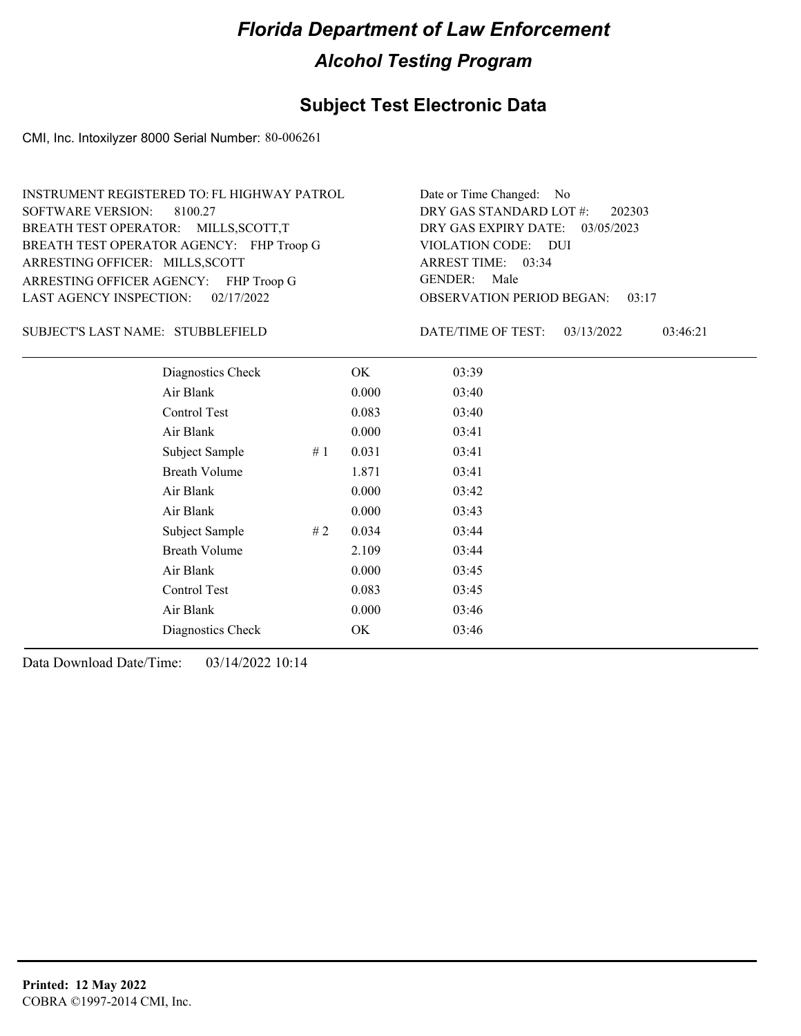# Florida Department of Law Enforcement

## Alcohol Testing Program

### Subject Test Electronic Data

CMI, Inc. Intoxilyzer 8000 Serial Number: 80-006261

INSTRUMENT REGISTERED TO: FL HIGHWAY PATROL
SOFTWARE VERSION: 8100.27
BREATH TEST OPERATOR: MILLS,SCOTT,T
BREATH TEST OPERATOR AGENCY: FHP Troop G
ARRESTING OFFICER: MILLS,SCOTT
ARRESTING OFFICER AGENCY: FHP Troop G
LAST AGENCY INSPECTION: 02/17/2022

Date or Time Changed: No
DRY GAS STANDARD LOT #: 202303
DRY GAS EXPIRY DATE: 03/05/2023
VIOLATION CODE: DUI
ARREST TIME: 03:34
GENDER: Male
OBSERVATION PERIOD BEGAN: 03:17

SUBJECT'S LAST NAME: STUBBLEFIELD

DATE/TIME OF TEST: 03/13/2022 03:46:21

| Test | # | Result | Time |
|---|---|---|---|
| Diagnostics Check | | OK | 03:39 |
| Air Blank | | 0.000 | 03:40 |
| Control Test | | 0.083 | 03:40 |
| Air Blank | | 0.000 | 03:41 |
| Subject Sample | # 1 | 0.031 | 03:41 |
| Breath Volume | | 1.871 | 03:41 |
| Air Blank | | 0.000 | 03:42 |
| Air Blank | | 0.000 | 03:43 |
| Subject Sample | # 2 | 0.034 | 03:44 |
| Breath Volume | | 2.109 | 03:44 |
| Air Blank | | 0.000 | 03:45 |
| Control Test | | 0.083 | 03:45 |
| Air Blank | | 0.000 | 03:46 |
| Diagnostics Check | | OK | 03:46 |

Data Download Date/Time: 03/14/2022 10:14

**Printed: 12 May 2022**
COBRA ©1997-2014 CMI, Inc.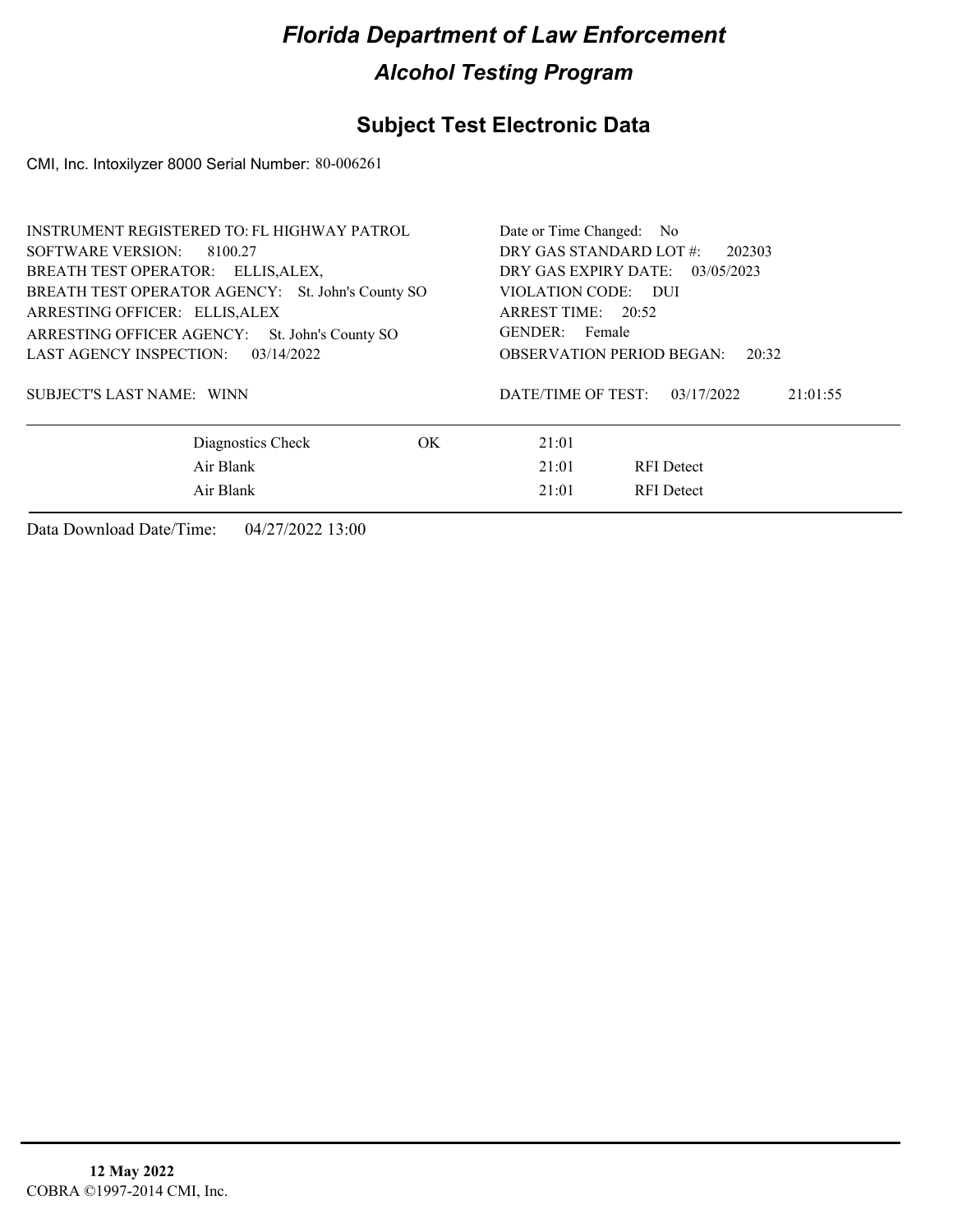# Florida Department of Law Enforcement

## Alcohol Testing Program

## Subject Test Electronic Data

CMI, Inc. Intoxilyzer 8000 Serial Number: 80-006261

INSTRUMENT REGISTERED TO: FL HIGHWAY PATROL
SOFTWARE VERSION: 8100.27
BREATH TEST OPERATOR: ELLIS,ALEX,
BREATH TEST OPERATOR AGENCY: St. John's County SO
ARRESTING OFFICER: ELLIS,ALEX
ARRESTING OFFICER AGENCY: St. John's County SO
LAST AGENCY INSPECTION: 03/14/2022

Date or Time Changed: No
DRY GAS STANDARD LOT #: 202303
DRY GAS EXPIRY DATE: 03/05/2023
VIOLATION CODE: DUI
ARREST TIME: 20:52
GENDER: Female
OBSERVATION PERIOD BEGAN: 20:32

SUBJECT'S LAST NAME: WINN

DATE/TIME OF TEST: 03/17/2022 21:01:55

| | | | |
|---|---|---|---|
| Diagnostics Check | OK | 21:01 | |
| Air Blank | | 21:01 | RFI Detect |
| Air Blank | | 21:01 | RFI Detect |

Data Download Date/Time: 04/27/2022 13:00

**12 May 2022**
COBRA ©1997-2014 CMI, Inc.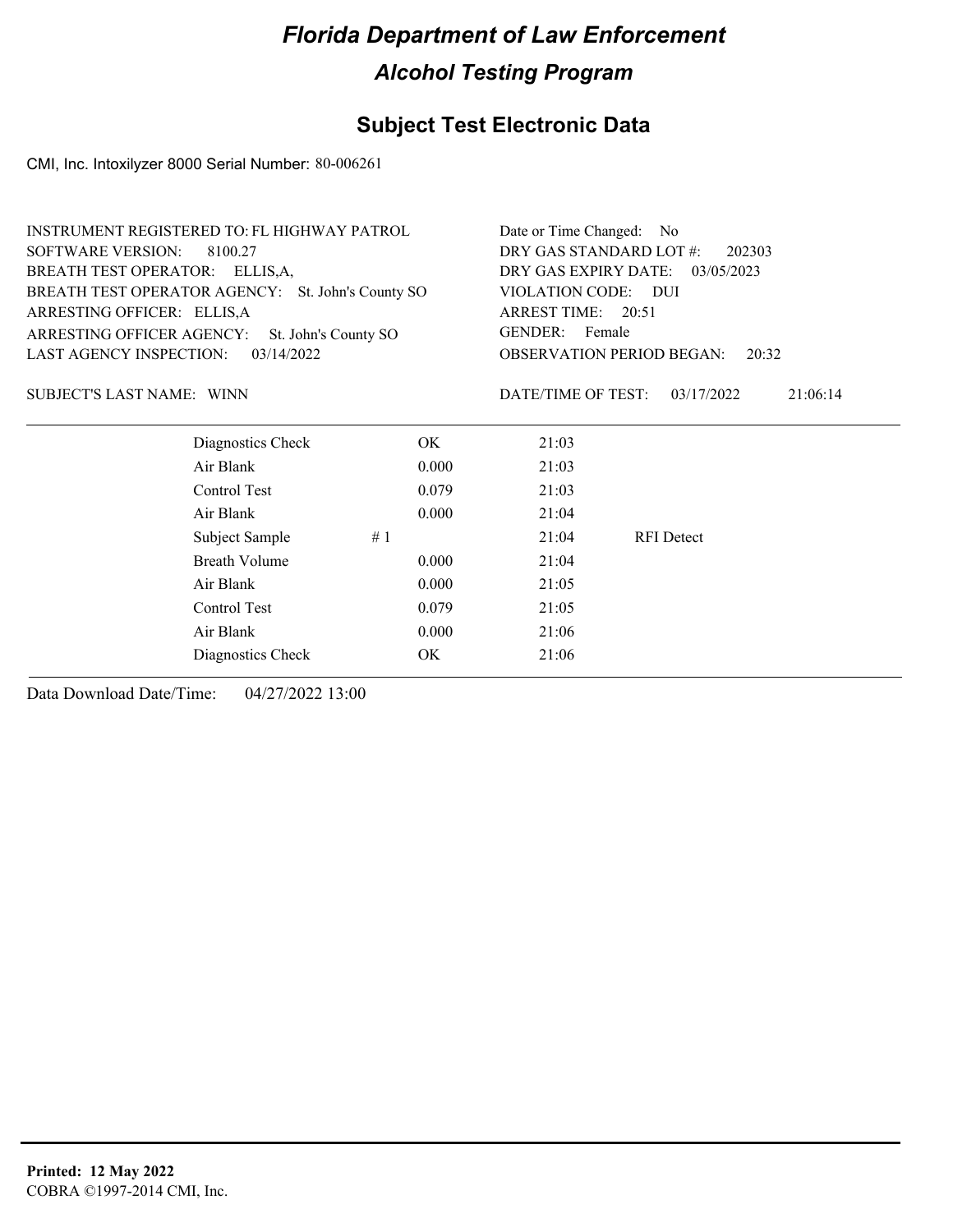# Florida Department of Law Enforcement

## Alcohol Testing Program

### Subject Test Electronic Data

CMI, Inc. Intoxilyzer 8000 Serial Number: 80-006261

INSTRUMENT REGISTERED TO: FL HIGHWAY PATROL
SOFTWARE VERSION: 8100.27
BREATH TEST OPERATOR: ELLIS,A,
BREATH TEST OPERATOR AGENCY: St. John's County SO
ARRESTING OFFICER: ELLIS,A
ARRESTING OFFICER AGENCY: St. John's County SO
LAST AGENCY INSPECTION: 03/14/2022

Date or Time Changed: No
DRY GAS STANDARD LOT #: 202303
DRY GAS EXPIRY DATE: 03/05/2023
VIOLATION CODE: DUI
ARREST TIME: 20:51
GENDER: Female
OBSERVATION PERIOD BEGAN: 20:32

SUBJECT'S LAST NAME: WINN

DATE/TIME OF TEST: 03/17/2022 21:06:14

| | | | | |
|---|---|---|---|---|
| Diagnostics Check | | OK | 21:03 | |
| Air Blank | | 0.000 | 21:03 | |
| Control Test | | 0.079 | 21:03 | |
| Air Blank | | 0.000 | 21:04 | |
| Subject Sample | # 1 | | 21:04 | RFI Detect |
| Breath Volume | | 0.000 | 21:04 | |
| Air Blank | | 0.000 | 21:05 | |
| Control Test | | 0.079 | 21:05 | |
| Air Blank | | 0.000 | 21:06 | |
| Diagnostics Check | | OK | 21:06 | |

Data Download Date/Time: 04/27/2022 13:00

**Printed: 12 May 2022**
COBRA ©1997-2014 CMI, Inc.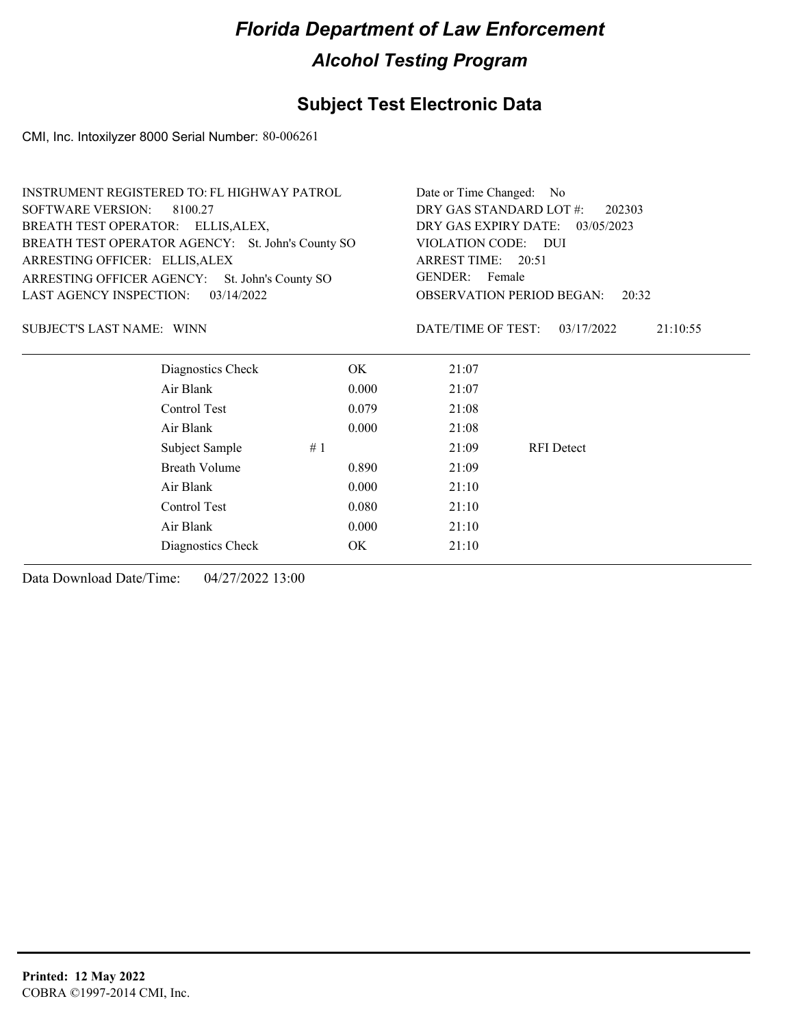# Florida Department of Law Enforcement

## Alcohol Testing Program

### Subject Test Electronic Data

CMI, Inc. Intoxilyzer 8000 Serial Number: 80-006261

INSTRUMENT REGISTERED TO: FL HIGHWAY PATROL
SOFTWARE VERSION: 8100.27
BREATH TEST OPERATOR: ELLIS,ALEX,
BREATH TEST OPERATOR AGENCY: St. John's County SO
ARRESTING OFFICER: ELLIS,ALEX
ARRESTING OFFICER AGENCY: St. John's County SO
LAST AGENCY INSPECTION: 03/14/2022

Date or Time Changed: No
DRY GAS STANDARD LOT #: 202303
DRY GAS EXPIRY DATE: 03/05/2023
VIOLATION CODE: DUI
ARREST TIME: 20:51
GENDER: Female
OBSERVATION PERIOD BEGAN: 20:32

SUBJECT'S LAST NAME: WINN

DATE/TIME OF TEST: 03/17/2022 21:10:55

| | | | |
|---|---|---|---|
| Diagnostics Check | OK | 21:07 | |
| Air Blank | 0.000 | 21:07 | |
| Control Test | 0.079 | 21:08 | |
| Air Blank | 0.000 | 21:08 | |
| Subject Sample # 1 | | 21:09 | RFI Detect |
| Breath Volume | 0.890 | 21:09 | |
| Air Blank | 0.000 | 21:10 | |
| Control Test | 0.080 | 21:10 | |
| Air Blank | 0.000 | 21:10 | |
| Diagnostics Check | OK | 21:10 | |

Data Download Date/Time: 04/27/2022 13:00

**Printed: 12 May 2022**
COBRA ©1997-2014 CMI, Inc.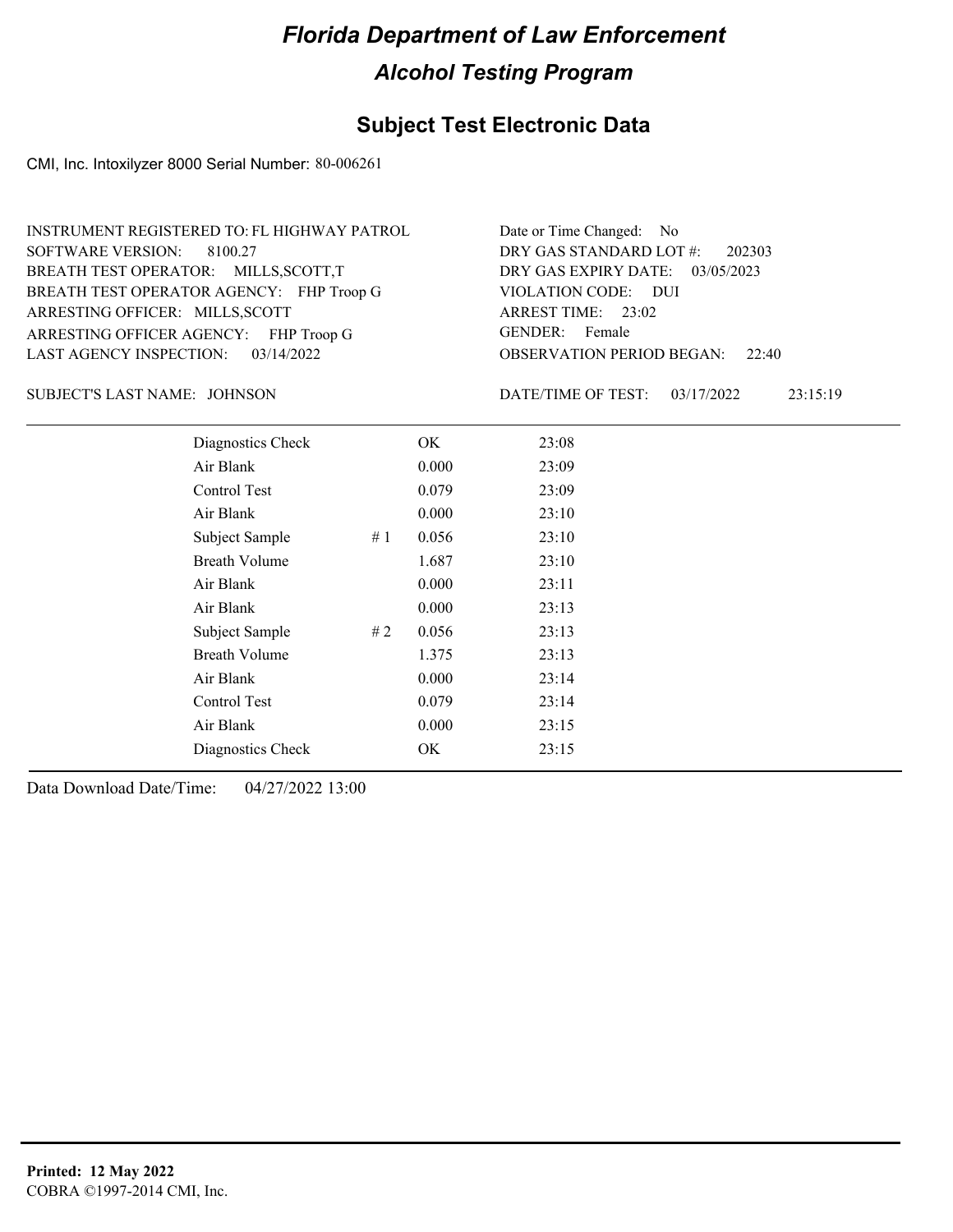# Florida Department of Law Enforcement

## Alcohol Testing Program

## Subject Test Electronic Data

CMI, Inc. Intoxilyzer 8000 Serial Number: 80-006261

INSTRUMENT REGISTERED TO: FL HIGHWAY PATROL
SOFTWARE VERSION: 8100.27
BREATH TEST OPERATOR: MILLS,SCOTT,T
BREATH TEST OPERATOR AGENCY: FHP Troop G
ARRESTING OFFICER: MILLS,SCOTT
ARRESTING OFFICER AGENCY: FHP Troop G
LAST AGENCY INSPECTION: 03/14/2022

Date or Time Changed: No
DRY GAS STANDARD LOT #: 202303
DRY GAS EXPIRY DATE: 03/05/2023
VIOLATION CODE: DUI
ARREST TIME: 23:02
GENDER: Female
OBSERVATION PERIOD BEGAN: 22:40

SUBJECT'S LAST NAME: JOHNSON

DATE/TIME OF TEST: 03/17/2022 23:15:19

| | | | |
|---|---|---|---|
| Diagnostics Check | | OK | 23:08 |
| Air Blank | | 0.000 | 23:09 |
| Control Test | | 0.079 | 23:09 |
| Air Blank | | 0.000 | 23:10 |
| Subject Sample | # 1 | 0.056 | 23:10 |
| Breath Volume | | 1.687 | 23:10 |
| Air Blank | | 0.000 | 23:11 |
| Air Blank | | 0.000 | 23:13 |
| Subject Sample | # 2 | 0.056 | 23:13 |
| Breath Volume | | 1.375 | 23:13 |
| Air Blank | | 0.000 | 23:14 |
| Control Test | | 0.079 | 23:14 |
| Air Blank | | 0.000 | 23:15 |
| Diagnostics Check | | OK | 23:15 |

Data Download Date/Time: 04/27/2022 13:00

**Printed: 12 May 2022**
COBRA ©1997-2014 CMI, Inc.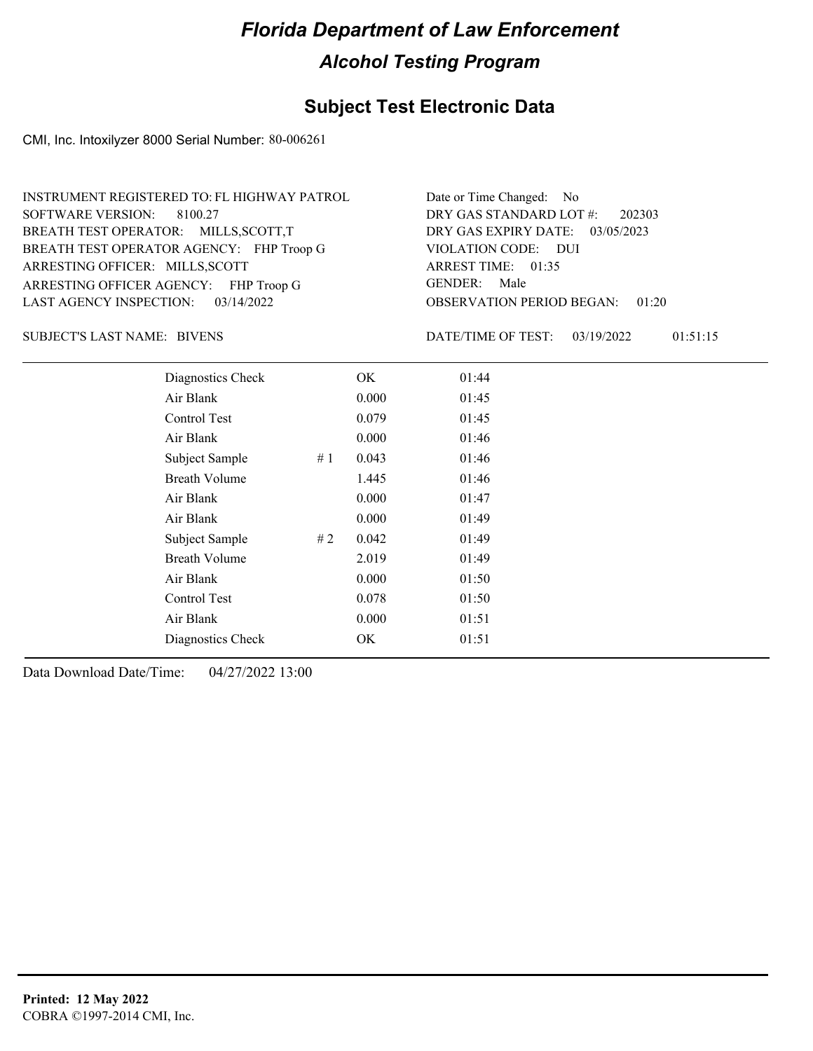# Florida Department of Law Enforcement

## Alcohol Testing Program

### Subject Test Electronic Data

CMI, Inc. Intoxilyzer 8000 Serial Number: 80-006261

INSTRUMENT REGISTERED TO: FL HIGHWAY PATROL
SOFTWARE VERSION: 8100.27
BREATH TEST OPERATOR: MILLS,SCOTT,T
BREATH TEST OPERATOR AGENCY: FHP Troop G
ARRESTING OFFICER: MILLS,SCOTT
ARRESTING OFFICER AGENCY: FHP Troop G
LAST AGENCY INSPECTION: 03/14/2022

Date or Time Changed: No
DRY GAS STANDARD LOT #: 202303
DRY GAS EXPIRY DATE: 03/05/2023
VIOLATION CODE: DUI
ARREST TIME: 01:35
GENDER: Male
OBSERVATION PERIOD BEGAN: 01:20

SUBJECT'S LAST NAME: BIVENS

DATE/TIME OF TEST: 03/19/2022 01:51:15

| Test | | Result | Time |
|---|---|---|---|
| Diagnostics Check | | OK | 01:44 |
| Air Blank | | 0.000 | 01:45 |
| Control Test | | 0.079 | 01:45 |
| Air Blank | | 0.000 | 01:46 |
| Subject Sample | # 1 | 0.043 | 01:46 |
| Breath Volume | | 1.445 | 01:46 |
| Air Blank | | 0.000 | 01:47 |
| Air Blank | | 0.000 | 01:49 |
| Subject Sample | # 2 | 0.042 | 01:49 |
| Breath Volume | | 2.019 | 01:49 |
| Air Blank | | 0.000 | 01:50 |
| Control Test | | 0.078 | 01:50 |
| Air Blank | | 0.000 | 01:51 |
| Diagnostics Check | | OK | 01:51 |

Data Download Date/Time: 04/27/2022 13:00

**Printed: 12 May 2022**
COBRA ©1997-2014 CMI, Inc.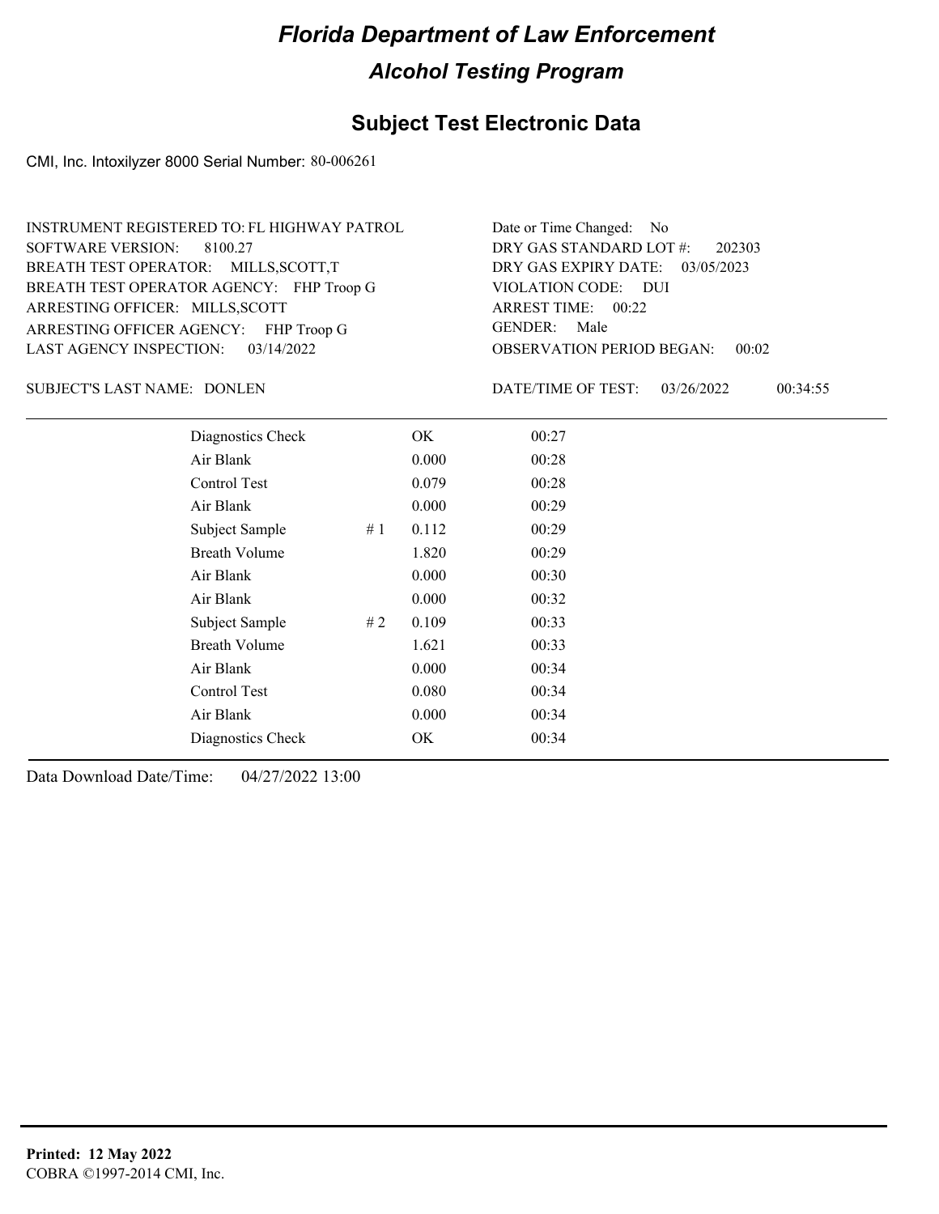# Florida Department of Law Enforcement

## Alcohol Testing Program

### Subject Test Electronic Data

CMI, Inc. Intoxilyzer 8000 Serial Number: 80-006261

INSTRUMENT REGISTERED TO: FL HIGHWAY PATROL
SOFTWARE VERSION: 8100.27
BREATH TEST OPERATOR: MILLS,SCOTT,T
BREATH TEST OPERATOR AGENCY: FHP Troop G
ARRESTING OFFICER: MILLS,SCOTT
ARRESTING OFFICER AGENCY: FHP Troop G
LAST AGENCY INSPECTION: 03/14/2022

Date or Time Changed: No
DRY GAS STANDARD LOT #: 202303
DRY GAS EXPIRY DATE: 03/05/2023
VIOLATION CODE: DUI
ARREST TIME: 00:22
GENDER: Male
OBSERVATION PERIOD BEGAN: 00:02

SUBJECT'S LAST NAME: DONLEN

DATE/TIME OF TEST: 03/26/2022 00:34:55

| | | | |
|---|---|---|---|
| Diagnostics Check | | OK | 00:27 |
| Air Blank | | 0.000 | 00:28 |
| Control Test | | 0.079 | 00:28 |
| Air Blank | | 0.000 | 00:29 |
| Subject Sample | # 1 | 0.112 | 00:29 |
| Breath Volume | | 1.820 | 00:29 |
| Air Blank | | 0.000 | 00:30 |
| Air Blank | | 0.000 | 00:32 |
| Subject Sample | # 2 | 0.109 | 00:33 |
| Breath Volume | | 1.621 | 00:33 |
| Air Blank | | 0.000 | 00:34 |
| Control Test | | 0.080 | 00:34 |
| Air Blank | | 0.000 | 00:34 |
| Diagnostics Check | | OK | 00:34 |

Data Download Date/Time: 04/27/2022 13:00

**Printed: 12 May 2022**
COBRA ©1997-2014 CMI, Inc.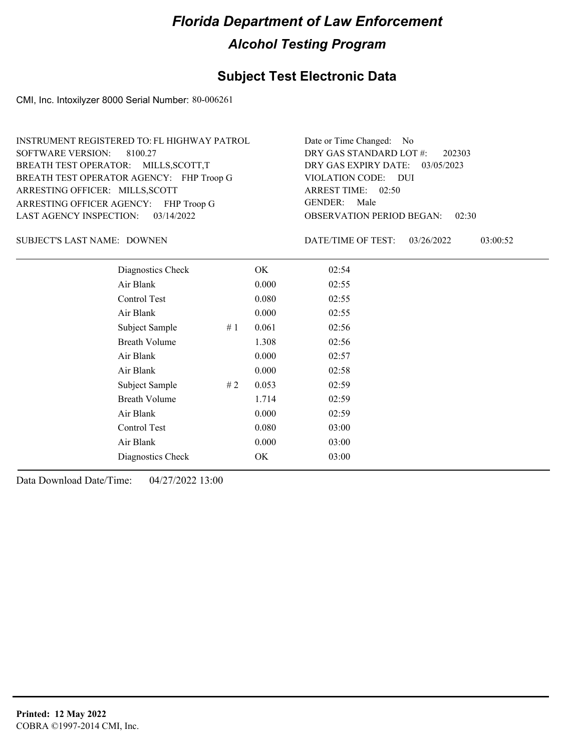# Florida Department of Law Enforcement

## Alcohol Testing Program

## Subject Test Electronic Data

CMI, Inc. Intoxilyzer 8000 Serial Number: 80-006261

INSTRUMENT REGISTERED TO: FL HIGHWAY PATROL
SOFTWARE VERSION: 8100.27
BREATH TEST OPERATOR: MILLS,SCOTT,T
BREATH TEST OPERATOR AGENCY: FHP Troop G
ARRESTING OFFICER: MILLS,SCOTT
ARRESTING OFFICER AGENCY: FHP Troop G
LAST AGENCY INSPECTION: 03/14/2022

Date or Time Changed: No
DRY GAS STANDARD LOT #: 202303
DRY GAS EXPIRY DATE: 03/05/2023
VIOLATION CODE: DUI
ARREST TIME: 02:50
GENDER: Male
OBSERVATION PERIOD BEGAN: 02:30

SUBJECT'S LAST NAME: DOWNEN

DATE/TIME OF TEST: 03/26/2022 03:00:52

| | | | |
|---|---|---|---|
| Diagnostics Check | | OK | 02:54 |
| Air Blank | | 0.000 | 02:55 |
| Control Test | | 0.080 | 02:55 |
| Air Blank | | 0.000 | 02:55 |
| Subject Sample | # 1 | 0.061 | 02:56 |
| Breath Volume | | 1.308 | 02:56 |
| Air Blank | | 0.000 | 02:57 |
| Air Blank | | 0.000 | 02:58 |
| Subject Sample | # 2 | 0.053 | 02:59 |
| Breath Volume | | 1.714 | 02:59 |
| Air Blank | | 0.000 | 02:59 |
| Control Test | | 0.080 | 03:00 |
| Air Blank | | 0.000 | 03:00 |
| Diagnostics Check | | OK | 03:00 |

Data Download Date/Time: 04/27/2022 13:00

**Printed: 12 May 2022**
COBRA ©1997-2014 CMI, Inc.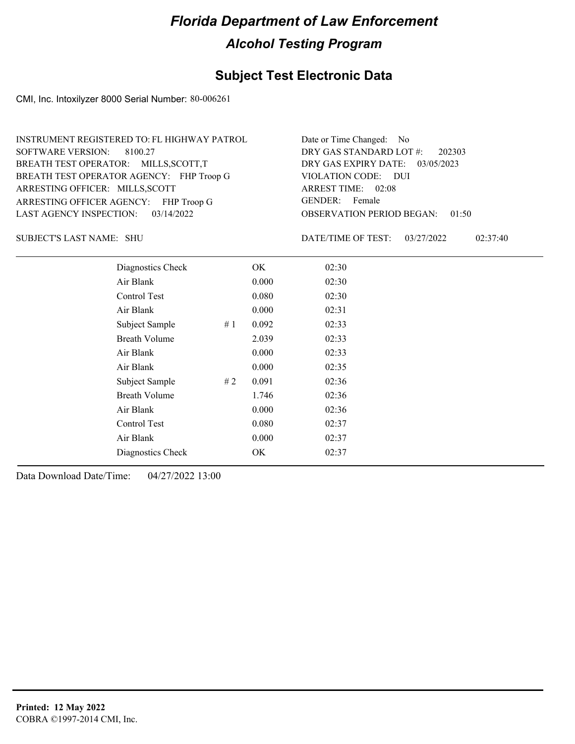# Florida Department of Law Enforcement

## Alcohol Testing Program

### Subject Test Electronic Data

CMI, Inc. Intoxilyzer 8000 Serial Number: 80-006261

INSTRUMENT REGISTERED TO: FL HIGHWAY PATROL
SOFTWARE VERSION: 8100.27
BREATH TEST OPERATOR: MILLS,SCOTT,T
BREATH TEST OPERATOR AGENCY: FHP Troop G
ARRESTING OFFICER: MILLS,SCOTT
ARRESTING OFFICER AGENCY: FHP Troop G
LAST AGENCY INSPECTION: 03/14/2022

Date or Time Changed: No
DRY GAS STANDARD LOT #: 202303
DRY GAS EXPIRY DATE: 03/05/2023
VIOLATION CODE: DUI
ARREST TIME: 02:08
GENDER: Female
OBSERVATION PERIOD BEGAN: 01:50

SUBJECT'S LAST NAME: SHU

DATE/TIME OF TEST: 03/27/2022 02:37:40

| | | | |
|---|---|---|---|
| Diagnostics Check | | OK | 02:30 |
| Air Blank | | 0.000 | 02:30 |
| Control Test | | 0.080 | 02:30 |
| Air Blank | | 0.000 | 02:31 |
| Subject Sample | # 1 | 0.092 | 02:33 |
| Breath Volume | | 2.039 | 02:33 |
| Air Blank | | 0.000 | 02:33 |
| Air Blank | | 0.000 | 02:35 |
| Subject Sample | # 2 | 0.091 | 02:36 |
| Breath Volume | | 1.746 | 02:36 |
| Air Blank | | 0.000 | 02:36 |
| Control Test | | 0.080 | 02:37 |
| Air Blank | | 0.000 | 02:37 |
| Diagnostics Check | | OK | 02:37 |

Data Download Date/Time: 04/27/2022 13:00

**Printed: 12 May 2022**
COBRA ©1997-2014 CMI, Inc.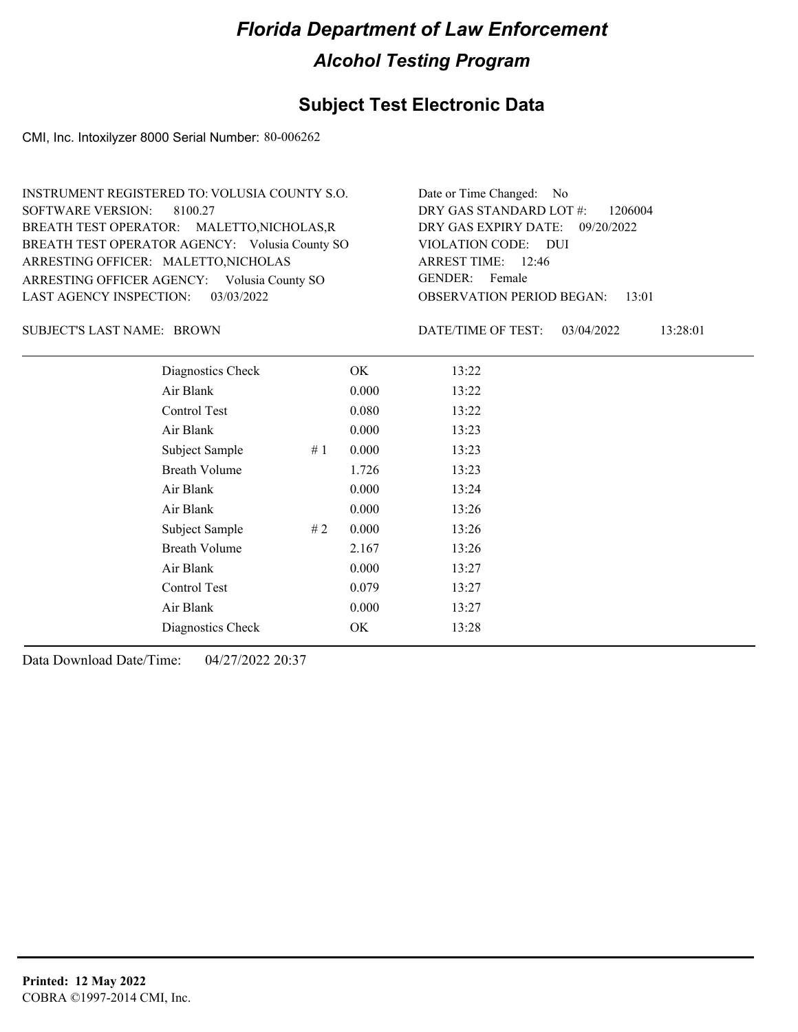# Florida Department of Law Enforcement

## Alcohol Testing Program

### Subject Test Electronic Data

CMI, Inc. Intoxilyzer 8000 Serial Number: 80-006262

INSTRUMENT REGISTERED TO: VOLUSIA COUNTY S.O.
SOFTWARE VERSION: 8100.27
BREATH TEST OPERATOR: MALETTO,NICHOLAS,R
BREATH TEST OPERATOR AGENCY: Volusia County SO
ARRESTING OFFICER: MALETTO,NICHOLAS
ARRESTING OFFICER AGENCY: Volusia County SO
LAST AGENCY INSPECTION: 03/03/2022

Date or Time Changed: No
DRY GAS STANDARD LOT #: 1206004
DRY GAS EXPIRY DATE: 09/20/2022
VIOLATION CODE: DUI
ARREST TIME: 12:46
GENDER: Female
OBSERVATION PERIOD BEGAN: 13:01

SUBJECT'S LAST NAME: BROWN

DATE/TIME OF TEST: 03/04/2022 13:28:01

| Test | | Result | Time |
|---|---|---|---|
| Diagnostics Check | | OK | 13:22 |
| Air Blank | | 0.000 | 13:22 |
| Control Test | | 0.080 | 13:22 |
| Air Blank | | 0.000 | 13:23 |
| Subject Sample | # 1 | 0.000 | 13:23 |
| Breath Volume | | 1.726 | 13:23 |
| Air Blank | | 0.000 | 13:24 |
| Air Blank | | 0.000 | 13:26 |
| Subject Sample | # 2 | 0.000 | 13:26 |
| Breath Volume | | 2.167 | 13:26 |
| Air Blank | | 0.000 | 13:27 |
| Control Test | | 0.079 | 13:27 |
| Air Blank | | 0.000 | 13:27 |
| Diagnostics Check | | OK | 13:28 |

Data Download Date/Time: 04/27/2022 20:37

**Printed: 12 May 2022**
COBRA ©1997-2014 CMI, Inc.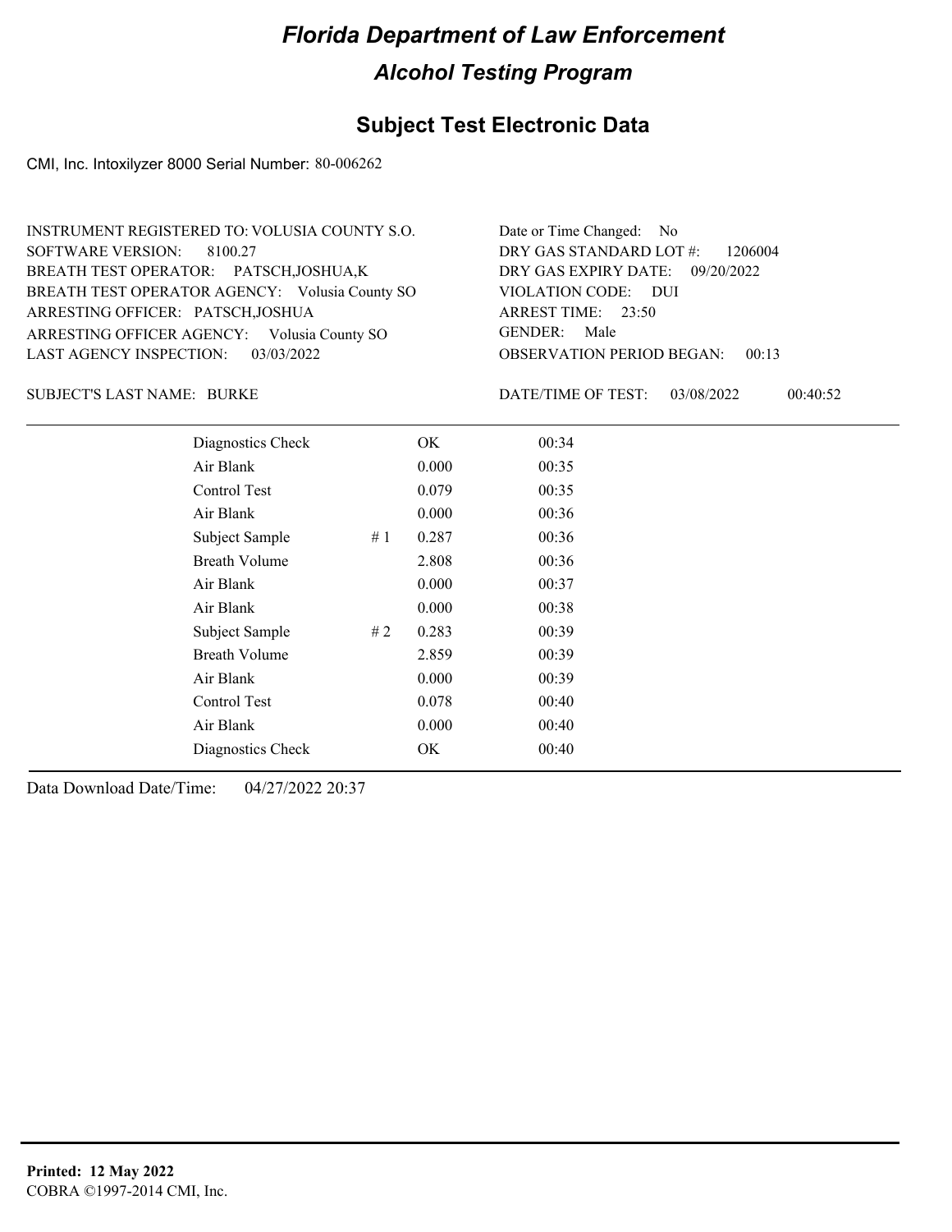# Florida Department of Law Enforcement

## Alcohol Testing Program

### Subject Test Electronic Data

CMI, Inc. Intoxilyzer 8000 Serial Number: 80-006262

INSTRUMENT REGISTERED TO: VOLUSIA COUNTY S.O.
SOFTWARE VERSION: 8100.27
BREATH TEST OPERATOR: PATSCH,JOSHUA,K
BREATH TEST OPERATOR AGENCY: Volusia County SO
ARRESTING OFFICER: PATSCH,JOSHUA
ARRESTING OFFICER AGENCY: Volusia County SO
LAST AGENCY INSPECTION: 03/03/2022

Date or Time Changed: No
DRY GAS STANDARD LOT #: 1206004
DRY GAS EXPIRY DATE: 09/20/2022
VIOLATION CODE: DUI
ARREST TIME: 23:50
GENDER: Male
OBSERVATION PERIOD BEGAN: 00:13

SUBJECT'S LAST NAME: BURKE

DATE/TIME OF TEST: 03/08/2022 00:40:52

| | | | |
|---|---|---|---|
| Diagnostics Check | | OK | 00:34 |
| Air Blank | | 0.000 | 00:35 |
| Control Test | | 0.079 | 00:35 |
| Air Blank | | 0.000 | 00:36 |
| Subject Sample | # 1 | 0.287 | 00:36 |
| Breath Volume | | 2.808 | 00:36 |
| Air Blank | | 0.000 | 00:37 |
| Air Blank | | 0.000 | 00:38 |
| Subject Sample | # 2 | 0.283 | 00:39 |
| Breath Volume | | 2.859 | 00:39 |
| Air Blank | | 0.000 | 00:39 |
| Control Test | | 0.078 | 00:40 |
| Air Blank | | 0.000 | 00:40 |
| Diagnostics Check | | OK | 00:40 |

Data Download Date/Time: 04/27/2022 20:37

**Printed: 12 May 2022**
COBRA ©1997-2014 CMI, Inc.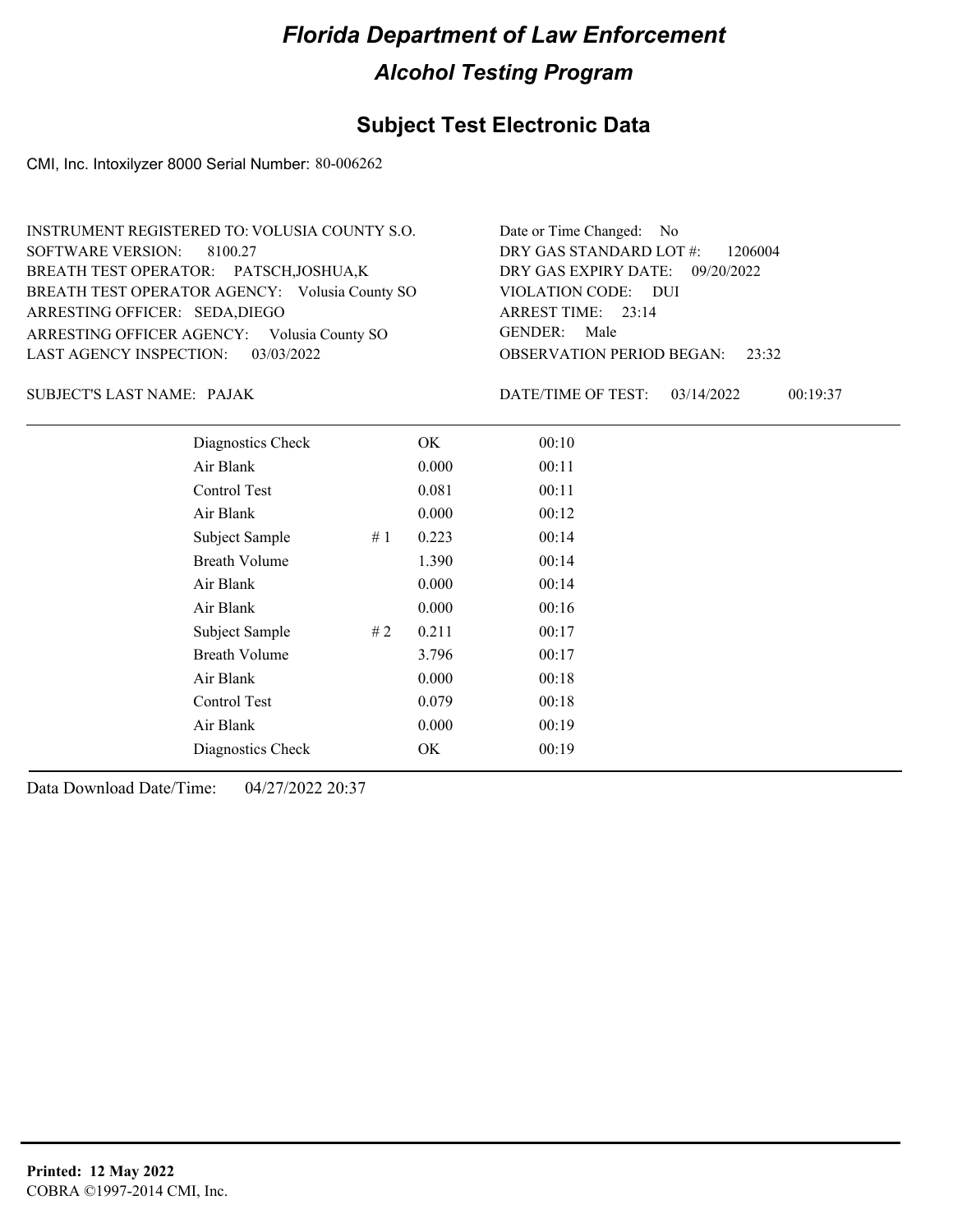# Florida Department of Law Enforcement

## Alcohol Testing Program

### Subject Test Electronic Data

CMI, Inc. Intoxilyzer 8000 Serial Number: 80-006262

INSTRUMENT REGISTERED TO: VOLUSIA COUNTY S.O.
SOFTWARE VERSION: 8100.27
BREATH TEST OPERATOR: PATSCH,JOSHUA,K
BREATH TEST OPERATOR AGENCY: Volusia County SO
ARRESTING OFFICER: SEDA,DIEGO
ARRESTING OFFICER AGENCY: Volusia County SO
LAST AGENCY INSPECTION: 03/03/2022

Date or Time Changed: No
DRY GAS STANDARD LOT #: 1206004
DRY GAS EXPIRY DATE: 09/20/2022
VIOLATION CODE: DUI
ARREST TIME: 23:14
GENDER: Male
OBSERVATION PERIOD BEGAN: 23:32

SUBJECT'S LAST NAME: PAJAK

DATE/TIME OF TEST: 03/14/2022 00:19:37

| Test | # | Result | Time |
|---|---|---|---|
| Diagnostics Check | | OK | 00:10 |
| Air Blank | | 0.000 | 00:11 |
| Control Test | | 0.081 | 00:11 |
| Air Blank | | 0.000 | 00:12 |
| Subject Sample | # 1 | 0.223 | 00:14 |
| Breath Volume | | 1.390 | 00:14 |
| Air Blank | | 0.000 | 00:14 |
| Air Blank | | 0.000 | 00:16 |
| Subject Sample | # 2 | 0.211 | 00:17 |
| Breath Volume | | 3.796 | 00:17 |
| Air Blank | | 0.000 | 00:18 |
| Control Test | | 0.079 | 00:18 |
| Air Blank | | 0.000 | 00:19 |
| Diagnostics Check | | OK | 00:19 |

Data Download Date/Time: 04/27/2022 20:37

**Printed: 12 May 2022**
COBRA ©1997-2014 CMI, Inc.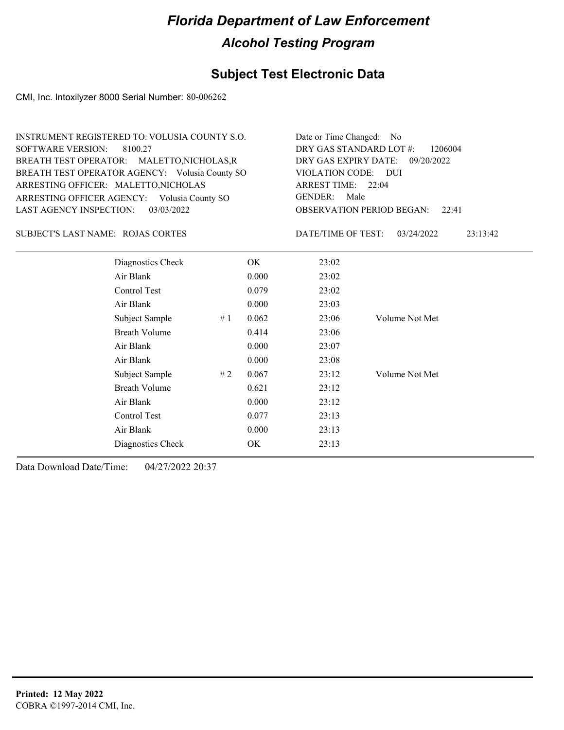# Florida Department of Law Enforcement

## Alcohol Testing Program

### Subject Test Electronic Data

CMI, Inc. Intoxilyzer 8000 Serial Number: 80-006262

INSTRUMENT REGISTERED TO: VOLUSIA COUNTY S.O.
SOFTWARE VERSION: 8100.27
BREATH TEST OPERATOR: MALETTO,NICHOLAS,R
BREATH TEST OPERATOR AGENCY: Volusia County SO
ARRESTING OFFICER: MALETTO,NICHOLAS
ARRESTING OFFICER AGENCY: Volusia County SO
LAST AGENCY INSPECTION: 03/03/2022

Date or Time Changed: No
DRY GAS STANDARD LOT #: 1206004
DRY GAS EXPIRY DATE: 09/20/2022
VIOLATION CODE: DUI
ARREST TIME: 22:04
GENDER: Male
OBSERVATION PERIOD BEGAN: 22:41

SUBJECT'S LAST NAME: ROJAS CORTES

DATE/TIME OF TEST: 03/24/2022 23:13:42

| | | | | |
|---|---|---|---|---|
| Diagnostics Check | | OK | 23:02 | |
| Air Blank | | 0.000 | 23:02 | |
| Control Test | | 0.079 | 23:02 | |
| Air Blank | | 0.000 | 23:03 | |
| Subject Sample | # 1 | 0.062 | 23:06 | Volume Not Met |
| Breath Volume | | 0.414 | 23:06 | |
| Air Blank | | 0.000 | 23:07 | |
| Air Blank | | 0.000 | 23:08 | |
| Subject Sample | # 2 | 0.067 | 23:12 | Volume Not Met |
| Breath Volume | | 0.621 | 23:12 | |
| Air Blank | | 0.000 | 23:12 | |
| Control Test | | 0.077 | 23:13 | |
| Air Blank | | 0.000 | 23:13 | |
| Diagnostics Check | | OK | 23:13 | |

Data Download Date/Time: 04/27/2022 20:37

**Printed: 12 May 2022**
COBRA ©1997-2014 CMI, Inc.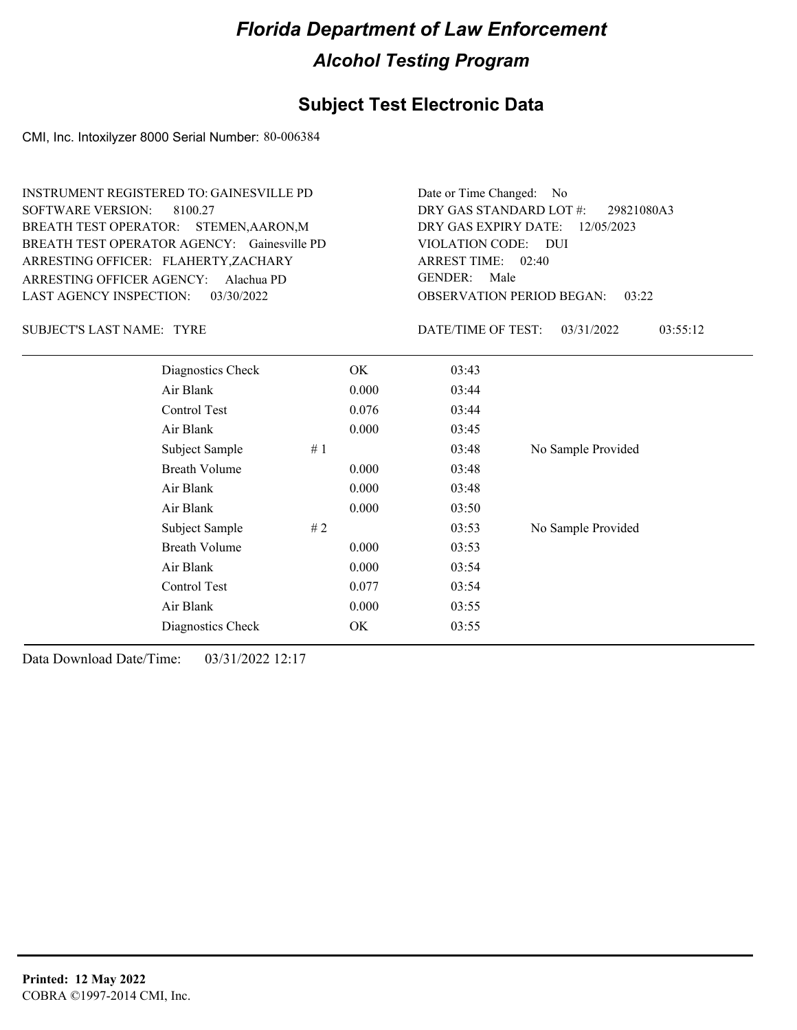# Florida Department of Law Enforcement

## Alcohol Testing Program

### Subject Test Electronic Data

CMI, Inc. Intoxilyzer 8000 Serial Number: 80-006384

INSTRUMENT REGISTERED TO: GAINESVILLE PD
SOFTWARE VERSION: 8100.27
BREATH TEST OPERATOR: STEMEN,AARON,M
BREATH TEST OPERATOR AGENCY: Gainesville PD
ARRESTING OFFICER: FLAHERTY,ZACHARY
ARRESTING OFFICER AGENCY: Alachua PD
LAST AGENCY INSPECTION: 03/30/2022

Date or Time Changed: No
DRY GAS STANDARD LOT #: 29821080A3
DRY GAS EXPIRY DATE: 12/05/2023
VIOLATION CODE: DUI
ARREST TIME: 02:40
GENDER: Male
OBSERVATION PERIOD BEGAN: 03:22

SUBJECT'S LAST NAME: TYRE

DATE/TIME OF TEST: 03/31/2022 03:55:12

| | | | | |
|---|---|---|---|---|
| Diagnostics Check | | OK | 03:43 | |
| Air Blank | | 0.000 | 03:44 | |
| Control Test | | 0.076 | 03:44 | |
| Air Blank | | 0.000 | 03:45 | |
| Subject Sample | # 1 | | 03:48 | No Sample Provided |
| Breath Volume | | 0.000 | 03:48 | |
| Air Blank | | 0.000 | 03:48 | |
| Air Blank | | 0.000 | 03:50 | |
| Subject Sample | # 2 | | 03:53 | No Sample Provided |
| Breath Volume | | 0.000 | 03:53 | |
| Air Blank | | 0.000 | 03:54 | |
| Control Test | | 0.077 | 03:54 | |
| Air Blank | | 0.000 | 03:55 | |
| Diagnostics Check | | OK | 03:55 | |

Data Download Date/Time: 03/31/2022 12:17

**Printed: 12 May 2022**
COBRA ©1997-2014 CMI, Inc.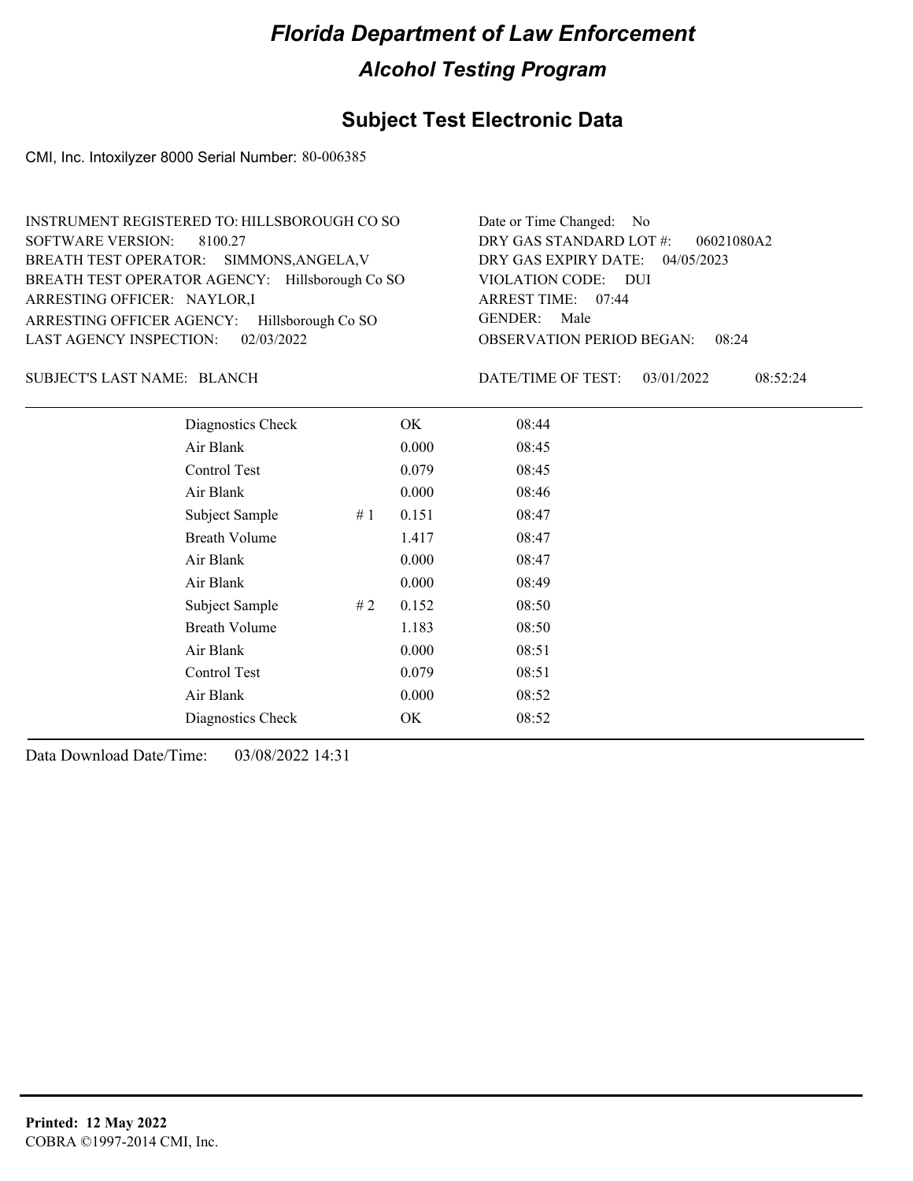# Florida Department of Law Enforcement

## Alcohol Testing Program

### Subject Test Electronic Data

CMI, Inc. Intoxilyzer 8000 Serial Number: 80-006385

INSTRUMENT REGISTERED TO: HILLSBOROUGH CO SO
SOFTWARE VERSION: 8100.27
BREATH TEST OPERATOR: SIMMONS,ANGELA,V
BREATH TEST OPERATOR AGENCY: Hillsborough Co SO
ARRESTING OFFICER: NAYLOR,I
ARRESTING OFFICER AGENCY: Hillsborough Co SO
LAST AGENCY INSPECTION: 02/03/2022

Date or Time Changed: No
DRY GAS STANDARD LOT #: 06021080A2
DRY GAS EXPIRY DATE: 04/05/2023
VIOLATION CODE: DUI
ARREST TIME: 07:44
GENDER: Male
OBSERVATION PERIOD BEGAN: 08:24

SUBJECT'S LAST NAME: BLANCH

DATE/TIME OF TEST: 03/01/2022 08:52:24

| | | | |
|---|---|---|---|
| Diagnostics Check | | OK | 08:44 |
| Air Blank | | 0.000 | 08:45 |
| Control Test | | 0.079 | 08:45 |
| Air Blank | | 0.000 | 08:46 |
| Subject Sample | # 1 | 0.151 | 08:47 |
| Breath Volume | | 1.417 | 08:47 |
| Air Blank | | 0.000 | 08:47 |
| Air Blank | | 0.000 | 08:49 |
| Subject Sample | # 2 | 0.152 | 08:50 |
| Breath Volume | | 1.183 | 08:50 |
| Air Blank | | 0.000 | 08:51 |
| Control Test | | 0.079 | 08:51 |
| Air Blank | | 0.000 | 08:52 |
| Diagnostics Check | | OK | 08:52 |

Data Download Date/Time: 03/08/2022 14:31

**Printed: 12 May 2022**
COBRA ©1997-2014 CMI, Inc.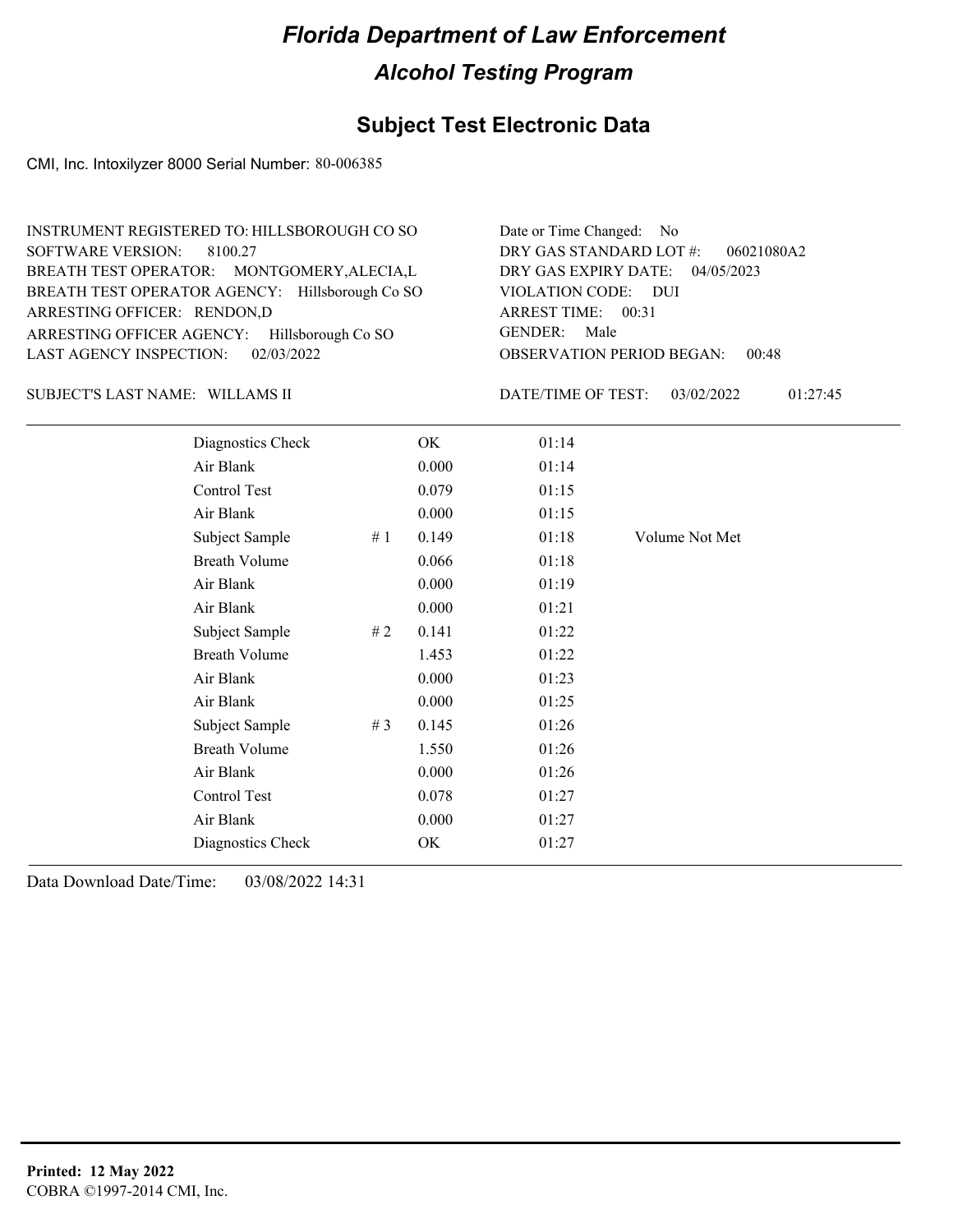# Florida Department of Law Enforcement

## Alcohol Testing Program

### Subject Test Electronic Data

CMI, Inc. Intoxilyzer 8000 Serial Number: 80-006385

INSTRUMENT REGISTERED TO: HILLSBOROUGH CO SO
SOFTWARE VERSION: 8100.27
BREATH TEST OPERATOR: MONTGOMERY,ALECIA,L
BREATH TEST OPERATOR AGENCY: Hillsborough Co SO
ARRESTING OFFICER: RENDON,D
ARRESTING OFFICER AGENCY: Hillsborough Co SO
LAST AGENCY INSPECTION: 02/03/2022

Date or Time Changed: No
DRY GAS STANDARD LOT #: 06021080A2
DRY GAS EXPIRY DATE: 04/05/2023
VIOLATION CODE: DUI
ARREST TIME: 00:31
GENDER: Male
OBSERVATION PERIOD BEGAN: 00:48

SUBJECT'S LAST NAME: WILLAMS II

DATE/TIME OF TEST: 03/02/2022 01:27:45

| | | | | |
|---|---|---|---|---|
| Diagnostics Check | | OK | 01:14 | |
| Air Blank | | 0.000 | 01:14 | |
| Control Test | | 0.079 | 01:15 | |
| Air Blank | | 0.000 | 01:15 | |
| Subject Sample | # 1 | 0.149 | 01:18 | Volume Not Met |
| Breath Volume | | 0.066 | 01:18 | |
| Air Blank | | 0.000 | 01:19 | |
| Air Blank | | 0.000 | 01:21 | |
| Subject Sample | # 2 | 0.141 | 01:22 | |
| Breath Volume | | 1.453 | 01:22 | |
| Air Blank | | 0.000 | 01:23 | |
| Air Blank | | 0.000 | 01:25 | |
| Subject Sample | # 3 | 0.145 | 01:26 | |
| Breath Volume | | 1.550 | 01:26 | |
| Air Blank | | 0.000 | 01:26 | |
| Control Test | | 0.078 | 01:27 | |
| Air Blank | | 0.000 | 01:27 | |
| Diagnostics Check | | OK | 01:27 | |

Data Download Date/Time: 03/08/2022 14:31

**Printed: 12 May 2022**
COBRA ©1997-2014 CMI, Inc.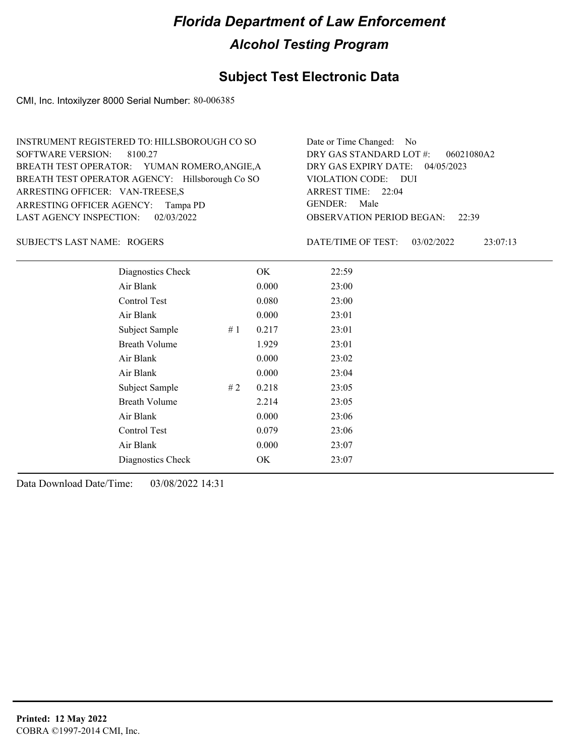# Florida Department of Law Enforcement

## Alcohol Testing Program

### Subject Test Electronic Data

CMI, Inc. Intoxilyzer 8000 Serial Number: 80-006385

INSTRUMENT REGISTERED TO: HILLSBOROUGH CO SO
SOFTWARE VERSION: 8100.27
BREATH TEST OPERATOR: YUMAN ROMERO,ANGIE,A
BREATH TEST OPERATOR AGENCY: Hillsborough Co SO
ARRESTING OFFICER: VAN-TREESE,S
ARRESTING OFFICER AGENCY: Tampa PD
LAST AGENCY INSPECTION: 02/03/2022

Date or Time Changed: No
DRY GAS STANDARD LOT #: 06021080A2
DRY GAS EXPIRY DATE: 04/05/2023
VIOLATION CODE: DUI
ARREST TIME: 22:04
GENDER: Male
OBSERVATION PERIOD BEGAN: 22:39

SUBJECT'S LAST NAME: ROGERS

DATE/TIME OF TEST: 03/02/2022 23:07:13

| | | | |
|---|---|---|---|
| Diagnostics Check | | OK | 22:59 |
| Air Blank | | 0.000 | 23:00 |
| Control Test | | 0.080 | 23:00 |
| Air Blank | | 0.000 | 23:01 |
| Subject Sample | # 1 | 0.217 | 23:01 |
| Breath Volume | | 1.929 | 23:01 |
| Air Blank | | 0.000 | 23:02 |
| Air Blank | | 0.000 | 23:04 |
| Subject Sample | # 2 | 0.218 | 23:05 |
| Breath Volume | | 2.214 | 23:05 |
| Air Blank | | 0.000 | 23:06 |
| Control Test | | 0.079 | 23:06 |
| Air Blank | | 0.000 | 23:07 |
| Diagnostics Check | | OK | 23:07 |

Data Download Date/Time: 03/08/2022 14:31

**Printed: 12 May 2022**
COBRA ©1997-2014 CMI, Inc.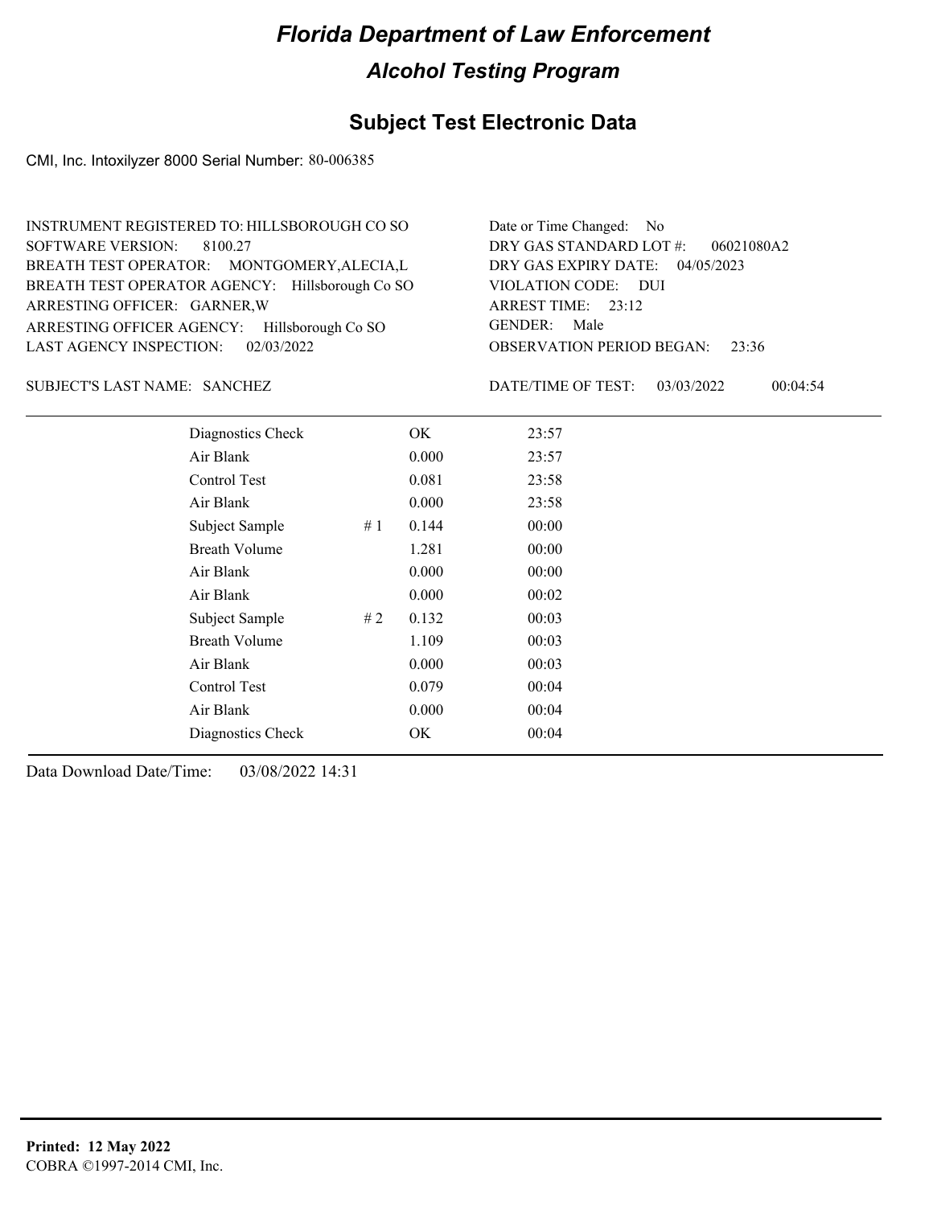# Florida Department of Law Enforcement

## Alcohol Testing Program

## Subject Test Electronic Data

CMI, Inc. Intoxilyzer 8000 Serial Number: 80-006385

INSTRUMENT REGISTERED TO: HILLSBOROUGH CO SO
SOFTWARE VERSION: 8100.27
BREATH TEST OPERATOR: MONTGOMERY,ALECIA,L
BREATH TEST OPERATOR AGENCY: Hillsborough Co SO
ARRESTING OFFICER: GARNER,W
ARRESTING OFFICER AGENCY: Hillsborough Co SO
LAST AGENCY INSPECTION: 02/03/2022

Date or Time Changed: No
DRY GAS STANDARD LOT #: 06021080A2
DRY GAS EXPIRY DATE: 04/05/2023
VIOLATION CODE: DUI
ARREST TIME: 23:12
GENDER: Male
OBSERVATION PERIOD BEGAN: 23:36

SUBJECT'S LAST NAME: SANCHEZ

DATE/TIME OF TEST: 03/03/2022 00:04:54

| Test | # | Result | Time |
|---|---|---|---|
| Diagnostics Check | | OK | 23:57 |
| Air Blank | | 0.000 | 23:57 |
| Control Test | | 0.081 | 23:58 |
| Air Blank | | 0.000 | 23:58 |
| Subject Sample | # 1 | 0.144 | 00:00 |
| Breath Volume | | 1.281 | 00:00 |
| Air Blank | | 0.000 | 00:00 |
| Air Blank | | 0.000 | 00:02 |
| Subject Sample | # 2 | 0.132 | 00:03 |
| Breath Volume | | 1.109 | 00:03 |
| Air Blank | | 0.000 | 00:03 |
| Control Test | | 0.079 | 00:04 |
| Air Blank | | 0.000 | 00:04 |
| Diagnostics Check | | OK | 00:04 |

Data Download Date/Time: 03/08/2022 14:31

**Printed: 12 May 2022**
COBRA ©1997-2014 CMI, Inc.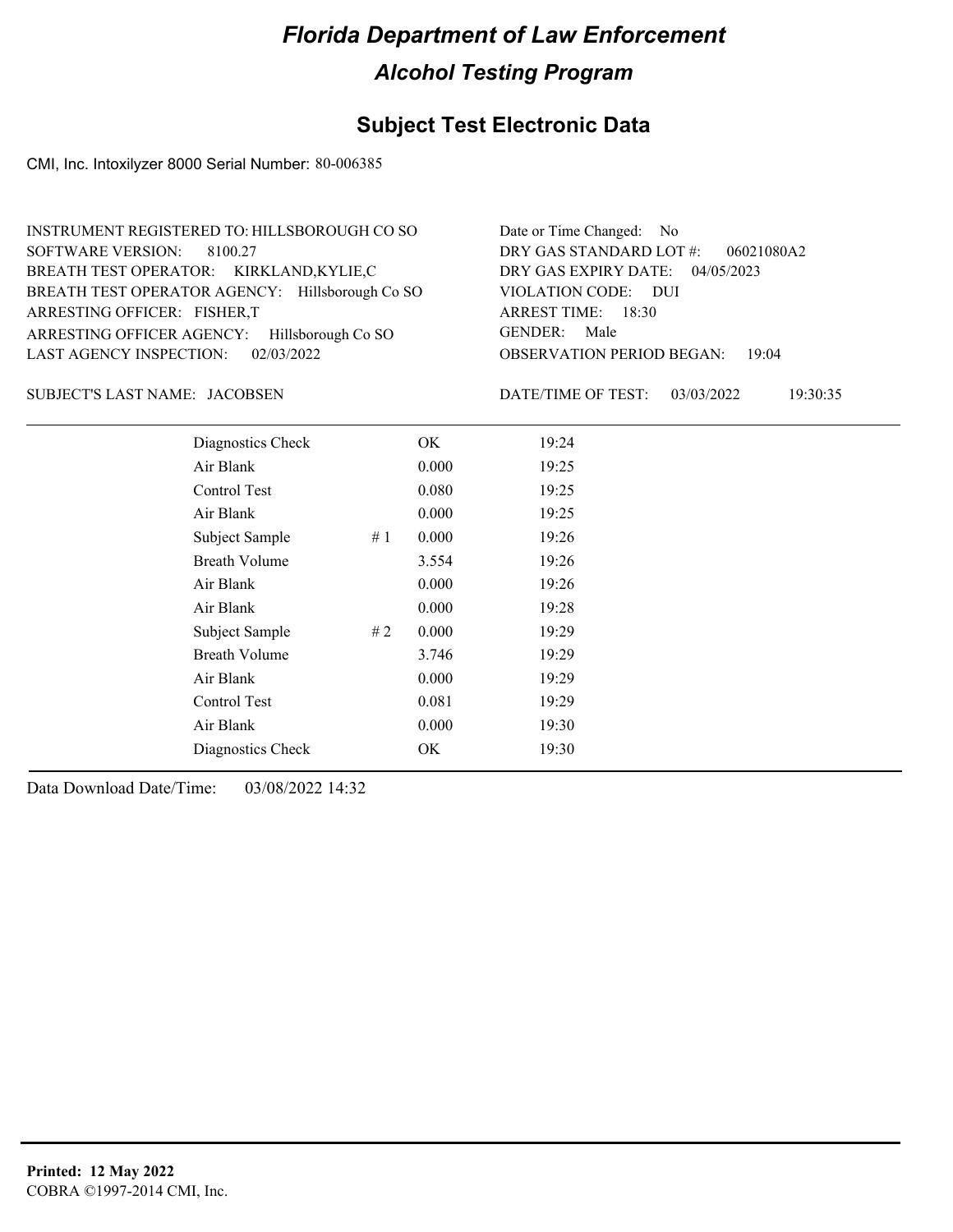# Florida Department of Law Enforcement

## Alcohol Testing Program

## Subject Test Electronic Data

CMI, Inc. Intoxilyzer 8000 Serial Number: 80-006385

INSTRUMENT REGISTERED TO: HILLSBOROUGH CO SO
SOFTWARE VERSION: 8100.27
BREATH TEST OPERATOR: KIRKLAND,KYLIE,C
BREATH TEST OPERATOR AGENCY: Hillsborough Co SO
ARRESTING OFFICER: FISHER,T
ARRESTING OFFICER AGENCY: Hillsborough Co SO
LAST AGENCY INSPECTION: 02/03/2022

Date or Time Changed: No
DRY GAS STANDARD LOT #: 06021080A2
DRY GAS EXPIRY DATE: 04/05/2023
VIOLATION CODE: DUI
ARREST TIME: 18:30
GENDER: Male
OBSERVATION PERIOD BEGAN: 19:04

SUBJECT'S LAST NAME: JACOBSEN

DATE/TIME OF TEST: 03/03/2022 19:30:35

| Test | # | Result | Time |
|---|---|---|---|
| Diagnostics Check | | OK | 19:24 |
| Air Blank | | 0.000 | 19:25 |
| Control Test | | 0.080 | 19:25 |
| Air Blank | | 0.000 | 19:25 |
| Subject Sample | # 1 | 0.000 | 19:26 |
| Breath Volume | | 3.554 | 19:26 |
| Air Blank | | 0.000 | 19:26 |
| Air Blank | | 0.000 | 19:28 |
| Subject Sample | # 2 | 0.000 | 19:29 |
| Breath Volume | | 3.746 | 19:29 |
| Air Blank | | 0.000 | 19:29 |
| Control Test | | 0.081 | 19:29 |
| Air Blank | | 0.000 | 19:30 |
| Diagnostics Check | | OK | 19:30 |

Data Download Date/Time: 03/08/2022 14:32

**Printed: 12 May 2022**
COBRA ©1997-2014 CMI, Inc.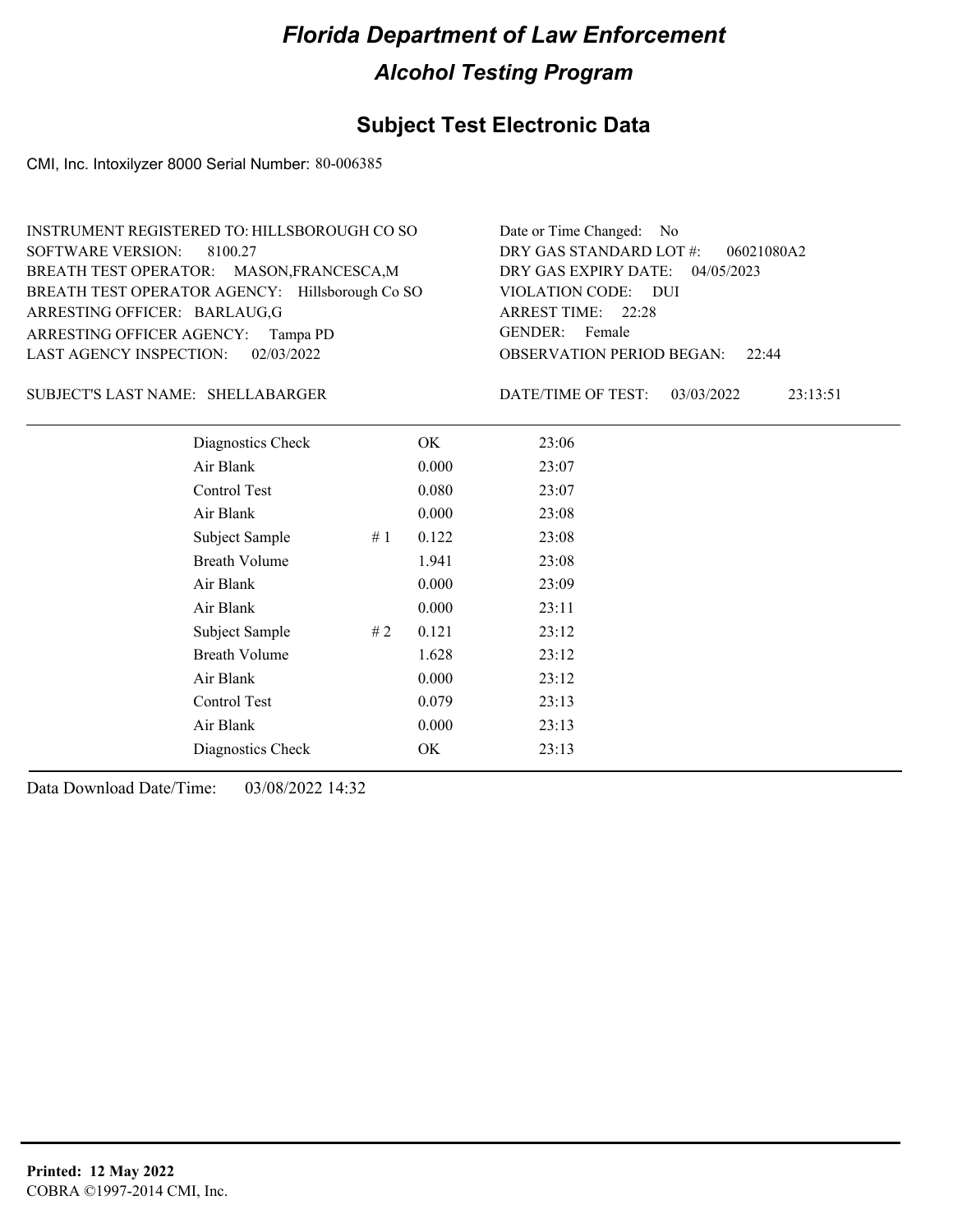# Florida Department of Law Enforcement

## Alcohol Testing Program

### Subject Test Electronic Data

CMI, Inc. Intoxilyzer 8000 Serial Number: 80-006385

INSTRUMENT REGISTERED TO: HILLSBOROUGH CO SO
SOFTWARE VERSION: 8100.27
BREATH TEST OPERATOR: MASON,FRANCESCA,M
BREATH TEST OPERATOR AGENCY: Hillsborough Co SO
ARRESTING OFFICER: BARLAUG,G
ARRESTING OFFICER AGENCY: Tampa PD
LAST AGENCY INSPECTION: 02/03/2022

Date or Time Changed: No
DRY GAS STANDARD LOT #: 06021080A2
DRY GAS EXPIRY DATE: 04/05/2023
VIOLATION CODE: DUI
ARREST TIME: 22:28
GENDER: Female
OBSERVATION PERIOD BEGAN: 22:44

SUBJECT'S LAST NAME: SHELLABARGER

DATE/TIME OF TEST: 03/03/2022 23:13:51

| Test | # | Result | Time |
|---|---|---|---|
| Diagnostics Check | | OK | 23:06 |
| Air Blank | | 0.000 | 23:07 |
| Control Test | | 0.080 | 23:07 |
| Air Blank | | 0.000 | 23:08 |
| Subject Sample | # 1 | 0.122 | 23:08 |
| Breath Volume | | 1.941 | 23:08 |
| Air Blank | | 0.000 | 23:09 |
| Air Blank | | 0.000 | 23:11 |
| Subject Sample | # 2 | 0.121 | 23:12 |
| Breath Volume | | 1.628 | 23:12 |
| Air Blank | | 0.000 | 23:12 |
| Control Test | | 0.079 | 23:13 |
| Air Blank | | 0.000 | 23:13 |
| Diagnostics Check | | OK | 23:13 |

Data Download Date/Time: 03/08/2022 14:32

**Printed: 12 May 2022**
COBRA ©1997-2014 CMI, Inc.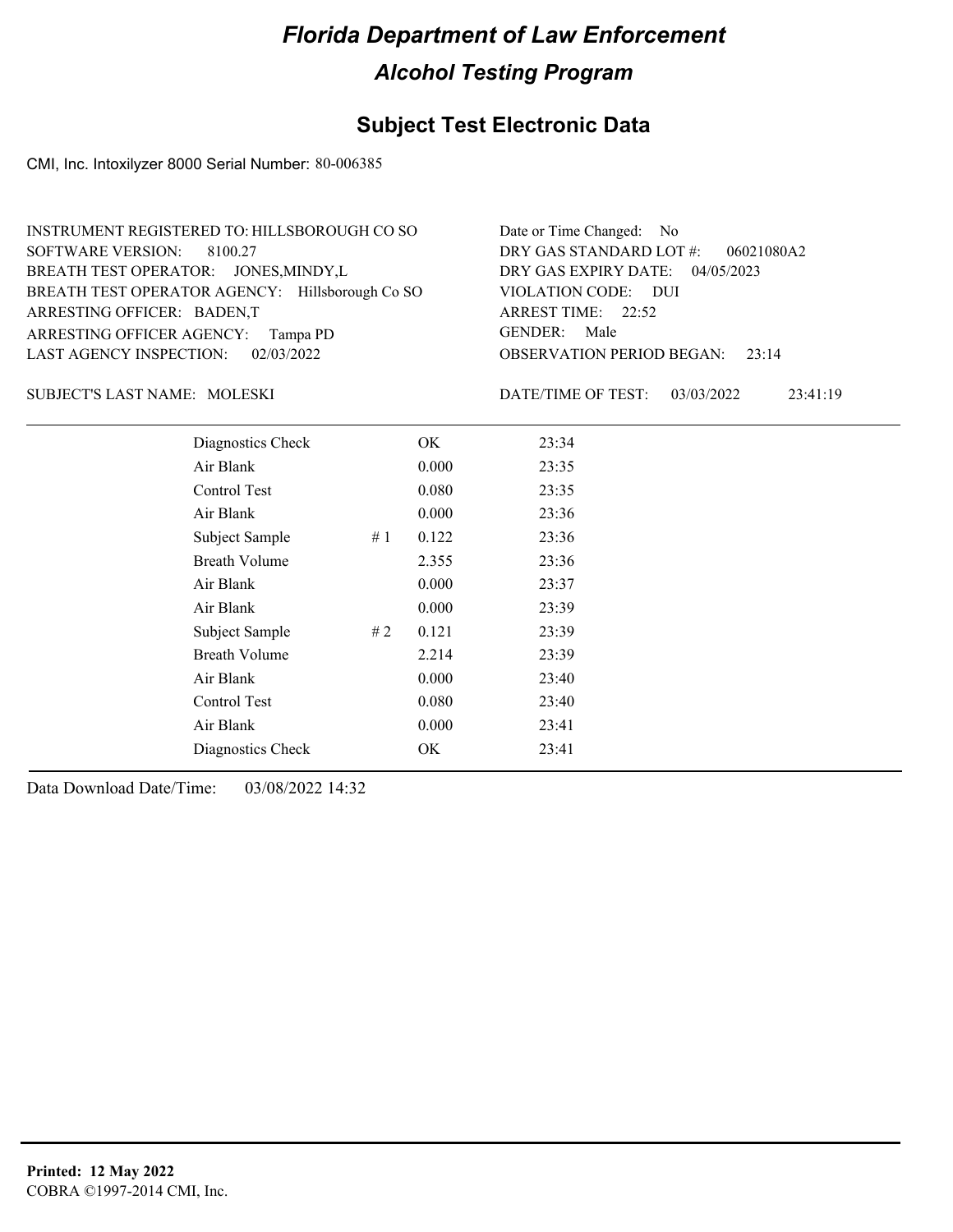# Florida Department of Law Enforcement

## Alcohol Testing Program

### Subject Test Electronic Data

CMI, Inc. Intoxilyzer 8000 Serial Number: 80-006385

INSTRUMENT REGISTERED TO: HILLSBOROUGH CO SO
SOFTWARE VERSION: 8100.27
BREATH TEST OPERATOR: JONES,MINDY,L
BREATH TEST OPERATOR AGENCY: Hillsborough Co SO
ARRESTING OFFICER: BADEN,T
ARRESTING OFFICER AGENCY: Tampa PD
LAST AGENCY INSPECTION: 02/03/2022

Date or Time Changed: No
DRY GAS STANDARD LOT #: 06021080A2
DRY GAS EXPIRY DATE: 04/05/2023
VIOLATION CODE: DUI
ARREST TIME: 22:52
GENDER: Male
OBSERVATION PERIOD BEGAN: 23:14

SUBJECT'S LAST NAME: MOLESKI

DATE/TIME OF TEST: 03/03/2022 23:41:19

| | | | |
|---|---|---|---|
| Diagnostics Check | | OK | 23:34 |
| Air Blank | | 0.000 | 23:35 |
| Control Test | | 0.080 | 23:35 |
| Air Blank | | 0.000 | 23:36 |
| Subject Sample | # 1 | 0.122 | 23:36 |
| Breath Volume | | 2.355 | 23:36 |
| Air Blank | | 0.000 | 23:37 |
| Air Blank | | 0.000 | 23:39 |
| Subject Sample | # 2 | 0.121 | 23:39 |
| Breath Volume | | 2.214 | 23:39 |
| Air Blank | | 0.000 | 23:40 |
| Control Test | | 0.080 | 23:40 |
| Air Blank | | 0.000 | 23:41 |
| Diagnostics Check | | OK | 23:41 |

Data Download Date/Time: 03/08/2022 14:32

**Printed: 12 May 2022**
COBRA ©1997-2014 CMI, Inc.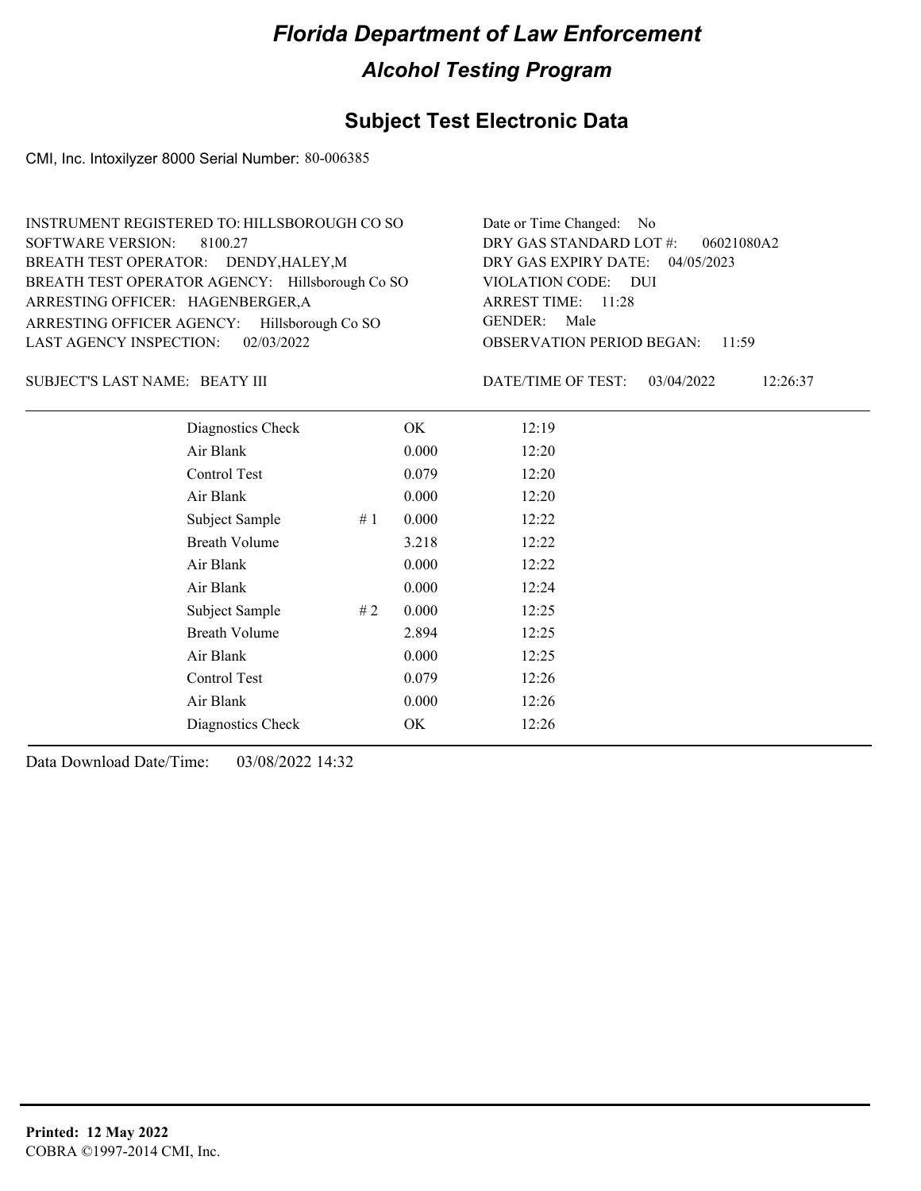# Florida Department of Law Enforcement

## Alcohol Testing Program

### Subject Test Electronic Data

CMI, Inc. Intoxilyzer 8000 Serial Number: 80-006385

INSTRUMENT REGISTERED TO: HILLSBOROUGH CO SO
SOFTWARE VERSION: 8100.27
BREATH TEST OPERATOR: DENDY,HALEY,M
BREATH TEST OPERATOR AGENCY: Hillsborough Co SO
ARRESTING OFFICER: HAGENBERGER,A
ARRESTING OFFICER AGENCY: Hillsborough Co SO
LAST AGENCY INSPECTION: 02/03/2022

Date or Time Changed: No
DRY GAS STANDARD LOT #: 06021080A2
DRY GAS EXPIRY DATE: 04/05/2023
VIOLATION CODE: DUI
ARREST TIME: 11:28
GENDER: Male
OBSERVATION PERIOD BEGAN: 11:59

SUBJECT'S LAST NAME: BEATY III

DATE/TIME OF TEST: 03/04/2022 12:26:37

| | | | |
|---|---|---|---|
| Diagnostics Check | | OK | 12:19 |
| Air Blank | | 0.000 | 12:20 |
| Control Test | | 0.079 | 12:20 |
| Air Blank | | 0.000 | 12:20 |
| Subject Sample | # 1 | 0.000 | 12:22 |
| Breath Volume | | 3.218 | 12:22 |
| Air Blank | | 0.000 | 12:22 |
| Air Blank | | 0.000 | 12:24 |
| Subject Sample | # 2 | 0.000 | 12:25 |
| Breath Volume | | 2.894 | 12:25 |
| Air Blank | | 0.000 | 12:25 |
| Control Test | | 0.079 | 12:26 |
| Air Blank | | 0.000 | 12:26 |
| Diagnostics Check | | OK | 12:26 |

Data Download Date/Time: 03/08/2022 14:32

**Printed: 12 May 2022**
COBRA ©1997-2014 CMI, Inc.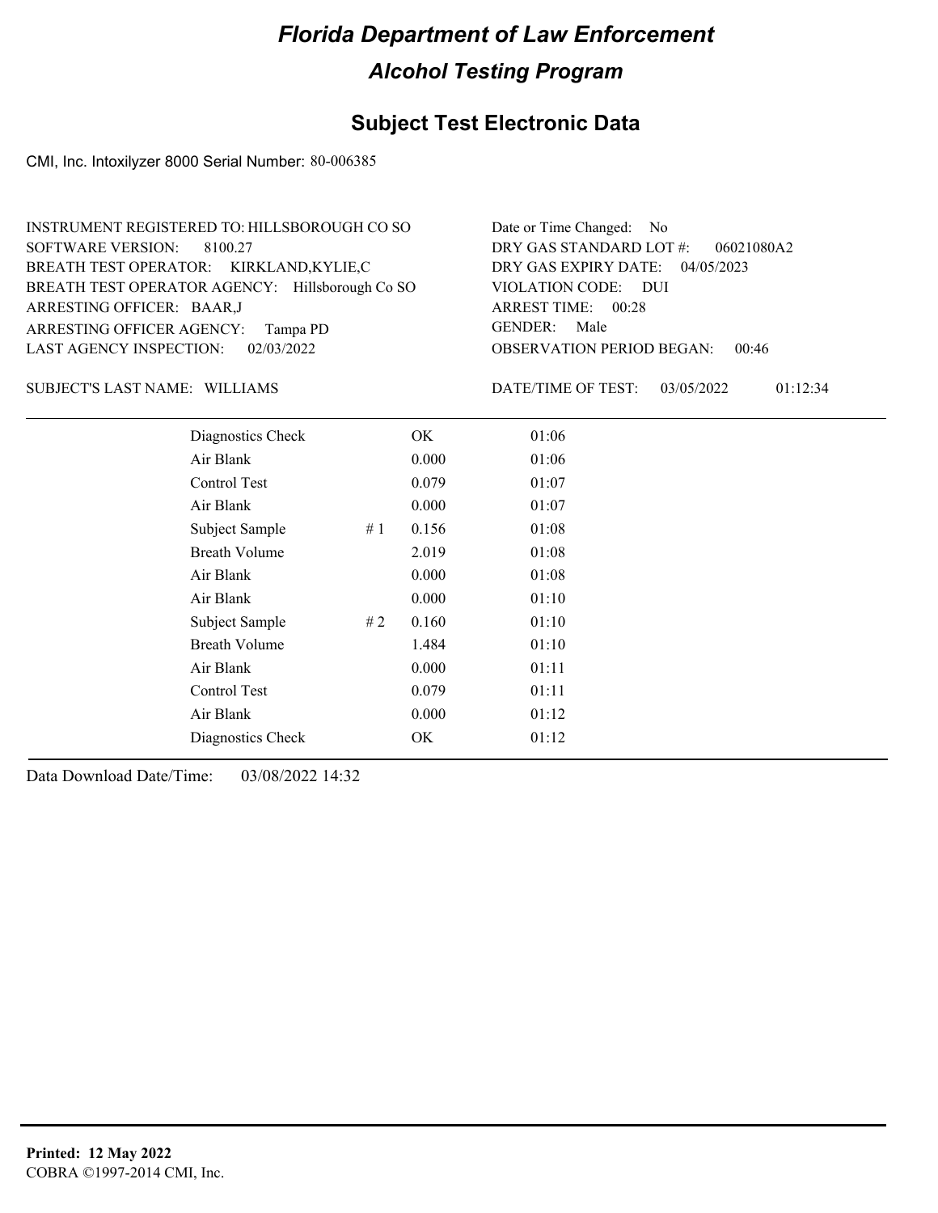# Florida Department of Law Enforcement

## Alcohol Testing Program

### Subject Test Electronic Data

CMI, Inc. Intoxilyzer 8000 Serial Number: 80-006385

INSTRUMENT REGISTERED TO: HILLSBOROUGH CO SO
SOFTWARE VERSION: 8100.27
BREATH TEST OPERATOR: KIRKLAND,KYLIE,C
BREATH TEST OPERATOR AGENCY: Hillsborough Co SO
ARRESTING OFFICER: BAAR,J
ARRESTING OFFICER AGENCY: Tampa PD
LAST AGENCY INSPECTION: 02/03/2022

Date or Time Changed: No
DRY GAS STANDARD LOT #: 06021080A2
DRY GAS EXPIRY DATE: 04/05/2023
VIOLATION CODE: DUI
ARREST TIME: 00:28
GENDER: Male
OBSERVATION PERIOD BEGAN: 00:46

SUBJECT'S LAST NAME: WILLIAMS

DATE/TIME OF TEST: 03/05/2022 01:12:34

| | | | |
|---|---|---|---|
| Diagnostics Check | | OK | 01:06 |
| Air Blank | | 0.000 | 01:06 |
| Control Test | | 0.079 | 01:07 |
| Air Blank | | 0.000 | 01:07 |
| Subject Sample | # 1 | 0.156 | 01:08 |
| Breath Volume | | 2.019 | 01:08 |
| Air Blank | | 0.000 | 01:08 |
| Air Blank | | 0.000 | 01:10 |
| Subject Sample | # 2 | 0.160 | 01:10 |
| Breath Volume | | 1.484 | 01:10 |
| Air Blank | | 0.000 | 01:11 |
| Control Test | | 0.079 | 01:11 |
| Air Blank | | 0.000 | 01:12 |
| Diagnostics Check | | OK | 01:12 |

Data Download Date/Time: 03/08/2022 14:32

**Printed: 12 May 2022**
COBRA ©1997-2014 CMI, Inc.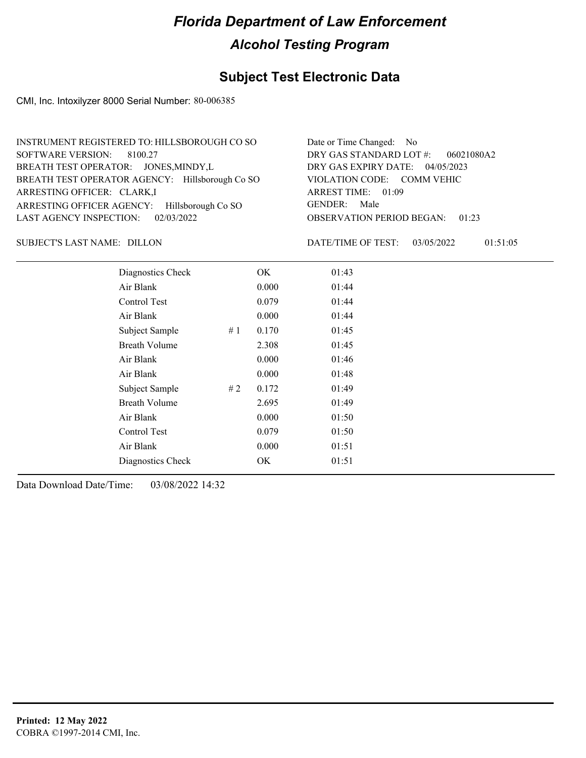# Florida Department of Law Enforcement

## Alcohol Testing Program

### Subject Test Electronic Data

CMI, Inc. Intoxilyzer 8000 Serial Number: 80-006385

INSTRUMENT REGISTERED TO: HILLSBOROUGH CO SO
SOFTWARE VERSION: 8100.27
BREATH TEST OPERATOR: JONES,MINDY,L
BREATH TEST OPERATOR AGENCY: Hillsborough Co SO
ARRESTING OFFICER: CLARK,I
ARRESTING OFFICER AGENCY: Hillsborough Co SO
LAST AGENCY INSPECTION: 02/03/2022

Date or Time Changed: No
DRY GAS STANDARD LOT #: 06021080A2
DRY GAS EXPIRY DATE: 04/05/2023
VIOLATION CODE: COMM VEHIC
ARREST TIME: 01:09
GENDER: Male
OBSERVATION PERIOD BEGAN: 01:23

SUBJECT'S LAST NAME: DILLON

DATE/TIME OF TEST: 03/05/2022 01:51:05

| | | | |
|---|---|---|---|
| Diagnostics Check | | OK | 01:43 |
| Air Blank | | 0.000 | 01:44 |
| Control Test | | 0.079 | 01:44 |
| Air Blank | | 0.000 | 01:44 |
| Subject Sample | # 1 | 0.170 | 01:45 |
| Breath Volume | | 2.308 | 01:45 |
| Air Blank | | 0.000 | 01:46 |
| Air Blank | | 0.000 | 01:48 |
| Subject Sample | # 2 | 0.172 | 01:49 |
| Breath Volume | | 2.695 | 01:49 |
| Air Blank | | 0.000 | 01:50 |
| Control Test | | 0.079 | 01:50 |
| Air Blank | | 0.000 | 01:51 |
| Diagnostics Check | | OK | 01:51 |

Data Download Date/Time: 03/08/2022 14:32

**Printed: 12 May 2022**
COBRA ©1997-2014 CMI, Inc.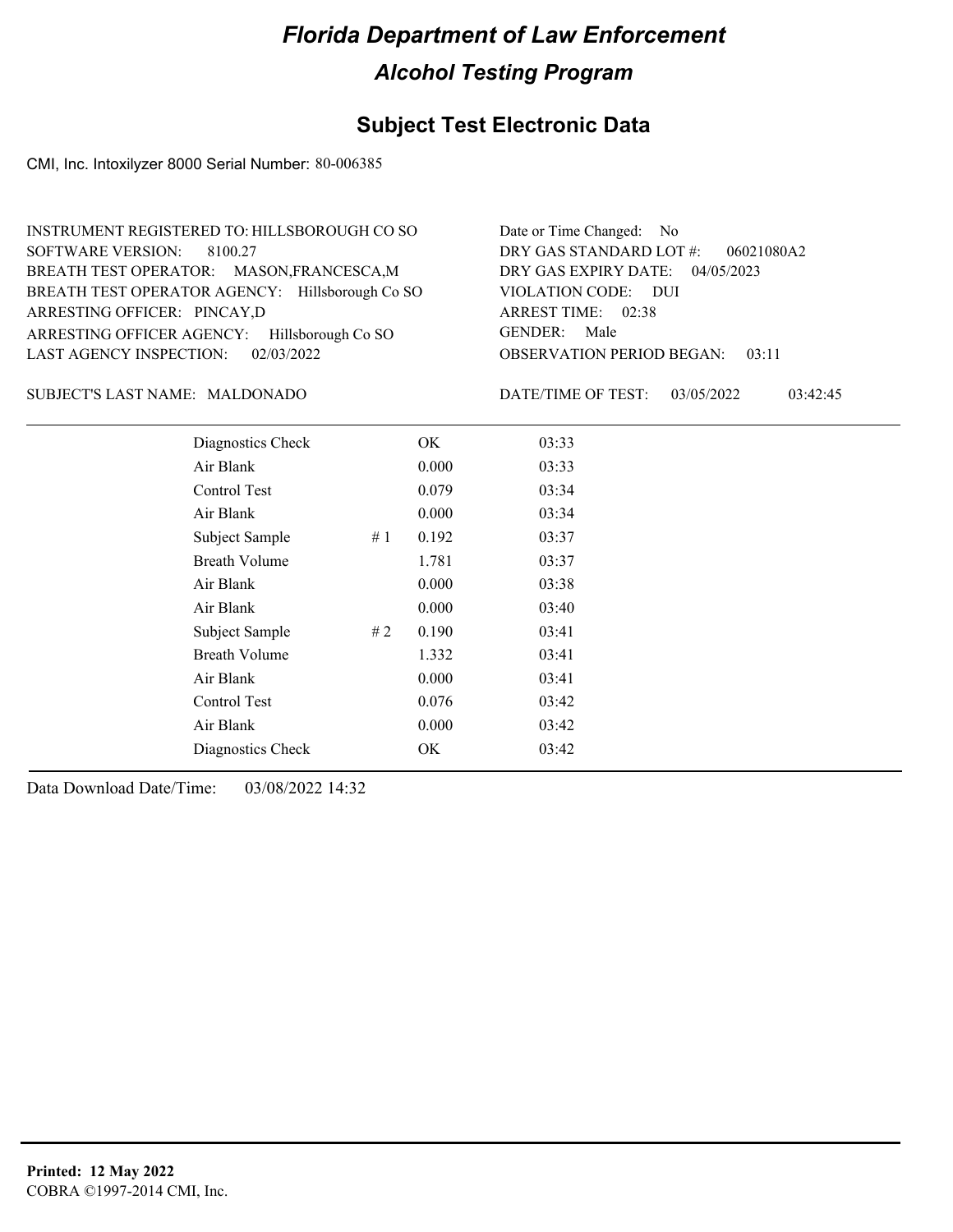# Florida Department of Law Enforcement

## Alcohol Testing Program

### Subject Test Electronic Data

CMI, Inc. Intoxilyzer 8000 Serial Number: 80-006385

INSTRUMENT REGISTERED TO: HILLSBOROUGH CO SO
SOFTWARE VERSION: 8100.27
BREATH TEST OPERATOR: MASON,FRANCESCA,M
BREATH TEST OPERATOR AGENCY: Hillsborough Co SO
ARRESTING OFFICER: PINCAY,D
ARRESTING OFFICER AGENCY: Hillsborough Co SO
LAST AGENCY INSPECTION: 02/03/2022

Date or Time Changed: No
DRY GAS STANDARD LOT #: 06021080A2
DRY GAS EXPIRY DATE: 04/05/2023
VIOLATION CODE: DUI
ARREST TIME: 02:38
GENDER: Male
OBSERVATION PERIOD BEGAN: 03:11

SUBJECT'S LAST NAME: MALDONADO

DATE/TIME OF TEST: 03/05/2022 03:42:45

| Test | # | Result | Time |
|---|---|---|---|
| Diagnostics Check | | OK | 03:33 |
| Air Blank | | 0.000 | 03:33 |
| Control Test | | 0.079 | 03:34 |
| Air Blank | | 0.000 | 03:34 |
| Subject Sample | # 1 | 0.192 | 03:37 |
| Breath Volume | | 1.781 | 03:37 |
| Air Blank | | 0.000 | 03:38 |
| Air Blank | | 0.000 | 03:40 |
| Subject Sample | # 2 | 0.190 | 03:41 |
| Breath Volume | | 1.332 | 03:41 |
| Air Blank | | 0.000 | 03:41 |
| Control Test | | 0.076 | 03:42 |
| Air Blank | | 0.000 | 03:42 |
| Diagnostics Check | | OK | 03:42 |

Data Download Date/Time: 03/08/2022 14:32

**Printed: 12 May 2022**
COBRA ©1997-2014 CMI, Inc.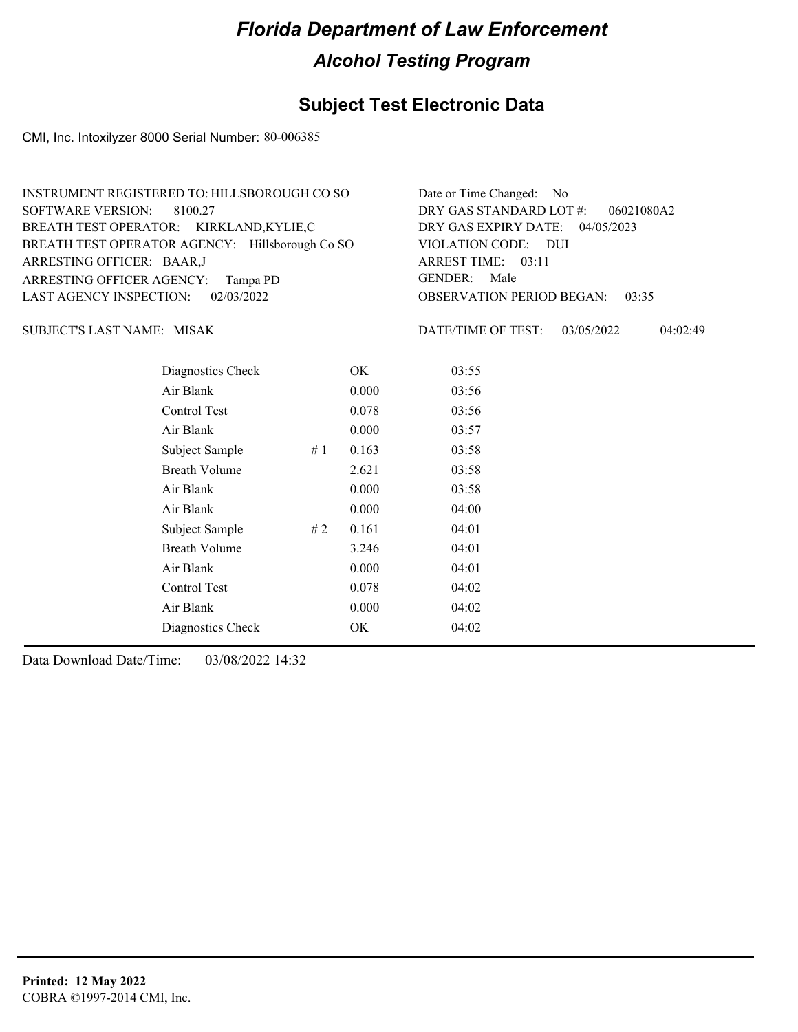# Florida Department of Law Enforcement

## Alcohol Testing Program

### Subject Test Electronic Data

CMI, Inc. Intoxilyzer 8000 Serial Number: 80-006385

INSTRUMENT REGISTERED TO: HILLSBOROUGH CO SO
SOFTWARE VERSION: 8100.27
BREATH TEST OPERATOR: KIRKLAND,KYLIE,C
BREATH TEST OPERATOR AGENCY: Hillsborough Co SO
ARRESTING OFFICER: BAAR,J
ARRESTING OFFICER AGENCY: Tampa PD
LAST AGENCY INSPECTION: 02/03/2022

Date or Time Changed: No
DRY GAS STANDARD LOT #: 06021080A2
DRY GAS EXPIRY DATE: 04/05/2023
VIOLATION CODE: DUI
ARREST TIME: 03:11
GENDER: Male
OBSERVATION PERIOD BEGAN: 03:35

SUBJECT'S LAST NAME: MISAK

DATE/TIME OF TEST: 03/05/2022 04:02:49

| Test | # | Result | Time |
|---|---|---|---|
| Diagnostics Check | | OK | 03:55 |
| Air Blank | | 0.000 | 03:56 |
| Control Test | | 0.078 | 03:56 |
| Air Blank | | 0.000 | 03:57 |
| Subject Sample | # 1 | 0.163 | 03:58 |
| Breath Volume | | 2.621 | 03:58 |
| Air Blank | | 0.000 | 03:58 |
| Air Blank | | 0.000 | 04:00 |
| Subject Sample | # 2 | 0.161 | 04:01 |
| Breath Volume | | 3.246 | 04:01 |
| Air Blank | | 0.000 | 04:01 |
| Control Test | | 0.078 | 04:02 |
| Air Blank | | 0.000 | 04:02 |
| Diagnostics Check | | OK | 04:02 |

Data Download Date/Time: 03/08/2022 14:32

**Printed: 12 May 2022**
COBRA ©1997-2014 CMI, Inc.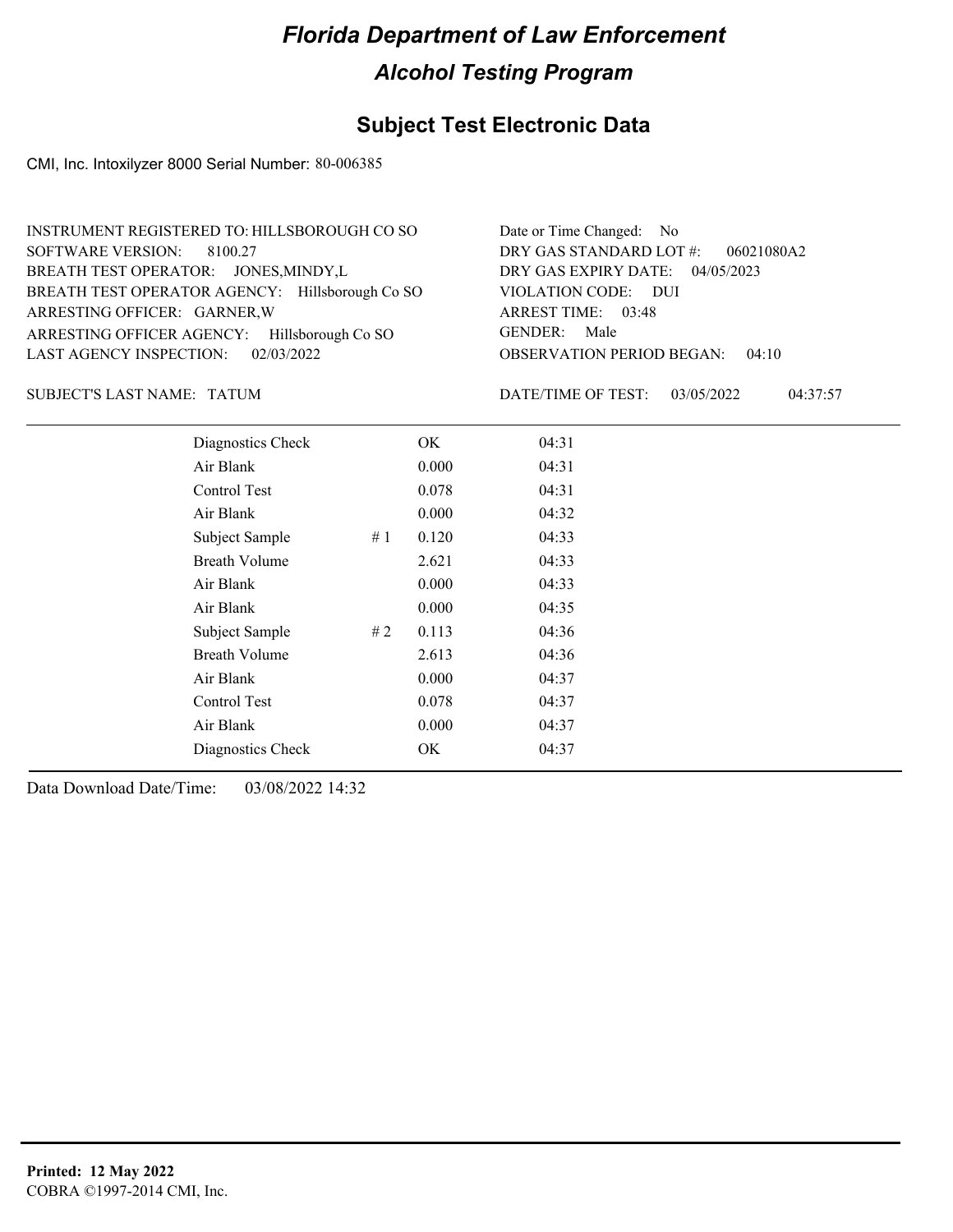# Florida Department of Law Enforcement

## Alcohol Testing Program

### Subject Test Electronic Data

CMI, Inc. Intoxilyzer 8000 Serial Number: 80-006385

INSTRUMENT REGISTERED TO: HILLSBOROUGH CO SO
SOFTWARE VERSION: 8100.27
BREATH TEST OPERATOR: JONES,MINDY,L
BREATH TEST OPERATOR AGENCY: Hillsborough Co SO
ARRESTING OFFICER: GARNER,W
ARRESTING OFFICER AGENCY: Hillsborough Co SO
LAST AGENCY INSPECTION: 02/03/2022

Date or Time Changed: No
DRY GAS STANDARD LOT #: 06021080A2
DRY GAS EXPIRY DATE: 04/05/2023
VIOLATION CODE: DUI
ARREST TIME: 03:48
GENDER: Male
OBSERVATION PERIOD BEGAN: 04:10

SUBJECT'S LAST NAME: TATUM

DATE/TIME OF TEST: 03/05/2022 04:37:57

| | | | |
|---|---|---|---|
| Diagnostics Check | | OK | 04:31 |
| Air Blank | | 0.000 | 04:31 |
| Control Test | | 0.078 | 04:31 |
| Air Blank | | 0.000 | 04:32 |
| Subject Sample | # 1 | 0.120 | 04:33 |
| Breath Volume | | 2.621 | 04:33 |
| Air Blank | | 0.000 | 04:33 |
| Air Blank | | 0.000 | 04:35 |
| Subject Sample | # 2 | 0.113 | 04:36 |
| Breath Volume | | 2.613 | 04:36 |
| Air Blank | | 0.000 | 04:37 |
| Control Test | | 0.078 | 04:37 |
| Air Blank | | 0.000 | 04:37 |
| Diagnostics Check | | OK | 04:37 |

Data Download Date/Time: 03/08/2022 14:32

**Printed: 12 May 2022**
COBRA ©1997-2014 CMI, Inc.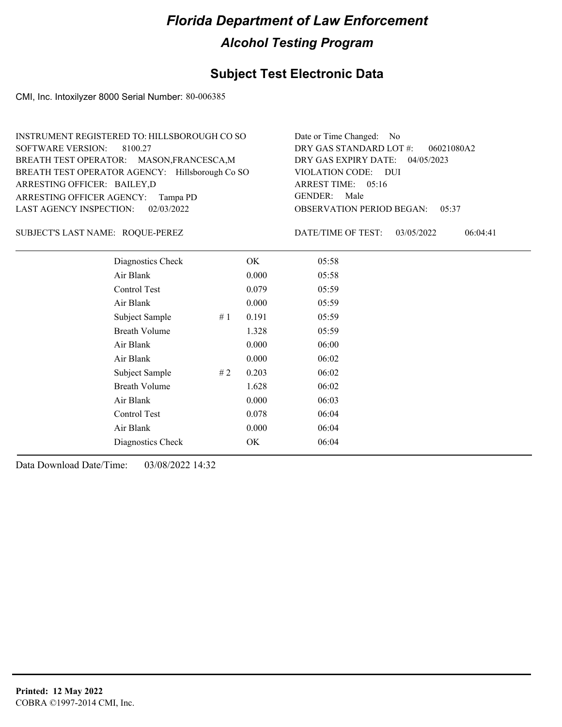# Florida Department of Law Enforcement

## Alcohol Testing Program

## Subject Test Electronic Data

CMI, Inc. Intoxilyzer 8000 Serial Number: 80-006385

INSTRUMENT REGISTERED TO: HILLSBOROUGH CO SO
SOFTWARE VERSION: 8100.27
BREATH TEST OPERATOR: MASON,FRANCESCA,M
BREATH TEST OPERATOR AGENCY: Hillsborough Co SO
ARRESTING OFFICER: BAILEY,D
ARRESTING OFFICER AGENCY: Tampa PD
LAST AGENCY INSPECTION: 02/03/2022

Date or Time Changed: No
DRY GAS STANDARD LOT #: 06021080A2
DRY GAS EXPIRY DATE: 04/05/2023
VIOLATION CODE: DUI
ARREST TIME: 05:16
GENDER: Male
OBSERVATION PERIOD BEGAN: 05:37

SUBJECT'S LAST NAME: ROQUE-PEREZ

DATE/TIME OF TEST: 03/05/2022 06:04:41

| | | | |
|---|---|---|---|
| Diagnostics Check | | OK | 05:58 |
| Air Blank | | 0.000 | 05:58 |
| Control Test | | 0.079 | 05:59 |
| Air Blank | | 0.000 | 05:59 |
| Subject Sample | # 1 | 0.191 | 05:59 |
| Breath Volume | | 1.328 | 05:59 |
| Air Blank | | 0.000 | 06:00 |
| Air Blank | | 0.000 | 06:02 |
| Subject Sample | # 2 | 0.203 | 06:02 |
| Breath Volume | | 1.628 | 06:02 |
| Air Blank | | 0.000 | 06:03 |
| Control Test | | 0.078 | 06:04 |
| Air Blank | | 0.000 | 06:04 |
| Diagnostics Check | | OK | 06:04 |

Data Download Date/Time: 03/08/2022 14:32

**Printed: 12 May 2022**
COBRA ©1997-2014 CMI, Inc.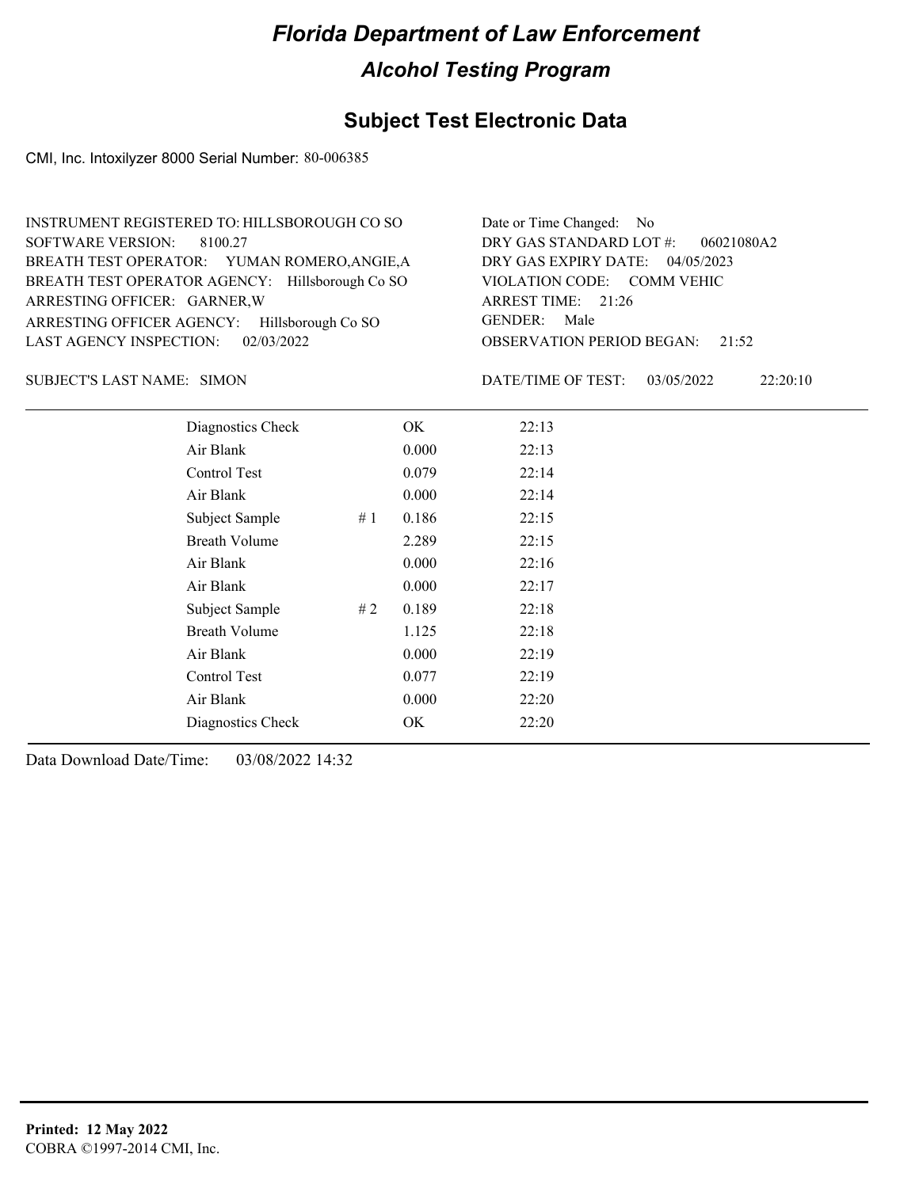# Florida Department of Law Enforcement

## Alcohol Testing Program

## Subject Test Electronic Data

CMI, Inc. Intoxilyzer 8000 Serial Number: 80-006385

INSTRUMENT REGISTERED TO: HILLSBOROUGH CO SO
SOFTWARE VERSION: 8100.27
BREATH TEST OPERATOR: YUMAN ROMERO,ANGIE,A
BREATH TEST OPERATOR AGENCY: Hillsborough Co SO
ARRESTING OFFICER: GARNER,W
ARRESTING OFFICER AGENCY: Hillsborough Co SO
LAST AGENCY INSPECTION: 02/03/2022

Date or Time Changed: No
DRY GAS STANDARD LOT #: 06021080A2
DRY GAS EXPIRY DATE: 04/05/2023
VIOLATION CODE: COMM VEHIC
ARREST TIME: 21:26
GENDER: Male
OBSERVATION PERIOD BEGAN: 21:52

SUBJECT'S LAST NAME: SIMON

DATE/TIME OF TEST: 03/05/2022 22:20:10

| | | | |
|---|---|---|---|
| Diagnostics Check | | OK | 22:13 |
| Air Blank | | 0.000 | 22:13 |
| Control Test | | 0.079 | 22:14 |
| Air Blank | | 0.000 | 22:14 |
| Subject Sample | # 1 | 0.186 | 22:15 |
| Breath Volume | | 2.289 | 22:15 |
| Air Blank | | 0.000 | 22:16 |
| Air Blank | | 0.000 | 22:17 |
| Subject Sample | # 2 | 0.189 | 22:18 |
| Breath Volume | | 1.125 | 22:18 |
| Air Blank | | 0.000 | 22:19 |
| Control Test | | 0.077 | 22:19 |
| Air Blank | | 0.000 | 22:20 |
| Diagnostics Check | | OK | 22:20 |

Data Download Date/Time: 03/08/2022 14:32

**Printed: 12 May 2022**
COBRA ©1997-2014 CMI, Inc.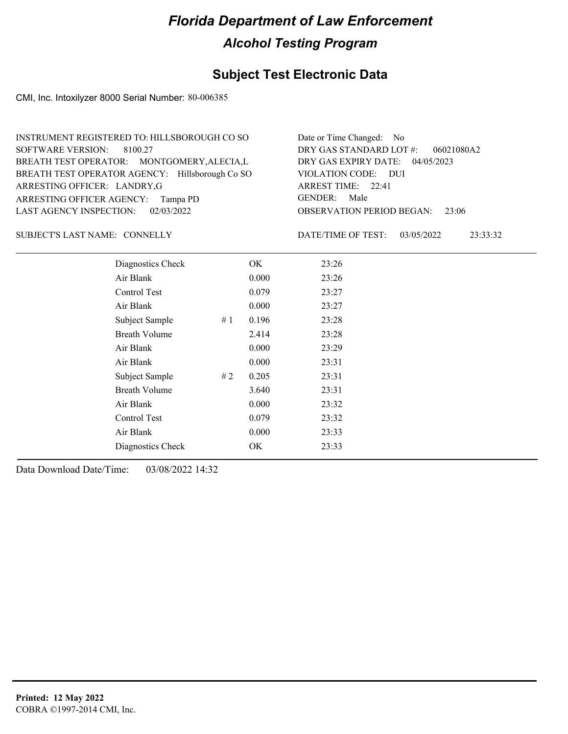# Florida Department of Law Enforcement

## Alcohol Testing Program

### Subject Test Electronic Data

CMI, Inc. Intoxilyzer 8000 Serial Number: 80-006385

INSTRUMENT REGISTERED TO: HILLSBOROUGH CO SO
SOFTWARE VERSION: 8100.27
BREATH TEST OPERATOR: MONTGOMERY,ALECIA,L
BREATH TEST OPERATOR AGENCY: Hillsborough Co SO
ARRESTING OFFICER: LANDRY,G
ARRESTING OFFICER AGENCY: Tampa PD
LAST AGENCY INSPECTION: 02/03/2022

Date or Time Changed: No
DRY GAS STANDARD LOT #: 06021080A2
DRY GAS EXPIRY DATE: 04/05/2023
VIOLATION CODE: DUI
ARREST TIME: 22:41
GENDER: Male
OBSERVATION PERIOD BEGAN: 23:06

SUBJECT'S LAST NAME: CONNELLY

DATE/TIME OF TEST: 03/05/2022 23:33:32

| | | | |
|---|---|---|---|
| Diagnostics Check | | OK | 23:26 |
| Air Blank | | 0.000 | 23:26 |
| Control Test | | 0.079 | 23:27 |
| Air Blank | | 0.000 | 23:27 |
| Subject Sample | # 1 | 0.196 | 23:28 |
| Breath Volume | | 2.414 | 23:28 |
| Air Blank | | 0.000 | 23:29 |
| Air Blank | | 0.000 | 23:31 |
| Subject Sample | # 2 | 0.205 | 23:31 |
| Breath Volume | | 3.640 | 23:31 |
| Air Blank | | 0.000 | 23:32 |
| Control Test | | 0.079 | 23:32 |
| Air Blank | | 0.000 | 23:33 |
| Diagnostics Check | | OK | 23:33 |

Data Download Date/Time: 03/08/2022 14:32

**Printed: 12 May 2022**
COBRA ©1997-2014 CMI, Inc.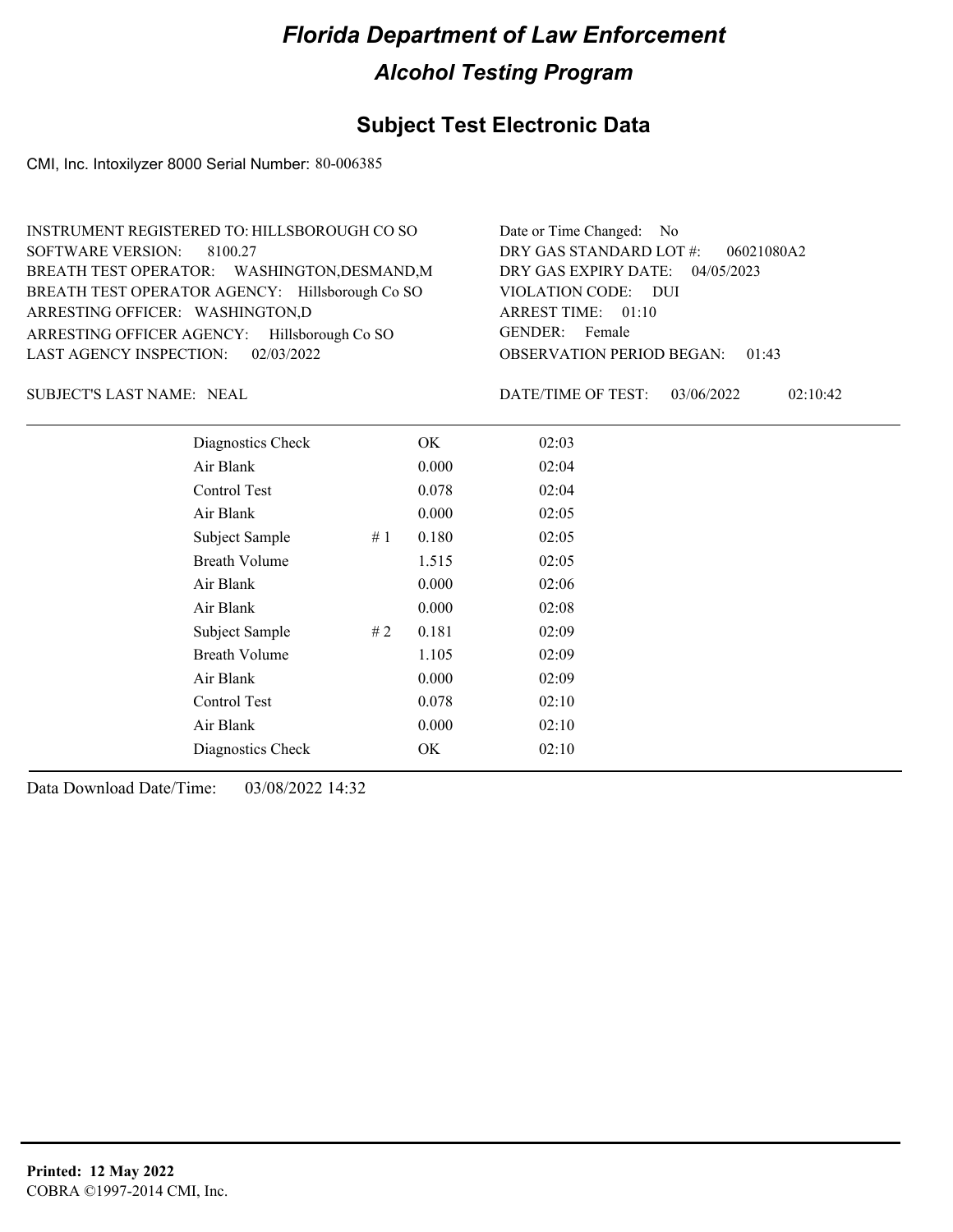# Florida Department of Law Enforcement

## Alcohol Testing Program

### Subject Test Electronic Data

CMI, Inc. Intoxilyzer 8000 Serial Number: 80-006385

INSTRUMENT REGISTERED TO: HILLSBOROUGH CO SO
SOFTWARE VERSION: 8100.27
BREATH TEST OPERATOR: WASHINGTON,DESMAND,M
BREATH TEST OPERATOR AGENCY: Hillsborough Co SO
ARRESTING OFFICER: WASHINGTON,D
ARRESTING OFFICER AGENCY: Hillsborough Co SO
LAST AGENCY INSPECTION: 02/03/2022

Date or Time Changed: No
DRY GAS STANDARD LOT #: 06021080A2
DRY GAS EXPIRY DATE: 04/05/2023
VIOLATION CODE: DUI
ARREST TIME: 01:10
GENDER: Female
OBSERVATION PERIOD BEGAN: 01:43

SUBJECT'S LAST NAME: NEAL

DATE/TIME OF TEST: 03/06/2022 02:10:42

| | | | |
|---|---|---|---|
| Diagnostics Check | | OK | 02:03 |
| Air Blank | | 0.000 | 02:04 |
| Control Test | | 0.078 | 02:04 |
| Air Blank | | 0.000 | 02:05 |
| Subject Sample | # 1 | 0.180 | 02:05 |
| Breath Volume | | 1.515 | 02:05 |
| Air Blank | | 0.000 | 02:06 |
| Air Blank | | 0.000 | 02:08 |
| Subject Sample | # 2 | 0.181 | 02:09 |
| Breath Volume | | 1.105 | 02:09 |
| Air Blank | | 0.000 | 02:09 |
| Control Test | | 0.078 | 02:10 |
| Air Blank | | 0.000 | 02:10 |
| Diagnostics Check | | OK | 02:10 |

Data Download Date/Time: 03/08/2022 14:32

**Printed: 12 May 2022**
COBRA ©1997-2014 CMI, Inc.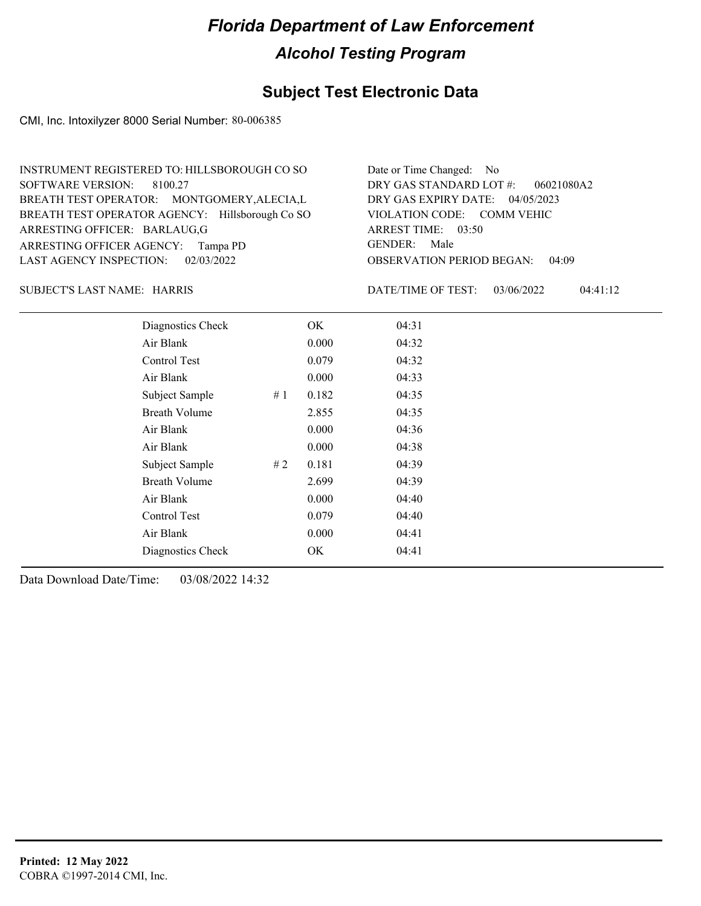# Florida Department of Law Enforcement

## Alcohol Testing Program

### Subject Test Electronic Data

CMI, Inc. Intoxilyzer 8000 Serial Number: 80-006385

INSTRUMENT REGISTERED TO: HILLSBOROUGH CO SO
SOFTWARE VERSION: 8100.27
BREATH TEST OPERATOR: MONTGOMERY,ALECIA,L
BREATH TEST OPERATOR AGENCY: Hillsborough Co SO
ARRESTING OFFICER: BARLAUG,G
ARRESTING OFFICER AGENCY: Tampa PD
LAST AGENCY INSPECTION: 02/03/2022

Date or Time Changed: No
DRY GAS STANDARD LOT #: 06021080A2
DRY GAS EXPIRY DATE: 04/05/2023
VIOLATION CODE: COMM VEHIC
ARREST TIME: 03:50
GENDER: Male
OBSERVATION PERIOD BEGAN: 04:09

SUBJECT'S LAST NAME: HARRIS

DATE/TIME OF TEST: 03/06/2022 04:41:12

| | | | |
|---|---|---|---|
| Diagnostics Check | | OK | 04:31 |
| Air Blank | | 0.000 | 04:32 |
| Control Test | | 0.079 | 04:32 |
| Air Blank | | 0.000 | 04:33 |
| Subject Sample | # 1 | 0.182 | 04:35 |
| Breath Volume | | 2.855 | 04:35 |
| Air Blank | | 0.000 | 04:36 |
| Air Blank | | 0.000 | 04:38 |
| Subject Sample | # 2 | 0.181 | 04:39 |
| Breath Volume | | 2.699 | 04:39 |
| Air Blank | | 0.000 | 04:40 |
| Control Test | | 0.079 | 04:40 |
| Air Blank | | 0.000 | 04:41 |
| Diagnostics Check | | OK | 04:41 |

Data Download Date/Time: 03/08/2022 14:32

**Printed: 12 May 2022**
COBRA ©1997-2014 CMI, Inc.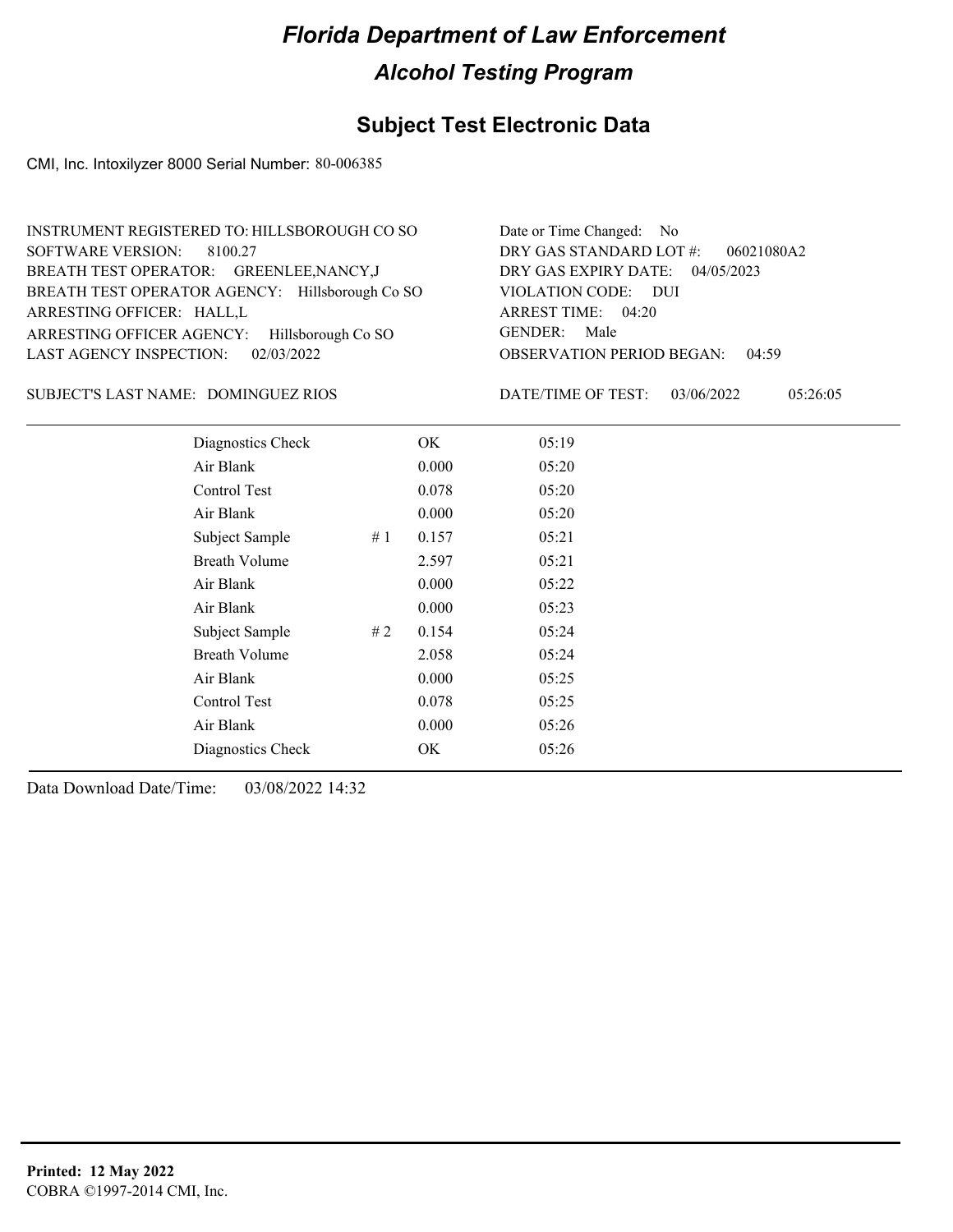# Florida Department of Law Enforcement

## Alcohol Testing Program

### Subject Test Electronic Data

CMI, Inc. Intoxilyzer 8000 Serial Number: 80-006385

INSTRUMENT REGISTERED TO: HILLSBOROUGH CO SO
SOFTWARE VERSION: 8100.27
BREATH TEST OPERATOR: GREENLEE,NANCY,J
BREATH TEST OPERATOR AGENCY: Hillsborough Co SO
ARRESTING OFFICER: HALL,L
ARRESTING OFFICER AGENCY: Hillsborough Co SO
LAST AGENCY INSPECTION: 02/03/2022

Date or Time Changed: No
DRY GAS STANDARD LOT #: 06021080A2
DRY GAS EXPIRY DATE: 04/05/2023
VIOLATION CODE: DUI
ARREST TIME: 04:20
GENDER: Male
OBSERVATION PERIOD BEGAN: 04:59

SUBJECT'S LAST NAME: DOMINGUEZ RIOS

DATE/TIME OF TEST: 03/06/2022 05:26:05

| | | | |
|---|---|---|---|
| Diagnostics Check | | OK | 05:19 |
| Air Blank | | 0.000 | 05:20 |
| Control Test | | 0.078 | 05:20 |
| Air Blank | | 0.000 | 05:20 |
| Subject Sample | # 1 | 0.157 | 05:21 |
| Breath Volume | | 2.597 | 05:21 |
| Air Blank | | 0.000 | 05:22 |
| Air Blank | | 0.000 | 05:23 |
| Subject Sample | # 2 | 0.154 | 05:24 |
| Breath Volume | | 2.058 | 05:24 |
| Air Blank | | 0.000 | 05:25 |
| Control Test | | 0.078 | 05:25 |
| Air Blank | | 0.000 | 05:26 |
| Diagnostics Check | | OK | 05:26 |

Data Download Date/Time: 03/08/2022 14:32

**Printed: 12 May 2022**
COBRA ©1997-2014 CMI, Inc.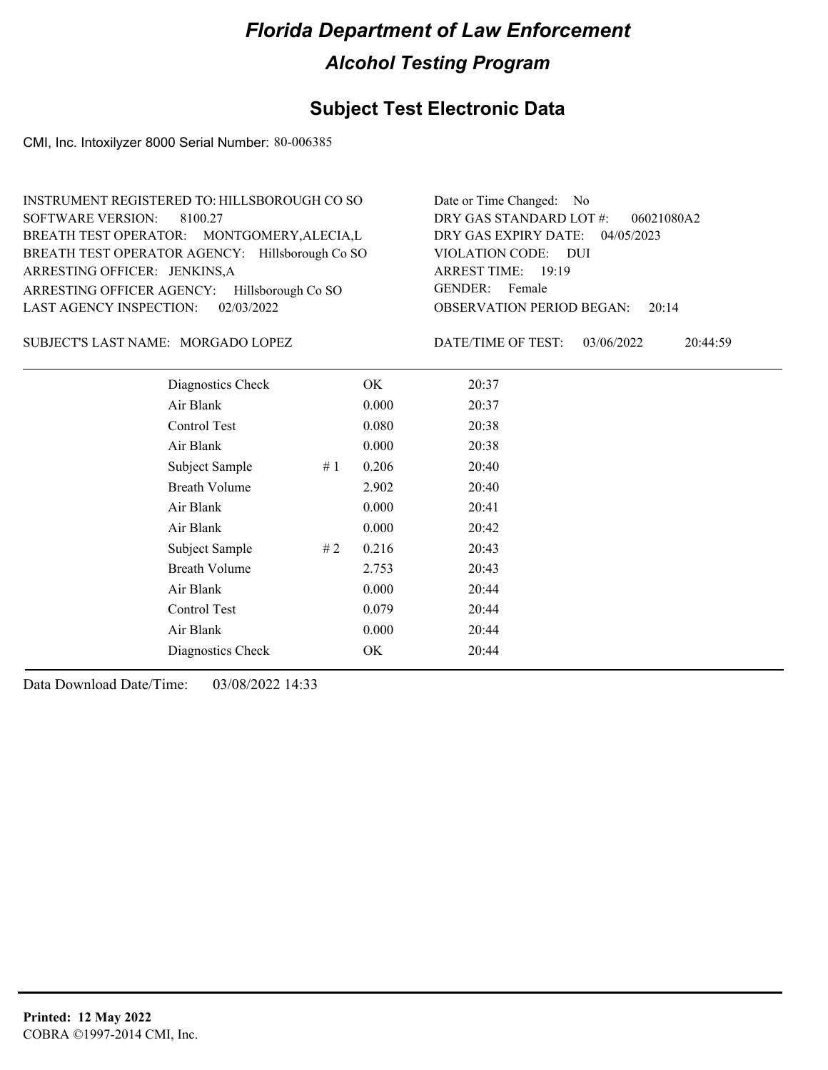# Florida Department of Law Enforcement

## Alcohol Testing Program

### Subject Test Electronic Data

CMI, Inc. Intoxilyzer 8000 Serial Number: 80-006385

INSTRUMENT REGISTERED TO: HILLSBOROUGH CO SO
SOFTWARE VERSION: 8100.27
BREATH TEST OPERATOR: MONTGOMERY,ALECIA,L
BREATH TEST OPERATOR AGENCY: Hillsborough Co SO
ARRESTING OFFICER: JENKINS,A
ARRESTING OFFICER AGENCY: Hillsborough Co SO
LAST AGENCY INSPECTION: 02/03/2022

Date or Time Changed: No
DRY GAS STANDARD LOT #: 06021080A2
DRY GAS EXPIRY DATE: 04/05/2023
VIOLATION CODE: DUI
ARREST TIME: 19:19
GENDER: Female
OBSERVATION PERIOD BEGAN: 20:14

SUBJECT'S LAST NAME: MORGADO LOPEZ

DATE/TIME OF TEST: 03/06/2022 20:44:59

| | | | |
|---|---|---|---|
| Diagnostics Check | | OK | 20:37 |
| Air Blank | | 0.000 | 20:37 |
| Control Test | | 0.080 | 20:38 |
| Air Blank | | 0.000 | 20:38 |
| Subject Sample | # 1 | 0.206 | 20:40 |
| Breath Volume | | 2.902 | 20:40 |
| Air Blank | | 0.000 | 20:41 |
| Air Blank | | 0.000 | 20:42 |
| Subject Sample | # 2 | 0.216 | 20:43 |
| Breath Volume | | 2.753 | 20:43 |
| Air Blank | | 0.000 | 20:44 |
| Control Test | | 0.079 | 20:44 |
| Air Blank | | 0.000 | 20:44 |
| Diagnostics Check | | OK | 20:44 |

Data Download Date/Time: 03/08/2022 14:33

**Printed: 12 May 2022**
COBRA ©1997-2014 CMI, Inc.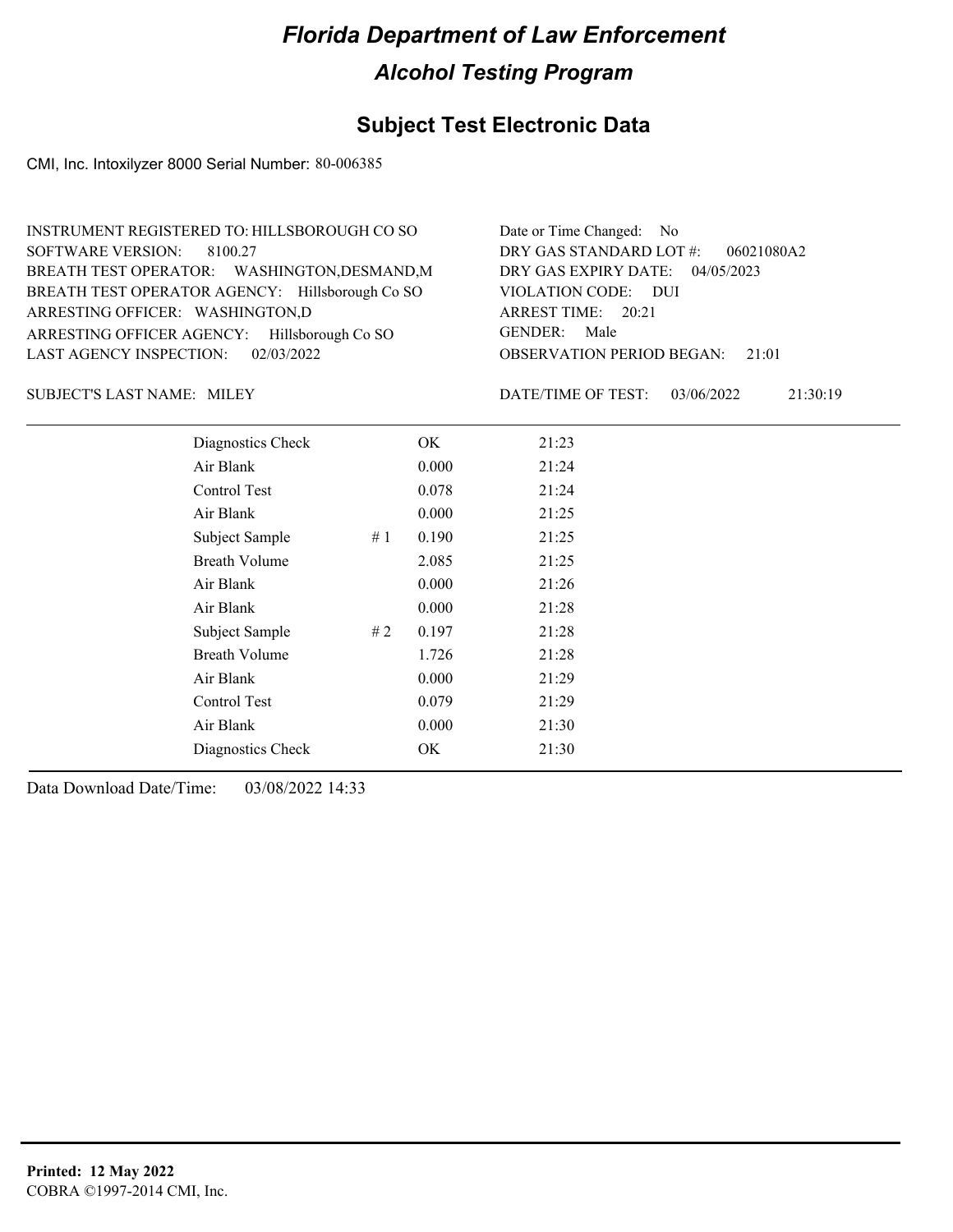# Florida Department of Law Enforcement

## Alcohol Testing Program

### Subject Test Electronic Data

CMI, Inc. Intoxilyzer 8000 Serial Number: 80-006385

INSTRUMENT REGISTERED TO: HILLSBOROUGH CO SO
SOFTWARE VERSION: 8100.27
BREATH TEST OPERATOR: WASHINGTON,DESMAND,M
BREATH TEST OPERATOR AGENCY: Hillsborough Co SO
ARRESTING OFFICER: WASHINGTON,D
ARRESTING OFFICER AGENCY: Hillsborough Co SO
LAST AGENCY INSPECTION: 02/03/2022

Date or Time Changed: No
DRY GAS STANDARD LOT #: 06021080A2
DRY GAS EXPIRY DATE: 04/05/2023
VIOLATION CODE: DUI
ARREST TIME: 20:21
GENDER: Male
OBSERVATION PERIOD BEGAN: 21:01

SUBJECT'S LAST NAME: MILEY

DATE/TIME OF TEST: 03/06/2022 21:30:19

| | | | |
|---|---|---|---|
| Diagnostics Check | | OK | 21:23 |
| Air Blank | | 0.000 | 21:24 |
| Control Test | | 0.078 | 21:24 |
| Air Blank | | 0.000 | 21:25 |
| Subject Sample | # 1 | 0.190 | 21:25 |
| Breath Volume | | 2.085 | 21:25 |
| Air Blank | | 0.000 | 21:26 |
| Air Blank | | 0.000 | 21:28 |
| Subject Sample | # 2 | 0.197 | 21:28 |
| Breath Volume | | 1.726 | 21:28 |
| Air Blank | | 0.000 | 21:29 |
| Control Test | | 0.079 | 21:29 |
| Air Blank | | 0.000 | 21:30 |
| Diagnostics Check | | OK | 21:30 |

Data Download Date/Time: 03/08/2022 14:33

**Printed: 12 May 2022**
COBRA ©1997-2014 CMI, Inc.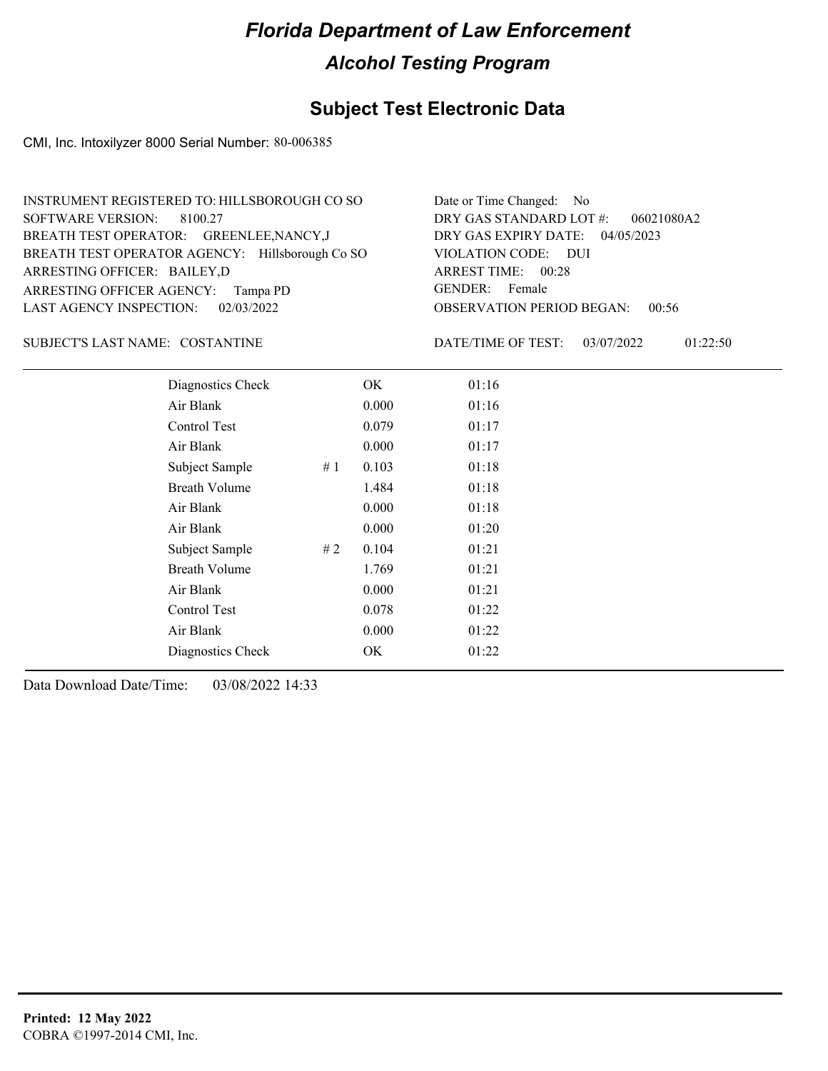# Florida Department of Law Enforcement

## Alcohol Testing Program

## Subject Test Electronic Data

CMI, Inc. Intoxilyzer 8000 Serial Number: 80-006385

INSTRUMENT REGISTERED TO: HILLSBOROUGH CO SO
SOFTWARE VERSION: 8100.27
BREATH TEST OPERATOR: GREENLEE,NANCY,J
BREATH TEST OPERATOR AGENCY: Hillsborough Co SO
ARRESTING OFFICER: BAILEY,D
ARRESTING OFFICER AGENCY: Tampa PD
LAST AGENCY INSPECTION: 02/03/2022

Date or Time Changed: No
DRY GAS STANDARD LOT #: 06021080A2
DRY GAS EXPIRY DATE: 04/05/2023
VIOLATION CODE: DUI
ARREST TIME: 00:28
GENDER: Female
OBSERVATION PERIOD BEGAN: 00:56

SUBJECT'S LAST NAME: COSTANTINE

DATE/TIME OF TEST: 03/07/2022 01:22:50

| Test | # | Result | Time |
|---|---|---|---|
| Diagnostics Check | | OK | 01:16 |
| Air Blank | | 0.000 | 01:16 |
| Control Test | | 0.079 | 01:17 |
| Air Blank | | 0.000 | 01:17 |
| Subject Sample | # 1 | 0.103 | 01:18 |
| Breath Volume | | 1.484 | 01:18 |
| Air Blank | | 0.000 | 01:18 |
| Air Blank | | 0.000 | 01:20 |
| Subject Sample | # 2 | 0.104 | 01:21 |
| Breath Volume | | 1.769 | 01:21 |
| Air Blank | | 0.000 | 01:21 |
| Control Test | | 0.078 | 01:22 |
| Air Blank | | 0.000 | 01:22 |
| Diagnostics Check | | OK | 01:22 |

Data Download Date/Time: 03/08/2022 14:33

**Printed: 12 May 2022**
COBRA ©1997-2014 CMI, Inc.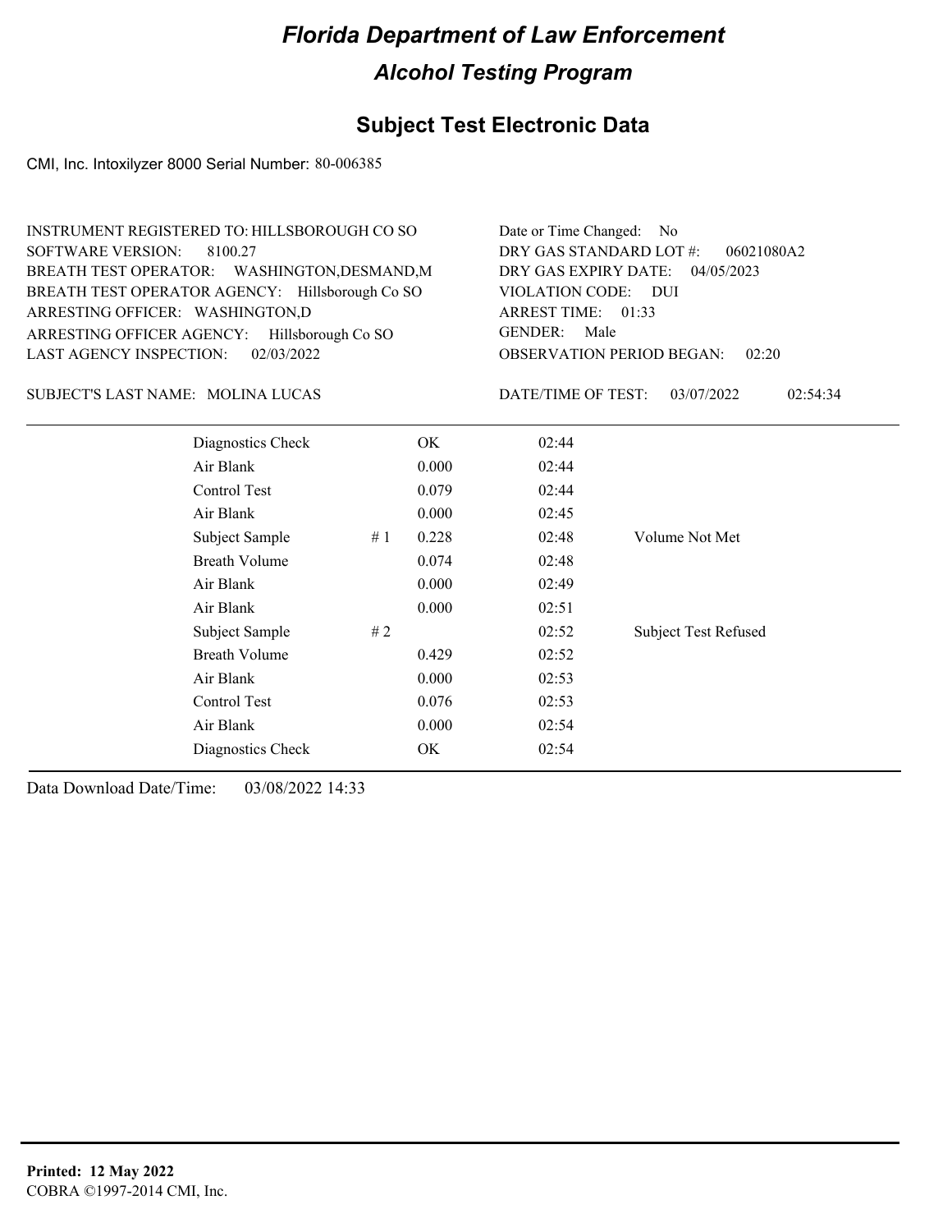# Florida Department of Law Enforcement

## Alcohol Testing Program

### Subject Test Electronic Data

CMI, Inc. Intoxilyzer 8000 Serial Number: 80-006385

INSTRUMENT REGISTERED TO: HILLSBOROUGH CO SO
SOFTWARE VERSION: 8100.27
BREATH TEST OPERATOR: WASHINGTON,DESMAND,M
BREATH TEST OPERATOR AGENCY: Hillsborough Co SO
ARRESTING OFFICER: WASHINGTON,D
ARRESTING OFFICER AGENCY: Hillsborough Co SO
LAST AGENCY INSPECTION: 02/03/2022

Date or Time Changed: No
DRY GAS STANDARD LOT #: 06021080A2
DRY GAS EXPIRY DATE: 04/05/2023
VIOLATION CODE: DUI
ARREST TIME: 01:33
GENDER: Male
OBSERVATION PERIOD BEGAN: 02:20

SUBJECT'S LAST NAME: MOLINA LUCAS

DATE/TIME OF TEST: 03/07/2022 02:54:34

| | | | | |
|---|---|---|---|---|
| Diagnostics Check | | OK | 02:44 | |
| Air Blank | | 0.000 | 02:44 | |
| Control Test | | 0.079 | 02:44 | |
| Air Blank | | 0.000 | 02:45 | |
| Subject Sample | # 1 | 0.228 | 02:48 | Volume Not Met |
| Breath Volume | | 0.074 | 02:48 | |
| Air Blank | | 0.000 | 02:49 | |
| Air Blank | | 0.000 | 02:51 | |
| Subject Sample | # 2 | | 02:52 | Subject Test Refused |
| Breath Volume | | 0.429 | 02:52 | |
| Air Blank | | 0.000 | 02:53 | |
| Control Test | | 0.076 | 02:53 | |
| Air Blank | | 0.000 | 02:54 | |
| Diagnostics Check | | OK | 02:54 | |

Data Download Date/Time: 03/08/2022 14:33

**Printed: 12 May 2022**
COBRA ©1997-2014 CMI, Inc.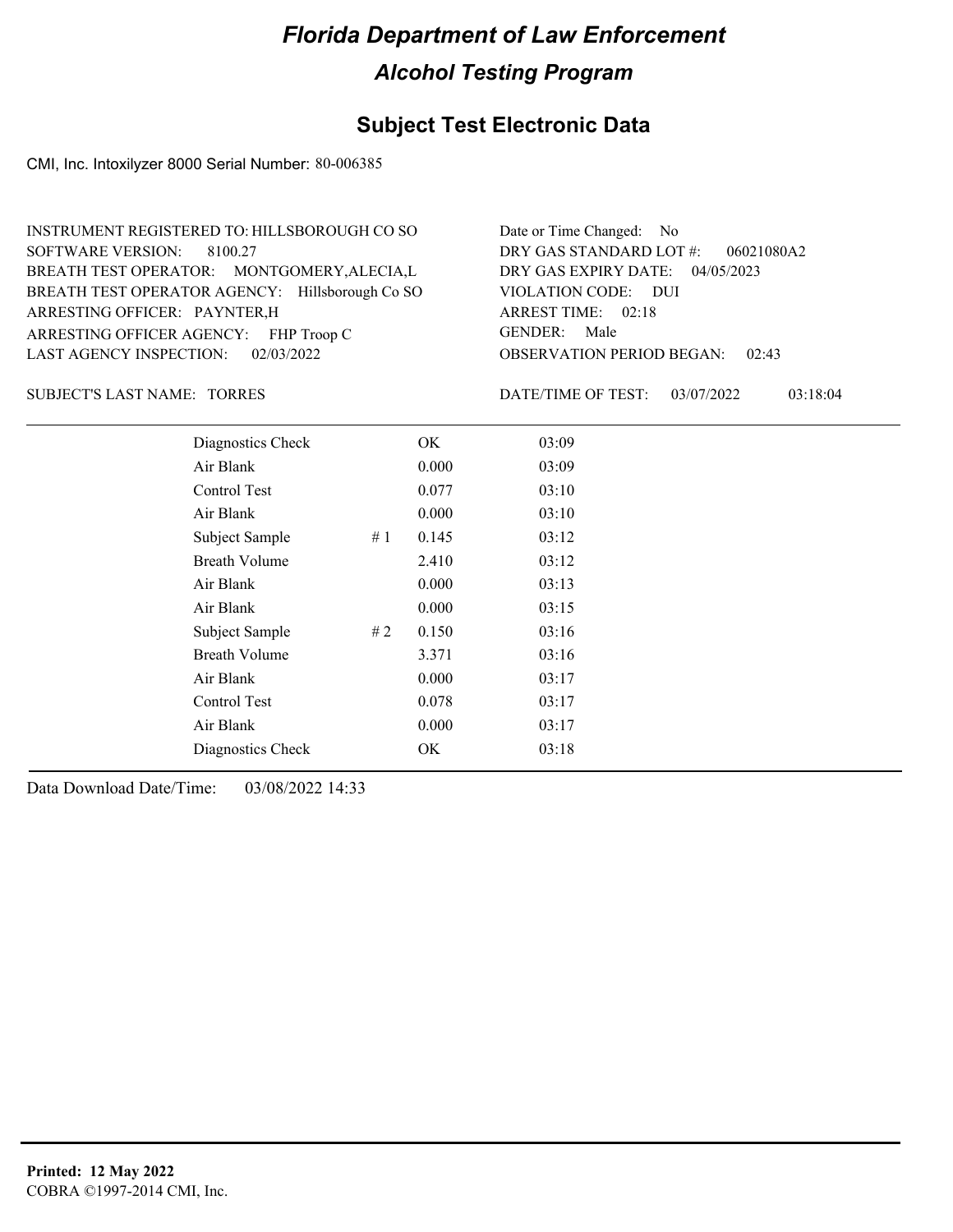# Florida Department of Law Enforcement

## Alcohol Testing Program

### Subject Test Electronic Data

CMI, Inc. Intoxilyzer 8000 Serial Number: 80-006385

INSTRUMENT REGISTERED TO: HILLSBOROUGH CO SO
SOFTWARE VERSION: 8100.27
BREATH TEST OPERATOR: MONTGOMERY,ALECIA,L
BREATH TEST OPERATOR AGENCY: Hillsborough Co SO
ARRESTING OFFICER: PAYNTER,H
ARRESTING OFFICER AGENCY: FHP Troop C
LAST AGENCY INSPECTION: 02/03/2022

Date or Time Changed: No
DRY GAS STANDARD LOT #: 06021080A2
DRY GAS EXPIRY DATE: 04/05/2023
VIOLATION CODE: DUI
ARREST TIME: 02:18
GENDER: Male
OBSERVATION PERIOD BEGAN: 02:43

SUBJECT'S LAST NAME: TORRES

DATE/TIME OF TEST: 03/07/2022 03:18:04

| Test | # | Result | Time |
|---|---|---|---|
| Diagnostics Check | | OK | 03:09 |
| Air Blank | | 0.000 | 03:09 |
| Control Test | | 0.077 | 03:10 |
| Air Blank | | 0.000 | 03:10 |
| Subject Sample | # 1 | 0.145 | 03:12 |
| Breath Volume | | 2.410 | 03:12 |
| Air Blank | | 0.000 | 03:13 |
| Air Blank | | 0.000 | 03:15 |
| Subject Sample | # 2 | 0.150 | 03:16 |
| Breath Volume | | 3.371 | 03:16 |
| Air Blank | | 0.000 | 03:17 |
| Control Test | | 0.078 | 03:17 |
| Air Blank | | 0.000 | 03:17 |
| Diagnostics Check | | OK | 03:18 |

Data Download Date/Time: 03/08/2022 14:33

**Printed: 12 May 2022**
COBRA ©1997-2014 CMI, Inc.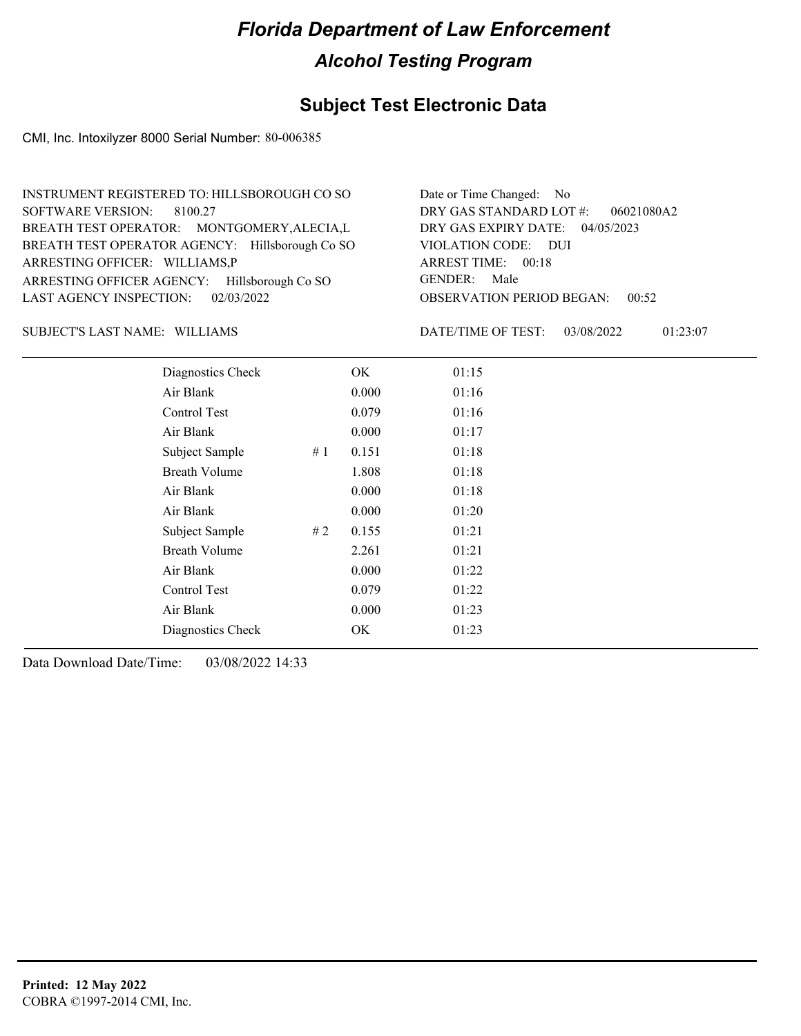# Florida Department of Law Enforcement

## Alcohol Testing Program

### Subject Test Electronic Data

CMI, Inc. Intoxilyzer 8000 Serial Number: 80-006385

INSTRUMENT REGISTERED TO: HILLSBOROUGH CO SO
SOFTWARE VERSION: 8100.27
BREATH TEST OPERATOR: MONTGOMERY,ALECIA,L
BREATH TEST OPERATOR AGENCY: Hillsborough Co SO
ARRESTING OFFICER: WILLIAMS,P
ARRESTING OFFICER AGENCY: Hillsborough Co SO
LAST AGENCY INSPECTION: 02/03/2022

Date or Time Changed: No
DRY GAS STANDARD LOT #: 06021080A2
DRY GAS EXPIRY DATE: 04/05/2023
VIOLATION CODE: DUI
ARREST TIME: 00:18
GENDER: Male
OBSERVATION PERIOD BEGAN: 00:52

SUBJECT'S LAST NAME: WILLIAMS

DATE/TIME OF TEST: 03/08/2022 01:23:07

| | | | |
|---|---|---|---|
| Diagnostics Check | | OK | 01:15 |
| Air Blank | | 0.000 | 01:16 |
| Control Test | | 0.079 | 01:16 |
| Air Blank | | 0.000 | 01:17 |
| Subject Sample | # 1 | 0.151 | 01:18 |
| Breath Volume | | 1.808 | 01:18 |
| Air Blank | | 0.000 | 01:18 |
| Air Blank | | 0.000 | 01:20 |
| Subject Sample | # 2 | 0.155 | 01:21 |
| Breath Volume | | 2.261 | 01:21 |
| Air Blank | | 0.000 | 01:22 |
| Control Test | | 0.079 | 01:22 |
| Air Blank | | 0.000 | 01:23 |
| Diagnostics Check | | OK | 01:23 |

Data Download Date/Time: 03/08/2022 14:33

**Printed: 12 May 2022**
COBRA ©1997-2014 CMI, Inc.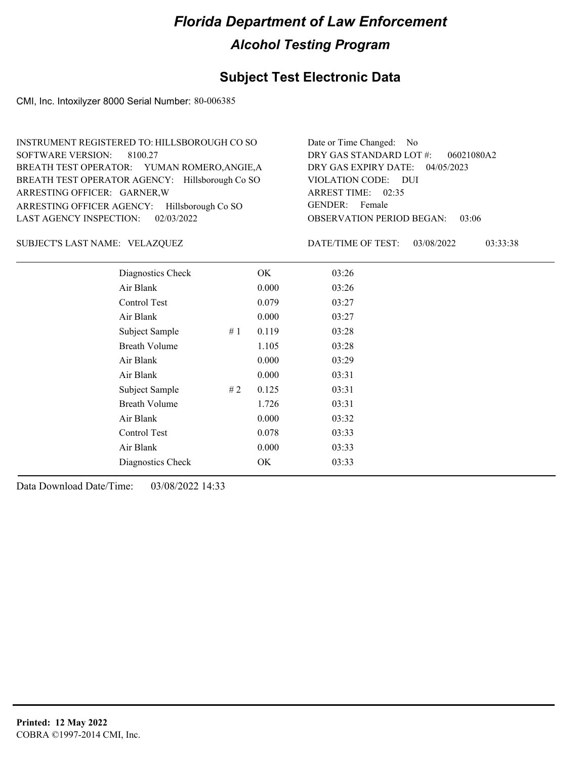# Florida Department of Law Enforcement

## Alcohol Testing Program

### Subject Test Electronic Data

CMI, Inc. Intoxilyzer 8000 Serial Number: 80-006385

INSTRUMENT REGISTERED TO: HILLSBOROUGH CO SO
SOFTWARE VERSION: 8100.27
BREATH TEST OPERATOR: YUMAN ROMERO,ANGIE,A
BREATH TEST OPERATOR AGENCY: Hillsborough Co SO
ARRESTING OFFICER: GARNER,W
ARRESTING OFFICER AGENCY: Hillsborough Co SO
LAST AGENCY INSPECTION: 02/03/2022

Date or Time Changed: No
DRY GAS STANDARD LOT #: 06021080A2
DRY GAS EXPIRY DATE: 04/05/2023
VIOLATION CODE: DUI
ARREST TIME: 02:35
GENDER: Female
OBSERVATION PERIOD BEGAN: 03:06

SUBJECT'S LAST NAME: VELAZQUEZ

DATE/TIME OF TEST: 03/08/2022 03:33:38

| Test | # | Result | Time |
|---|---|---|---|
| Diagnostics Check | | OK | 03:26 |
| Air Blank | | 0.000 | 03:26 |
| Control Test | | 0.079 | 03:27 |
| Air Blank | | 0.000 | 03:27 |
| Subject Sample | # 1 | 0.119 | 03:28 |
| Breath Volume | | 1.105 | 03:28 |
| Air Blank | | 0.000 | 03:29 |
| Air Blank | | 0.000 | 03:31 |
| Subject Sample | # 2 | 0.125 | 03:31 |
| Breath Volume | | 1.726 | 03:31 |
| Air Blank | | 0.000 | 03:32 |
| Control Test | | 0.078 | 03:33 |
| Air Blank | | 0.000 | 03:33 |
| Diagnostics Check | | OK | 03:33 |

Data Download Date/Time: 03/08/2022 14:33

**Printed: 12 May 2022**
COBRA ©1997-2014 CMI, Inc.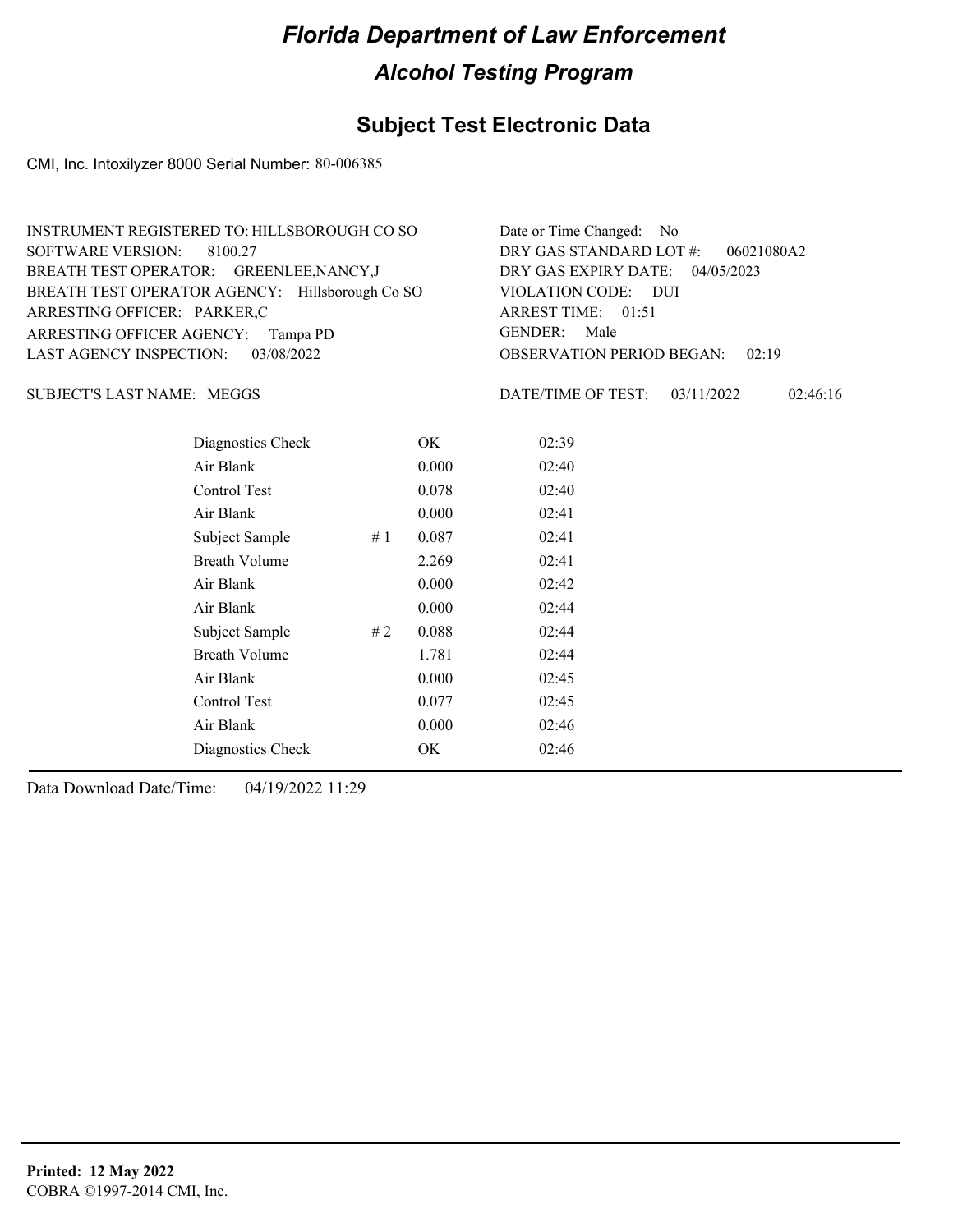# Florida Department of Law Enforcement

## Alcohol Testing Program

## Subject Test Electronic Data

CMI, Inc. Intoxilyzer 8000 Serial Number: 80-006385

INSTRUMENT REGISTERED TO: HILLSBOROUGH CO SO
SOFTWARE VERSION: 8100.27
BREATH TEST OPERATOR: GREENLEE,NANCY,J
BREATH TEST OPERATOR AGENCY: Hillsborough Co SO
ARRESTING OFFICER: PARKER,C
ARRESTING OFFICER AGENCY: Tampa PD
LAST AGENCY INSPECTION: 03/08/2022

Date or Time Changed: No
DRY GAS STANDARD LOT #: 06021080A2
DRY GAS EXPIRY DATE: 04/05/2023
VIOLATION CODE: DUI
ARREST TIME: 01:51
GENDER: Male
OBSERVATION PERIOD BEGAN: 02:19

SUBJECT'S LAST NAME: MEGGS

DATE/TIME OF TEST: 03/11/2022 02:46:16

| | | | |
|---|---|---|---|
| Diagnostics Check | | OK | 02:39 |
| Air Blank | | 0.000 | 02:40 |
| Control Test | | 0.078 | 02:40 |
| Air Blank | | 0.000 | 02:41 |
| Subject Sample | # 1 | 0.087 | 02:41 |
| Breath Volume | | 2.269 | 02:41 |
| Air Blank | | 0.000 | 02:42 |
| Air Blank | | 0.000 | 02:44 |
| Subject Sample | # 2 | 0.088 | 02:44 |
| Breath Volume | | 1.781 | 02:44 |
| Air Blank | | 0.000 | 02:45 |
| Control Test | | 0.077 | 02:45 |
| Air Blank | | 0.000 | 02:46 |
| Diagnostics Check | | OK | 02:46 |

Data Download Date/Time: 04/19/2022 11:29

**Printed: 12 May 2022**
COBRA ©1997-2014 CMI, Inc.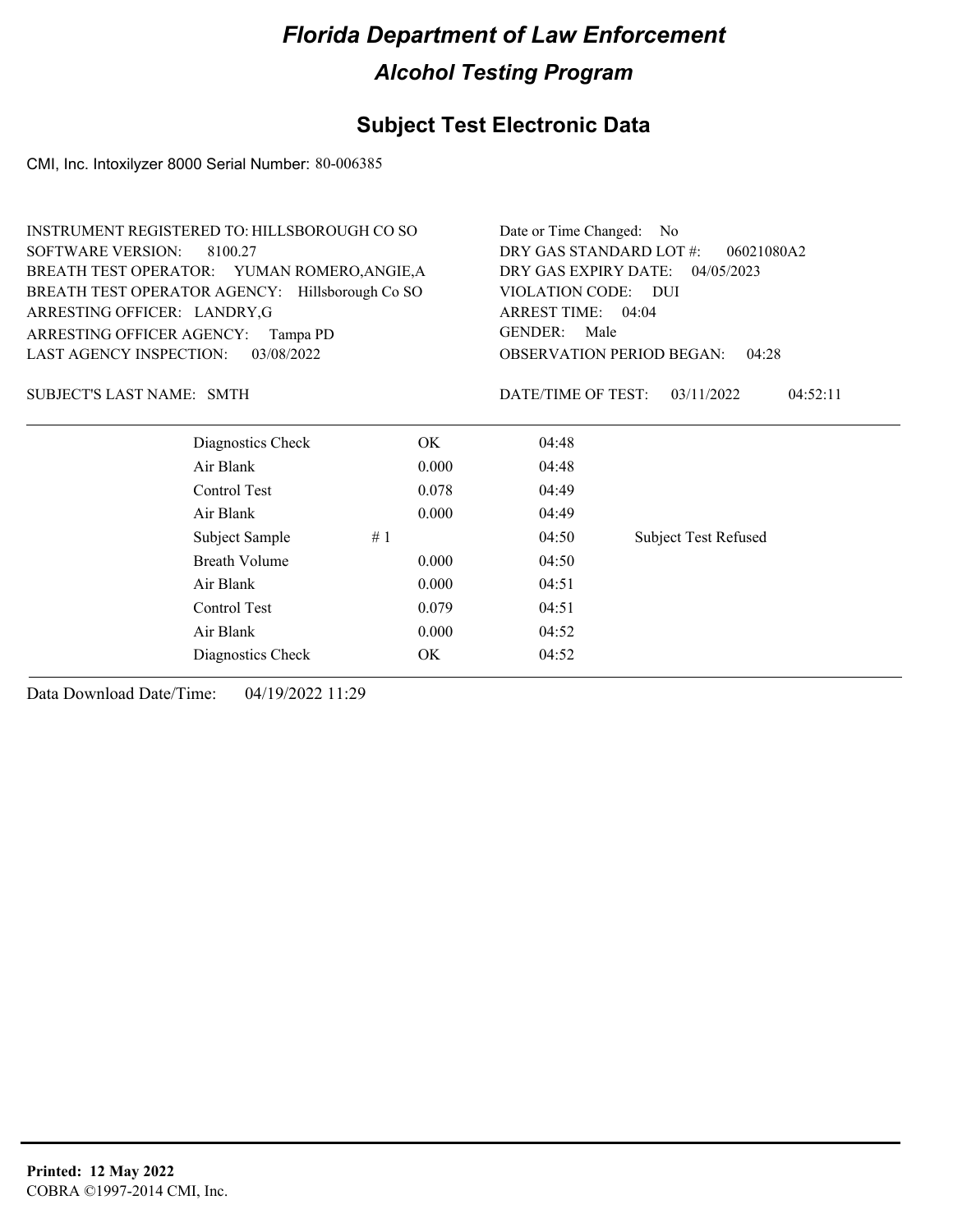# Florida Department of Law Enforcement

## Alcohol Testing Program

### Subject Test Electronic Data

CMI, Inc. Intoxilyzer 8000 Serial Number: 80-006385

INSTRUMENT REGISTERED TO: HILLSBOROUGH CO SO
SOFTWARE VERSION: 8100.27
BREATH TEST OPERATOR: YUMAN ROMERO,ANGIE,A
BREATH TEST OPERATOR AGENCY: Hillsborough Co SO
ARRESTING OFFICER: LANDRY,G
ARRESTING OFFICER AGENCY: Tampa PD
LAST AGENCY INSPECTION: 03/08/2022

Date or Time Changed: No
DRY GAS STANDARD LOT #: 06021080A2
DRY GAS EXPIRY DATE: 04/05/2023
VIOLATION CODE: DUI
ARREST TIME: 04:04
GENDER: Male
OBSERVATION PERIOD BEGAN: 04:28

SUBJECT'S LAST NAME: SMTH

DATE/TIME OF TEST: 03/11/2022 04:52:11

| | | | |
|---|---|---|---|
| Diagnostics Check | OK | 04:48 | |
| Air Blank | 0.000 | 04:48 | |
| Control Test | 0.078 | 04:49 | |
| Air Blank | 0.000 | 04:49 | |
| Subject Sample # 1 | | 04:50 | Subject Test Refused |
| Breath Volume | 0.000 | 04:50 | |
| Air Blank | 0.000 | 04:51 | |
| Control Test | 0.079 | 04:51 | |
| Air Blank | 0.000 | 04:52 | |
| Diagnostics Check | OK | 04:52 | |

Data Download Date/Time: 04/19/2022 11:29

**Printed: 12 May 2022**
COBRA ©1997-2014 CMI, Inc.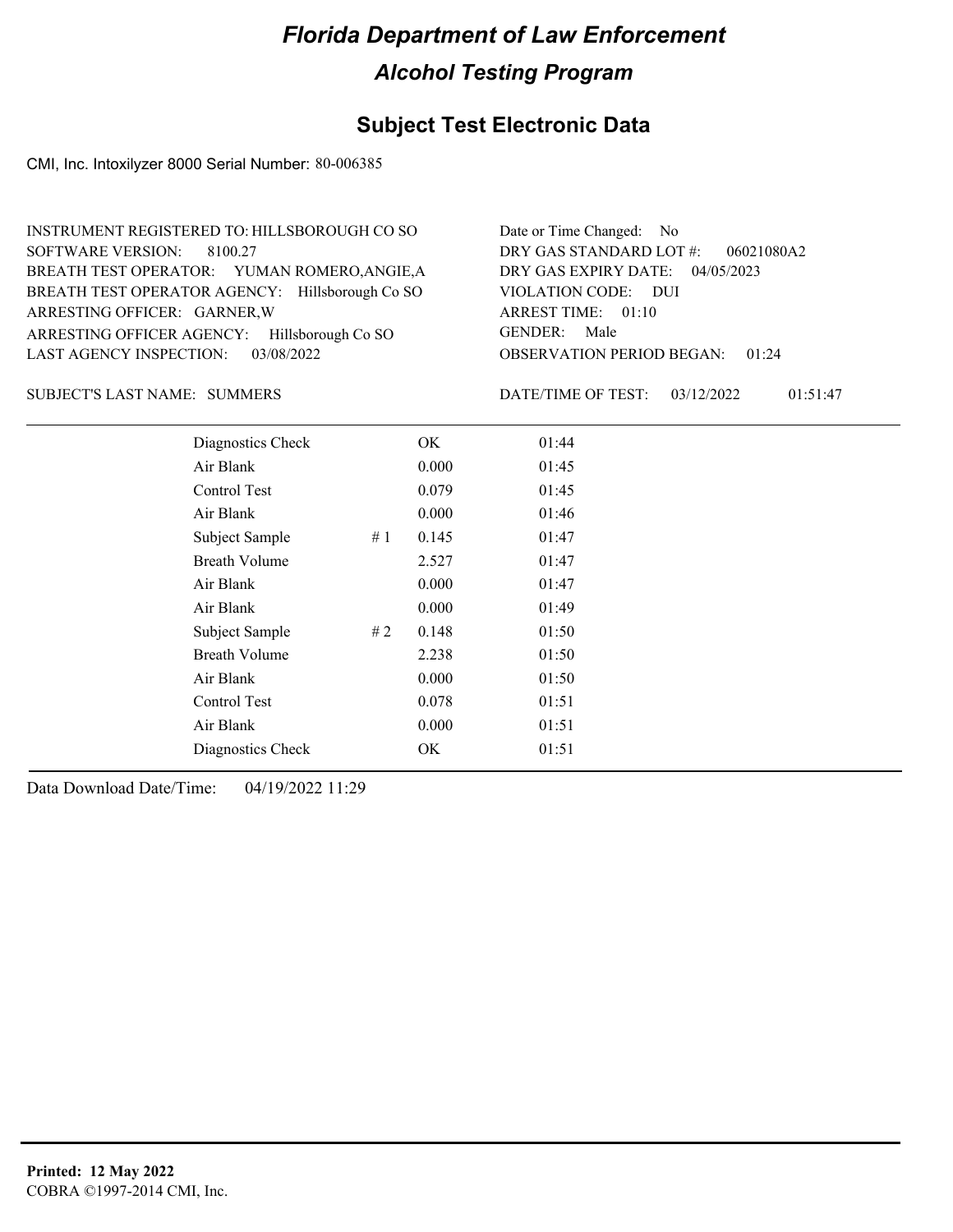# Florida Department of Law Enforcement

## Alcohol Testing Program

## Subject Test Electronic Data

CMI, Inc. Intoxilyzer 8000 Serial Number: 80-006385

INSTRUMENT REGISTERED TO: HILLSBOROUGH CO SO
SOFTWARE VERSION: 8100.27
BREATH TEST OPERATOR: YUMAN ROMERO,ANGIE,A
BREATH TEST OPERATOR AGENCY: Hillsborough Co SO
ARRESTING OFFICER: GARNER,W
ARRESTING OFFICER AGENCY: Hillsborough Co SO
LAST AGENCY INSPECTION: 03/08/2022

Date or Time Changed: No
DRY GAS STANDARD LOT #: 06021080A2
DRY GAS EXPIRY DATE: 04/05/2023
VIOLATION CODE: DUI
ARREST TIME: 01:10
GENDER: Male
OBSERVATION PERIOD BEGAN: 01:24

SUBJECT'S LAST NAME: SUMMERS

DATE/TIME OF TEST: 03/12/2022 01:51:47

| | | | |
|---|---|---|---|
| Diagnostics Check | | OK | 01:44 |
| Air Blank | | 0.000 | 01:45 |
| Control Test | | 0.079 | 01:45 |
| Air Blank | | 0.000 | 01:46 |
| Subject Sample | # 1 | 0.145 | 01:47 |
| Breath Volume | | 2.527 | 01:47 |
| Air Blank | | 0.000 | 01:47 |
| Air Blank | | 0.000 | 01:49 |
| Subject Sample | # 2 | 0.148 | 01:50 |
| Breath Volume | | 2.238 | 01:50 |
| Air Blank | | 0.000 | 01:50 |
| Control Test | | 0.078 | 01:51 |
| Air Blank | | 0.000 | 01:51 |
| Diagnostics Check | | OK | 01:51 |

Data Download Date/Time: 04/19/2022 11:29

**Printed: 12 May 2022**
COBRA ©1997-2014 CMI, Inc.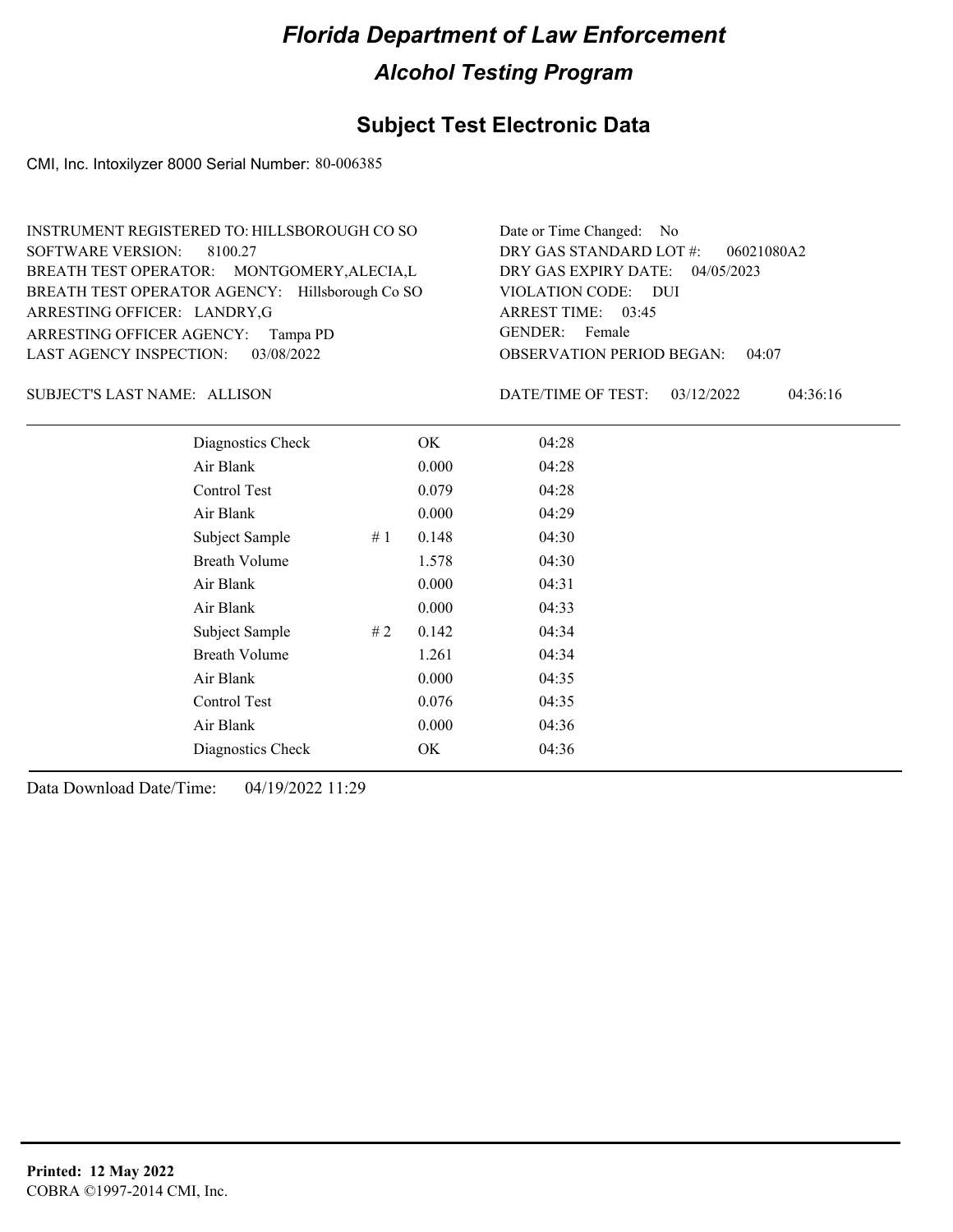# Florida Department of Law Enforcement

## Alcohol Testing Program

### Subject Test Electronic Data

CMI, Inc. Intoxilyzer 8000 Serial Number: 80-006385

INSTRUMENT REGISTERED TO: HILLSBOROUGH CO SO
SOFTWARE VERSION: 8100.27
BREATH TEST OPERATOR: MONTGOMERY,ALECIA,L
BREATH TEST OPERATOR AGENCY: Hillsborough Co SO
ARRESTING OFFICER: LANDRY,G
ARRESTING OFFICER AGENCY: Tampa PD
LAST AGENCY INSPECTION: 03/08/2022

Date or Time Changed: No
DRY GAS STANDARD LOT #: 06021080A2
DRY GAS EXPIRY DATE: 04/05/2023
VIOLATION CODE: DUI
ARREST TIME: 03:45
GENDER: Female
OBSERVATION PERIOD BEGAN: 04:07

SUBJECT'S LAST NAME: ALLISON

DATE/TIME OF TEST: 03/12/2022 04:36:16

| | | | |
|---|---|---|---|
| Diagnostics Check | | OK | 04:28 |
| Air Blank | | 0.000 | 04:28 |
| Control Test | | 0.079 | 04:28 |
| Air Blank | | 0.000 | 04:29 |
| Subject Sample | # 1 | 0.148 | 04:30 |
| Breath Volume | | 1.578 | 04:30 |
| Air Blank | | 0.000 | 04:31 |
| Air Blank | | 0.000 | 04:33 |
| Subject Sample | # 2 | 0.142 | 04:34 |
| Breath Volume | | 1.261 | 04:34 |
| Air Blank | | 0.000 | 04:35 |
| Control Test | | 0.076 | 04:35 |
| Air Blank | | 0.000 | 04:36 |
| Diagnostics Check | | OK | 04:36 |

Data Download Date/Time: 04/19/2022 11:29

**Printed: 12 May 2022**
COBRA ©1997-2014 CMI, Inc.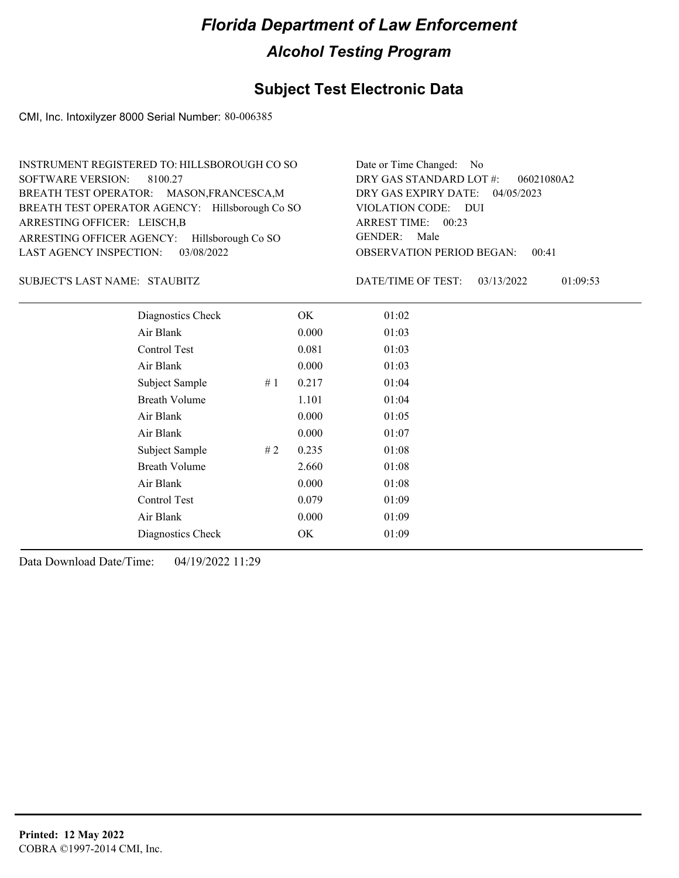# Florida Department of Law Enforcement

## Alcohol Testing Program

### Subject Test Electronic Data

CMI, Inc. Intoxilyzer 8000 Serial Number: 80-006385

INSTRUMENT REGISTERED TO: HILLSBOROUGH CO SO
SOFTWARE VERSION: 8100.27
BREATH TEST OPERATOR: MASON,FRANCESCA,M
BREATH TEST OPERATOR AGENCY: Hillsborough Co SO
ARRESTING OFFICER: LEISCH,B
ARRESTING OFFICER AGENCY: Hillsborough Co SO
LAST AGENCY INSPECTION: 03/08/2022

Date or Time Changed: No
DRY GAS STANDARD LOT #: 06021080A2
DRY GAS EXPIRY DATE: 04/05/2023
VIOLATION CODE: DUI
ARREST TIME: 00:23
GENDER: Male
OBSERVATION PERIOD BEGAN: 00:41

SUBJECT'S LAST NAME: STAUBITZ

DATE/TIME OF TEST: 03/13/2022 01:09:53

| | | | |
|---|---|---|---|
| Diagnostics Check | | OK | 01:02 |
| Air Blank | | 0.000 | 01:03 |
| Control Test | | 0.081 | 01:03 |
| Air Blank | | 0.000 | 01:03 |
| Subject Sample | # 1 | 0.217 | 01:04 |
| Breath Volume | | 1.101 | 01:04 |
| Air Blank | | 0.000 | 01:05 |
| Air Blank | | 0.000 | 01:07 |
| Subject Sample | # 2 | 0.235 | 01:08 |
| Breath Volume | | 2.660 | 01:08 |
| Air Blank | | 0.000 | 01:08 |
| Control Test | | 0.079 | 01:09 |
| Air Blank | | 0.000 | 01:09 |
| Diagnostics Check | | OK | 01:09 |

Data Download Date/Time: 04/19/2022 11:29

**Printed: 12 May 2022**
COBRA ©1997-2014 CMI, Inc.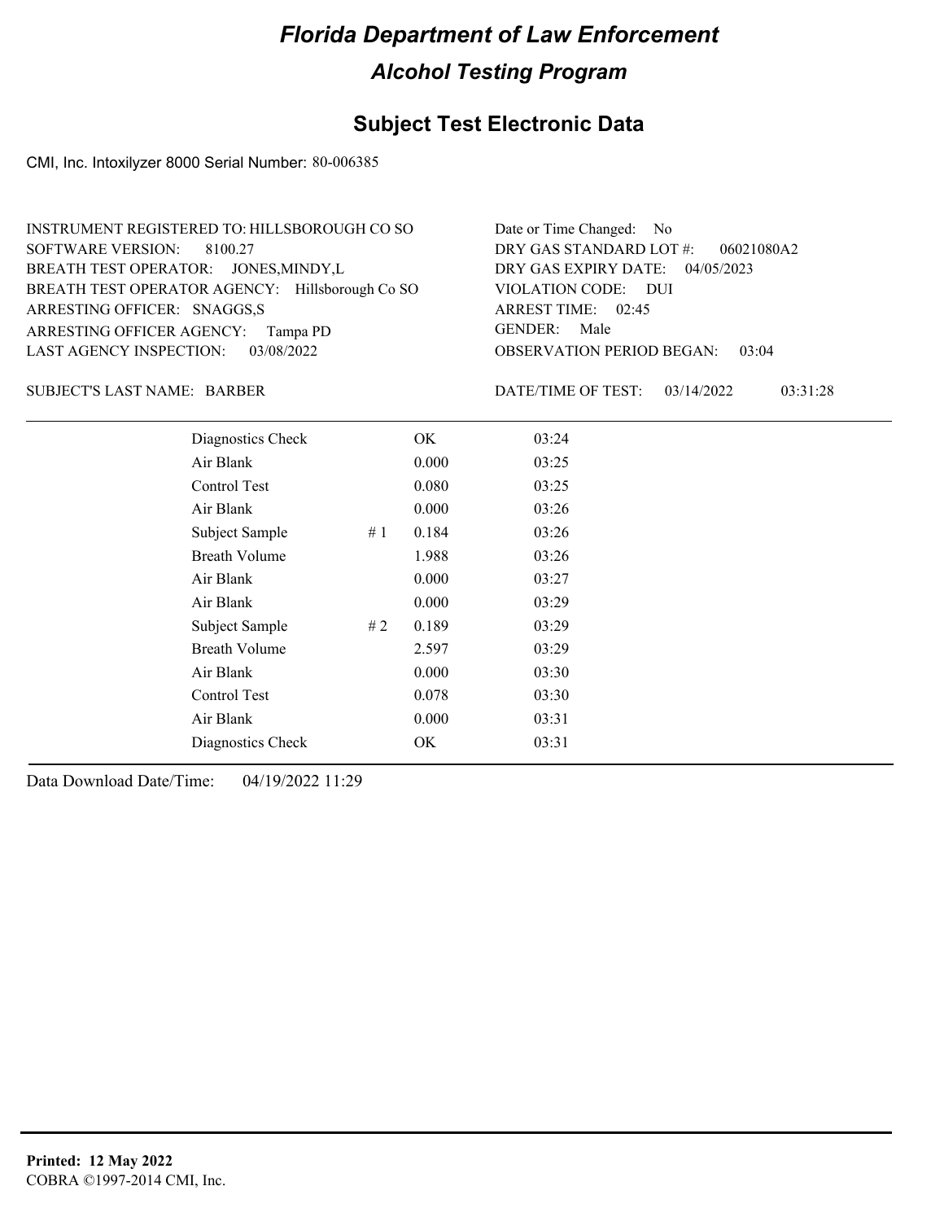# Florida Department of Law Enforcement

## Alcohol Testing Program

### Subject Test Electronic Data

CMI, Inc. Intoxilyzer 8000 Serial Number: 80-006385

INSTRUMENT REGISTERED TO: HILLSBOROUGH CO SO
SOFTWARE VERSION: 8100.27
BREATH TEST OPERATOR: JONES,MINDY,L
BREATH TEST OPERATOR AGENCY: Hillsborough Co SO
ARRESTING OFFICER: SNAGGS,S
ARRESTING OFFICER AGENCY: Tampa PD
LAST AGENCY INSPECTION: 03/08/2022

Date or Time Changed: No
DRY GAS STANDARD LOT #: 06021080A2
DRY GAS EXPIRY DATE: 04/05/2023
VIOLATION CODE: DUI
ARREST TIME: 02:45
GENDER: Male
OBSERVATION PERIOD BEGAN: 03:04

SUBJECT'S LAST NAME: BARBER

DATE/TIME OF TEST: 03/14/2022 03:31:28

| | | | |
|---|---|---|---|
| Diagnostics Check | | OK | 03:24 |
| Air Blank | | 0.000 | 03:25 |
| Control Test | | 0.080 | 03:25 |
| Air Blank | | 0.000 | 03:26 |
| Subject Sample | # 1 | 0.184 | 03:26 |
| Breath Volume | | 1.988 | 03:26 |
| Air Blank | | 0.000 | 03:27 |
| Air Blank | | 0.000 | 03:29 |
| Subject Sample | # 2 | 0.189 | 03:29 |
| Breath Volume | | 2.597 | 03:29 |
| Air Blank | | 0.000 | 03:30 |
| Control Test | | 0.078 | 03:30 |
| Air Blank | | 0.000 | 03:31 |
| Diagnostics Check | | OK | 03:31 |

Data Download Date/Time: 04/19/2022 11:29

**Printed: 12 May 2022**
COBRA ©1997-2014 CMI, Inc.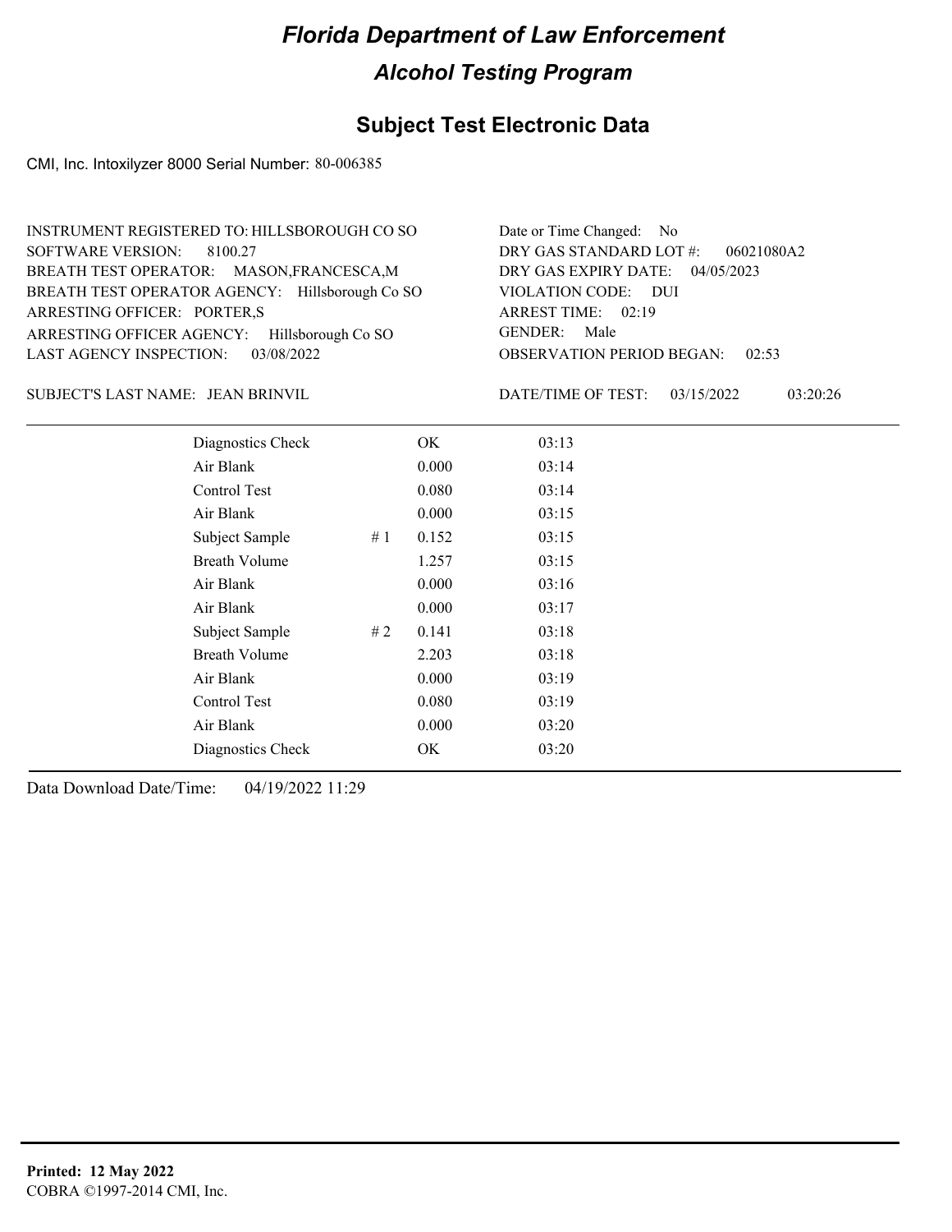# Florida Department of Law Enforcement

## Alcohol Testing Program

### Subject Test Electronic Data

CMI, Inc. Intoxilyzer 8000 Serial Number: 80-006385

INSTRUMENT REGISTERED TO: HILLSBOROUGH CO SO
SOFTWARE VERSION: 8100.27
BREATH TEST OPERATOR: MASON,FRANCESCA,M
BREATH TEST OPERATOR AGENCY: Hillsborough Co SO
ARRESTING OFFICER: PORTER,S
ARRESTING OFFICER AGENCY: Hillsborough Co SO
LAST AGENCY INSPECTION: 03/08/2022

Date or Time Changed: No
DRY GAS STANDARD LOT #: 06021080A2
DRY GAS EXPIRY DATE: 04/05/2023
VIOLATION CODE: DUI
ARREST TIME: 02:19
GENDER: Male
OBSERVATION PERIOD BEGAN: 02:53

SUBJECT'S LAST NAME: JEAN BRINVIL

DATE/TIME OF TEST: 03/15/2022 03:20:26

| | | | |
|---|---|---|---|
| Diagnostics Check | | OK | 03:13 |
| Air Blank | | 0.000 | 03:14 |
| Control Test | | 0.080 | 03:14 |
| Air Blank | | 0.000 | 03:15 |
| Subject Sample | # 1 | 0.152 | 03:15 |
| Breath Volume | | 1.257 | 03:15 |
| Air Blank | | 0.000 | 03:16 |
| Air Blank | | 0.000 | 03:17 |
| Subject Sample | # 2 | 0.141 | 03:18 |
| Breath Volume | | 2.203 | 03:18 |
| Air Blank | | 0.000 | 03:19 |
| Control Test | | 0.080 | 03:19 |
| Air Blank | | 0.000 | 03:20 |
| Diagnostics Check | | OK | 03:20 |

Data Download Date/Time: 04/19/2022 11:29

**Printed: 12 May 2022**
COBRA ©1997-2014 CMI, Inc.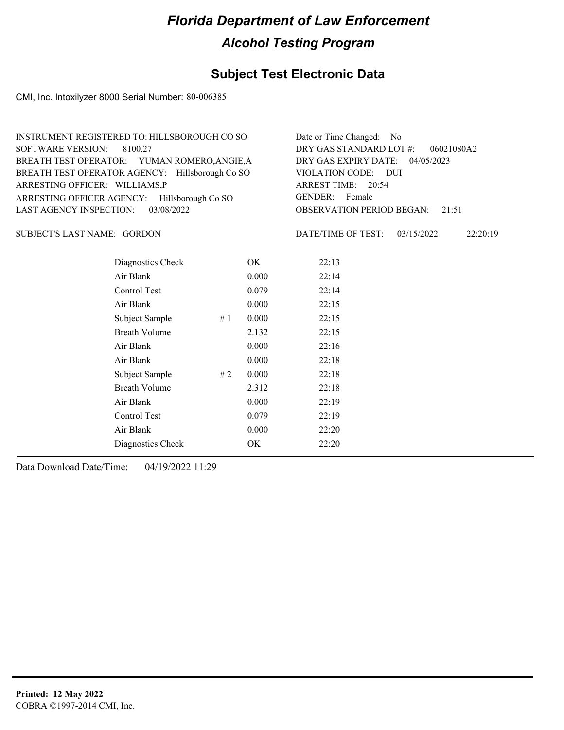# Florida Department of Law Enforcement

## Alcohol Testing Program

### Subject Test Electronic Data

CMI, Inc. Intoxilyzer 8000 Serial Number: 80-006385

INSTRUMENT REGISTERED TO: HILLSBOROUGH CO SO
SOFTWARE VERSION: 8100.27
BREATH TEST OPERATOR: YUMAN ROMERO,ANGIE,A
BREATH TEST OPERATOR AGENCY: Hillsborough Co SO
ARRESTING OFFICER: WILLIAMS,P
ARRESTING OFFICER AGENCY: Hillsborough Co SO
LAST AGENCY INSPECTION: 03/08/2022

Date or Time Changed: No
DRY GAS STANDARD LOT #: 06021080A2
DRY GAS EXPIRY DATE: 04/05/2023
VIOLATION CODE: DUI
ARREST TIME: 20:54
GENDER: Female
OBSERVATION PERIOD BEGAN: 21:51

SUBJECT'S LAST NAME: GORDON

DATE/TIME OF TEST: 03/15/2022 22:20:19

| | | | |
|---|---|---|---|
| Diagnostics Check | | OK | 22:13 |
| Air Blank | | 0.000 | 22:14 |
| Control Test | | 0.079 | 22:14 |
| Air Blank | | 0.000 | 22:15 |
| Subject Sample | # 1 | 0.000 | 22:15 |
| Breath Volume | | 2.132 | 22:15 |
| Air Blank | | 0.000 | 22:16 |
| Air Blank | | 0.000 | 22:18 |
| Subject Sample | # 2 | 0.000 | 22:18 |
| Breath Volume | | 2.312 | 22:18 |
| Air Blank | | 0.000 | 22:19 |
| Control Test | | 0.079 | 22:19 |
| Air Blank | | 0.000 | 22:20 |
| Diagnostics Check | | OK | 22:20 |

Data Download Date/Time: 04/19/2022 11:29

**Printed: 12 May 2022**
COBRA ©1997-2014 CMI, Inc.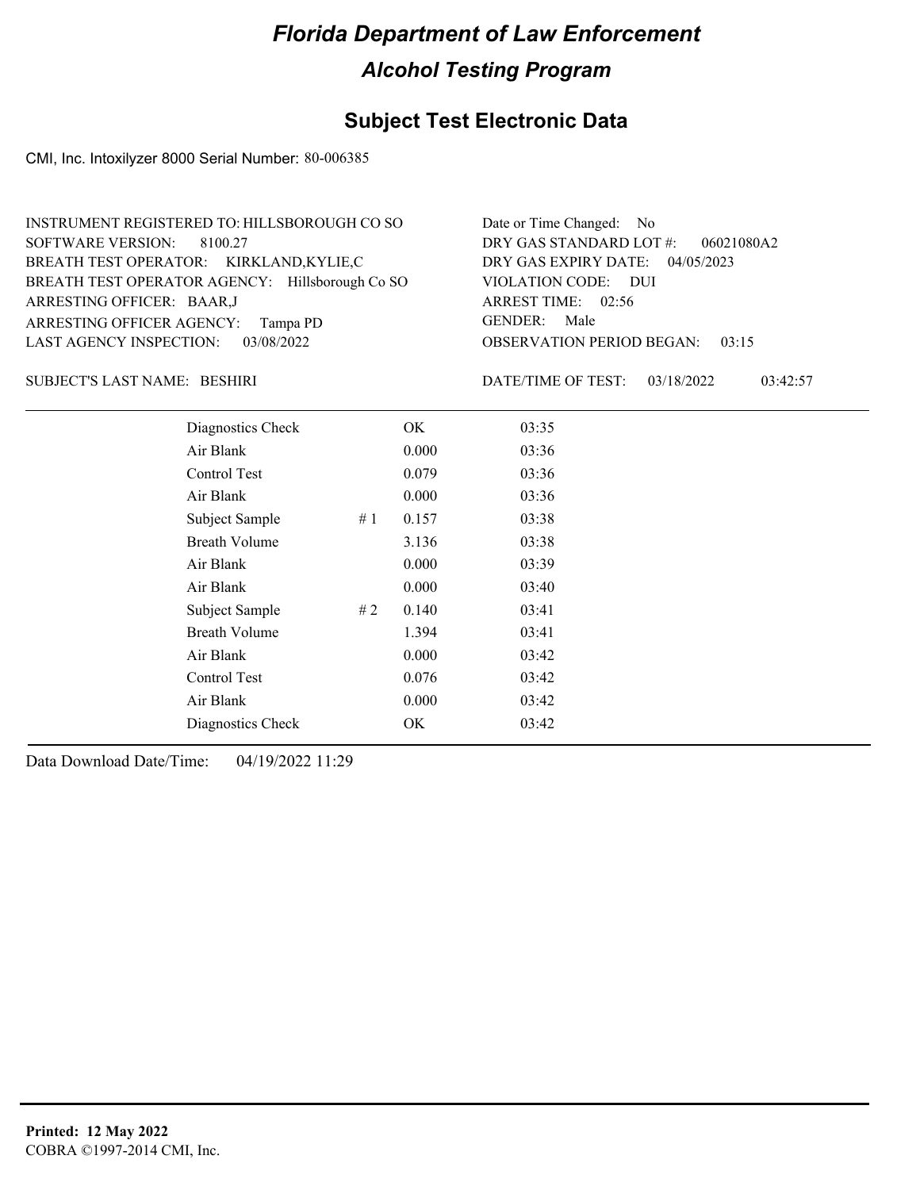# Florida Department of Law Enforcement

## Alcohol Testing Program

### Subject Test Electronic Data

CMI, Inc. Intoxilyzer 8000 Serial Number: 80-006385

INSTRUMENT REGISTERED TO: HILLSBOROUGH CO SO
SOFTWARE VERSION: 8100.27
BREATH TEST OPERATOR: KIRKLAND,KYLIE,C
BREATH TEST OPERATOR AGENCY: Hillsborough Co SO
ARRESTING OFFICER: BAAR,J
ARRESTING OFFICER AGENCY: Tampa PD
LAST AGENCY INSPECTION: 03/08/2022

Date or Time Changed: No
DRY GAS STANDARD LOT #: 06021080A2
DRY GAS EXPIRY DATE: 04/05/2023
VIOLATION CODE: DUI
ARREST TIME: 02:56
GENDER: Male
OBSERVATION PERIOD BEGAN: 03:15

SUBJECT'S LAST NAME: BESHIRI

DATE/TIME OF TEST: 03/18/2022 03:42:57

| | | | |
|---|---|---|---|
| Diagnostics Check | | OK | 03:35 |
| Air Blank | | 0.000 | 03:36 |
| Control Test | | 0.079 | 03:36 |
| Air Blank | | 0.000 | 03:36 |
| Subject Sample | # 1 | 0.157 | 03:38 |
| Breath Volume | | 3.136 | 03:38 |
| Air Blank | | 0.000 | 03:39 |
| Air Blank | | 0.000 | 03:40 |
| Subject Sample | # 2 | 0.140 | 03:41 |
| Breath Volume | | 1.394 | 03:41 |
| Air Blank | | 0.000 | 03:42 |
| Control Test | | 0.076 | 03:42 |
| Air Blank | | 0.000 | 03:42 |
| Diagnostics Check | | OK | 03:42 |

Data Download Date/Time: 04/19/2022 11:29

**Printed: 12 May 2022**
COBRA ©1997-2014 CMI, Inc.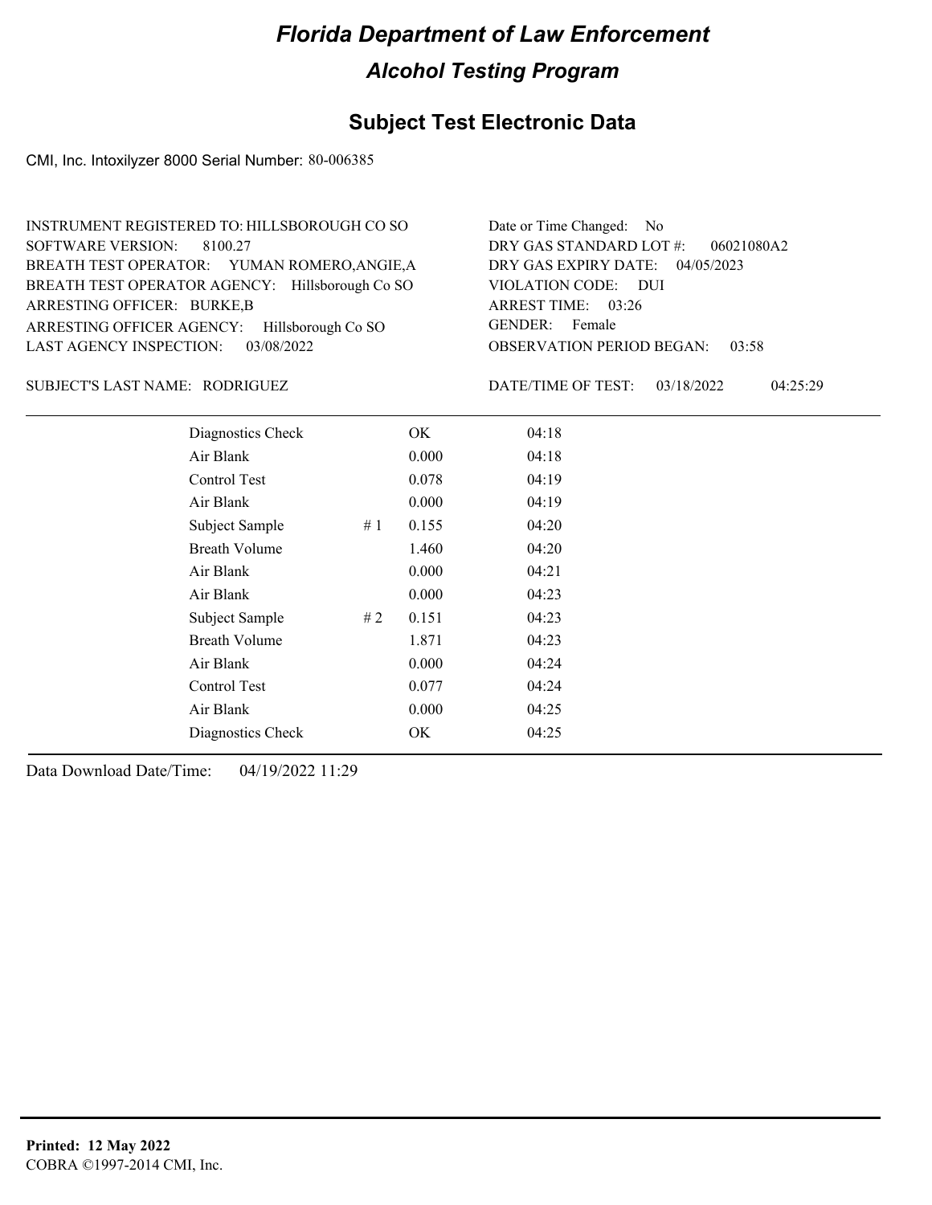# Florida Department of Law Enforcement

## Alcohol Testing Program

### Subject Test Electronic Data

CMI, Inc. Intoxilyzer 8000 Serial Number: 80-006385

INSTRUMENT REGISTERED TO: HILLSBOROUGH CO SO
SOFTWARE VERSION: 8100.27
BREATH TEST OPERATOR: YUMAN ROMERO,ANGIE,A
BREATH TEST OPERATOR AGENCY: Hillsborough Co SO
ARRESTING OFFICER: BURKE,B
ARRESTING OFFICER AGENCY: Hillsborough Co SO
LAST AGENCY INSPECTION: 03/08/2022

Date or Time Changed: No
DRY GAS STANDARD LOT #: 06021080A2
DRY GAS EXPIRY DATE: 04/05/2023
VIOLATION CODE: DUI
ARREST TIME: 03:26
GENDER: Female
OBSERVATION PERIOD BEGAN: 03:58

SUBJECT'S LAST NAME: RODRIGUEZ

DATE/TIME OF TEST: 03/18/2022 04:25:29

| Test | # | Result | Time |
|---|---|---|---|
| Diagnostics Check | | OK | 04:18 |
| Air Blank | | 0.000 | 04:18 |
| Control Test | | 0.078 | 04:19 |
| Air Blank | | 0.000 | 04:19 |
| Subject Sample | # 1 | 0.155 | 04:20 |
| Breath Volume | | 1.460 | 04:20 |
| Air Blank | | 0.000 | 04:21 |
| Air Blank | | 0.000 | 04:23 |
| Subject Sample | # 2 | 0.151 | 04:23 |
| Breath Volume | | 1.871 | 04:23 |
| Air Blank | | 0.000 | 04:24 |
| Control Test | | 0.077 | 04:24 |
| Air Blank | | 0.000 | 04:25 |
| Diagnostics Check | | OK | 04:25 |

Data Download Date/Time: 04/19/2022 11:29

**Printed: 12 May 2022**
COBRA ©1997-2014 CMI, Inc.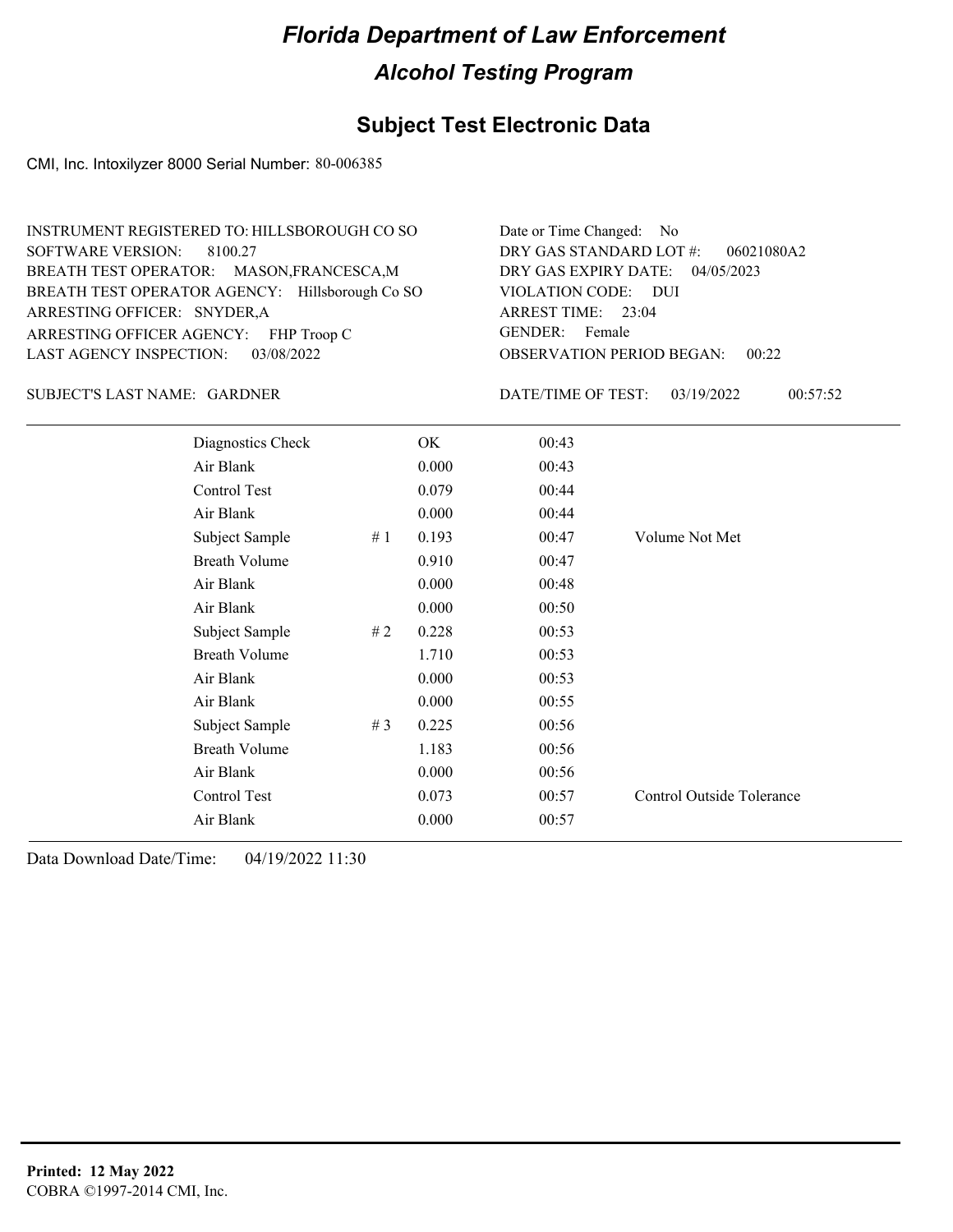# Florida Department of Law Enforcement

## Alcohol Testing Program

### Subject Test Electronic Data

CMI, Inc. Intoxilyzer 8000 Serial Number: 80-006385

INSTRUMENT REGISTERED TO: HILLSBOROUGH CO SO
SOFTWARE VERSION: 8100.27
BREATH TEST OPERATOR: MASON,FRANCESCA,M
BREATH TEST OPERATOR AGENCY: Hillsborough Co SO
ARRESTING OFFICER: SNYDER,A
ARRESTING OFFICER AGENCY: FHP Troop C
LAST AGENCY INSPECTION: 03/08/2022

Date or Time Changed: No
DRY GAS STANDARD LOT #: 06021080A2
DRY GAS EXPIRY DATE: 04/05/2023
VIOLATION CODE: DUI
ARREST TIME: 23:04
GENDER: Female
OBSERVATION PERIOD BEGAN: 00:22

SUBJECT'S LAST NAME: GARDNER

DATE/TIME OF TEST: 03/19/2022 00:57:52

| | | | | |
|---|---|---|---|---|
| Diagnostics Check | | OK | 00:43 | |
| Air Blank | | 0.000 | 00:43 | |
| Control Test | | 0.079 | 00:44 | |
| Air Blank | | 0.000 | 00:44 | |
| Subject Sample | # 1 | 0.193 | 00:47 | Volume Not Met |
| Breath Volume | | 0.910 | 00:47 | |
| Air Blank | | 0.000 | 00:48 | |
| Air Blank | | 0.000 | 00:50 | |
| Subject Sample | # 2 | 0.228 | 00:53 | |
| Breath Volume | | 1.710 | 00:53 | |
| Air Blank | | 0.000 | 00:53 | |
| Air Blank | | 0.000 | 00:55 | |
| Subject Sample | # 3 | 0.225 | 00:56 | |
| Breath Volume | | 1.183 | 00:56 | |
| Air Blank | | 0.000 | 00:56 | |
| Control Test | | 0.073 | 00:57 | Control Outside Tolerance |
| Air Blank | | 0.000 | 00:57 | |

Data Download Date/Time: 04/19/2022 11:30

**Printed: 12 May 2022**
COBRA ©1997-2014 CMI, Inc.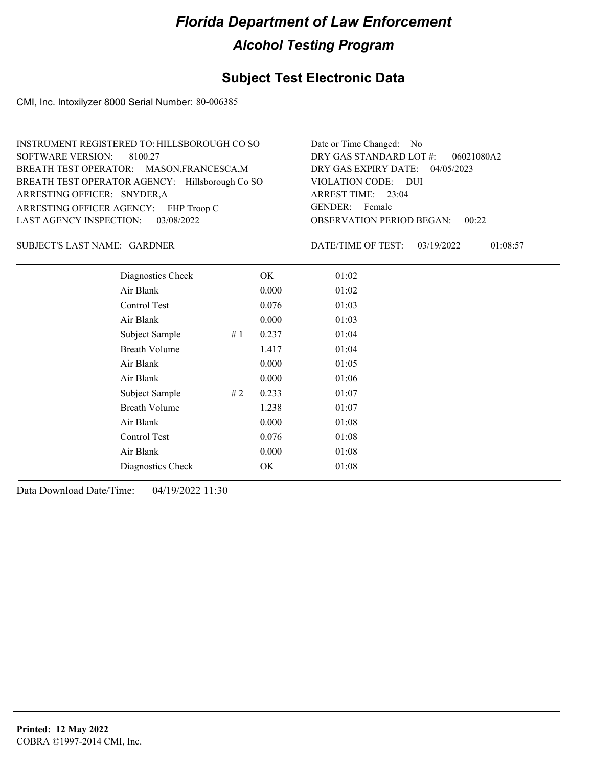# Florida Department of Law Enforcement

## Alcohol Testing Program

### Subject Test Electronic Data

CMI, Inc. Intoxilyzer 8000 Serial Number: 80-006385

INSTRUMENT REGISTERED TO: HILLSBOROUGH CO SO
SOFTWARE VERSION: 8100.27
BREATH TEST OPERATOR: MASON,FRANCESCA,M
BREATH TEST OPERATOR AGENCY: Hillsborough Co SO
ARRESTING OFFICER: SNYDER,A
ARRESTING OFFICER AGENCY: FHP Troop C
LAST AGENCY INSPECTION: 03/08/2022

Date or Time Changed: No
DRY GAS STANDARD LOT #: 06021080A2
DRY GAS EXPIRY DATE: 04/05/2023
VIOLATION CODE: DUI
ARREST TIME: 23:04
GENDER: Female
OBSERVATION PERIOD BEGAN: 00:22

SUBJECT'S LAST NAME: GARDNER

DATE/TIME OF TEST: 03/19/2022 01:08:57

| | | | |
|---|---|---|---|
| Diagnostics Check | | OK | 01:02 |
| Air Blank | | 0.000 | 01:02 |
| Control Test | | 0.076 | 01:03 |
| Air Blank | | 0.000 | 01:03 |
| Subject Sample | # 1 | 0.237 | 01:04 |
| Breath Volume | | 1.417 | 01:04 |
| Air Blank | | 0.000 | 01:05 |
| Air Blank | | 0.000 | 01:06 |
| Subject Sample | # 2 | 0.233 | 01:07 |
| Breath Volume | | 1.238 | 01:07 |
| Air Blank | | 0.000 | 01:08 |
| Control Test | | 0.076 | 01:08 |
| Air Blank | | 0.000 | 01:08 |
| Diagnostics Check | | OK | 01:08 |

Data Download Date/Time: 04/19/2022 11:30

**Printed: 12 May 2022**
COBRA ©1997-2014 CMI, Inc.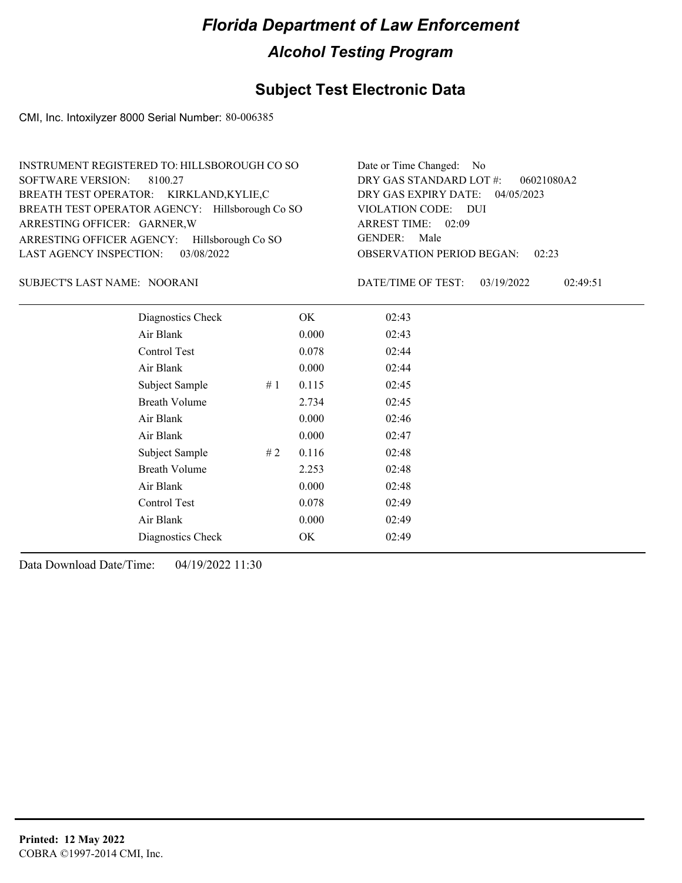# Florida Department of Law Enforcement

## Alcohol Testing Program

## Subject Test Electronic Data

CMI, Inc. Intoxilyzer 8000 Serial Number: 80-006385

INSTRUMENT REGISTERED TO: HILLSBOROUGH CO SO
SOFTWARE VERSION: 8100.27
BREATH TEST OPERATOR: KIRKLAND,KYLIE,C
BREATH TEST OPERATOR AGENCY: Hillsborough Co SO
ARRESTING OFFICER: GARNER,W
ARRESTING OFFICER AGENCY: Hillsborough Co SO
LAST AGENCY INSPECTION: 03/08/2022

Date or Time Changed: No
DRY GAS STANDARD LOT #: 06021080A2
DRY GAS EXPIRY DATE: 04/05/2023
VIOLATION CODE: DUI
ARREST TIME: 02:09
GENDER: Male
OBSERVATION PERIOD BEGAN: 02:23

SUBJECT'S LAST NAME: NOORANI

DATE/TIME OF TEST: 03/19/2022 02:49:51

| | | | |
|---|---|---|---|
| Diagnostics Check | | OK | 02:43 |
| Air Blank | | 0.000 | 02:43 |
| Control Test | | 0.078 | 02:44 |
| Air Blank | | 0.000 | 02:44 |
| Subject Sample | # 1 | 0.115 | 02:45 |
| Breath Volume | | 2.734 | 02:45 |
| Air Blank | | 0.000 | 02:46 |
| Air Blank | | 0.000 | 02:47 |
| Subject Sample | # 2 | 0.116 | 02:48 |
| Breath Volume | | 2.253 | 02:48 |
| Air Blank | | 0.000 | 02:48 |
| Control Test | | 0.078 | 02:49 |
| Air Blank | | 0.000 | 02:49 |
| Diagnostics Check | | OK | 02:49 |

Data Download Date/Time: 04/19/2022 11:30

**Printed: 12 May 2022**
COBRA ©1997-2014 CMI, Inc.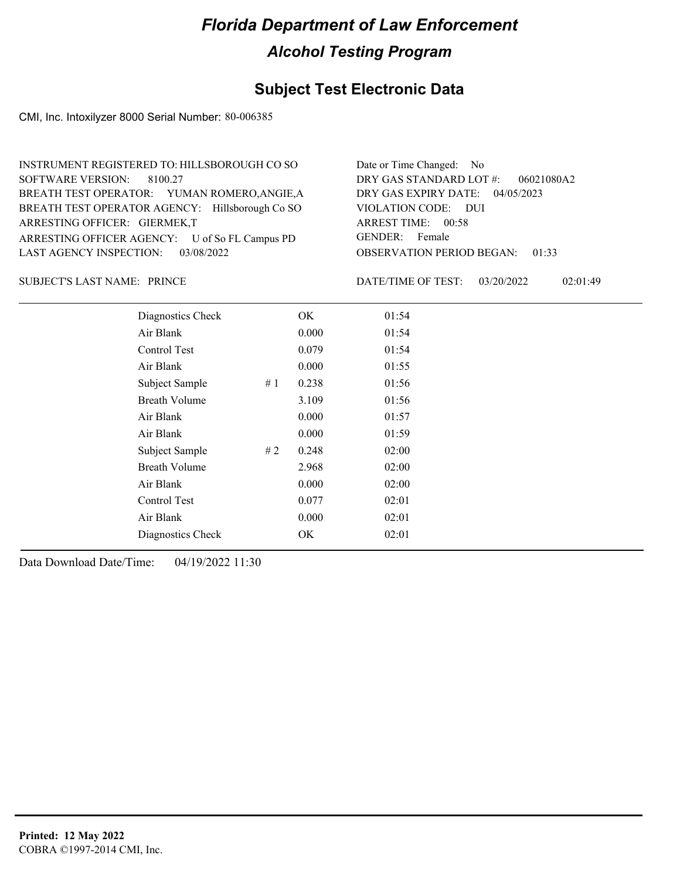# Florida Department of Law Enforcement

## Alcohol Testing Program

### Subject Test Electronic Data

CMI, Inc. Intoxilyzer 8000 Serial Number: 80-006385

INSTRUMENT REGISTERED TO: HILLSBOROUGH CO SO
SOFTWARE VERSION: 8100.27
BREATH TEST OPERATOR: YUMAN ROMERO,ANGIE,A
BREATH TEST OPERATOR AGENCY: Hillsborough Co SO
ARRESTING OFFICER: GIERMEK,T
ARRESTING OFFICER AGENCY: U of So FL Campus PD
LAST AGENCY INSPECTION: 03/08/2022

Date or Time Changed: No
DRY GAS STANDARD LOT #: 06021080A2
DRY GAS EXPIRY DATE: 04/05/2023
VIOLATION CODE: DUI
ARREST TIME: 00:58
GENDER: Female
OBSERVATION PERIOD BEGAN: 01:33

SUBJECT'S LAST NAME: PRINCE

DATE/TIME OF TEST: 03/20/2022 02:01:49

| Test | # | Result | Time |
|---|---|---|---|
| Diagnostics Check | | OK | 01:54 |
| Air Blank | | 0.000 | 01:54 |
| Control Test | | 0.079 | 01:54 |
| Air Blank | | 0.000 | 01:55 |
| Subject Sample | # 1 | 0.238 | 01:56 |
| Breath Volume | | 3.109 | 01:56 |
| Air Blank | | 0.000 | 01:57 |
| Air Blank | | 0.000 | 01:59 |
| Subject Sample | # 2 | 0.248 | 02:00 |
| Breath Volume | | 2.968 | 02:00 |
| Air Blank | | 0.000 | 02:00 |
| Control Test | | 0.077 | 02:01 |
| Air Blank | | 0.000 | 02:01 |
| Diagnostics Check | | OK | 02:01 |

Data Download Date/Time: 04/19/2022 11:30

**Printed: 12 May 2022**
COBRA ©1997-2014 CMI, Inc.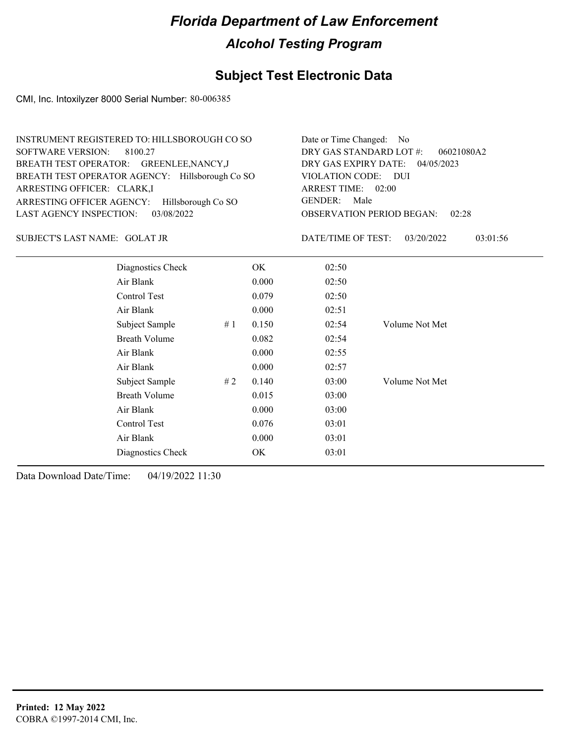# Florida Department of Law Enforcement

## Alcohol Testing Program

## Subject Test Electronic Data

CMI, Inc. Intoxilyzer 8000 Serial Number: 80-006385

INSTRUMENT REGISTERED TO: HILLSBOROUGH CO SO
SOFTWARE VERSION: 8100.27
BREATH TEST OPERATOR: GREENLEE,NANCY,J
BREATH TEST OPERATOR AGENCY: Hillsborough Co SO
ARRESTING OFFICER: CLARK,I
ARRESTING OFFICER AGENCY: Hillsborough Co SO
LAST AGENCY INSPECTION: 03/08/2022

Date or Time Changed: No
DRY GAS STANDARD LOT #: 06021080A2
DRY GAS EXPIRY DATE: 04/05/2023
VIOLATION CODE: DUI
ARREST TIME: 02:00
GENDER: Male
OBSERVATION PERIOD BEGAN: 02:28

SUBJECT'S LAST NAME: GOLAT JR

DATE/TIME OF TEST: 03/20/2022 03:01:56

| | | | | |
|---|---|---|---|---|
| Diagnostics Check | | OK | 02:50 | |
| Air Blank | | 0.000 | 02:50 | |
| Control Test | | 0.079 | 02:50 | |
| Air Blank | | 0.000 | 02:51 | |
| Subject Sample | # 1 | 0.150 | 02:54 | Volume Not Met |
| Breath Volume | | 0.082 | 02:54 | |
| Air Blank | | 0.000 | 02:55 | |
| Air Blank | | 0.000 | 02:57 | |
| Subject Sample | # 2 | 0.140 | 03:00 | Volume Not Met |
| Breath Volume | | 0.015 | 03:00 | |
| Air Blank | | 0.000 | 03:00 | |
| Control Test | | 0.076 | 03:01 | |
| Air Blank | | 0.000 | 03:01 | |
| Diagnostics Check | | OK | 03:01 | |

Data Download Date/Time: 04/19/2022 11:30

**Printed: 12 May 2022**
COBRA ©1997-2014 CMI, Inc.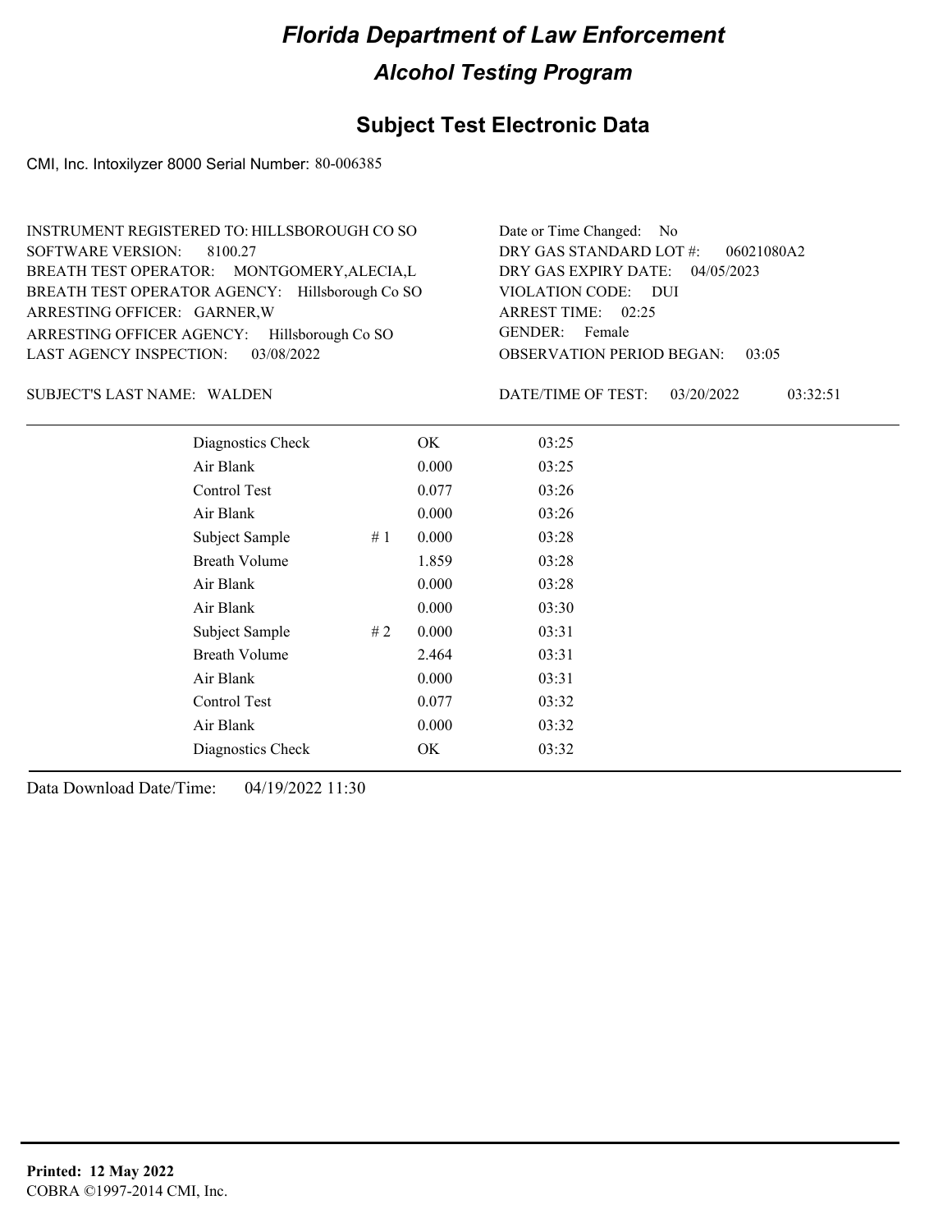# Florida Department of Law Enforcement

## Alcohol Testing Program

### Subject Test Electronic Data

CMI, Inc. Intoxilyzer 8000 Serial Number: 80-006385

INSTRUMENT REGISTERED TO: HILLSBOROUGH CO SO
SOFTWARE VERSION: 8100.27
BREATH TEST OPERATOR: MONTGOMERY,ALECIA,L
BREATH TEST OPERATOR AGENCY: Hillsborough Co SO
ARRESTING OFFICER: GARNER,W
ARRESTING OFFICER AGENCY: Hillsborough Co SO
LAST AGENCY INSPECTION: 03/08/2022

Date or Time Changed: No
DRY GAS STANDARD LOT #: 06021080A2
DRY GAS EXPIRY DATE: 04/05/2023
VIOLATION CODE: DUI
ARREST TIME: 02:25
GENDER: Female
OBSERVATION PERIOD BEGAN: 03:05

SUBJECT'S LAST NAME: WALDEN

DATE/TIME OF TEST: 03/20/2022 03:32:51

| Test | # | Result | Time |
|---|---|---|---|
| Diagnostics Check | | OK | 03:25 |
| Air Blank | | 0.000 | 03:25 |
| Control Test | | 0.077 | 03:26 |
| Air Blank | | 0.000 | 03:26 |
| Subject Sample | # 1 | 0.000 | 03:28 |
| Breath Volume | | 1.859 | 03:28 |
| Air Blank | | 0.000 | 03:28 |
| Air Blank | | 0.000 | 03:30 |
| Subject Sample | # 2 | 0.000 | 03:31 |
| Breath Volume | | 2.464 | 03:31 |
| Air Blank | | 0.000 | 03:31 |
| Control Test | | 0.077 | 03:32 |
| Air Blank | | 0.000 | 03:32 |
| Diagnostics Check | | OK | 03:32 |

Data Download Date/Time: 04/19/2022 11:30

**Printed: 12 May 2022**
COBRA ©1997-2014 CMI, Inc.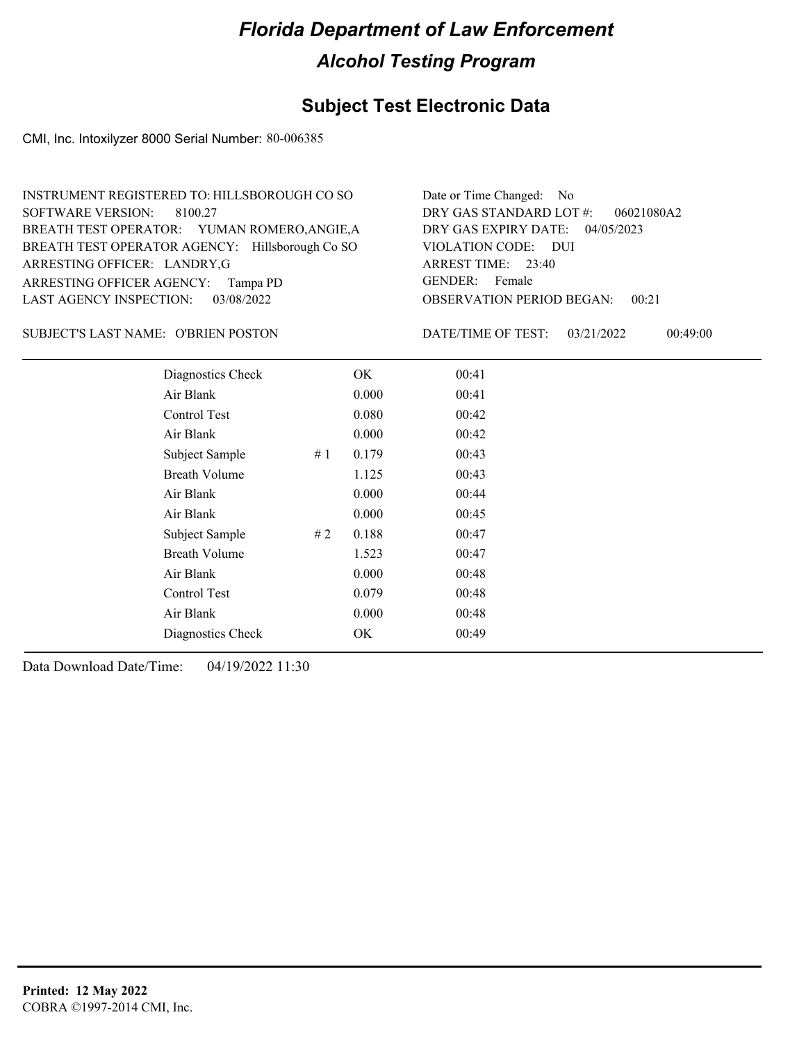# Florida Department of Law Enforcement

## Alcohol Testing Program

### Subject Test Electronic Data

CMI, Inc. Intoxilyzer 8000 Serial Number: 80-006385

INSTRUMENT REGISTERED TO: HILLSBOROUGH CO SO
SOFTWARE VERSION: 8100.27
BREATH TEST OPERATOR: YUMAN ROMERO,ANGIE,A
BREATH TEST OPERATOR AGENCY: Hillsborough Co SO
ARRESTING OFFICER: LANDRY,G
ARRESTING OFFICER AGENCY: Tampa PD
LAST AGENCY INSPECTION: 03/08/2022

Date or Time Changed: No
DRY GAS STANDARD LOT #: 06021080A2
DRY GAS EXPIRY DATE: 04/05/2023
VIOLATION CODE: DUI
ARREST TIME: 23:40
GENDER: Female
OBSERVATION PERIOD BEGAN: 00:21

SUBJECT'S LAST NAME: O'BRIEN POSTON

DATE/TIME OF TEST: 03/21/2022 00:49:00

| | | | |
|---|---|---|---|
| Diagnostics Check | | OK | 00:41 |
| Air Blank | | 0.000 | 00:41 |
| Control Test | | 0.080 | 00:42 |
| Air Blank | | 0.000 | 00:42 |
| Subject Sample | # 1 | 0.179 | 00:43 |
| Breath Volume | | 1.125 | 00:43 |
| Air Blank | | 0.000 | 00:44 |
| Air Blank | | 0.000 | 00:45 |
| Subject Sample | # 2 | 0.188 | 00:47 |
| Breath Volume | | 1.523 | 00:47 |
| Air Blank | | 0.000 | 00:48 |
| Control Test | | 0.079 | 00:48 |
| Air Blank | | 0.000 | 00:48 |
| Diagnostics Check | | OK | 00:49 |

Data Download Date/Time: 04/19/2022 11:30

**Printed: 12 May 2022**
COBRA ©1997-2014 CMI, Inc.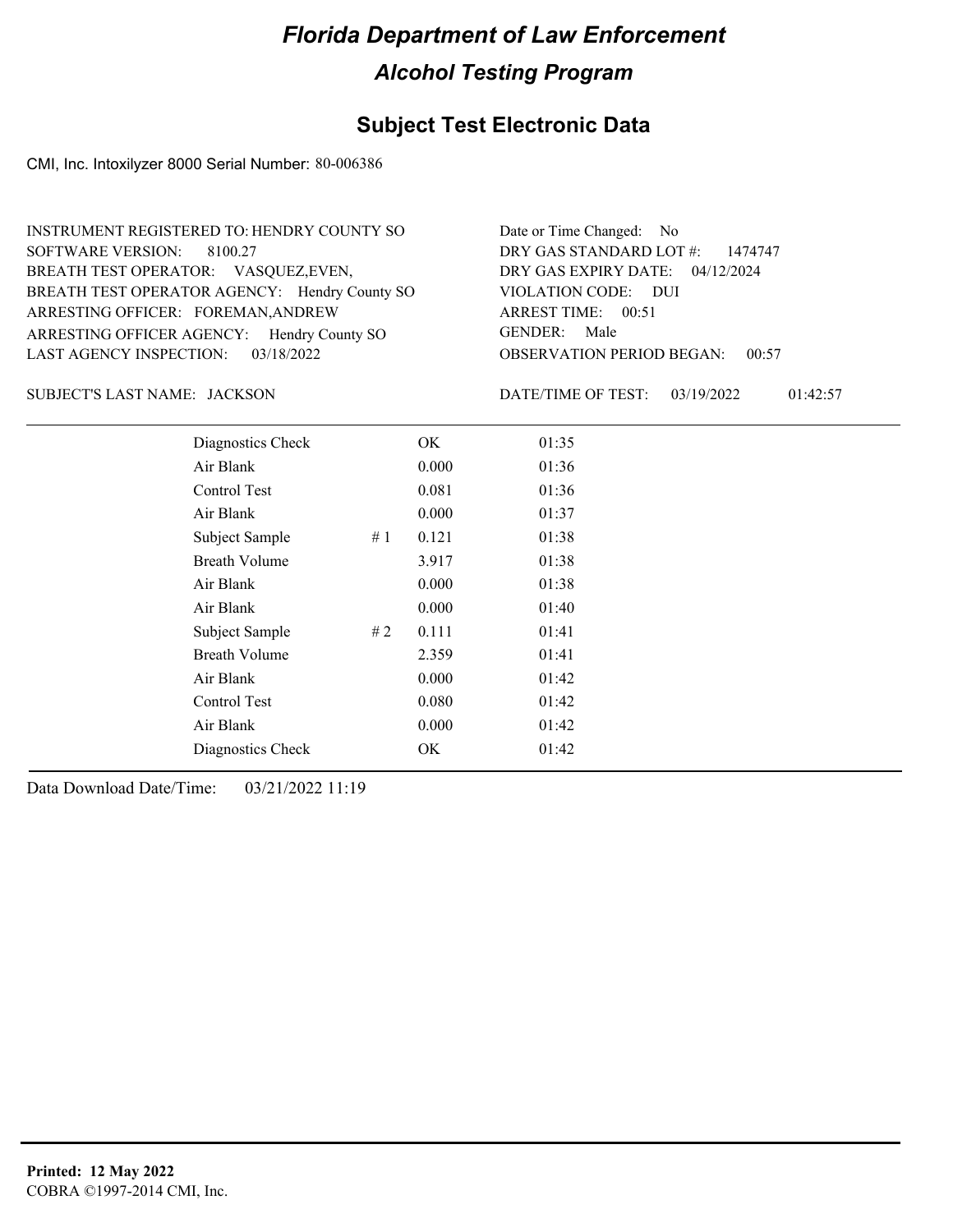# Florida Department of Law Enforcement

## Alcohol Testing Program

## Subject Test Electronic Data

CMI, Inc. Intoxilyzer 8000 Serial Number: 80-006386

INSTRUMENT REGISTERED TO: HENDRY COUNTY SO
SOFTWARE VERSION: 8100.27
BREATH TEST OPERATOR: VASQUEZ,EVEN,
BREATH TEST OPERATOR AGENCY: Hendry County SO
ARRESTING OFFICER: FOREMAN,ANDREW
ARRESTING OFFICER AGENCY: Hendry County SO
LAST AGENCY INSPECTION: 03/18/2022

Date or Time Changed: No
DRY GAS STANDARD LOT #: 1474747
DRY GAS EXPIRY DATE: 04/12/2024
VIOLATION CODE: DUI
ARREST TIME: 00:51
GENDER: Male
OBSERVATION PERIOD BEGAN: 00:57

SUBJECT'S LAST NAME: JACKSON

DATE/TIME OF TEST: 03/19/2022 01:42:57

| | | | |
|---|---|---|---|
| Diagnostics Check | | OK | 01:35 |
| Air Blank | | 0.000 | 01:36 |
| Control Test | | 0.081 | 01:36 |
| Air Blank | | 0.000 | 01:37 |
| Subject Sample | # 1 | 0.121 | 01:38 |
| Breath Volume | | 3.917 | 01:38 |
| Air Blank | | 0.000 | 01:38 |
| Air Blank | | 0.000 | 01:40 |
| Subject Sample | # 2 | 0.111 | 01:41 |
| Breath Volume | | 2.359 | 01:41 |
| Air Blank | | 0.000 | 01:42 |
| Control Test | | 0.080 | 01:42 |
| Air Blank | | 0.000 | 01:42 |
| Diagnostics Check | | OK | 01:42 |

Data Download Date/Time: 03/21/2022 11:19

**Printed: 12 May 2022**
COBRA ©1997-2014 CMI, Inc.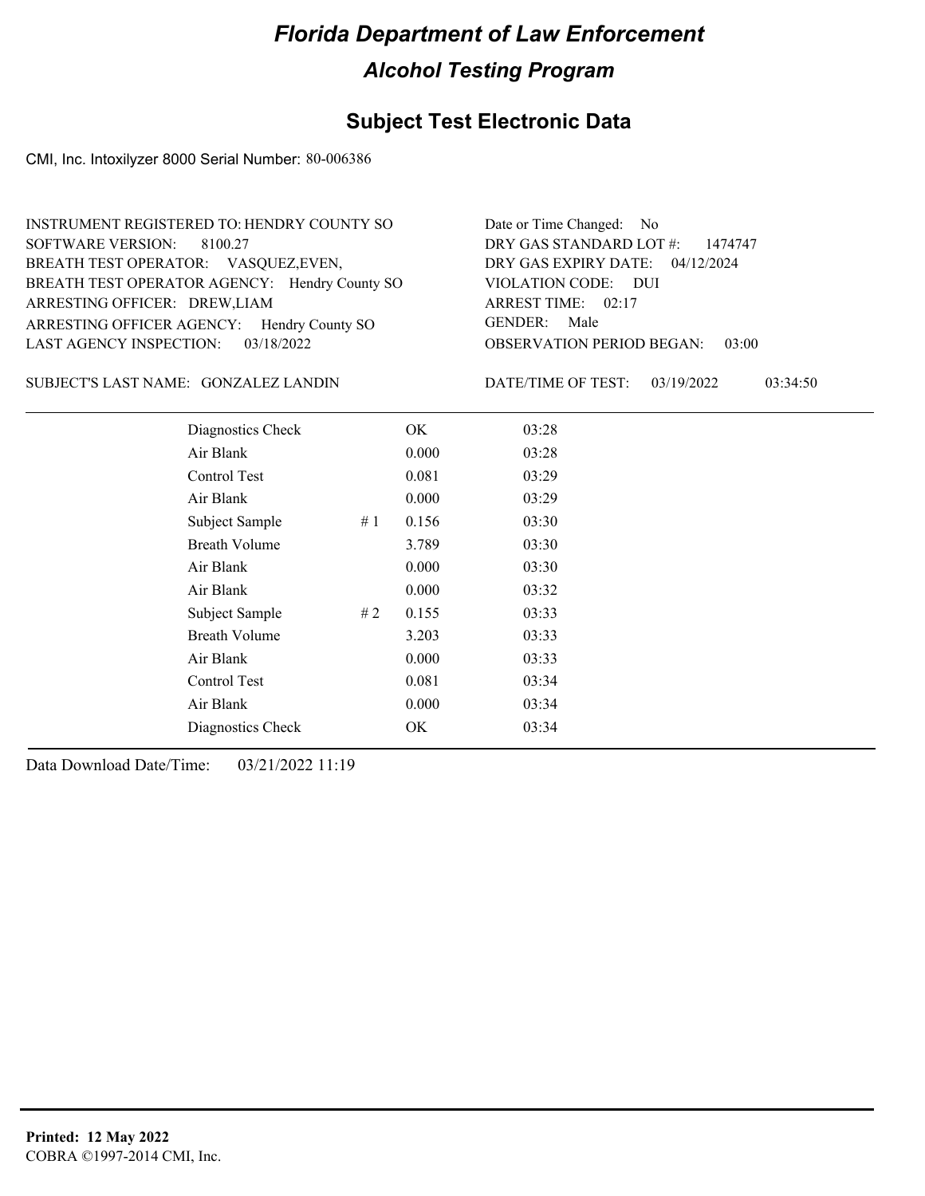# Florida Department of Law Enforcement

## Alcohol Testing Program

### Subject Test Electronic Data

CMI, Inc. Intoxilyzer 8000 Serial Number: 80-006386

INSTRUMENT REGISTERED TO: HENDRY COUNTY SO
SOFTWARE VERSION: 8100.27
BREATH TEST OPERATOR: VASQUEZ,EVEN,
BREATH TEST OPERATOR AGENCY: Hendry County SO
ARRESTING OFFICER: DREW,LIAM
ARRESTING OFFICER AGENCY: Hendry County SO
LAST AGENCY INSPECTION: 03/18/2022

Date or Time Changed: No
DRY GAS STANDARD LOT #: 1474747
DRY GAS EXPIRY DATE: 04/12/2024
VIOLATION CODE: DUI
ARREST TIME: 02:17
GENDER: Male
OBSERVATION PERIOD BEGAN: 03:00

SUBJECT'S LAST NAME: GONZALEZ LANDIN

DATE/TIME OF TEST: 03/19/2022 03:34:50

| Test | # | Result | Time |
|---|---|---|---|
| Diagnostics Check | | OK | 03:28 |
| Air Blank | | 0.000 | 03:28 |
| Control Test | | 0.081 | 03:29 |
| Air Blank | | 0.000 | 03:29 |
| Subject Sample | # 1 | 0.156 | 03:30 |
| Breath Volume | | 3.789 | 03:30 |
| Air Blank | | 0.000 | 03:30 |
| Air Blank | | 0.000 | 03:32 |
| Subject Sample | # 2 | 0.155 | 03:33 |
| Breath Volume | | 3.203 | 03:33 |
| Air Blank | | 0.000 | 03:33 |
| Control Test | | 0.081 | 03:34 |
| Air Blank | | 0.000 | 03:34 |
| Diagnostics Check | | OK | 03:34 |

Data Download Date/Time: 03/21/2022 11:19

**Printed: 12 May 2022**
COBRA ©1997-2014 CMI, Inc.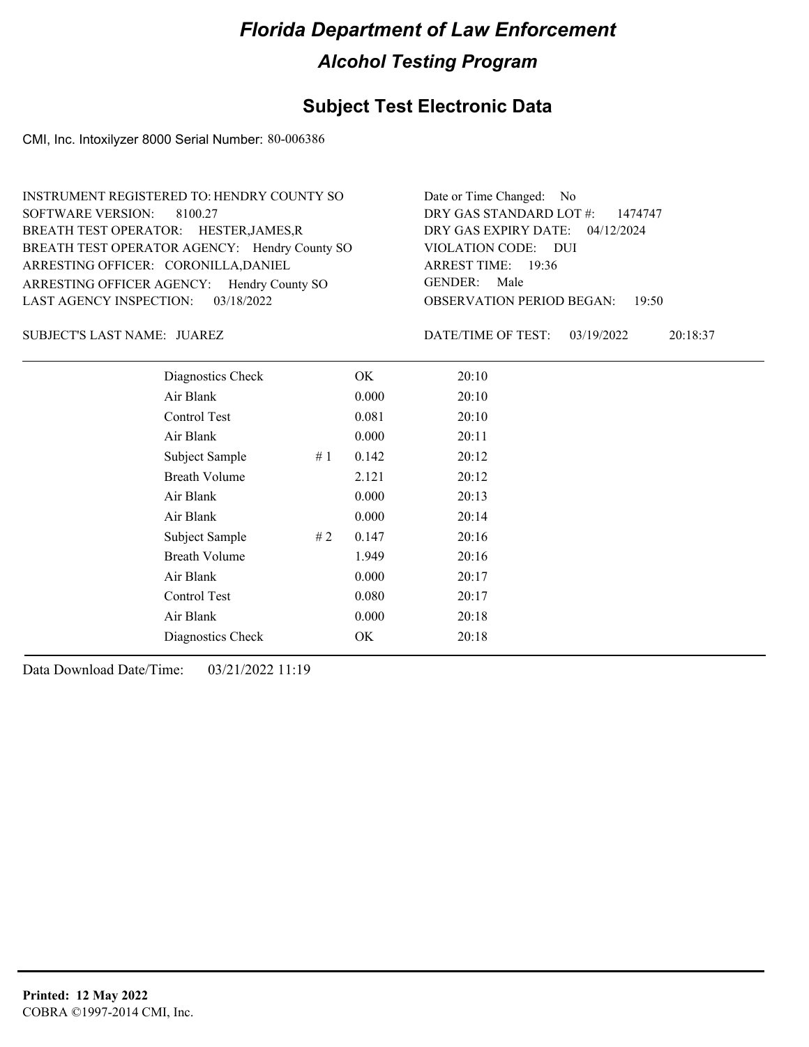# Florida Department of Law Enforcement

## Alcohol Testing Program

### Subject Test Electronic Data

CMI, Inc. Intoxilyzer 8000 Serial Number: 80-006386

INSTRUMENT REGISTERED TO: HENDRY COUNTY SO
SOFTWARE VERSION: 8100.27
BREATH TEST OPERATOR: HESTER,JAMES,R
BREATH TEST OPERATOR AGENCY: Hendry County SO
ARRESTING OFFICER: CORONILLA,DANIEL
ARRESTING OFFICER AGENCY: Hendry County SO
LAST AGENCY INSPECTION: 03/18/2022

Date or Time Changed: No
DRY GAS STANDARD LOT #: 1474747
DRY GAS EXPIRY DATE: 04/12/2024
VIOLATION CODE: DUI
ARREST TIME: 19:36
GENDER: Male
OBSERVATION PERIOD BEGAN: 19:50

SUBJECT'S LAST NAME: JUAREZ

DATE/TIME OF TEST: 03/19/2022 20:18:37

| | | | |
|---|---|---|---|
| Diagnostics Check | | OK | 20:10 |
| Air Blank | | 0.000 | 20:10 |
| Control Test | | 0.081 | 20:10 |
| Air Blank | | 0.000 | 20:11 |
| Subject Sample | # 1 | 0.142 | 20:12 |
| Breath Volume | | 2.121 | 20:12 |
| Air Blank | | 0.000 | 20:13 |
| Air Blank | | 0.000 | 20:14 |
| Subject Sample | # 2 | 0.147 | 20:16 |
| Breath Volume | | 1.949 | 20:16 |
| Air Blank | | 0.000 | 20:17 |
| Control Test | | 0.080 | 20:17 |
| Air Blank | | 0.000 | 20:18 |
| Diagnostics Check | | OK | 20:18 |

Data Download Date/Time: 03/21/2022 11:19

**Printed: 12 May 2022**
COBRA ©1997-2014 CMI, Inc.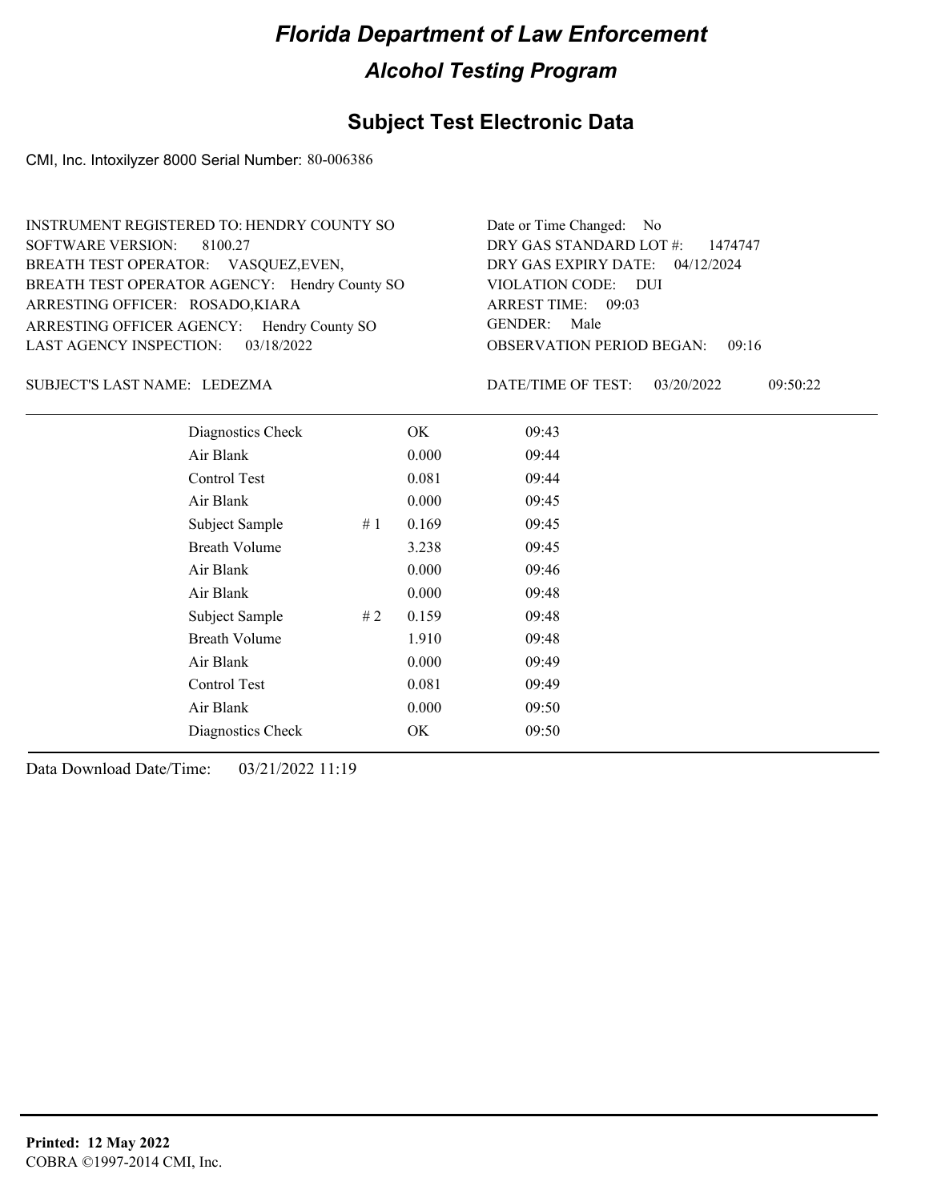# Florida Department of Law Enforcement

## Alcohol Testing Program

### Subject Test Electronic Data

CMI, Inc. Intoxilyzer 8000 Serial Number: 80-006386

INSTRUMENT REGISTERED TO: HENDRY COUNTY SO
SOFTWARE VERSION: 8100.27
BREATH TEST OPERATOR: VASQUEZ,EVEN,
BREATH TEST OPERATOR AGENCY: Hendry County SO
ARRESTING OFFICER: ROSADO,KIARA
ARRESTING OFFICER AGENCY: Hendry County SO
LAST AGENCY INSPECTION: 03/18/2022

Date or Time Changed: No
DRY GAS STANDARD LOT #: 1474747
DRY GAS EXPIRY DATE: 04/12/2024
VIOLATION CODE: DUI
ARREST TIME: 09:03
GENDER: Male
OBSERVATION PERIOD BEGAN: 09:16

SUBJECT'S LAST NAME: LEDEZMA

DATE/TIME OF TEST: 03/20/2022 09:50:22

| | | | |
|---|---|---|---|
| Diagnostics Check | | OK | 09:43 |
| Air Blank | | 0.000 | 09:44 |
| Control Test | | 0.081 | 09:44 |
| Air Blank | | 0.000 | 09:45 |
| Subject Sample | # 1 | 0.169 | 09:45 |
| Breath Volume | | 3.238 | 09:45 |
| Air Blank | | 0.000 | 09:46 |
| Air Blank | | 0.000 | 09:48 |
| Subject Sample | # 2 | 0.159 | 09:48 |
| Breath Volume | | 1.910 | 09:48 |
| Air Blank | | 0.000 | 09:49 |
| Control Test | | 0.081 | 09:49 |
| Air Blank | | 0.000 | 09:50 |
| Diagnostics Check | | OK | 09:50 |

Data Download Date/Time: 03/21/2022 11:19

**Printed: 12 May 2022**
COBRA ©1997-2014 CMI, Inc.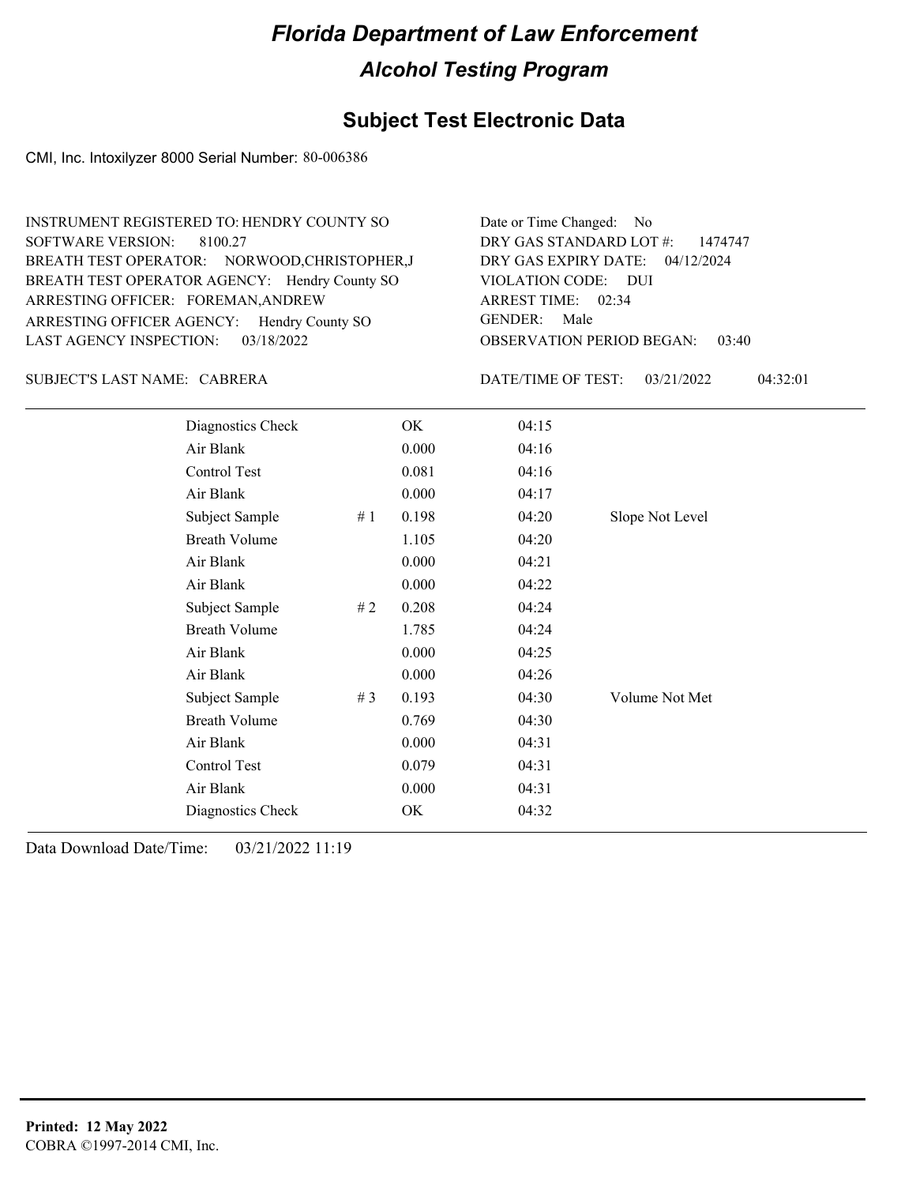# Florida Department of Law Enforcement

## Alcohol Testing Program

### Subject Test Electronic Data

CMI, Inc. Intoxilyzer 8000 Serial Number: 80-006386

INSTRUMENT REGISTERED TO: HENDRY COUNTY SO
SOFTWARE VERSION: 8100.27
BREATH TEST OPERATOR: NORWOOD,CHRISTOPHER,J
BREATH TEST OPERATOR AGENCY: Hendry County SO
ARRESTING OFFICER: FOREMAN,ANDREW
ARRESTING OFFICER AGENCY: Hendry County SO
LAST AGENCY INSPECTION: 03/18/2022

Date or Time Changed: No
DRY GAS STANDARD LOT #: 1474747
DRY GAS EXPIRY DATE: 04/12/2024
VIOLATION CODE: DUI
ARREST TIME: 02:34
GENDER: Male
OBSERVATION PERIOD BEGAN: 03:40

SUBJECT'S LAST NAME: CABRERA

DATE/TIME OF TEST: 03/21/2022 04:32:01

| | | | | |
|---|---|---|---|---|
| Diagnostics Check | | OK | 04:15 | |
| Air Blank | | 0.000 | 04:16 | |
| Control Test | | 0.081 | 04:16 | |
| Air Blank | | 0.000 | 04:17 | |
| Subject Sample | # 1 | 0.198 | 04:20 | Slope Not Level |
| Breath Volume | | 1.105 | 04:20 | |
| Air Blank | | 0.000 | 04:21 | |
| Air Blank | | 0.000 | 04:22 | |
| Subject Sample | # 2 | 0.208 | 04:24 | |
| Breath Volume | | 1.785 | 04:24 | |
| Air Blank | | 0.000 | 04:25 | |
| Air Blank | | 0.000 | 04:26 | |
| Subject Sample | # 3 | 0.193 | 04:30 | Volume Not Met |
| Breath Volume | | 0.769 | 04:30 | |
| Air Blank | | 0.000 | 04:31 | |
| Control Test | | 0.079 | 04:31 | |
| Air Blank | | 0.000 | 04:31 | |
| Diagnostics Check | | OK | 04:32 | |

Data Download Date/Time: 03/21/2022 11:19

**Printed: 12 May 2022**
COBRA ©1997-2014 CMI, Inc.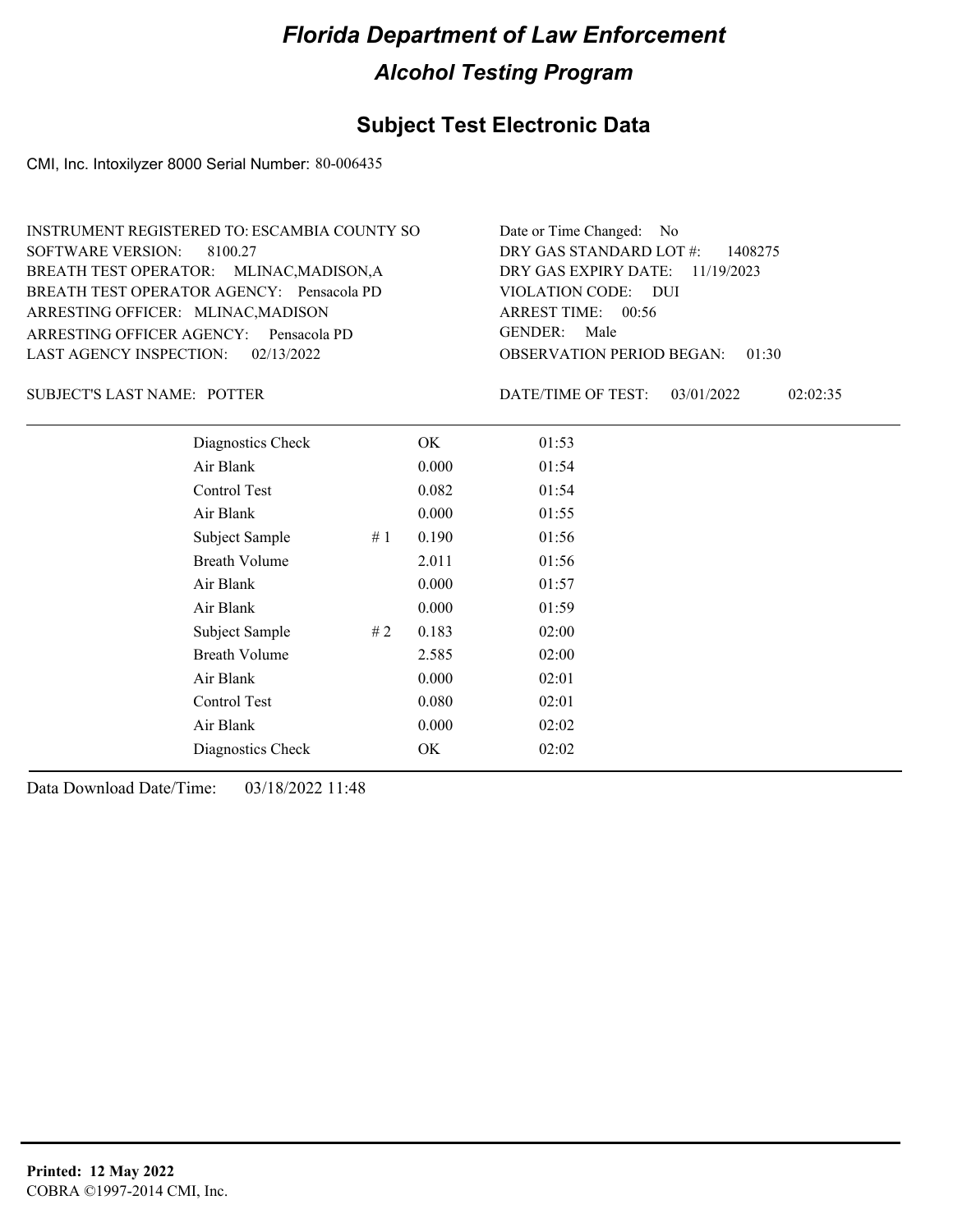# Florida Department of Law Enforcement

## Alcohol Testing Program

## Subject Test Electronic Data

CMI, Inc. Intoxilyzer 8000 Serial Number: 80-006435

INSTRUMENT REGISTERED TO: ESCAMBIA COUNTY SO
SOFTWARE VERSION: 8100.27
BREATH TEST OPERATOR: MLINAC,MADISON,A
BREATH TEST OPERATOR AGENCY: Pensacola PD
ARRESTING OFFICER: MLINAC,MADISON
ARRESTING OFFICER AGENCY: Pensacola PD
LAST AGENCY INSPECTION: 02/13/2022

Date or Time Changed: No
DRY GAS STANDARD LOT #: 1408275
DRY GAS EXPIRY DATE: 11/19/2023
VIOLATION CODE: DUI
ARREST TIME: 00:56
GENDER: Male
OBSERVATION PERIOD BEGAN: 01:30

SUBJECT'S LAST NAME: POTTER

DATE/TIME OF TEST: 03/01/2022 02:02:35

| | | | |
|---|---|---|---|
| Diagnostics Check | | OK | 01:53 |
| Air Blank | | 0.000 | 01:54 |
| Control Test | | 0.082 | 01:54 |
| Air Blank | | 0.000 | 01:55 |
| Subject Sample | # 1 | 0.190 | 01:56 |
| Breath Volume | | 2.011 | 01:56 |
| Air Blank | | 0.000 | 01:57 |
| Air Blank | | 0.000 | 01:59 |
| Subject Sample | # 2 | 0.183 | 02:00 |
| Breath Volume | | 2.585 | 02:00 |
| Air Blank | | 0.000 | 02:01 |
| Control Test | | 0.080 | 02:01 |
| Air Blank | | 0.000 | 02:02 |
| Diagnostics Check | | OK | 02:02 |

Data Download Date/Time: 03/18/2022 11:48

**Printed: 12 May 2022**
COBRA ©1997-2014 CMI, Inc.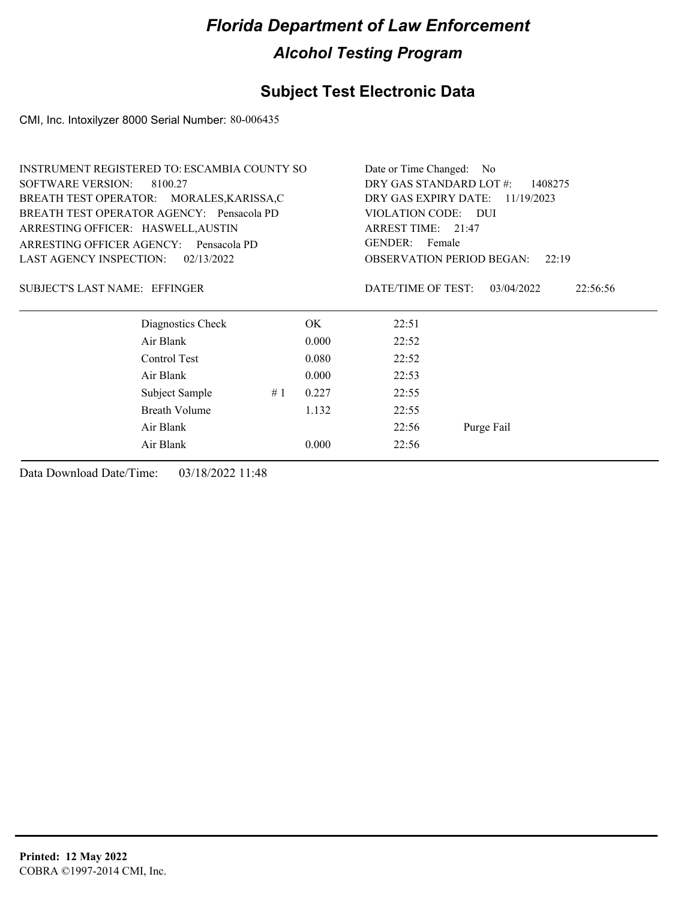# Florida Department of Law Enforcement

## Alcohol Testing Program

## Subject Test Electronic Data

CMI, Inc. Intoxilyzer 8000 Serial Number: 80-006435

INSTRUMENT REGISTERED TO: ESCAMBIA COUNTY SO
SOFTWARE VERSION: 8100.27
BREATH TEST OPERATOR: MORALES,KARISSA,C
BREATH TEST OPERATOR AGENCY: Pensacola PD
ARRESTING OFFICER: HASWELL,AUSTIN
ARRESTING OFFICER AGENCY: Pensacola PD
LAST AGENCY INSPECTION: 02/13/2022

Date or Time Changed: No
DRY GAS STANDARD LOT #: 1408275
DRY GAS EXPIRY DATE: 11/19/2023
VIOLATION CODE: DUI
ARREST TIME: 21:47
GENDER: Female
OBSERVATION PERIOD BEGAN: 22:19

SUBJECT'S LAST NAME: EFFINGER

DATE/TIME OF TEST: 03/04/2022 22:56:56

| | | | | |
|---|---|---|---|---|
| Diagnostics Check | | OK | 22:51 | |
| Air Blank | | 0.000 | 22:52 | |
| Control Test | | 0.080 | 22:52 | |
| Air Blank | | 0.000 | 22:53 | |
| Subject Sample | # 1 | 0.227 | 22:55 | |
| Breath Volume | | 1.132 | 22:55 | |
| Air Blank | | | 22:56 | Purge Fail |
| Air Blank | | 0.000 | 22:56 | |

Data Download Date/Time: 03/18/2022 11:48

**Printed: 12 May 2022**
COBRA ©1997-2014 CMI, Inc.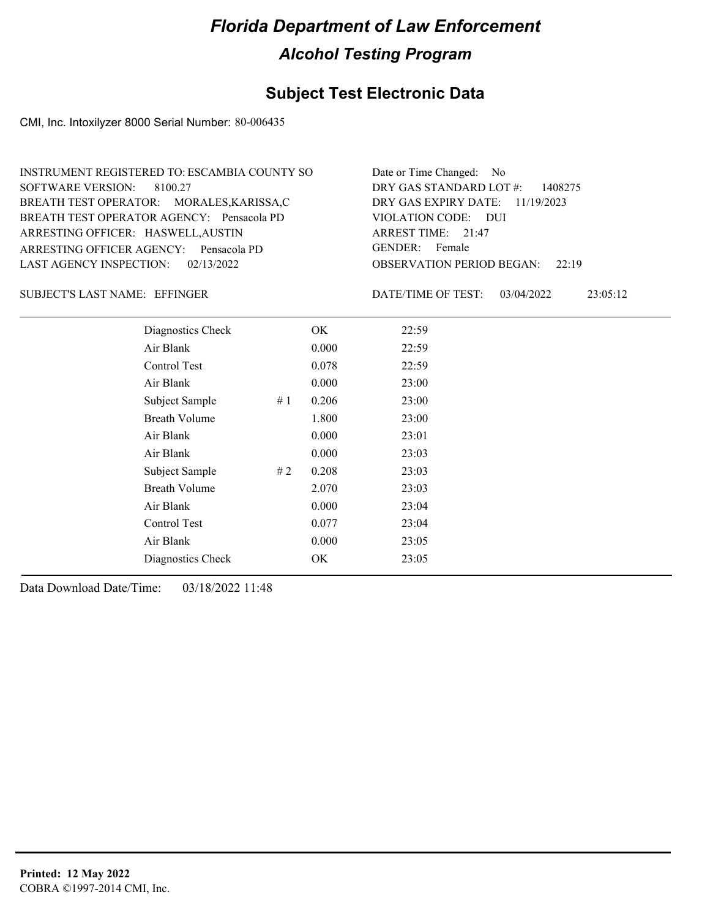# Florida Department of Law Enforcement

## Alcohol Testing Program

### Subject Test Electronic Data

CMI, Inc. Intoxilyzer 8000 Serial Number: 80-006435

INSTRUMENT REGISTERED TO: ESCAMBIA COUNTY SO
SOFTWARE VERSION: 8100.27
BREATH TEST OPERATOR: MORALES,KARISSA,C
BREATH TEST OPERATOR AGENCY: Pensacola PD
ARRESTING OFFICER: HASWELL,AUSTIN
ARRESTING OFFICER AGENCY: Pensacola PD
LAST AGENCY INSPECTION: 02/13/2022

Date or Time Changed: No
DRY GAS STANDARD LOT #: 1408275
DRY GAS EXPIRY DATE: 11/19/2023
VIOLATION CODE: DUI
ARREST TIME: 21:47
GENDER: Female
OBSERVATION PERIOD BEGAN: 22:19

SUBJECT'S LAST NAME: EFFINGER

DATE/TIME OF TEST: 03/04/2022 23:05:12

| | | | |
|---|---|---|---|
| Diagnostics Check | | OK | 22:59 |
| Air Blank | | 0.000 | 22:59 |
| Control Test | | 0.078 | 22:59 |
| Air Blank | | 0.000 | 23:00 |
| Subject Sample | # 1 | 0.206 | 23:00 |
| Breath Volume | | 1.800 | 23:00 |
| Air Blank | | 0.000 | 23:01 |
| Air Blank | | 0.000 | 23:03 |
| Subject Sample | # 2 | 0.208 | 23:03 |
| Breath Volume | | 2.070 | 23:03 |
| Air Blank | | 0.000 | 23:04 |
| Control Test | | 0.077 | 23:04 |
| Air Blank | | 0.000 | 23:05 |
| Diagnostics Check | | OK | 23:05 |

Data Download Date/Time: 03/18/2022 11:48

**Printed: 12 May 2022**
COBRA ©1997-2014 CMI, Inc.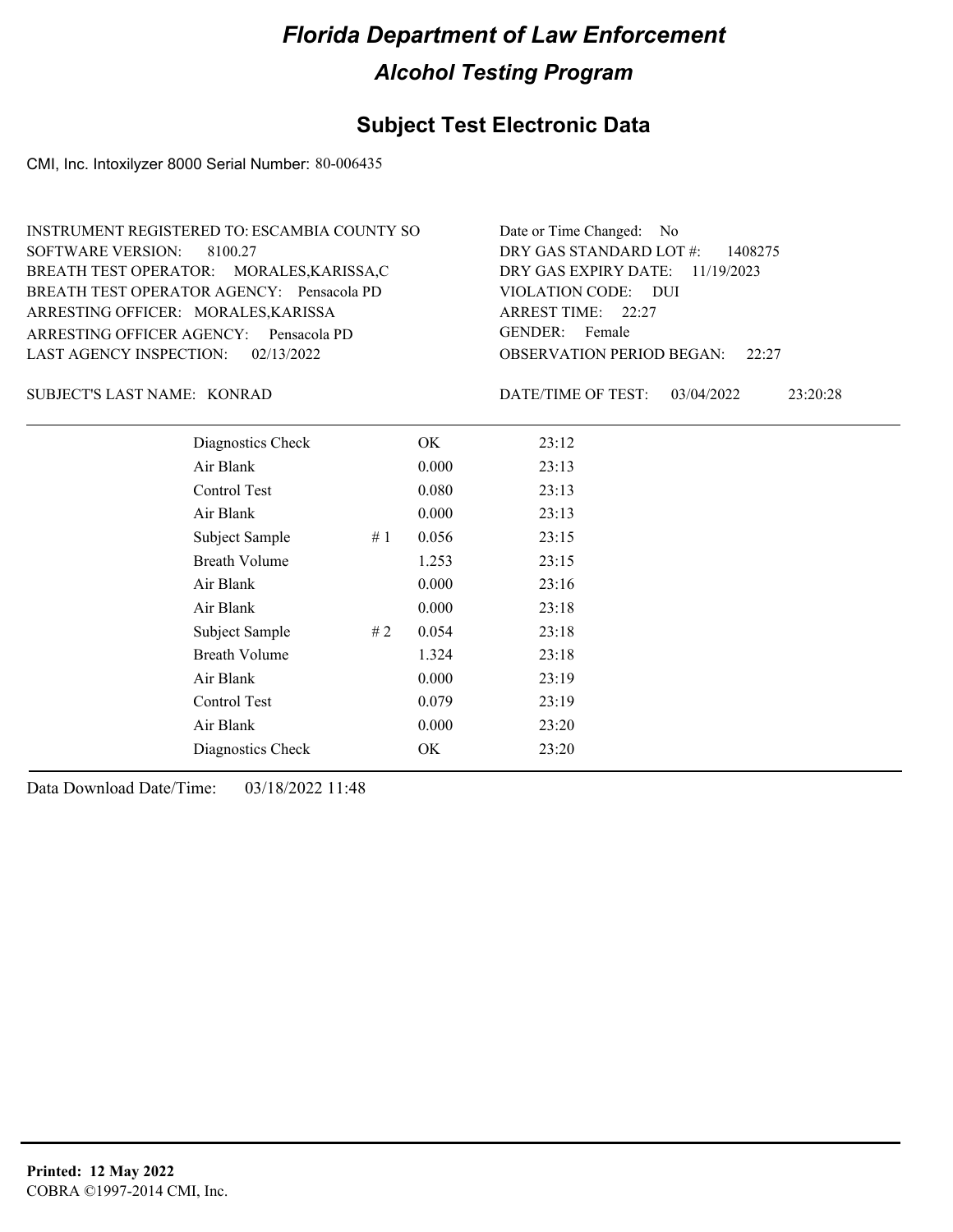# Florida Department of Law Enforcement

## Alcohol Testing Program

### Subject Test Electronic Data

CMI, Inc. Intoxilyzer 8000 Serial Number: 80-006435

INSTRUMENT REGISTERED TO: ESCAMBIA COUNTY SO
SOFTWARE VERSION: 8100.27
BREATH TEST OPERATOR: MORALES,KARISSA,C
BREATH TEST OPERATOR AGENCY: Pensacola PD
ARRESTING OFFICER: MORALES,KARISSA
ARRESTING OFFICER AGENCY: Pensacola PD
LAST AGENCY INSPECTION: 02/13/2022

Date or Time Changed: No
DRY GAS STANDARD LOT #: 1408275
DRY GAS EXPIRY DATE: 11/19/2023
VIOLATION CODE: DUI
ARREST TIME: 22:27
GENDER: Female
OBSERVATION PERIOD BEGAN: 22:27

SUBJECT'S LAST NAME: KONRAD

DATE/TIME OF TEST: 03/04/2022 23:20:28

| Test | # | Result | Time |
|---|---|---|---|
| Diagnostics Check | | OK | 23:12 |
| Air Blank | | 0.000 | 23:13 |
| Control Test | | 0.080 | 23:13 |
| Air Blank | | 0.000 | 23:13 |
| Subject Sample | # 1 | 0.056 | 23:15 |
| Breath Volume | | 1.253 | 23:15 |
| Air Blank | | 0.000 | 23:16 |
| Air Blank | | 0.000 | 23:18 |
| Subject Sample | # 2 | 0.054 | 23:18 |
| Breath Volume | | 1.324 | 23:18 |
| Air Blank | | 0.000 | 23:19 |
| Control Test | | 0.079 | 23:19 |
| Air Blank | | 0.000 | 23:20 |
| Diagnostics Check | | OK | 23:20 |

Data Download Date/Time: 03/18/2022 11:48

**Printed: 12 May 2022**
COBRA ©1997-2014 CMI, Inc.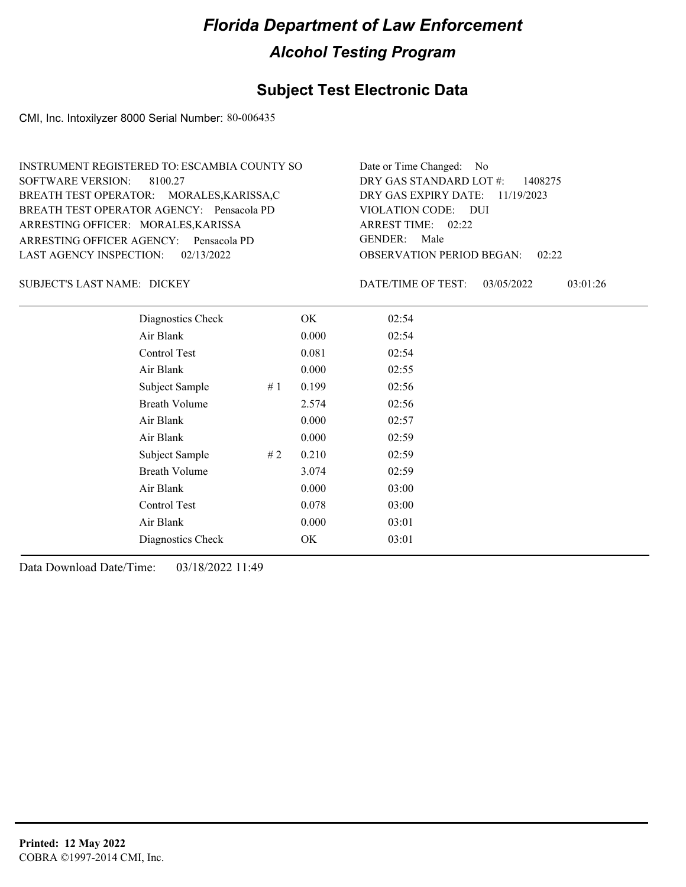# Florida Department of Law Enforcement

## Alcohol Testing Program

### Subject Test Electronic Data

CMI, Inc. Intoxilyzer 8000 Serial Number: 80-006435

INSTRUMENT REGISTERED TO: ESCAMBIA COUNTY SO
SOFTWARE VERSION: 8100.27
BREATH TEST OPERATOR: MORALES,KARISSA,C
BREATH TEST OPERATOR AGENCY: Pensacola PD
ARRESTING OFFICER: MORALES,KARISSA
ARRESTING OFFICER AGENCY: Pensacola PD
LAST AGENCY INSPECTION: 02/13/2022

Date or Time Changed: No
DRY GAS STANDARD LOT #: 1408275
DRY GAS EXPIRY DATE: 11/19/2023
VIOLATION CODE: DUI
ARREST TIME: 02:22
GENDER: Male
OBSERVATION PERIOD BEGAN: 02:22

SUBJECT'S LAST NAME: DICKEY

DATE/TIME OF TEST: 03/05/2022 03:01:26

| | | | |
|---|---|---|---|
| Diagnostics Check | | OK | 02:54 |
| Air Blank | | 0.000 | 02:54 |
| Control Test | | 0.081 | 02:54 |
| Air Blank | | 0.000 | 02:55 |
| Subject Sample | # 1 | 0.199 | 02:56 |
| Breath Volume | | 2.574 | 02:56 |
| Air Blank | | 0.000 | 02:57 |
| Air Blank | | 0.000 | 02:59 |
| Subject Sample | # 2 | 0.210 | 02:59 |
| Breath Volume | | 3.074 | 02:59 |
| Air Blank | | 0.000 | 03:00 |
| Control Test | | 0.078 | 03:00 |
| Air Blank | | 0.000 | 03:01 |
| Diagnostics Check | | OK | 03:01 |

Data Download Date/Time: 03/18/2022 11:49

**Printed: 12 May 2022**
COBRA ©1997-2014 CMI, Inc.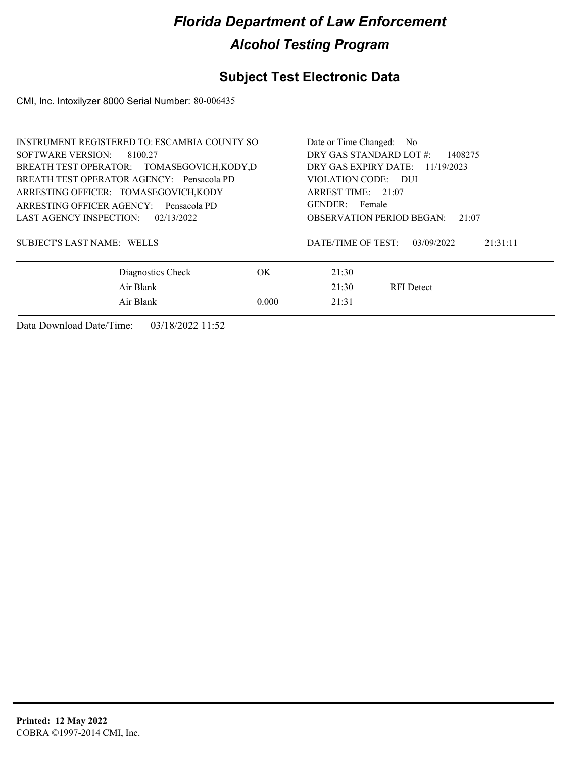# Florida Department of Law Enforcement

## Alcohol Testing Program

### Subject Test Electronic Data

CMI, Inc. Intoxilyzer 8000 Serial Number: 80-006435

INSTRUMENT REGISTERED TO: ESCAMBIA COUNTY SO
SOFTWARE VERSION: 8100.27
BREATH TEST OPERATOR: TOMASEGOVICH,KODY,D
BREATH TEST OPERATOR AGENCY: Pensacola PD
ARRESTING OFFICER: TOMASEGOVICH,KODY
ARRESTING OFFICER AGENCY: Pensacola PD
LAST AGENCY INSPECTION: 02/13/2022

Date or Time Changed: No
DRY GAS STANDARD LOT #: 1408275
DRY GAS EXPIRY DATE: 11/19/2023
VIOLATION CODE: DUI
ARREST TIME: 21:07
GENDER: Female
OBSERVATION PERIOD BEGAN: 21:07

SUBJECT'S LAST NAME: WELLS

DATE/TIME OF TEST: 03/09/2022 21:31:11

| | | | |
|---|---|---|---|
| Diagnostics Check | OK | 21:30 | |
| Air Blank | | 21:30 | RFI Detect |
| Air Blank | 0.000 | 21:31 | |

Data Download Date/Time: 03/18/2022 11:52

**Printed: 12 May 2022**
COBRA ©1997-2014 CMI, Inc.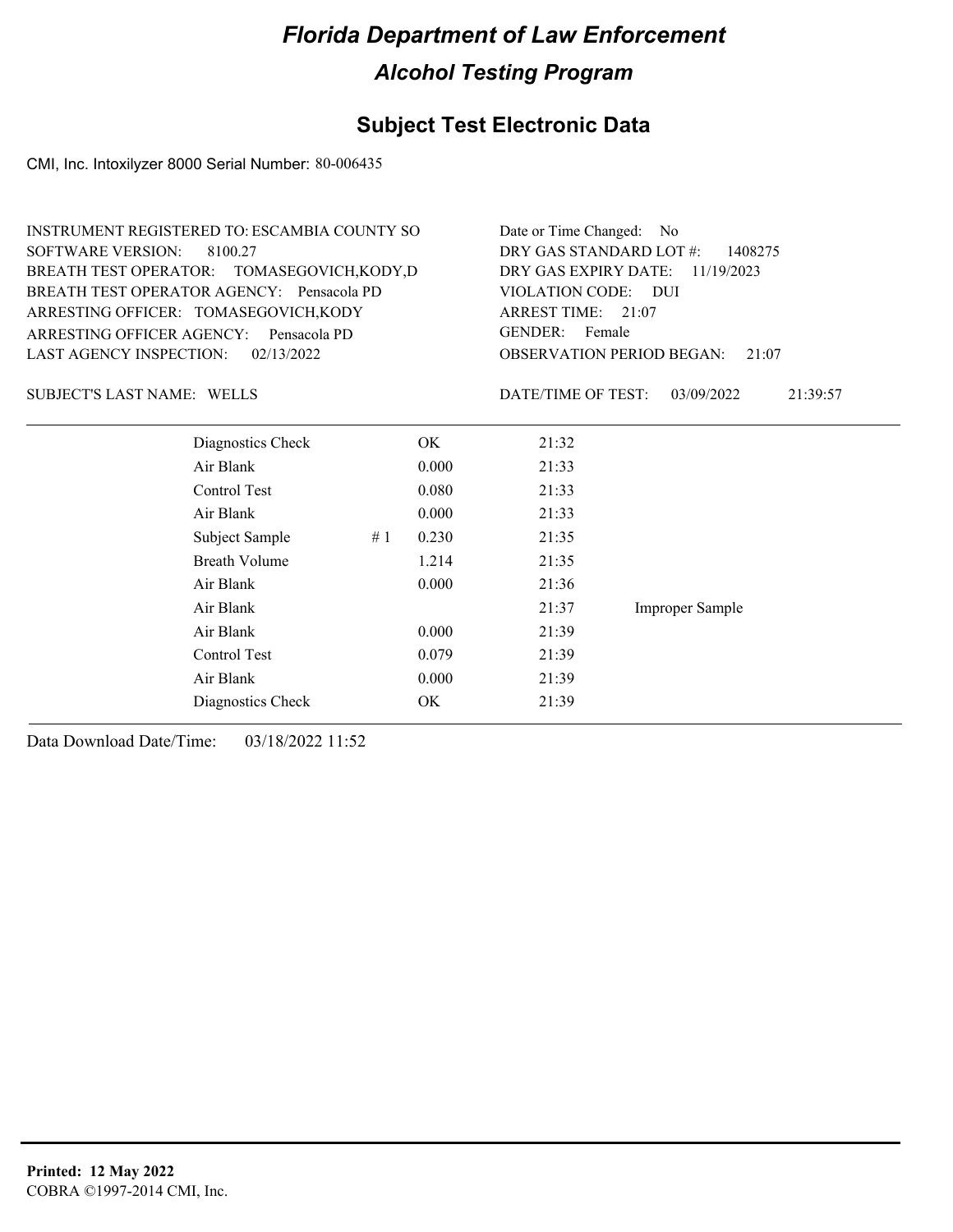# Florida Department of Law Enforcement

## Alcohol Testing Program

### Subject Test Electronic Data

CMI, Inc. Intoxilyzer 8000 Serial Number: 80-006435

INSTRUMENT REGISTERED TO: ESCAMBIA COUNTY SO
SOFTWARE VERSION: 8100.27
BREATH TEST OPERATOR: TOMASEGOVICH,KODY,D
BREATH TEST OPERATOR AGENCY: Pensacola PD
ARRESTING OFFICER: TOMASEGOVICH,KODY
ARRESTING OFFICER AGENCY: Pensacola PD
LAST AGENCY INSPECTION: 02/13/2022

Date or Time Changed: No
DRY GAS STANDARD LOT #: 1408275
DRY GAS EXPIRY DATE: 11/19/2023
VIOLATION CODE: DUI
ARREST TIME: 21:07
GENDER: Female
OBSERVATION PERIOD BEGAN: 21:07

SUBJECT'S LAST NAME: WELLS

DATE/TIME OF TEST: 03/09/2022 21:39:57

| | | | | |
|---|---|---|---|---|
| Diagnostics Check | | OK | 21:32 | |
| Air Blank | | 0.000 | 21:33 | |
| Control Test | | 0.080 | 21:33 | |
| Air Blank | | 0.000 | 21:33 | |
| Subject Sample | # 1 | 0.230 | 21:35 | |
| Breath Volume | | 1.214 | 21:35 | |
| Air Blank | | 0.000 | 21:36 | |
| Air Blank | | | 21:37 | Improper Sample |
| Air Blank | | 0.000 | 21:39 | |
| Control Test | | 0.079 | 21:39 | |
| Air Blank | | 0.000 | 21:39 | |
| Diagnostics Check | | OK | 21:39 | |

Data Download Date/Time: 03/18/2022 11:52

**Printed: 12 May 2022**
COBRA ©1997-2014 CMI, Inc.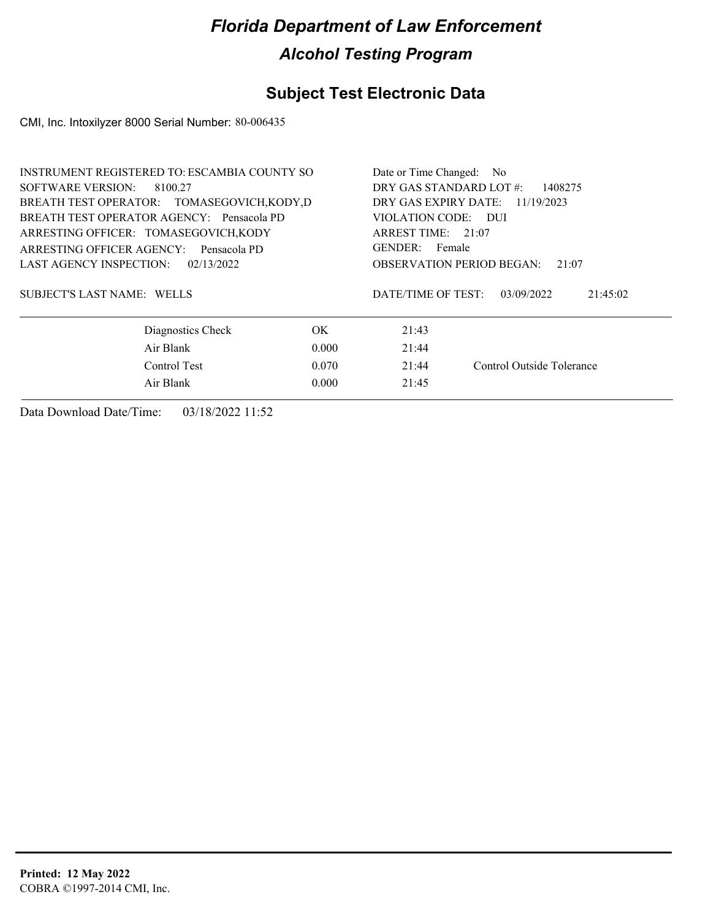# Florida Department of Law Enforcement

## Alcohol Testing Program

### Subject Test Electronic Data

CMI, Inc. Intoxilyzer 8000 Serial Number: 80-006435

| | |
|---|---|
| INSTRUMENT REGISTERED TO: ESCAMBIA COUNTY SO | Date or Time Changed: No |
| SOFTWARE VERSION: 8100.27 | DRY GAS STANDARD LOT #: 1408275 |
| BREATH TEST OPERATOR: TOMASEGOVICH,KODY,D | DRY GAS EXPIRY DATE: 11/19/2023 |
| BREATH TEST OPERATOR AGENCY: Pensacola PD | VIOLATION CODE: DUI |
| ARRESTING OFFICER: TOMASEGOVICH,KODY | ARREST TIME: 21:07 |
| ARRESTING OFFICER AGENCY: Pensacola PD | GENDER: Female |
| LAST AGENCY INSPECTION: 02/13/2022 | OBSERVATION PERIOD BEGAN: 21:07 |
| SUBJECT'S LAST NAME: WELLS | DATE/TIME OF TEST: 03/09/2022 21:45:02 |

| Test | Result | Time | Note |
|---|---|---|---|
| Diagnostics Check | OK | 21:43 | |
| Air Blank | 0.000 | 21:44 | |
| Control Test | 0.070 | 21:44 | Control Outside Tolerance |
| Air Blank | 0.000 | 21:45 | |

Data Download Date/Time: 03/18/2022 11:52

**Printed: 12 May 2022**
COBRA ©1997-2014 CMI, Inc.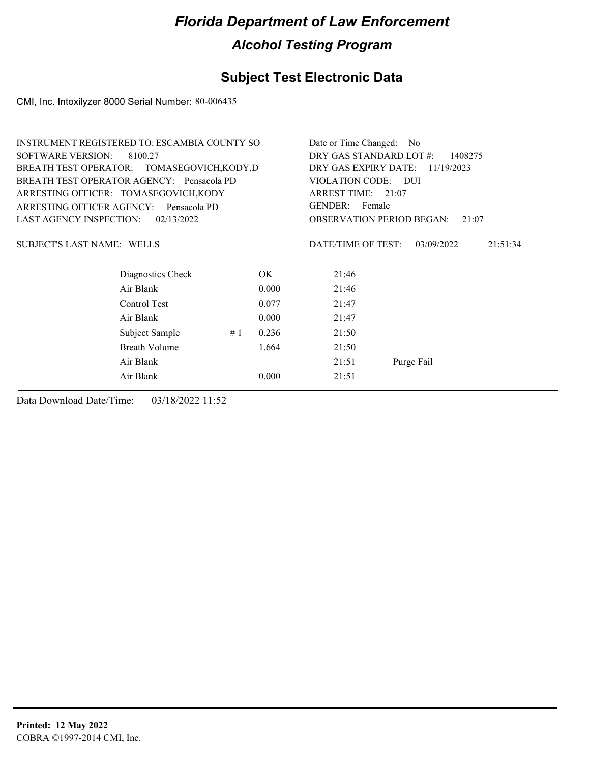# Florida Department of Law Enforcement

## Alcohol Testing Program

## Subject Test Electronic Data

CMI, Inc. Intoxilyzer 8000 Serial Number: 80-006435

INSTRUMENT REGISTERED TO: ESCAMBIA COUNTY SO
SOFTWARE VERSION: 8100.27
BREATH TEST OPERATOR: TOMASEGOVICH,KODY,D
BREATH TEST OPERATOR AGENCY: Pensacola PD
ARRESTING OFFICER: TOMASEGOVICH,KODY
ARRESTING OFFICER AGENCY: Pensacola PD
LAST AGENCY INSPECTION: 02/13/2022

Date or Time Changed: No
DRY GAS STANDARD LOT #: 1408275
DRY GAS EXPIRY DATE: 11/19/2023
VIOLATION CODE: DUI
ARREST TIME: 21:07
GENDER: Female
OBSERVATION PERIOD BEGAN: 21:07

SUBJECT'S LAST NAME: WELLS

DATE/TIME OF TEST: 03/09/2022 21:51:34

| | | | | |
|---|---|---|---|---|
| Diagnostics Check | | OK | 21:46 | |
| Air Blank | | 0.000 | 21:46 | |
| Control Test | | 0.077 | 21:47 | |
| Air Blank | | 0.000 | 21:47 | |
| Subject Sample | # 1 | 0.236 | 21:50 | |
| Breath Volume | | 1.664 | 21:50 | |
| Air Blank | | | 21:51 | Purge Fail |
| Air Blank | | 0.000 | 21:51 | |

Data Download Date/Time: 03/18/2022 11:52

**Printed: 12 May 2022**
COBRA ©1997-2014 CMI, Inc.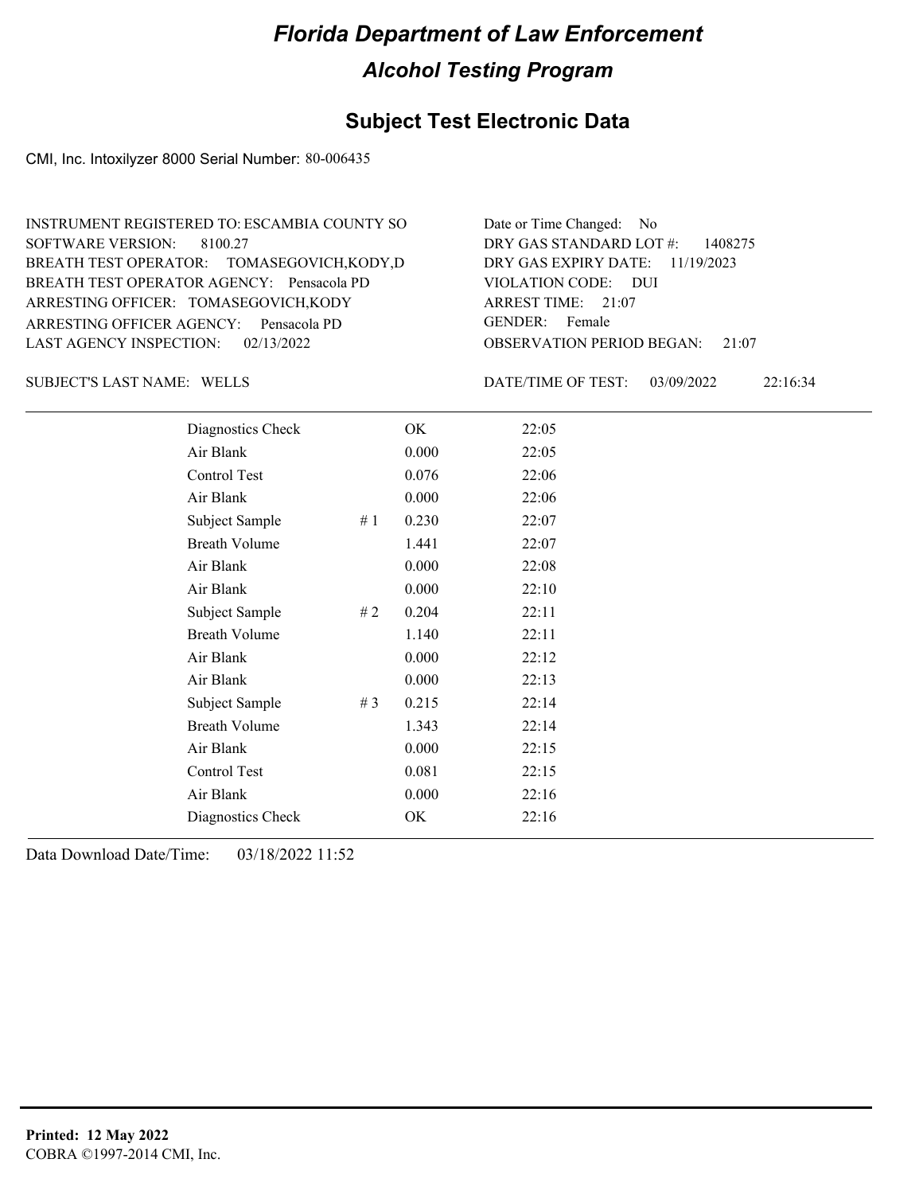# Florida Department of Law Enforcement

## Alcohol Testing Program

### Subject Test Electronic Data

CMI, Inc. Intoxilyzer 8000 Serial Number: 80-006435

INSTRUMENT REGISTERED TO: ESCAMBIA COUNTY SO
SOFTWARE VERSION: 8100.27
BREATH TEST OPERATOR: TOMASEGOVICH,KODY,D
BREATH TEST OPERATOR AGENCY: Pensacola PD
ARRESTING OFFICER: TOMASEGOVICH,KODY
ARRESTING OFFICER AGENCY: Pensacola PD
LAST AGENCY INSPECTION: 02/13/2022

Date or Time Changed: No
DRY GAS STANDARD LOT #: 1408275
DRY GAS EXPIRY DATE: 11/19/2023
VIOLATION CODE: DUI
ARREST TIME: 21:07
GENDER: Female
OBSERVATION PERIOD BEGAN: 21:07

SUBJECT'S LAST NAME: WELLS

DATE/TIME OF TEST: 03/09/2022 22:16:34

| | | | |
|---|---|---|---|
| Diagnostics Check | | OK | 22:05 |
| Air Blank | | 0.000 | 22:05 |
| Control Test | | 0.076 | 22:06 |
| Air Blank | | 0.000 | 22:06 |
| Subject Sample | # 1 | 0.230 | 22:07 |
| Breath Volume | | 1.441 | 22:07 |
| Air Blank | | 0.000 | 22:08 |
| Air Blank | | 0.000 | 22:10 |
| Subject Sample | # 2 | 0.204 | 22:11 |
| Breath Volume | | 1.140 | 22:11 |
| Air Blank | | 0.000 | 22:12 |
| Air Blank | | 0.000 | 22:13 |
| Subject Sample | # 3 | 0.215 | 22:14 |
| Breath Volume | | 1.343 | 22:14 |
| Air Blank | | 0.000 | 22:15 |
| Control Test | | 0.081 | 22:15 |
| Air Blank | | 0.000 | 22:16 |
| Diagnostics Check | | OK | 22:16 |

Data Download Date/Time: 03/18/2022 11:52

**Printed: 12 May 2022**
COBRA ©1997-2014 CMI, Inc.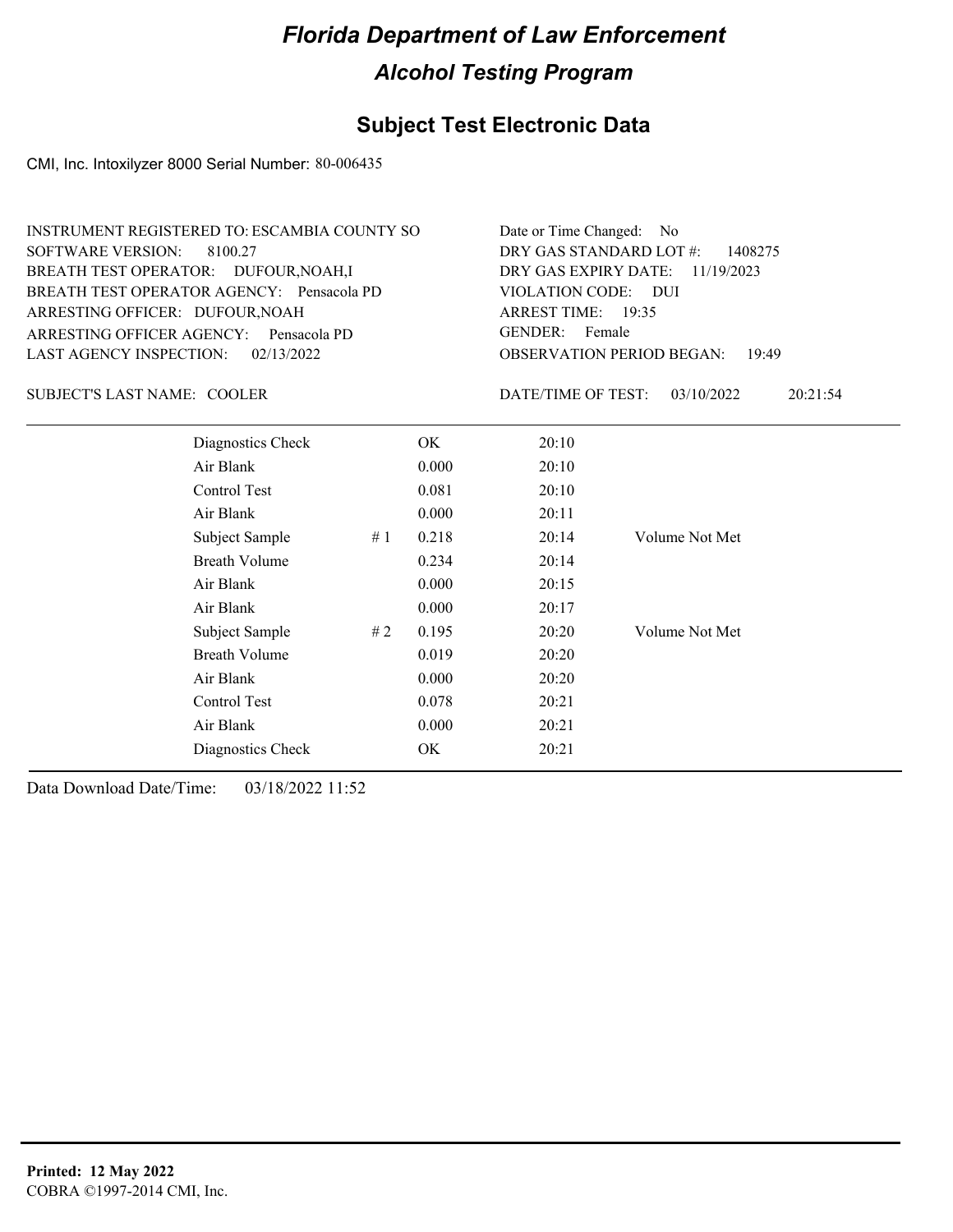# Florida Department of Law Enforcement

## Alcohol Testing Program

## Subject Test Electronic Data

CMI, Inc. Intoxilyzer 8000 Serial Number: 80-006435

INSTRUMENT REGISTERED TO: ESCAMBIA COUNTY SO
SOFTWARE VERSION: 8100.27
BREATH TEST OPERATOR: DUFOUR,NOAH,I
BREATH TEST OPERATOR AGENCY: Pensacola PD
ARRESTING OFFICER: DUFOUR,NOAH
ARRESTING OFFICER AGENCY: Pensacola PD
LAST AGENCY INSPECTION: 02/13/2022

Date or Time Changed: No
DRY GAS STANDARD LOT #: 1408275
DRY GAS EXPIRY DATE: 11/19/2023
VIOLATION CODE: DUI
ARREST TIME: 19:35
GENDER: Female
OBSERVATION PERIOD BEGAN: 19:49

SUBJECT'S LAST NAME: COOLER

DATE/TIME OF TEST: 03/10/2022 20:21:54

| | | | | |
|---|---|---|---|---|
| Diagnostics Check | | OK | 20:10 | |
| Air Blank | | 0.000 | 20:10 | |
| Control Test | | 0.081 | 20:10 | |
| Air Blank | | 0.000 | 20:11 | |
| Subject Sample | # 1 | 0.218 | 20:14 | Volume Not Met |
| Breath Volume | | 0.234 | 20:14 | |
| Air Blank | | 0.000 | 20:15 | |
| Air Blank | | 0.000 | 20:17 | |
| Subject Sample | # 2 | 0.195 | 20:20 | Volume Not Met |
| Breath Volume | | 0.019 | 20:20 | |
| Air Blank | | 0.000 | 20:20 | |
| Control Test | | 0.078 | 20:21 | |
| Air Blank | | 0.000 | 20:21 | |
| Diagnostics Check | | OK | 20:21 | |

Data Download Date/Time: 03/18/2022 11:52

**Printed: 12 May 2022**
COBRA ©1997-2014 CMI, Inc.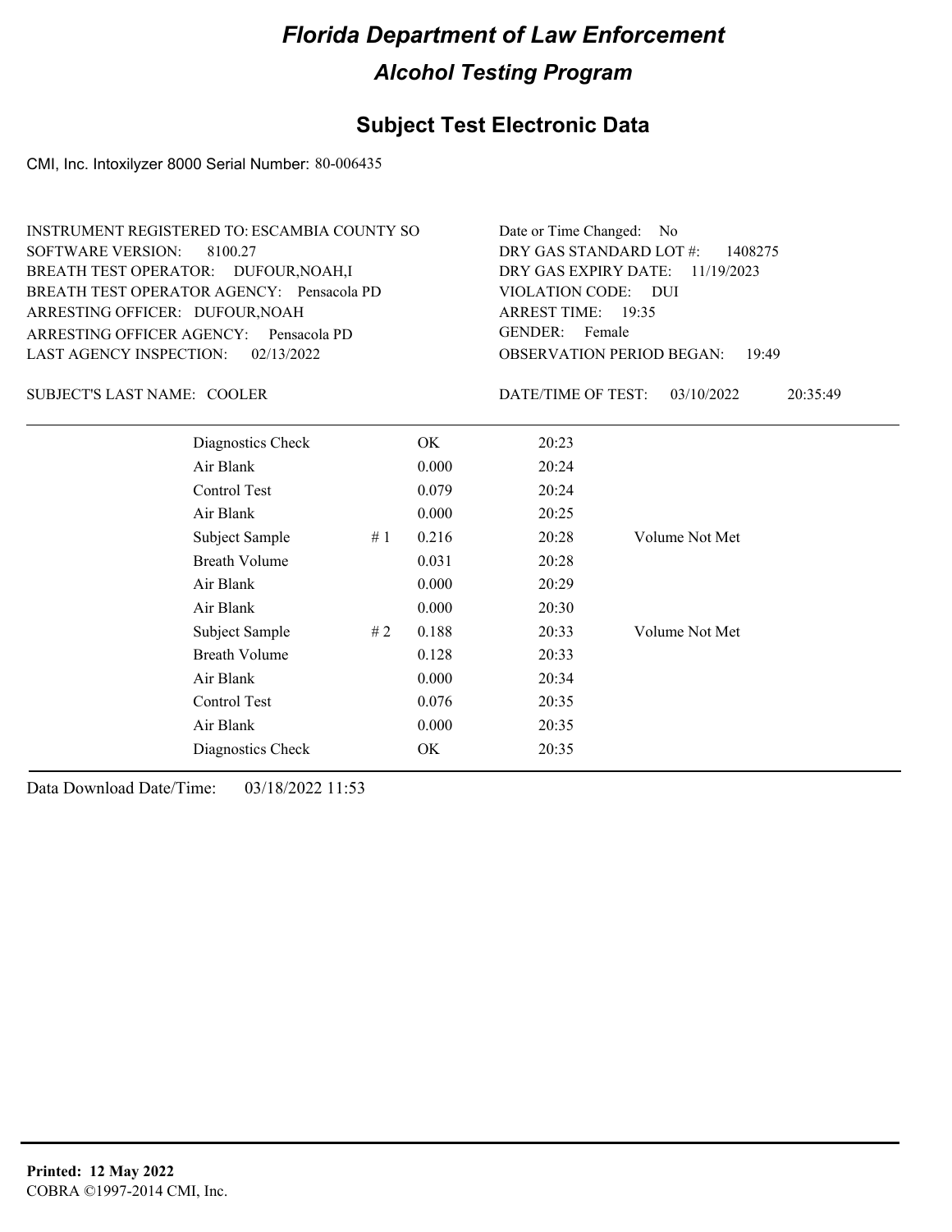# Florida Department of Law Enforcement

## Alcohol Testing Program

## Subject Test Electronic Data

CMI, Inc. Intoxilyzer 8000 Serial Number: 80-006435

INSTRUMENT REGISTERED TO: ESCAMBIA COUNTY SO
SOFTWARE VERSION: 8100.27
BREATH TEST OPERATOR: DUFOUR,NOAH,I
BREATH TEST OPERATOR AGENCY: Pensacola PD
ARRESTING OFFICER: DUFOUR,NOAH
ARRESTING OFFICER AGENCY: Pensacola PD
LAST AGENCY INSPECTION: 02/13/2022

Date or Time Changed: No
DRY GAS STANDARD LOT #: 1408275
DRY GAS EXPIRY DATE: 11/19/2023
VIOLATION CODE: DUI
ARREST TIME: 19:35
GENDER: Female
OBSERVATION PERIOD BEGAN: 19:49

SUBJECT'S LAST NAME: COOLER

DATE/TIME OF TEST: 03/10/2022 20:35:49

| | | | | |
|---|---|---|---|---|
| Diagnostics Check | | OK | 20:23 | |
| Air Blank | | 0.000 | 20:24 | |
| Control Test | | 0.079 | 20:24 | |
| Air Blank | | 0.000 | 20:25 | |
| Subject Sample | # 1 | 0.216 | 20:28 | Volume Not Met |
| Breath Volume | | 0.031 | 20:28 | |
| Air Blank | | 0.000 | 20:29 | |
| Air Blank | | 0.000 | 20:30 | |
| Subject Sample | # 2 | 0.188 | 20:33 | Volume Not Met |
| Breath Volume | | 0.128 | 20:33 | |
| Air Blank | | 0.000 | 20:34 | |
| Control Test | | 0.076 | 20:35 | |
| Air Blank | | 0.000 | 20:35 | |
| Diagnostics Check | | OK | 20:35 | |

Data Download Date/Time: 03/18/2022 11:53

**Printed: 12 May 2022**
COBRA ©1997-2014 CMI, Inc.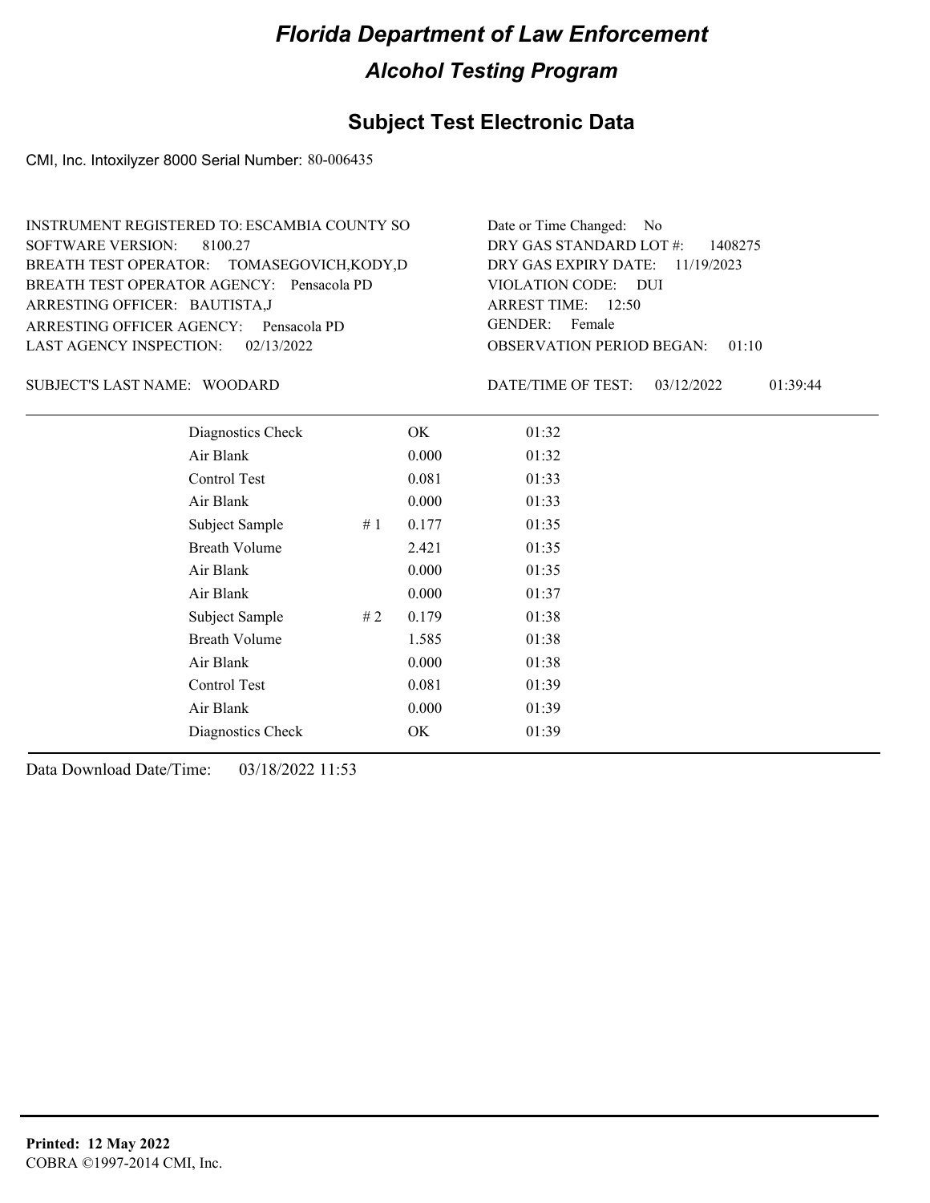# Florida Department of Law Enforcement

## Alcohol Testing Program

### Subject Test Electronic Data

CMI, Inc. Intoxilyzer 8000 Serial Number: 80-006435

INSTRUMENT REGISTERED TO: ESCAMBIA COUNTY SO
SOFTWARE VERSION: 8100.27
BREATH TEST OPERATOR: TOMASEGOVICH,KODY,D
BREATH TEST OPERATOR AGENCY: Pensacola PD
ARRESTING OFFICER: BAUTISTA,J
ARRESTING OFFICER AGENCY: Pensacola PD
LAST AGENCY INSPECTION: 02/13/2022

Date or Time Changed: No
DRY GAS STANDARD LOT #: 1408275
DRY GAS EXPIRY DATE: 11/19/2023
VIOLATION CODE: DUI
ARREST TIME: 12:50
GENDER: Female
OBSERVATION PERIOD BEGAN: 01:10

SUBJECT'S LAST NAME: WOODARD

DATE/TIME OF TEST: 03/12/2022 01:39:44

| | | | |
|---|---|---|---|
| Diagnostics Check | | OK | 01:32 |
| Air Blank | | 0.000 | 01:32 |
| Control Test | | 0.081 | 01:33 |
| Air Blank | | 0.000 | 01:33 |
| Subject Sample | # 1 | 0.177 | 01:35 |
| Breath Volume | | 2.421 | 01:35 |
| Air Blank | | 0.000 | 01:35 |
| Air Blank | | 0.000 | 01:37 |
| Subject Sample | # 2 | 0.179 | 01:38 |
| Breath Volume | | 1.585 | 01:38 |
| Air Blank | | 0.000 | 01:38 |
| Control Test | | 0.081 | 01:39 |
| Air Blank | | 0.000 | 01:39 |
| Diagnostics Check | | OK | 01:39 |

Data Download Date/Time: 03/18/2022 11:53

**Printed: 12 May 2022**
COBRA ©1997-2014 CMI, Inc.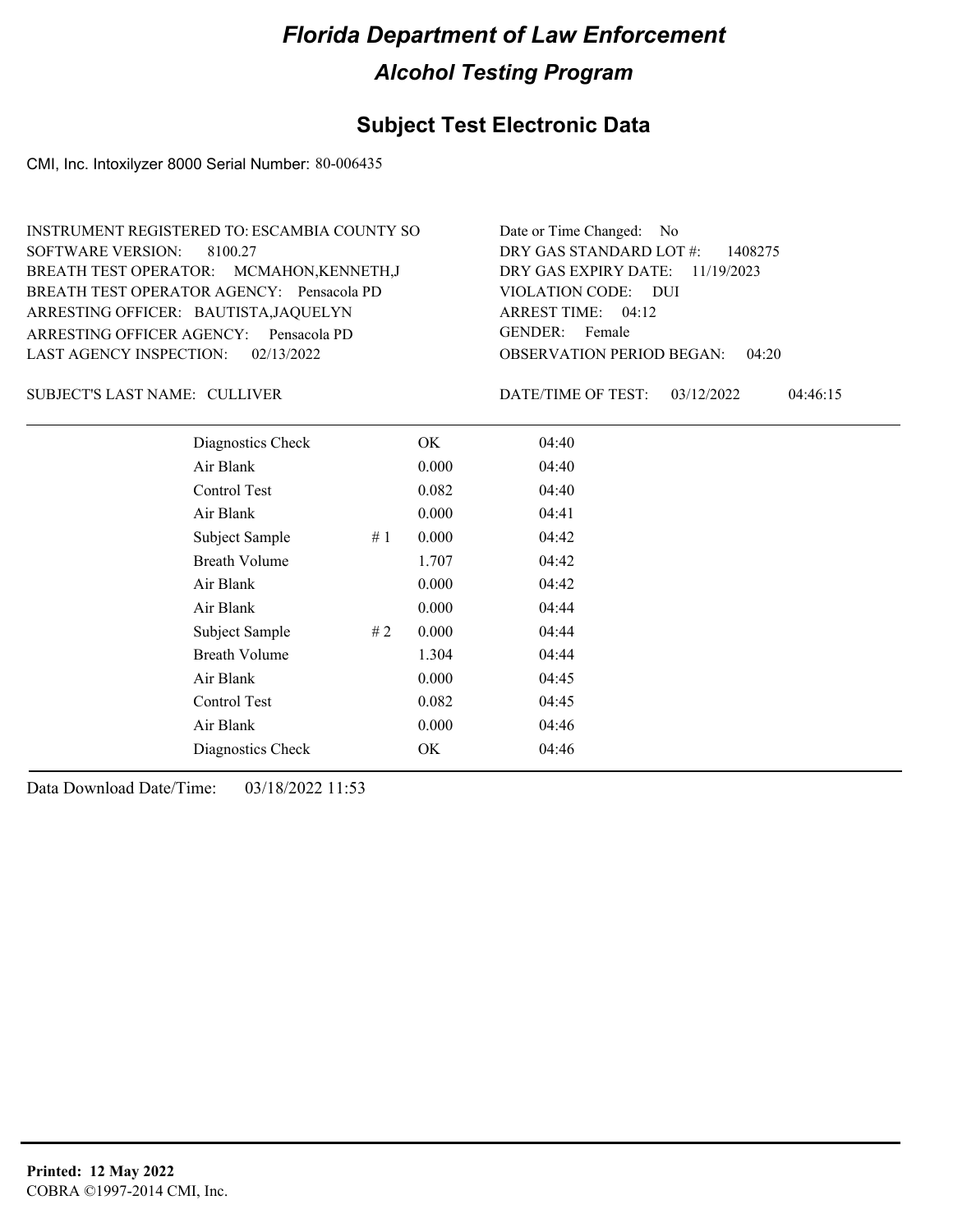# Florida Department of Law Enforcement

## Alcohol Testing Program

## Subject Test Electronic Data

CMI, Inc. Intoxilyzer 8000 Serial Number: 80-006435

INSTRUMENT REGISTERED TO: ESCAMBIA COUNTY SO
SOFTWARE VERSION: 8100.27
BREATH TEST OPERATOR: MCMAHON,KENNETH,J
BREATH TEST OPERATOR AGENCY: Pensacola PD
ARRESTING OFFICER: BAUTISTA,JAQUELYN
ARRESTING OFFICER AGENCY: Pensacola PD
LAST AGENCY INSPECTION: 02/13/2022

Date or Time Changed: No
DRY GAS STANDARD LOT #: 1408275
DRY GAS EXPIRY DATE: 11/19/2023
VIOLATION CODE: DUI
ARREST TIME: 04:12
GENDER: Female
OBSERVATION PERIOD BEGAN: 04:20

SUBJECT'S LAST NAME: CULLIVER

DATE/TIME OF TEST: 03/12/2022 04:46:15

| | | | |
|---|---|---|---|
| Diagnostics Check | | OK | 04:40 |
| Air Blank | | 0.000 | 04:40 |
| Control Test | | 0.082 | 04:40 |
| Air Blank | | 0.000 | 04:41 |
| Subject Sample | # 1 | 0.000 | 04:42 |
| Breath Volume | | 1.707 | 04:42 |
| Air Blank | | 0.000 | 04:42 |
| Air Blank | | 0.000 | 04:44 |
| Subject Sample | # 2 | 0.000 | 04:44 |
| Breath Volume | | 1.304 | 04:44 |
| Air Blank | | 0.000 | 04:45 |
| Control Test | | 0.082 | 04:45 |
| Air Blank | | 0.000 | 04:46 |
| Diagnostics Check | | OK | 04:46 |

Data Download Date/Time: 03/18/2022 11:53

**Printed: 12 May 2022**
COBRA ©1997-2014 CMI, Inc.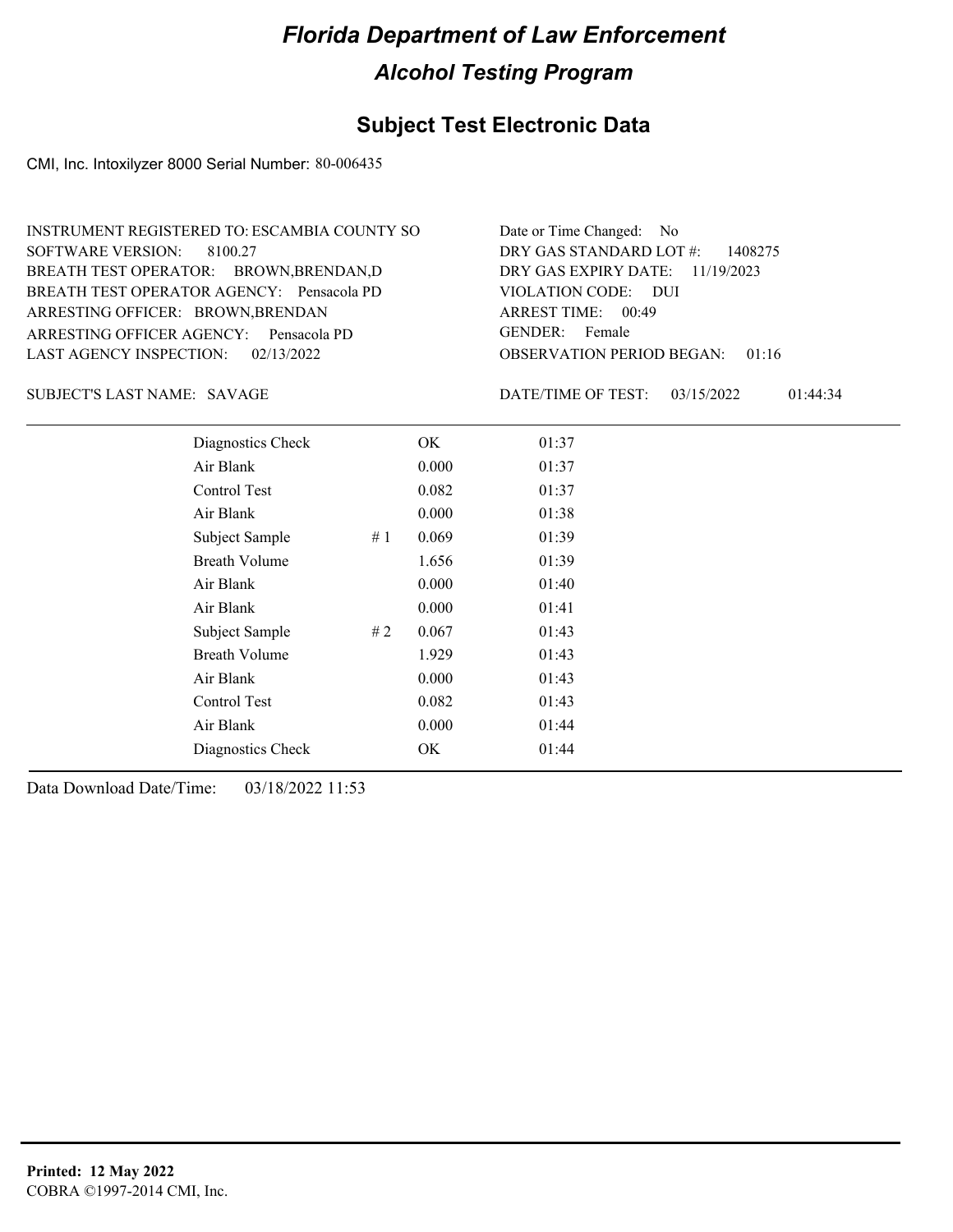# Florida Department of Law Enforcement

## Alcohol Testing Program

### Subject Test Electronic Data

CMI, Inc. Intoxilyzer 8000 Serial Number: 80-006435

INSTRUMENT REGISTERED TO: ESCAMBIA COUNTY SO
SOFTWARE VERSION: 8100.27
BREATH TEST OPERATOR: BROWN,BRENDAN,D
BREATH TEST OPERATOR AGENCY: Pensacola PD
ARRESTING OFFICER: BROWN,BRENDAN
ARRESTING OFFICER AGENCY: Pensacola PD
LAST AGENCY INSPECTION: 02/13/2022

Date or Time Changed: No
DRY GAS STANDARD LOT #: 1408275
DRY GAS EXPIRY DATE: 11/19/2023
VIOLATION CODE: DUI
ARREST TIME: 00:49
GENDER: Female
OBSERVATION PERIOD BEGAN: 01:16

SUBJECT'S LAST NAME: SAVAGE

DATE/TIME OF TEST: 03/15/2022 01:44:34

| | | | |
|---|---|---|---|
| Diagnostics Check | | OK | 01:37 |
| Air Blank | | 0.000 | 01:37 |
| Control Test | | 0.082 | 01:37 |
| Air Blank | | 0.000 | 01:38 |
| Subject Sample | # 1 | 0.069 | 01:39 |
| Breath Volume | | 1.656 | 01:39 |
| Air Blank | | 0.000 | 01:40 |
| Air Blank | | 0.000 | 01:41 |
| Subject Sample | # 2 | 0.067 | 01:43 |
| Breath Volume | | 1.929 | 01:43 |
| Air Blank | | 0.000 | 01:43 |
| Control Test | | 0.082 | 01:43 |
| Air Blank | | 0.000 | 01:44 |
| Diagnostics Check | | OK | 01:44 |

Data Download Date/Time: 03/18/2022 11:53

**Printed: 12 May 2022**
COBRA ©1997-2014 CMI, Inc.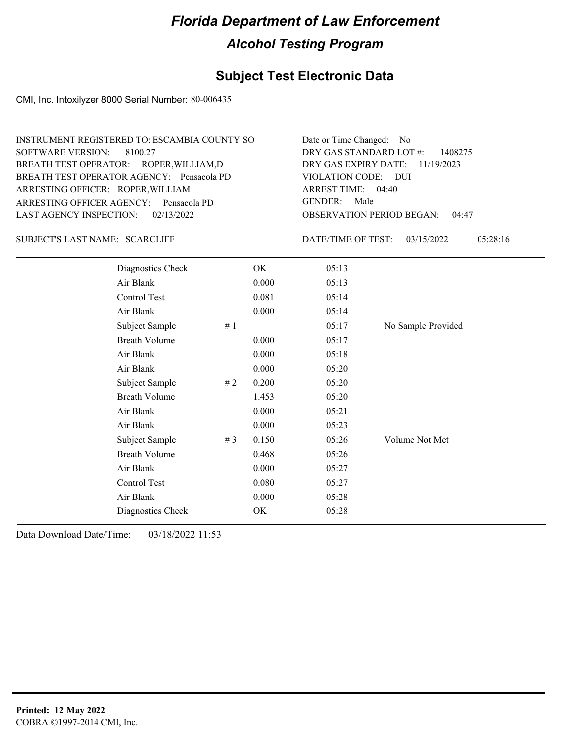# Florida Department of Law Enforcement

## Alcohol Testing Program

### Subject Test Electronic Data

CMI, Inc. Intoxilyzer 8000 Serial Number: 80-006435

INSTRUMENT REGISTERED TO: ESCAMBIA COUNTY SO
SOFTWARE VERSION: 8100.27
BREATH TEST OPERATOR: ROPER,WILLIAM,D
BREATH TEST OPERATOR AGENCY: Pensacola PD
ARRESTING OFFICER: ROPER,WILLIAM
ARRESTING OFFICER AGENCY: Pensacola PD
LAST AGENCY INSPECTION: 02/13/2022

Date or Time Changed: No
DRY GAS STANDARD LOT #: 1408275
DRY GAS EXPIRY DATE: 11/19/2023
VIOLATION CODE: DUI
ARREST TIME: 04:40
GENDER: Male
OBSERVATION PERIOD BEGAN: 04:47

SUBJECT'S LAST NAME: SCARCLIFF

DATE/TIME OF TEST: 03/15/2022 05:28:16

| Test | # | Result | Time | Note |
|---|---|---|---|---|
| Diagnostics Check | | OK | 05:13 | |
| Air Blank | | 0.000 | 05:13 | |
| Control Test | | 0.081 | 05:14 | |
| Air Blank | | 0.000 | 05:14 | |
| Subject Sample | # 1 | | 05:17 | No Sample Provided |
| Breath Volume | | 0.000 | 05:17 | |
| Air Blank | | 0.000 | 05:18 | |
| Air Blank | | 0.000 | 05:20 | |
| Subject Sample | # 2 | 0.200 | 05:20 | |
| Breath Volume | | 1.453 | 05:20 | |
| Air Blank | | 0.000 | 05:21 | |
| Air Blank | | 0.000 | 05:23 | |
| Subject Sample | # 3 | 0.150 | 05:26 | Volume Not Met |
| Breath Volume | | 0.468 | 05:26 | |
| Air Blank | | 0.000 | 05:27 | |
| Control Test | | 0.080 | 05:27 | |
| Air Blank | | 0.000 | 05:28 | |
| Diagnostics Check | | OK | 05:28 | |

Data Download Date/Time: 03/18/2022 11:53

**Printed: 12 May 2022**
COBRA ©1997-2014 CMI, Inc.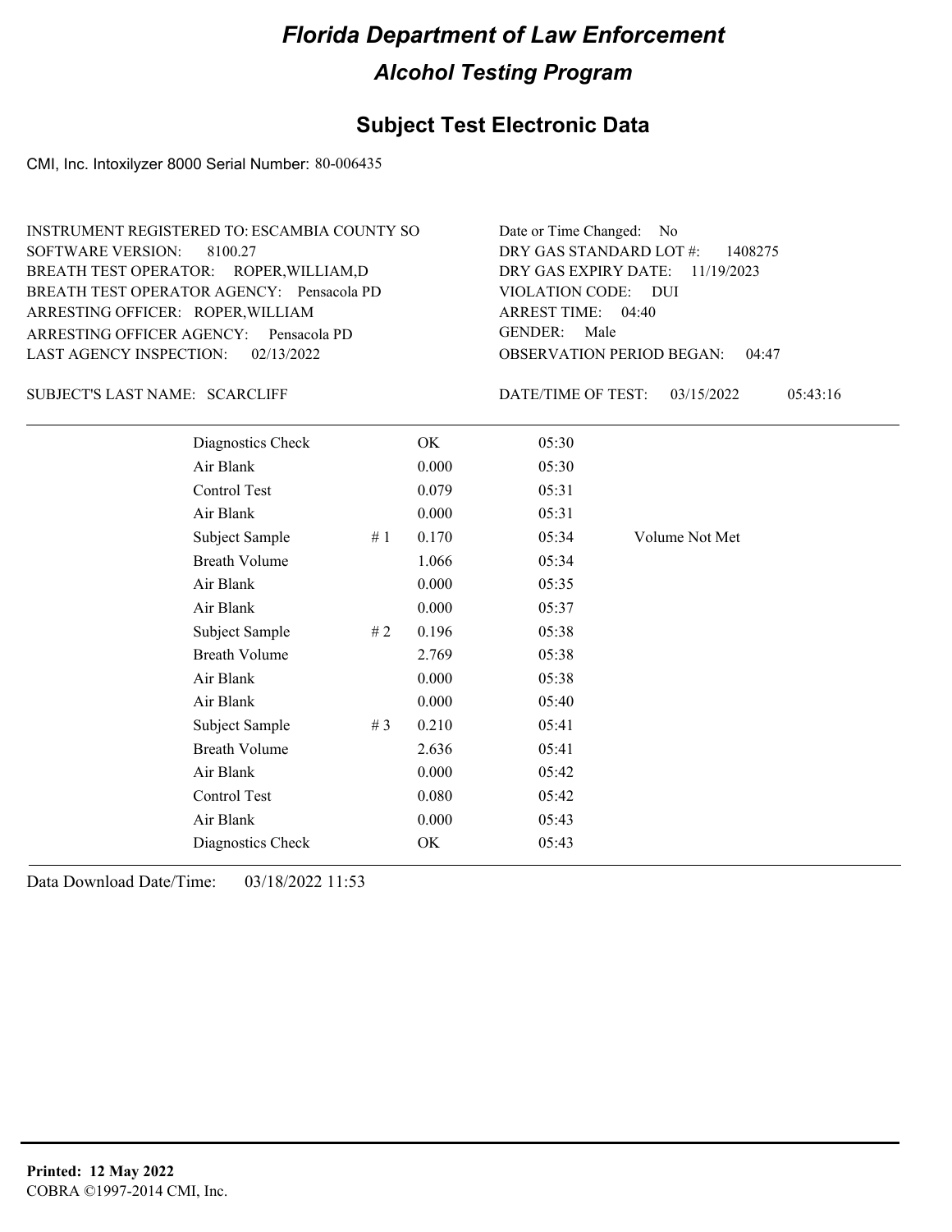# Florida Department of Law Enforcement

## Alcohol Testing Program

### Subject Test Electronic Data

CMI, Inc. Intoxilyzer 8000 Serial Number: 80-006435

INSTRUMENT REGISTERED TO: ESCAMBIA COUNTY SO
SOFTWARE VERSION: 8100.27
BREATH TEST OPERATOR: ROPER,WILLIAM,D
BREATH TEST OPERATOR AGENCY: Pensacola PD
ARRESTING OFFICER: ROPER,WILLIAM
ARRESTING OFFICER AGENCY: Pensacola PD
LAST AGENCY INSPECTION: 02/13/2022

Date or Time Changed: No
DRY GAS STANDARD LOT #: 1408275
DRY GAS EXPIRY DATE: 11/19/2023
VIOLATION CODE: DUI
ARREST TIME: 04:40
GENDER: Male
OBSERVATION PERIOD BEGAN: 04:47

SUBJECT'S LAST NAME: SCARCLIFF

DATE/TIME OF TEST: 03/15/2022 05:43:16

| | | | | |
|---|---|---|---|---|
| Diagnostics Check | | OK | 05:30 | |
| Air Blank | | 0.000 | 05:30 | |
| Control Test | | 0.079 | 05:31 | |
| Air Blank | | 0.000 | 05:31 | |
| Subject Sample | # 1 | 0.170 | 05:34 | Volume Not Met |
| Breath Volume | | 1.066 | 05:34 | |
| Air Blank | | 0.000 | 05:35 | |
| Air Blank | | 0.000 | 05:37 | |
| Subject Sample | # 2 | 0.196 | 05:38 | |
| Breath Volume | | 2.769 | 05:38 | |
| Air Blank | | 0.000 | 05:38 | |
| Air Blank | | 0.000 | 05:40 | |
| Subject Sample | # 3 | 0.210 | 05:41 | |
| Breath Volume | | 2.636 | 05:41 | |
| Air Blank | | 0.000 | 05:42 | |
| Control Test | | 0.080 | 05:42 | |
| Air Blank | | 0.000 | 05:43 | |
| Diagnostics Check | | OK | 05:43 | |

Data Download Date/Time: 03/18/2022 11:53

**Printed: 12 May 2022**
COBRA ©1997-2014 CMI, Inc.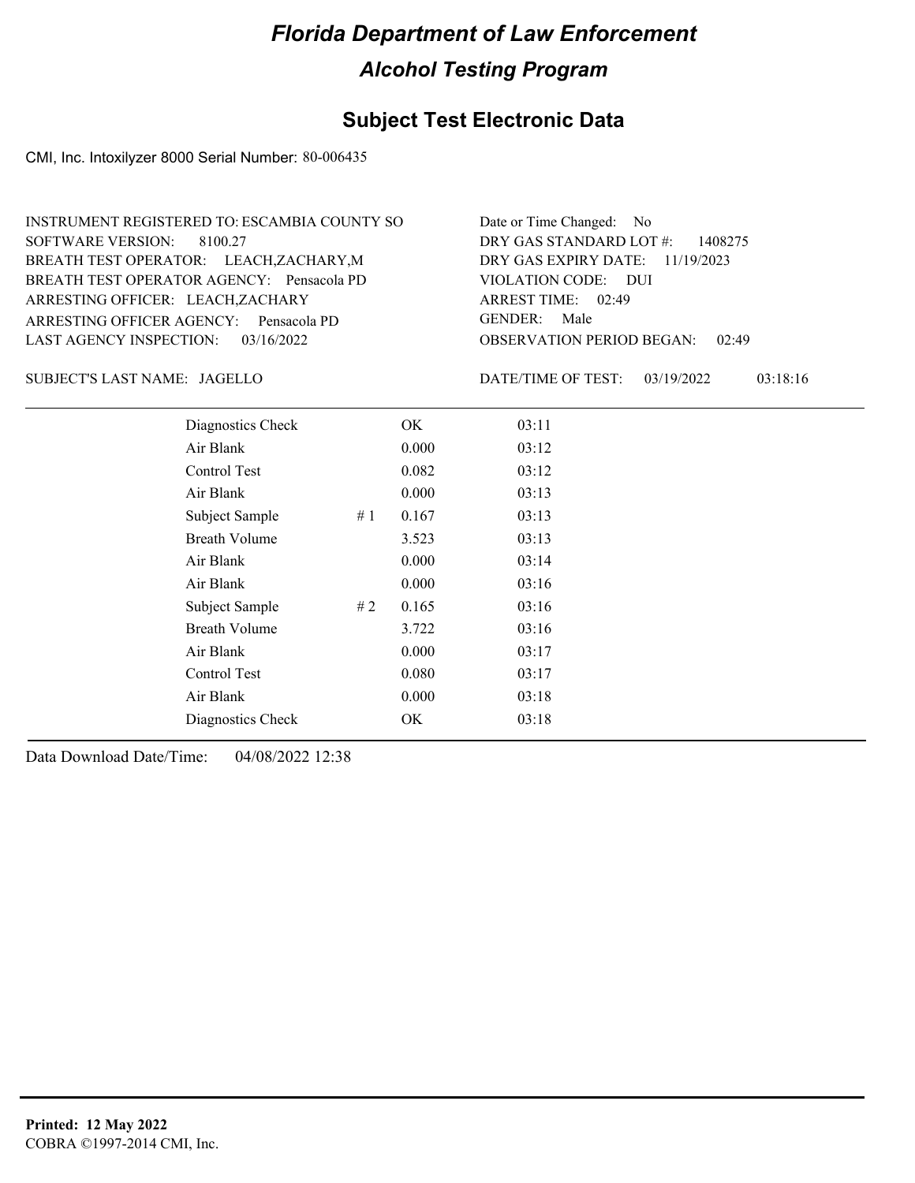# Florida Department of Law Enforcement

## Alcohol Testing Program

### Subject Test Electronic Data

CMI, Inc. Intoxilyzer 8000 Serial Number: 80-006435

INSTRUMENT REGISTERED TO: ESCAMBIA COUNTY SO
SOFTWARE VERSION: 8100.27
BREATH TEST OPERATOR: LEACH,ZACHARY,M
BREATH TEST OPERATOR AGENCY: Pensacola PD
ARRESTING OFFICER: LEACH,ZACHARY
ARRESTING OFFICER AGENCY: Pensacola PD
LAST AGENCY INSPECTION: 03/16/2022

Date or Time Changed: No
DRY GAS STANDARD LOT #: 1408275
DRY GAS EXPIRY DATE: 11/19/2023
VIOLATION CODE: DUI
ARREST TIME: 02:49
GENDER: Male
OBSERVATION PERIOD BEGAN: 02:49

SUBJECT'S LAST NAME: JAGELLO

DATE/TIME OF TEST: 03/19/2022 03:18:16

| | | | |
|---|---|---|---|
| Diagnostics Check | | OK | 03:11 |
| Air Blank | | 0.000 | 03:12 |
| Control Test | | 0.082 | 03:12 |
| Air Blank | | 0.000 | 03:13 |
| Subject Sample | # 1 | 0.167 | 03:13 |
| Breath Volume | | 3.523 | 03:13 |
| Air Blank | | 0.000 | 03:14 |
| Air Blank | | 0.000 | 03:16 |
| Subject Sample | # 2 | 0.165 | 03:16 |
| Breath Volume | | 3.722 | 03:16 |
| Air Blank | | 0.000 | 03:17 |
| Control Test | | 0.080 | 03:17 |
| Air Blank | | 0.000 | 03:18 |
| Diagnostics Check | | OK | 03:18 |

Data Download Date/Time: 04/08/2022 12:38

**Printed: 12 May 2022**
COBRA ©1997-2014 CMI, Inc.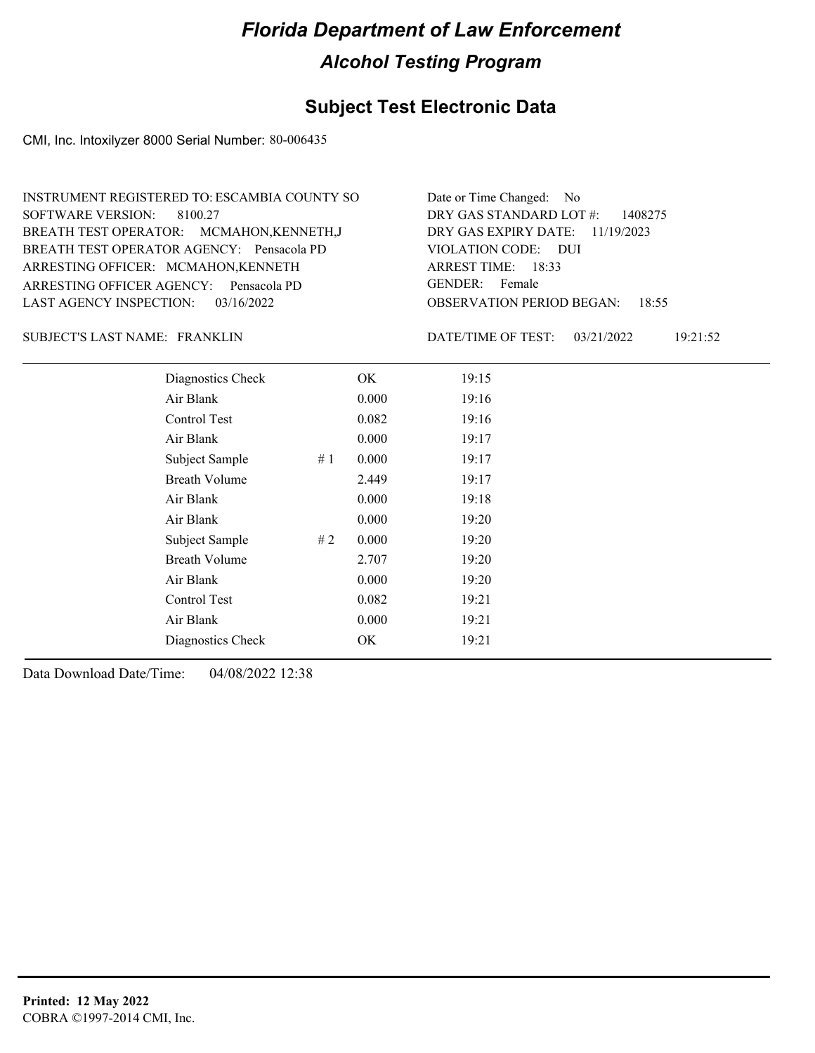# Florida Department of Law Enforcement

## Alcohol Testing Program

### Subject Test Electronic Data

CMI, Inc. Intoxilyzer 8000 Serial Number: 80-006435

INSTRUMENT REGISTERED TO: ESCAMBIA COUNTY SO
SOFTWARE VERSION: 8100.27
BREATH TEST OPERATOR: MCMAHON,KENNETH,J
BREATH TEST OPERATOR AGENCY: Pensacola PD
ARRESTING OFFICER: MCMAHON,KENNETH
ARRESTING OFFICER AGENCY: Pensacola PD
LAST AGENCY INSPECTION: 03/16/2022

Date or Time Changed: No
DRY GAS STANDARD LOT #: 1408275
DRY GAS EXPIRY DATE: 11/19/2023
VIOLATION CODE: DUI
ARREST TIME: 18:33
GENDER: Female
OBSERVATION PERIOD BEGAN: 18:55

SUBJECT'S LAST NAME: FRANKLIN

DATE/TIME OF TEST: 03/21/2022 19:21:52

| | | | |
|---|---|---|---|
| Diagnostics Check | | OK | 19:15 |
| Air Blank | | 0.000 | 19:16 |
| Control Test | | 0.082 | 19:16 |
| Air Blank | | 0.000 | 19:17 |
| Subject Sample | # 1 | 0.000 | 19:17 |
| Breath Volume | | 2.449 | 19:17 |
| Air Blank | | 0.000 | 19:18 |
| Air Blank | | 0.000 | 19:20 |
| Subject Sample | # 2 | 0.000 | 19:20 |
| Breath Volume | | 2.707 | 19:20 |
| Air Blank | | 0.000 | 19:20 |
| Control Test | | 0.082 | 19:21 |
| Air Blank | | 0.000 | 19:21 |
| Diagnostics Check | | OK | 19:21 |

Data Download Date/Time: 04/08/2022 12:38

**Printed: 12 May 2022**
COBRA ©1997-2014 CMI, Inc.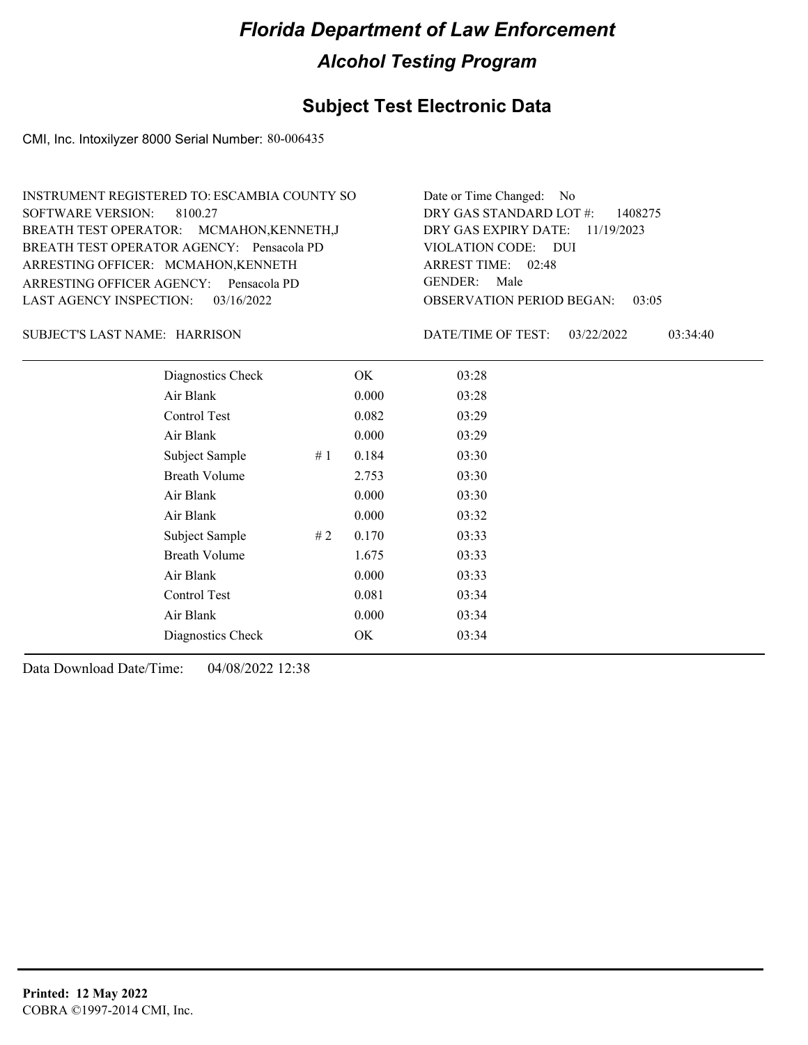# Florida Department of Law Enforcement

## Alcohol Testing Program

### Subject Test Electronic Data

CMI, Inc. Intoxilyzer 8000 Serial Number: 80-006435

INSTRUMENT REGISTERED TO: ESCAMBIA COUNTY SO
SOFTWARE VERSION: 8100.27
BREATH TEST OPERATOR: MCMAHON,KENNETH,J
BREATH TEST OPERATOR AGENCY: Pensacola PD
ARRESTING OFFICER: MCMAHON,KENNETH
ARRESTING OFFICER AGENCY: Pensacola PD
LAST AGENCY INSPECTION: 03/16/2022

Date or Time Changed: No
DRY GAS STANDARD LOT #: 1408275
DRY GAS EXPIRY DATE: 11/19/2023
VIOLATION CODE: DUI
ARREST TIME: 02:48
GENDER: Male
OBSERVATION PERIOD BEGAN: 03:05

SUBJECT'S LAST NAME: HARRISON

DATE/TIME OF TEST: 03/22/2022 03:34:40

| | | | |
|---|---|---|---|
| Diagnostics Check | | OK | 03:28 |
| Air Blank | | 0.000 | 03:28 |
| Control Test | | 0.082 | 03:29 |
| Air Blank | | 0.000 | 03:29 |
| Subject Sample | # 1 | 0.184 | 03:30 |
| Breath Volume | | 2.753 | 03:30 |
| Air Blank | | 0.000 | 03:30 |
| Air Blank | | 0.000 | 03:32 |
| Subject Sample | # 2 | 0.170 | 03:33 |
| Breath Volume | | 1.675 | 03:33 |
| Air Blank | | 0.000 | 03:33 |
| Control Test | | 0.081 | 03:34 |
| Air Blank | | 0.000 | 03:34 |
| Diagnostics Check | | OK | 03:34 |

Data Download Date/Time: 04/08/2022 12:38

**Printed: 12 May 2022**
COBRA ©1997-2014 CMI, Inc.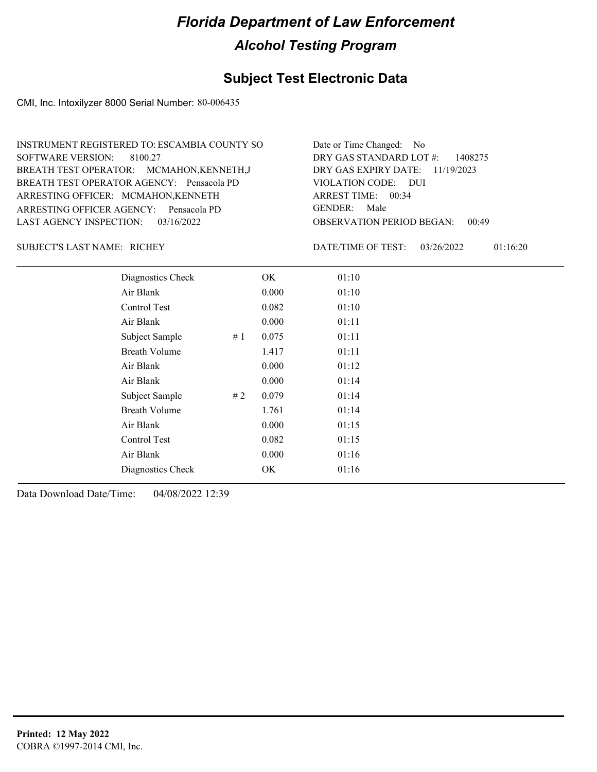# Florida Department of Law Enforcement

## Alcohol Testing Program

### Subject Test Electronic Data

CMI, Inc. Intoxilyzer 8000 Serial Number: 80-006435

INSTRUMENT REGISTERED TO: ESCAMBIA COUNTY SO
SOFTWARE VERSION: 8100.27
BREATH TEST OPERATOR: MCMAHON,KENNETH,J
BREATH TEST OPERATOR AGENCY: Pensacola PD
ARRESTING OFFICER: MCMAHON,KENNETH
ARRESTING OFFICER AGENCY: Pensacola PD
LAST AGENCY INSPECTION: 03/16/2022

Date or Time Changed: No
DRY GAS STANDARD LOT #: 1408275
DRY GAS EXPIRY DATE: 11/19/2023
VIOLATION CODE: DUI
ARREST TIME: 00:34
GENDER: Male
OBSERVATION PERIOD BEGAN: 00:49

SUBJECT'S LAST NAME: RICHEY

DATE/TIME OF TEST: 03/26/2022 01:16:20

| | | | |
|---|---|---|---|
| Diagnostics Check | | OK | 01:10 |
| Air Blank | | 0.000 | 01:10 |
| Control Test | | 0.082 | 01:10 |
| Air Blank | | 0.000 | 01:11 |
| Subject Sample | # 1 | 0.075 | 01:11 |
| Breath Volume | | 1.417 | 01:11 |
| Air Blank | | 0.000 | 01:12 |
| Air Blank | | 0.000 | 01:14 |
| Subject Sample | # 2 | 0.079 | 01:14 |
| Breath Volume | | 1.761 | 01:14 |
| Air Blank | | 0.000 | 01:15 |
| Control Test | | 0.082 | 01:15 |
| Air Blank | | 0.000 | 01:16 |
| Diagnostics Check | | OK | 01:16 |

Data Download Date/Time: 04/08/2022 12:39

**Printed: 12 May 2022**
COBRA ©1997-2014 CMI, Inc.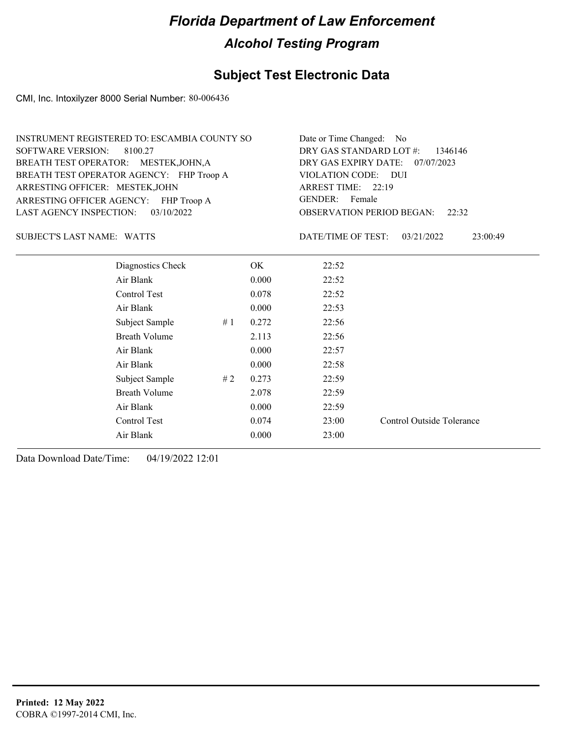# Florida Department of Law Enforcement

## Alcohol Testing Program

## Subject Test Electronic Data

CMI, Inc. Intoxilyzer 8000 Serial Number: 80-006436

INSTRUMENT REGISTERED TO: ESCAMBIA COUNTY SO
SOFTWARE VERSION: 8100.27
BREATH TEST OPERATOR: MESTEK,JOHN,A
BREATH TEST OPERATOR AGENCY: FHP Troop A
ARRESTING OFFICER: MESTEK,JOHN
ARRESTING OFFICER AGENCY: FHP Troop A
LAST AGENCY INSPECTION: 03/10/2022

Date or Time Changed: No
DRY GAS STANDARD LOT #: 1346146
DRY GAS EXPIRY DATE: 07/07/2023
VIOLATION CODE: DUI
ARREST TIME: 22:19
GENDER: Female
OBSERVATION PERIOD BEGAN: 22:32

SUBJECT'S LAST NAME: WATTS

DATE/TIME OF TEST: 03/21/2022 23:00:49

| | | | | |
|---|---|---|---|---|
| Diagnostics Check | | OK | 22:52 | |
| Air Blank | | 0.000 | 22:52 | |
| Control Test | | 0.078 | 22:52 | |
| Air Blank | | 0.000 | 22:53 | |
| Subject Sample | # 1 | 0.272 | 22:56 | |
| Breath Volume | | 2.113 | 22:56 | |
| Air Blank | | 0.000 | 22:57 | |
| Air Blank | | 0.000 | 22:58 | |
| Subject Sample | # 2 | 0.273 | 22:59 | |
| Breath Volume | | 2.078 | 22:59 | |
| Air Blank | | 0.000 | 22:59 | |
| Control Test | | 0.074 | 23:00 | Control Outside Tolerance |
| Air Blank | | 0.000 | 23:00 | |

Data Download Date/Time: 04/19/2022 12:01

**Printed: 12 May 2022**
COBRA ©1997-2014 CMI, Inc.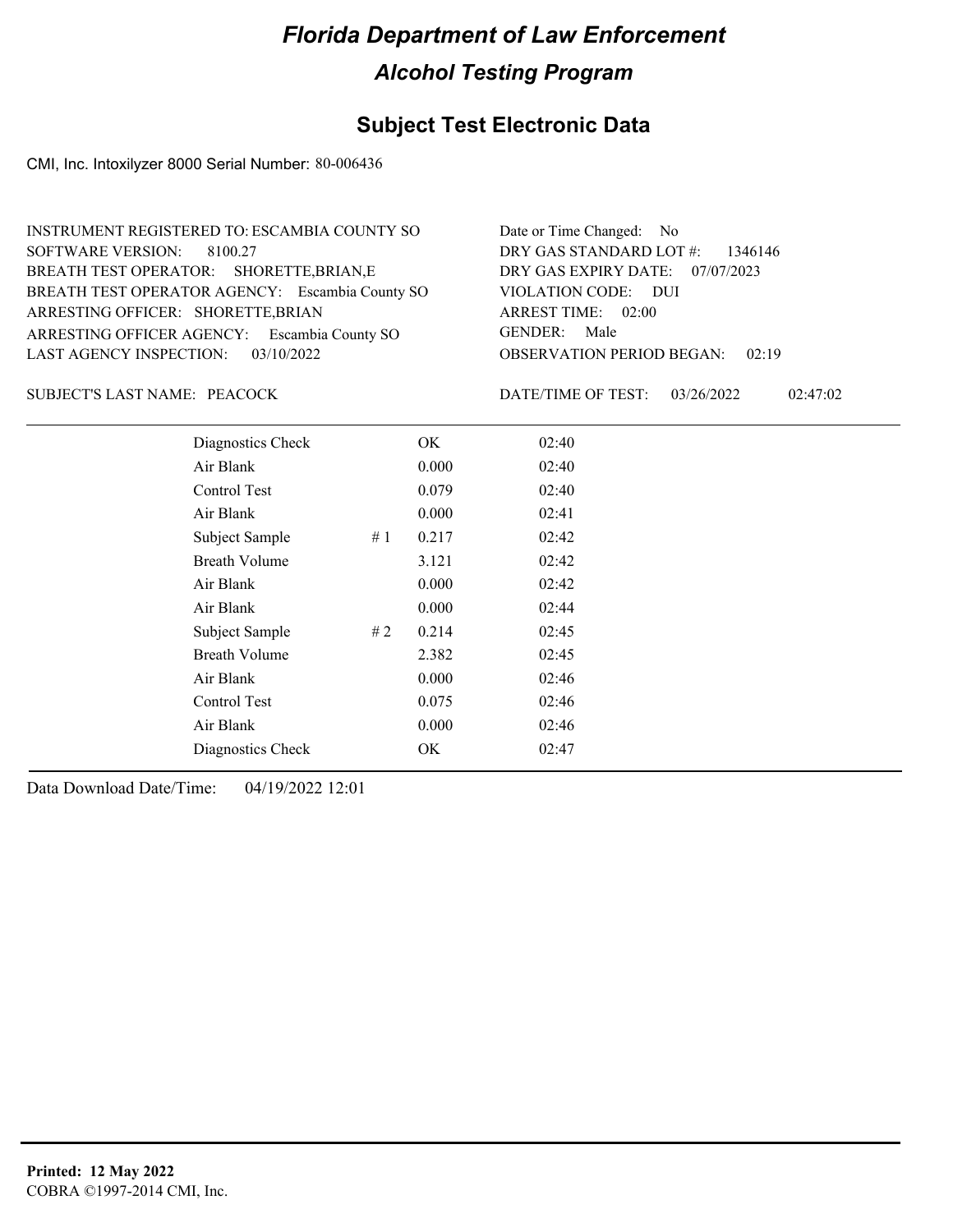# Florida Department of Law Enforcement

## Alcohol Testing Program

### Subject Test Electronic Data

CMI, Inc. Intoxilyzer 8000 Serial Number: 80-006436

INSTRUMENT REGISTERED TO: ESCAMBIA COUNTY SO
SOFTWARE VERSION: 8100.27
BREATH TEST OPERATOR: SHORETTE,BRIAN,E
BREATH TEST OPERATOR AGENCY: Escambia County SO
ARRESTING OFFICER: SHORETTE,BRIAN
ARRESTING OFFICER AGENCY: Escambia County SO
LAST AGENCY INSPECTION: 03/10/2022

Date or Time Changed: No
DRY GAS STANDARD LOT #: 1346146
DRY GAS EXPIRY DATE: 07/07/2023
VIOLATION CODE: DUI
ARREST TIME: 02:00
GENDER: Male
OBSERVATION PERIOD BEGAN: 02:19

SUBJECT'S LAST NAME: PEACOCK

DATE/TIME OF TEST: 03/26/2022 02:47:02

| | | | |
|---|---|---|---|
| Diagnostics Check | | OK | 02:40 |
| Air Blank | | 0.000 | 02:40 |
| Control Test | | 0.079 | 02:40 |
| Air Blank | | 0.000 | 02:41 |
| Subject Sample | # 1 | 0.217 | 02:42 |
| Breath Volume | | 3.121 | 02:42 |
| Air Blank | | 0.000 | 02:42 |
| Air Blank | | 0.000 | 02:44 |
| Subject Sample | # 2 | 0.214 | 02:45 |
| Breath Volume | | 2.382 | 02:45 |
| Air Blank | | 0.000 | 02:46 |
| Control Test | | 0.075 | 02:46 |
| Air Blank | | 0.000 | 02:46 |
| Diagnostics Check | | OK | 02:47 |

Data Download Date/Time: 04/19/2022 12:01

**Printed: 12 May 2022**
COBRA ©1997-2014 CMI, Inc.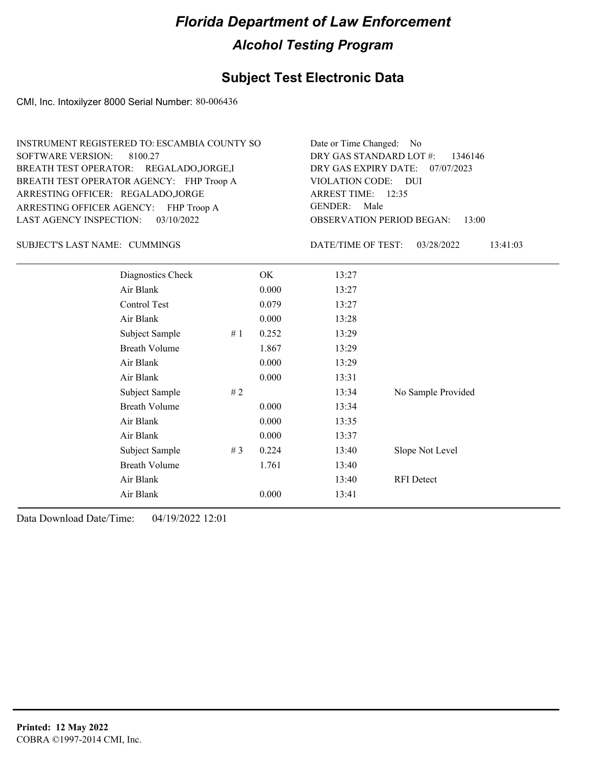# Florida Department of Law Enforcement

## Alcohol Testing Program

### Subject Test Electronic Data

CMI, Inc. Intoxilyzer 8000 Serial Number: 80-006436

INSTRUMENT REGISTERED TO: ESCAMBIA COUNTY SO
SOFTWARE VERSION: 8100.27
BREATH TEST OPERATOR: REGALADO,JORGE,I
BREATH TEST OPERATOR AGENCY: FHP Troop A
ARRESTING OFFICER: REGALADO,JORGE
ARRESTING OFFICER AGENCY: FHP Troop A
LAST AGENCY INSPECTION: 03/10/2022

Date or Time Changed: No
DRY GAS STANDARD LOT #: 1346146
DRY GAS EXPIRY DATE: 07/07/2023
VIOLATION CODE: DUI
ARREST TIME: 12:35
GENDER: Male
OBSERVATION PERIOD BEGAN: 13:00

SUBJECT'S LAST NAME: CUMMINGS

DATE/TIME OF TEST: 03/28/2022 13:41:03

| | | | | |
|---|---|---|---|---|
| Diagnostics Check | | OK | 13:27 | |
| Air Blank | | 0.000 | 13:27 | |
| Control Test | | 0.079 | 13:27 | |
| Air Blank | | 0.000 | 13:28 | |
| Subject Sample | # 1 | 0.252 | 13:29 | |
| Breath Volume | | 1.867 | 13:29 | |
| Air Blank | | 0.000 | 13:29 | |
| Air Blank | | 0.000 | 13:31 | |
| Subject Sample | # 2 | | 13:34 | No Sample Provided |
| Breath Volume | | 0.000 | 13:34 | |
| Air Blank | | 0.000 | 13:35 | |
| Air Blank | | 0.000 | 13:37 | |
| Subject Sample | # 3 | 0.224 | 13:40 | Slope Not Level |
| Breath Volume | | 1.761 | 13:40 | |
| Air Blank | | | 13:40 | RFI Detect |
| Air Blank | | 0.000 | 13:41 | |

Data Download Date/Time: 04/19/2022 12:01

**Printed: 12 May 2022**
COBRA ©1997-2014 CMI, Inc.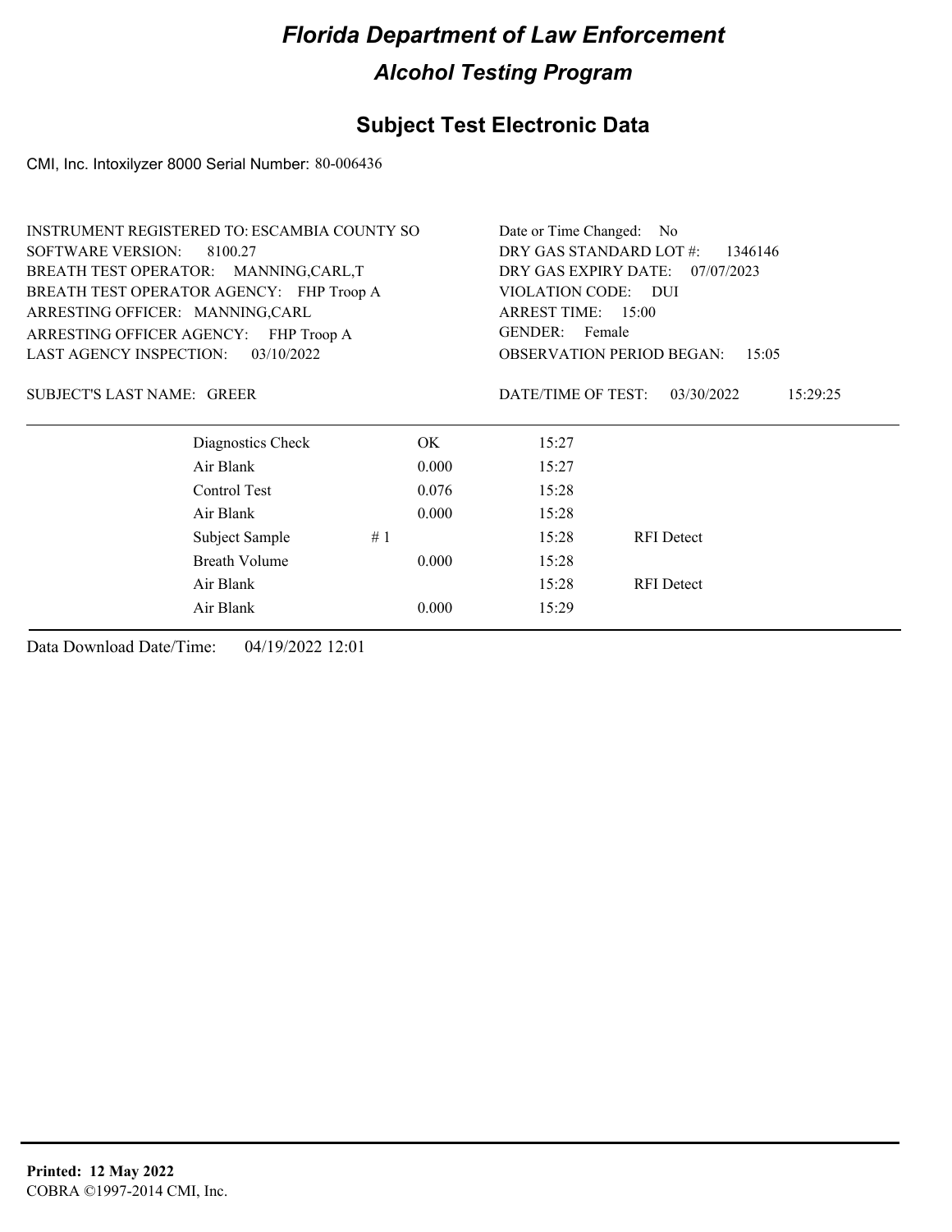# Florida Department of Law Enforcement

## Alcohol Testing Program

### Subject Test Electronic Data

CMI, Inc. Intoxilyzer 8000 Serial Number: 80-006436

INSTRUMENT REGISTERED TO: ESCAMBIA COUNTY SO
SOFTWARE VERSION: 8100.27
BREATH TEST OPERATOR: MANNING,CARL,T
BREATH TEST OPERATOR AGENCY: FHP Troop A
ARRESTING OFFICER: MANNING,CARL
ARRESTING OFFICER AGENCY: FHP Troop A
LAST AGENCY INSPECTION: 03/10/2022

Date or Time Changed: No
DRY GAS STANDARD LOT #: 1346146
DRY GAS EXPIRY DATE: 07/07/2023
VIOLATION CODE: DUI
ARREST TIME: 15:00
GENDER: Female
OBSERVATION PERIOD BEGAN: 15:05

SUBJECT'S LAST NAME: GREER

DATE/TIME OF TEST: 03/30/2022 15:29:25

| | | | |
|---|---|---|---|
| Diagnostics Check | OK | 15:27 | |
| Air Blank | 0.000 | 15:27 | |
| Control Test | 0.076 | 15:28 | |
| Air Blank | 0.000 | 15:28 | |
| Subject Sample # 1 | | 15:28 | RFI Detect |
| Breath Volume | 0.000 | 15:28 | |
| Air Blank | | 15:28 | RFI Detect |
| Air Blank | 0.000 | 15:29 | |

Data Download Date/Time: 04/19/2022 12:01

**Printed: 12 May 2022**
COBRA ©1997-2014 CMI, Inc.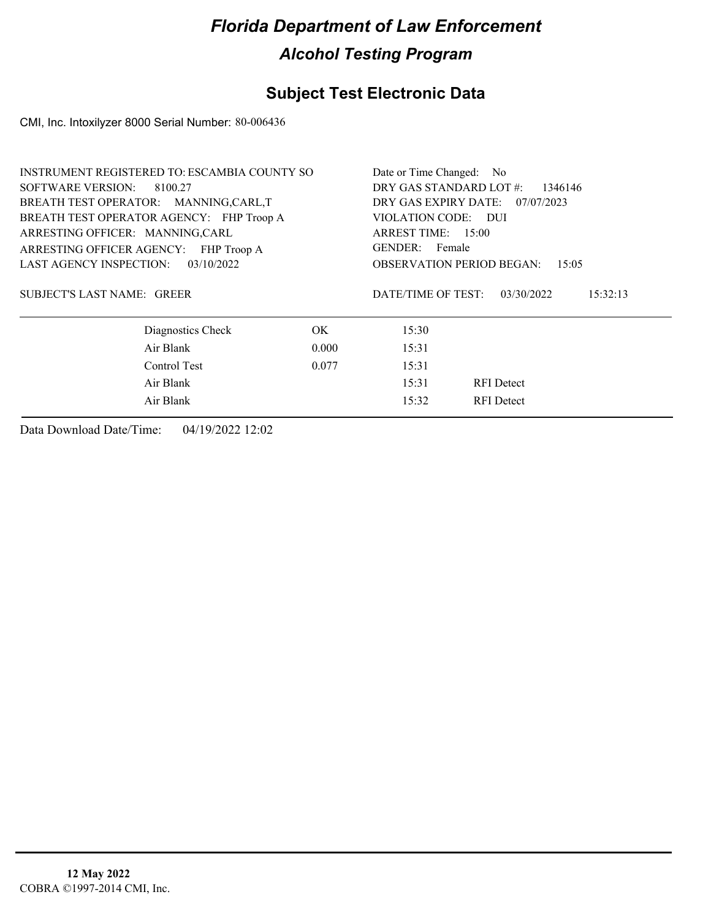# *Florida Department of Law Enforcement*

## *Alcohol Testing Program*

## Subject Test Electronic Data

CMI, Inc. Intoxilyzer 8000 Serial Number: 80-006436

INSTRUMENT REGISTERED TO: ESCAMBIA COUNTY SO
SOFTWARE VERSION: 8100.27
BREATH TEST OPERATOR: MANNING,CARL,T
BREATH TEST OPERATOR AGENCY: FHP Troop A
ARRESTING OFFICER: MANNING,CARL
ARRESTING OFFICER AGENCY: FHP Troop A
LAST AGENCY INSPECTION: 03/10/2022

Date or Time Changed: No
DRY GAS STANDARD LOT #: 1346146
DRY GAS EXPIRY DATE: 07/07/2023
VIOLATION CODE: DUI
ARREST TIME: 15:00
GENDER: Female
OBSERVATION PERIOD BEGAN: 15:05

SUBJECT'S LAST NAME: GREER

DATE/TIME OF TEST: 03/30/2022 15:32:13

| | | | |
|---|---|---|---|
| Diagnostics Check | OK | 15:30 | |
| Air Blank | 0.000 | 15:31 | |
| Control Test | 0.077 | 15:31 | |
| Air Blank | | 15:31 | RFI Detect |
| Air Blank | | 15:32 | RFI Detect |

Data Download Date/Time: 04/19/2022 12:02

**12 May 2022**
COBRA ©1997-2014 CMI, Inc.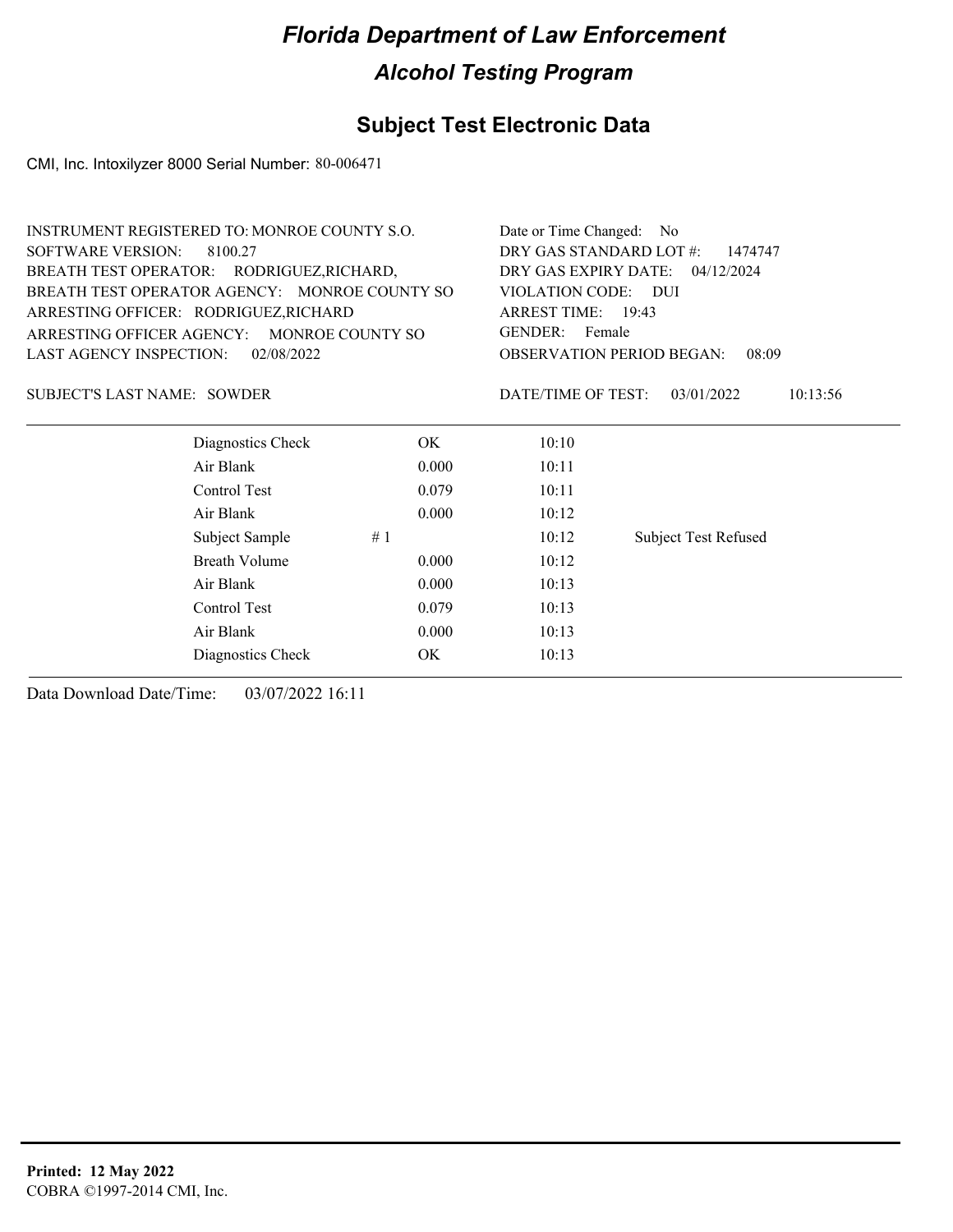# Florida Department of Law Enforcement

## Alcohol Testing Program

### Subject Test Electronic Data

CMI, Inc. Intoxilyzer 8000 Serial Number: 80-006471

INSTRUMENT REGISTERED TO: MONROE COUNTY S.O.
SOFTWARE VERSION: 8100.27
BREATH TEST OPERATOR: RODRIGUEZ,RICHARD,
BREATH TEST OPERATOR AGENCY: MONROE COUNTY SO
ARRESTING OFFICER: RODRIGUEZ,RICHARD
ARRESTING OFFICER AGENCY: MONROE COUNTY SO
LAST AGENCY INSPECTION: 02/08/2022

Date or Time Changed: No
DRY GAS STANDARD LOT #: 1474747
DRY GAS EXPIRY DATE: 04/12/2024
VIOLATION CODE: DUI
ARREST TIME: 19:43
GENDER: Female
OBSERVATION PERIOD BEGAN: 08:09

SUBJECT'S LAST NAME: SOWDER

DATE/TIME OF TEST: 03/01/2022 10:13:56

| | | | |
|---|---|---|---|
| Diagnostics Check | OK | 10:10 | |
| Air Blank | 0.000 | 10:11 | |
| Control Test | 0.079 | 10:11 | |
| Air Blank | 0.000 | 10:12 | |
| Subject Sample # 1 | | 10:12 | Subject Test Refused |
| Breath Volume | 0.000 | 10:12 | |
| Air Blank | 0.000 | 10:13 | |
| Control Test | 0.079 | 10:13 | |
| Air Blank | 0.000 | 10:13 | |
| Diagnostics Check | OK | 10:13 | |

Data Download Date/Time: 03/07/2022 16:11

**Printed: 12 May 2022**
COBRA ©1997-2014 CMI, Inc.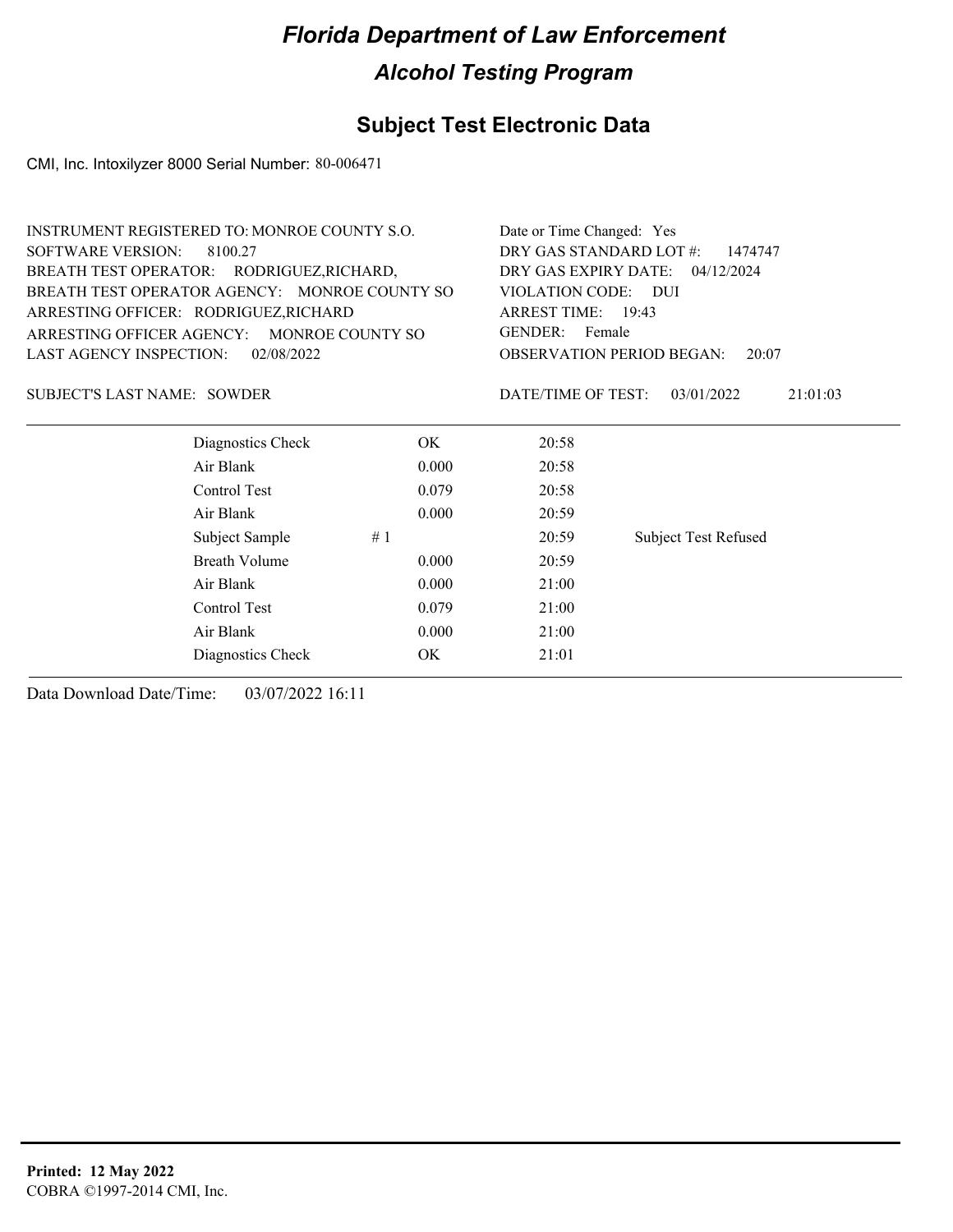# Florida Department of Law Enforcement

## Alcohol Testing Program

### Subject Test Electronic Data

CMI, Inc. Intoxilyzer 8000 Serial Number: 80-006471

INSTRUMENT REGISTERED TO: MONROE COUNTY S.O.
SOFTWARE VERSION: 8100.27
BREATH TEST OPERATOR: RODRIGUEZ,RICHARD,
BREATH TEST OPERATOR AGENCY: MONROE COUNTY SO
ARRESTING OFFICER: RODRIGUEZ,RICHARD
ARRESTING OFFICER AGENCY: MONROE COUNTY SO
LAST AGENCY INSPECTION: 02/08/2022

Date or Time Changed: Yes
DRY GAS STANDARD LOT #: 1474747
DRY GAS EXPIRY DATE: 04/12/2024
VIOLATION CODE: DUI
ARREST TIME: 19:43
GENDER: Female
OBSERVATION PERIOD BEGAN: 20:07

SUBJECT'S LAST NAME: SOWDER

DATE/TIME OF TEST: 03/01/2022 21:01:03

| | | | | |
|---|---|---|---|---|
| Diagnostics Check | | OK | 20:58 | |
| Air Blank | | 0.000 | 20:58 | |
| Control Test | | 0.079 | 20:58 | |
| Air Blank | | 0.000 | 20:59 | |
| Subject Sample | # 1 | | 20:59 | Subject Test Refused |
| Breath Volume | | 0.000 | 20:59 | |
| Air Blank | | 0.000 | 21:00 | |
| Control Test | | 0.079 | 21:00 | |
| Air Blank | | 0.000 | 21:00 | |
| Diagnostics Check | | OK | 21:01 | |

Data Download Date/Time: 03/07/2022 16:11

**Printed: 12 May 2022**
COBRA ©1997-2014 CMI, Inc.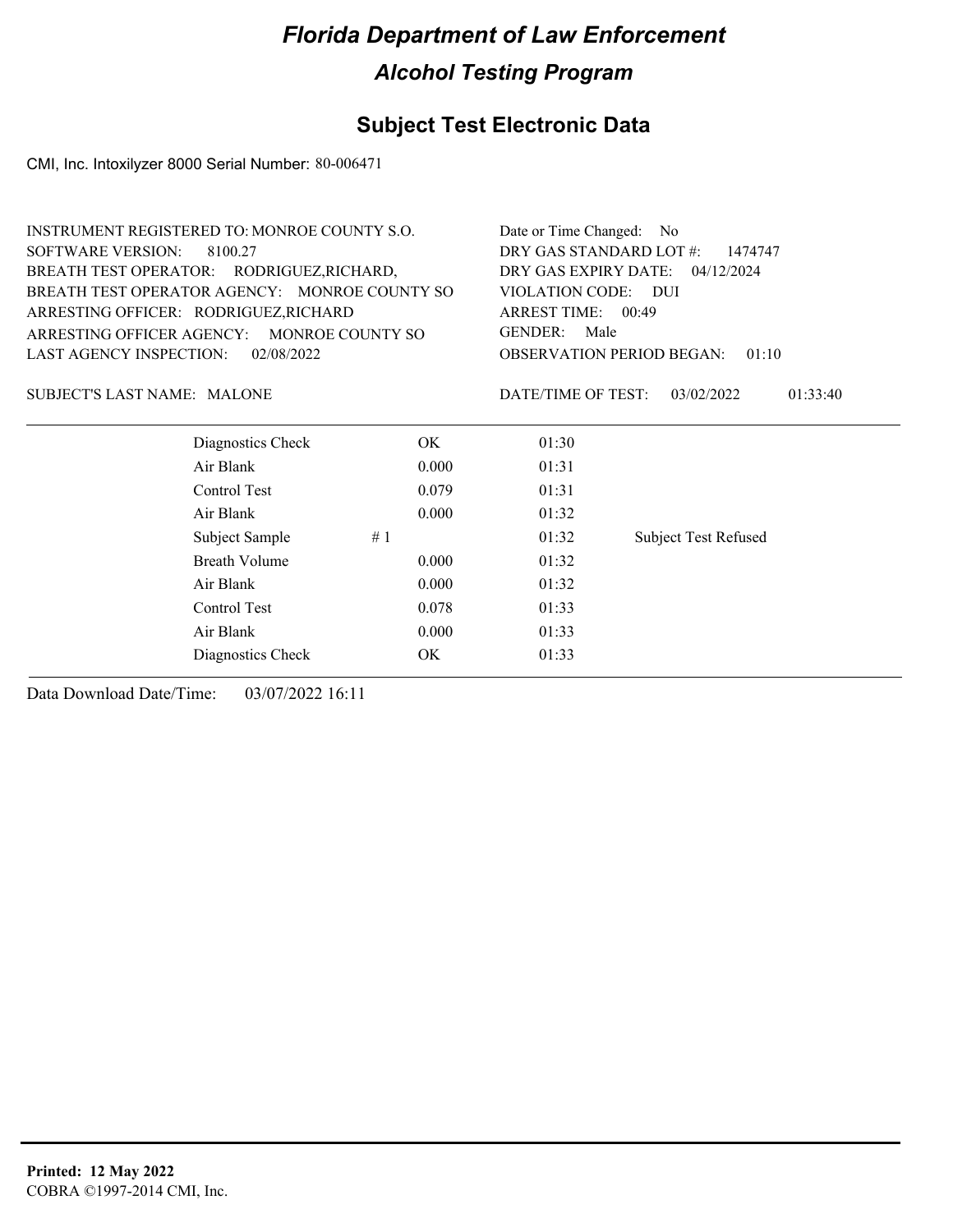# Florida Department of Law Enforcement

## Alcohol Testing Program

### Subject Test Electronic Data

CMI, Inc. Intoxilyzer 8000 Serial Number: 80-006471

INSTRUMENT REGISTERED TO: MONROE COUNTY S.O.
SOFTWARE VERSION: 8100.27
BREATH TEST OPERATOR: RODRIGUEZ,RICHARD,
BREATH TEST OPERATOR AGENCY: MONROE COUNTY SO
ARRESTING OFFICER: RODRIGUEZ,RICHARD
ARRESTING OFFICER AGENCY: MONROE COUNTY SO
LAST AGENCY INSPECTION: 02/08/2022

Date or Time Changed: No
DRY GAS STANDARD LOT #: 1474747
DRY GAS EXPIRY DATE: 04/12/2024
VIOLATION CODE: DUI
ARREST TIME: 00:49
GENDER: Male
OBSERVATION PERIOD BEGAN: 01:10

SUBJECT'S LAST NAME: MALONE

DATE/TIME OF TEST: 03/02/2022 01:33:40

| | | | |
|---|---|---|---|
| Diagnostics Check | OK | 01:30 | |
| Air Blank | 0.000 | 01:31 | |
| Control Test | 0.079 | 01:31 | |
| Air Blank | 0.000 | 01:32 | |
| Subject Sample # 1 | | 01:32 | Subject Test Refused |
| Breath Volume | 0.000 | 01:32 | |
| Air Blank | 0.000 | 01:32 | |
| Control Test | 0.078 | 01:33 | |
| Air Blank | 0.000 | 01:33 | |
| Diagnostics Check | OK | 01:33 | |

Data Download Date/Time: 03/07/2022 16:11

**Printed: 12 May 2022**
COBRA ©1997-2014 CMI, Inc.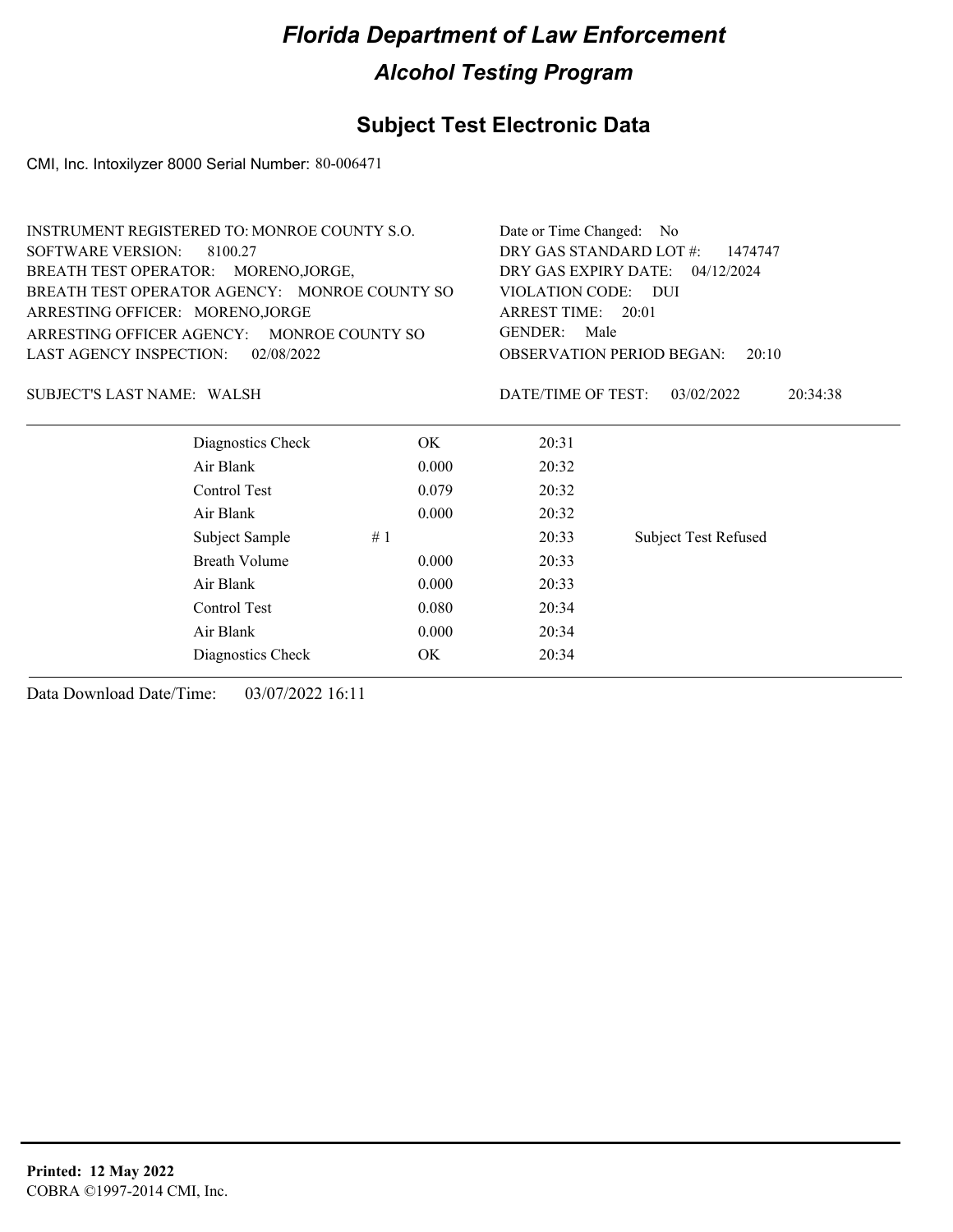# Florida Department of Law Enforcement

## Alcohol Testing Program

### Subject Test Electronic Data

CMI, Inc. Intoxilyzer 8000 Serial Number: 80-006471

INSTRUMENT REGISTERED TO: MONROE COUNTY S.O.
SOFTWARE VERSION: 8100.27
BREATH TEST OPERATOR: MORENO,JORGE,
BREATH TEST OPERATOR AGENCY: MONROE COUNTY SO
ARRESTING OFFICER: MORENO,JORGE
ARRESTING OFFICER AGENCY: MONROE COUNTY SO
LAST AGENCY INSPECTION: 02/08/2022

Date or Time Changed: No
DRY GAS STANDARD LOT #: 1474747
DRY GAS EXPIRY DATE: 04/12/2024
VIOLATION CODE: DUI
ARREST TIME: 20:01
GENDER: Male
OBSERVATION PERIOD BEGAN: 20:10

SUBJECT'S LAST NAME: WALSH

DATE/TIME OF TEST: 03/02/2022 20:34:38

| | | | | |
|---|---|---|---|---|
| Diagnostics Check | | OK | 20:31 | |
| Air Blank | | 0.000 | 20:32 | |
| Control Test | | 0.079 | 20:32 | |
| Air Blank | | 0.000 | 20:32 | |
| Subject Sample | # 1 | | 20:33 | Subject Test Refused |
| Breath Volume | | 0.000 | 20:33 | |
| Air Blank | | 0.000 | 20:33 | |
| Control Test | | 0.080 | 20:34 | |
| Air Blank | | 0.000 | 20:34 | |
| Diagnostics Check | | OK | 20:34 | |

Data Download Date/Time: 03/07/2022 16:11

**Printed: 12 May 2022**
COBRA ©1997-2014 CMI, Inc.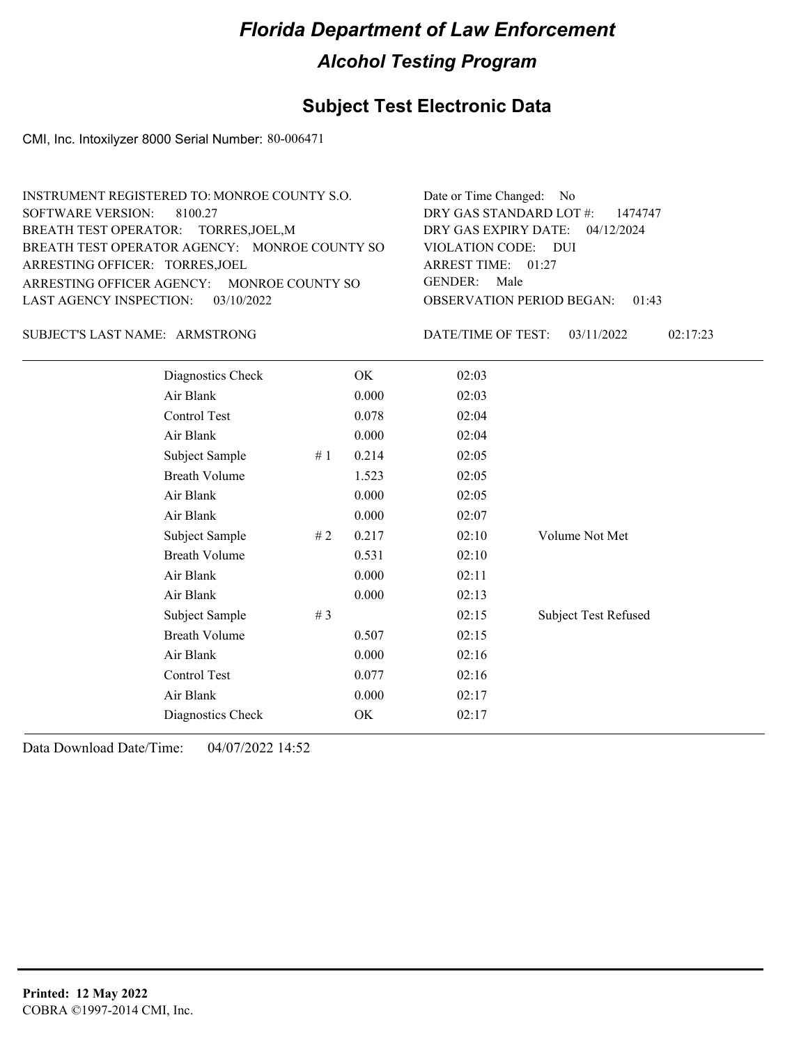# Florida Department of Law Enforcement

## Alcohol Testing Program

### Subject Test Electronic Data

CMI, Inc. Intoxilyzer 8000 Serial Number: 80-006471

INSTRUMENT REGISTERED TO: MONROE COUNTY S.O.
SOFTWARE VERSION: 8100.27
BREATH TEST OPERATOR: TORRES,JOEL,M
BREATH TEST OPERATOR AGENCY: MONROE COUNTY SO
ARRESTING OFFICER: TORRES,JOEL
ARRESTING OFFICER AGENCY: MONROE COUNTY SO
LAST AGENCY INSPECTION: 03/10/2022

Date or Time Changed: No
DRY GAS STANDARD LOT #: 1474747
DRY GAS EXPIRY DATE: 04/12/2024
VIOLATION CODE: DUI
ARREST TIME: 01:27
GENDER: Male
OBSERVATION PERIOD BEGAN: 01:43

SUBJECT'S LAST NAME: ARMSTRONG

DATE/TIME OF TEST: 03/11/2022 02:17:23

| | | | | |
|---|---|---|---|---|
| Diagnostics Check | | OK | 02:03 | |
| Air Blank | | 0.000 | 02:03 | |
| Control Test | | 0.078 | 02:04 | |
| Air Blank | | 0.000 | 02:04 | |
| Subject Sample | # 1 | 0.214 | 02:05 | |
| Breath Volume | | 1.523 | 02:05 | |
| Air Blank | | 0.000 | 02:05 | |
| Air Blank | | 0.000 | 02:07 | |
| Subject Sample | # 2 | 0.217 | 02:10 | Volume Not Met |
| Breath Volume | | 0.531 | 02:10 | |
| Air Blank | | 0.000 | 02:11 | |
| Air Blank | | 0.000 | 02:13 | |
| Subject Sample | # 3 | | 02:15 | Subject Test Refused |
| Breath Volume | | 0.507 | 02:15 | |
| Air Blank | | 0.000 | 02:16 | |
| Control Test | | 0.077 | 02:16 | |
| Air Blank | | 0.000 | 02:17 | |
| Diagnostics Check | | OK | 02:17 | |

Data Download Date/Time: 04/07/2022 14:52

**Printed: 12 May 2022**
COBRA ©1997-2014 CMI, Inc.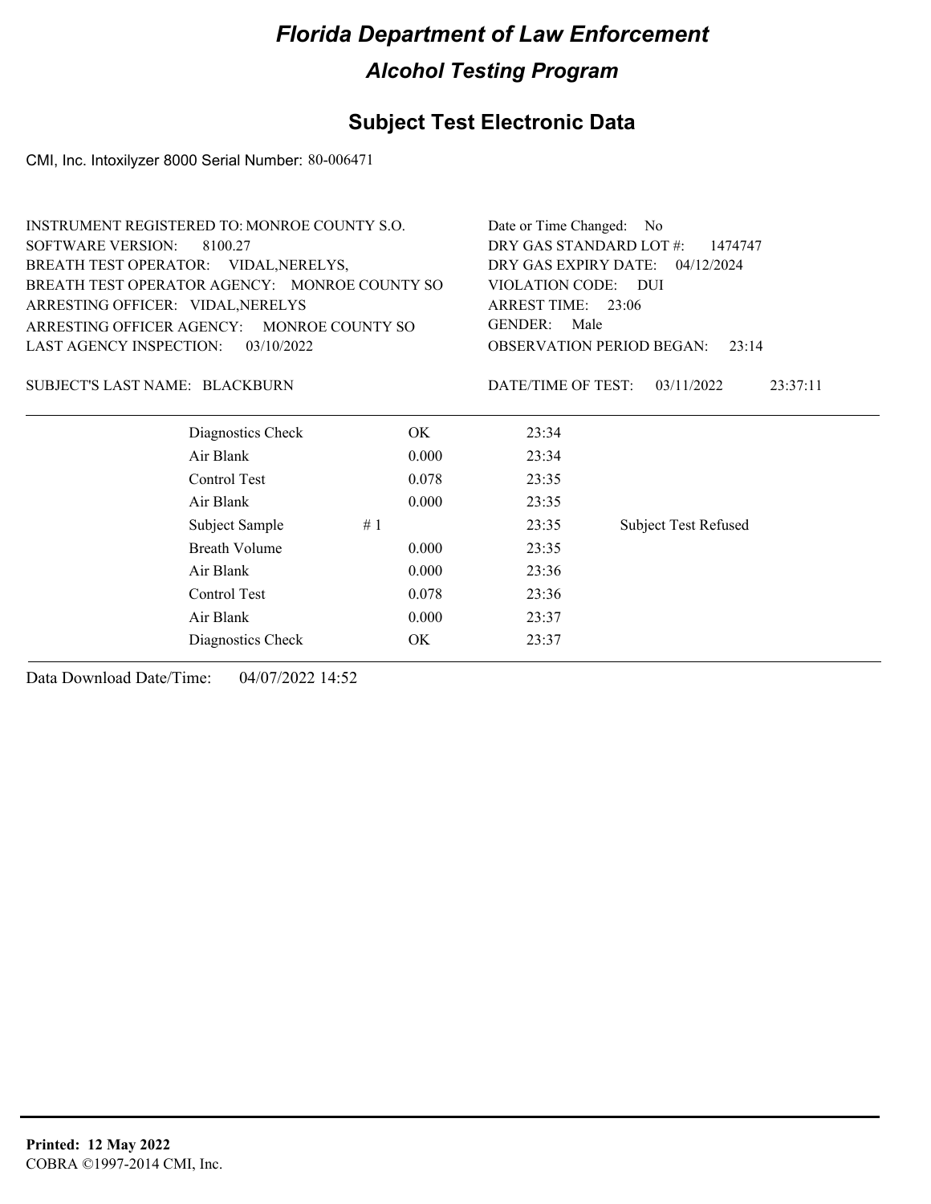# Florida Department of Law Enforcement

## Alcohol Testing Program

### Subject Test Electronic Data

CMI, Inc. Intoxilyzer 8000 Serial Number: 80-006471

INSTRUMENT REGISTERED TO: MONROE COUNTY S.O.
SOFTWARE VERSION: 8100.27
BREATH TEST OPERATOR: VIDAL,NERELYS,
BREATH TEST OPERATOR AGENCY: MONROE COUNTY SO
ARRESTING OFFICER: VIDAL,NERELYS
ARRESTING OFFICER AGENCY: MONROE COUNTY SO
LAST AGENCY INSPECTION: 03/10/2022

Date or Time Changed: No
DRY GAS STANDARD LOT #: 1474747
DRY GAS EXPIRY DATE: 04/12/2024
VIOLATION CODE: DUI
ARREST TIME: 23:06
GENDER: Male
OBSERVATION PERIOD BEGAN: 23:14

SUBJECT'S LAST NAME: BLACKBURN

DATE/TIME OF TEST: 03/11/2022 23:37:11

| | | | |
|---|---|---|---|
| Diagnostics Check | OK | 23:34 | |
| Air Blank | 0.000 | 23:34 | |
| Control Test | 0.078 | 23:35 | |
| Air Blank | 0.000 | 23:35 | |
| Subject Sample | # 1 | 23:35 | Subject Test Refused |
| Breath Volume | 0.000 | 23:35 | |
| Air Blank | 0.000 | 23:36 | |
| Control Test | 0.078 | 23:36 | |
| Air Blank | 0.000 | 23:37 | |
| Diagnostics Check | OK | 23:37 | |

Data Download Date/Time: 04/07/2022 14:52

**Printed: 12 May 2022**
COBRA ©1997-2014 CMI, Inc.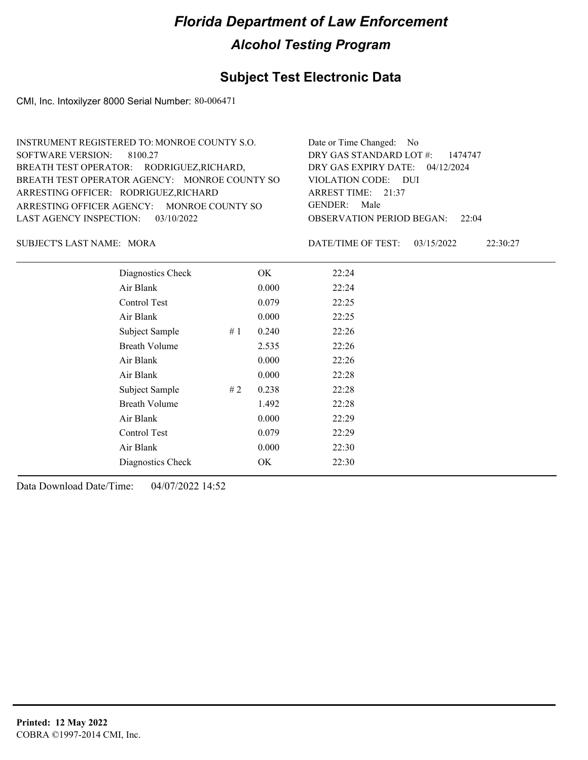# Florida Department of Law Enforcement

## Alcohol Testing Program

### Subject Test Electronic Data

CMI, Inc. Intoxilyzer 8000 Serial Number: 80-006471

INSTRUMENT REGISTERED TO: MONROE COUNTY S.O.
SOFTWARE VERSION: 8100.27
BREATH TEST OPERATOR: RODRIGUEZ,RICHARD,
BREATH TEST OPERATOR AGENCY: MONROE COUNTY SO
ARRESTING OFFICER: RODRIGUEZ,RICHARD
ARRESTING OFFICER AGENCY: MONROE COUNTY SO
LAST AGENCY INSPECTION: 03/10/2022

Date or Time Changed: No
DRY GAS STANDARD LOT #: 1474747
DRY GAS EXPIRY DATE: 04/12/2024
VIOLATION CODE: DUI
ARREST TIME: 21:37
GENDER: Male
OBSERVATION PERIOD BEGAN: 22:04

SUBJECT'S LAST NAME: MORA

DATE/TIME OF TEST: 03/15/2022 22:30:27

| | | | |
|---|---|---|---|
| Diagnostics Check | | OK | 22:24 |
| Air Blank | | 0.000 | 22:24 |
| Control Test | | 0.079 | 22:25 |
| Air Blank | | 0.000 | 22:25 |
| Subject Sample | # 1 | 0.240 | 22:26 |
| Breath Volume | | 2.535 | 22:26 |
| Air Blank | | 0.000 | 22:26 |
| Air Blank | | 0.000 | 22:28 |
| Subject Sample | # 2 | 0.238 | 22:28 |
| Breath Volume | | 1.492 | 22:28 |
| Air Blank | | 0.000 | 22:29 |
| Control Test | | 0.079 | 22:29 |
| Air Blank | | 0.000 | 22:30 |
| Diagnostics Check | | OK | 22:30 |

Data Download Date/Time: 04/07/2022 14:52

**Printed: 12 May 2022**
COBRA ©1997-2014 CMI, Inc.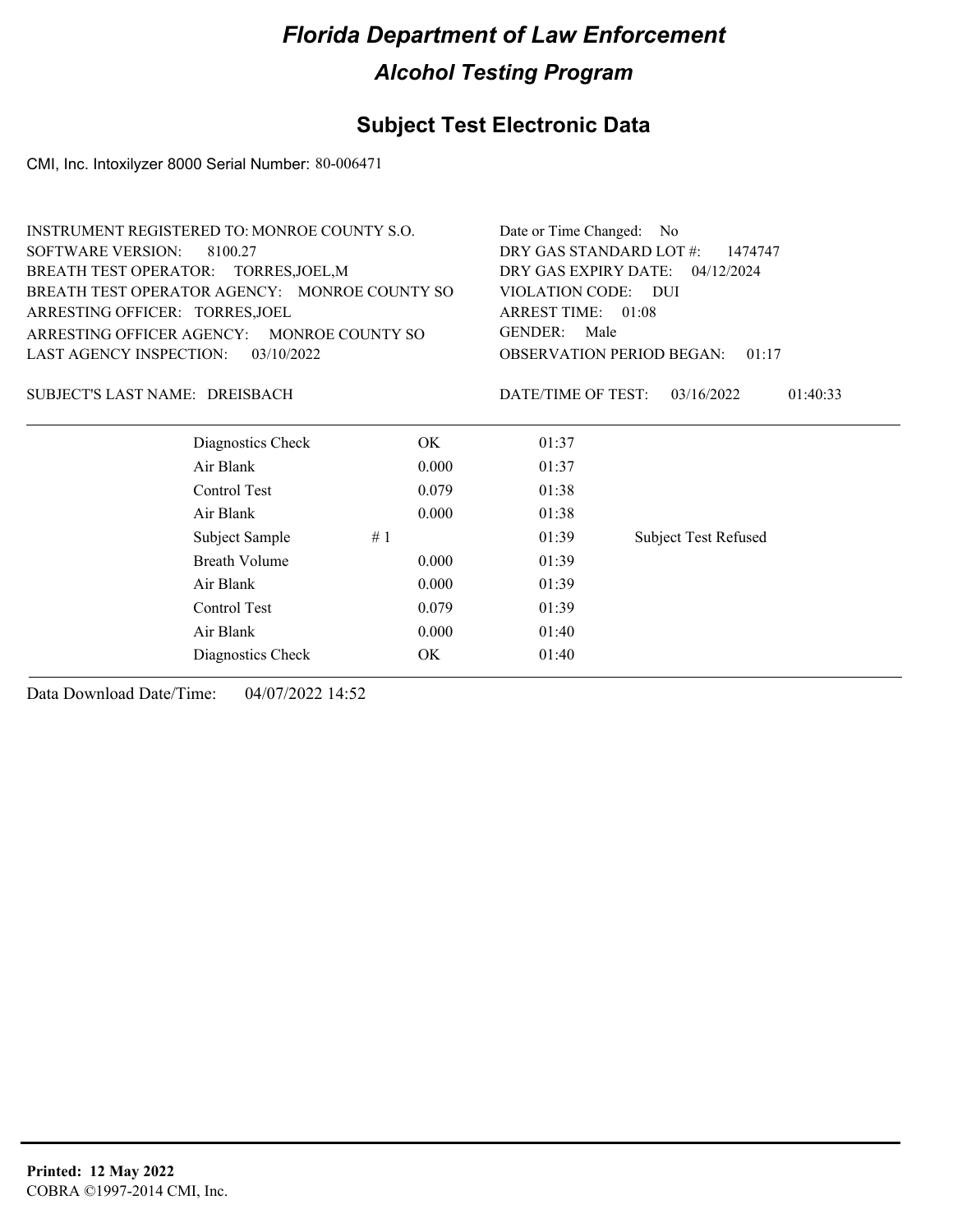# Florida Department of Law Enforcement

## Alcohol Testing Program

### Subject Test Electronic Data

CMI, Inc. Intoxilyzer 8000 Serial Number: 80-006471

INSTRUMENT REGISTERED TO: MONROE COUNTY S.O.
SOFTWARE VERSION: 8100.27
BREATH TEST OPERATOR: TORRES,JOEL,M
BREATH TEST OPERATOR AGENCY: MONROE COUNTY SO
ARRESTING OFFICER: TORRES,JOEL
ARRESTING OFFICER AGENCY: MONROE COUNTY SO
LAST AGENCY INSPECTION: 03/10/2022

Date or Time Changed: No
DRY GAS STANDARD LOT #: 1474747
DRY GAS EXPIRY DATE: 04/12/2024
VIOLATION CODE: DUI
ARREST TIME: 01:08
GENDER: Male
OBSERVATION PERIOD BEGAN: 01:17

SUBJECT'S LAST NAME: DREISBACH

DATE/TIME OF TEST: 03/16/2022 01:40:33

| | | | | |
|---|---|---|---|---|
| Diagnostics Check | | OK | 01:37 | |
| Air Blank | | 0.000 | 01:37 | |
| Control Test | | 0.079 | 01:38 | |
| Air Blank | | 0.000 | 01:38 | |
| Subject Sample | # 1 | | 01:39 | Subject Test Refused |
| Breath Volume | | 0.000 | 01:39 | |
| Air Blank | | 0.000 | 01:39 | |
| Control Test | | 0.079 | 01:39 | |
| Air Blank | | 0.000 | 01:40 | |
| Diagnostics Check | | OK | 01:40 | |

Data Download Date/Time: 04/07/2022 14:52

**Printed: 12 May 2022**
COBRA ©1997-2014 CMI, Inc.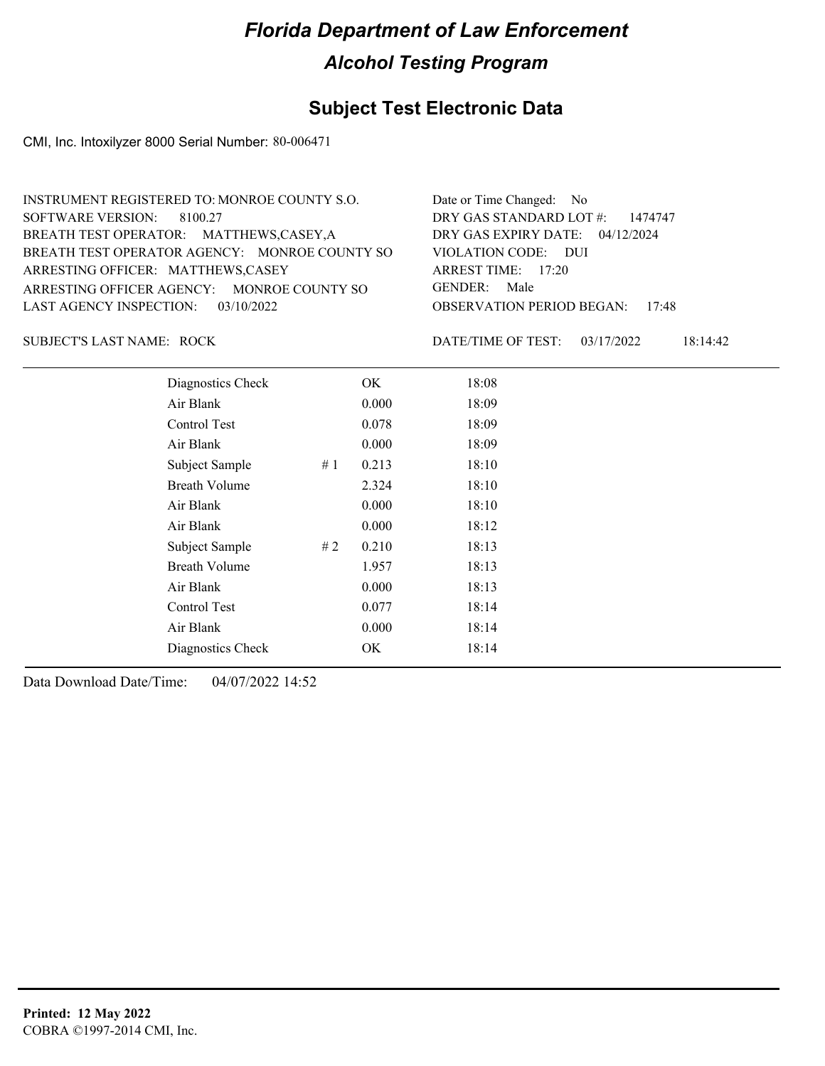# Florida Department of Law Enforcement

## Alcohol Testing Program

### Subject Test Electronic Data

CMI, Inc. Intoxilyzer 8000 Serial Number: 80-006471

INSTRUMENT REGISTERED TO: MONROE COUNTY S.O.
SOFTWARE VERSION: 8100.27
BREATH TEST OPERATOR: MATTHEWS,CASEY,A
BREATH TEST OPERATOR AGENCY: MONROE COUNTY SO
ARRESTING OFFICER: MATTHEWS,CASEY
ARRESTING OFFICER AGENCY: MONROE COUNTY SO
LAST AGENCY INSPECTION: 03/10/2022

Date or Time Changed: No
DRY GAS STANDARD LOT #: 1474747
DRY GAS EXPIRY DATE: 04/12/2024
VIOLATION CODE: DUI
ARREST TIME: 17:20
GENDER: Male
OBSERVATION PERIOD BEGAN: 17:48

SUBJECT'S LAST NAME: ROCK

DATE/TIME OF TEST: 03/17/2022 18:14:42

| | | | |
|---|---|---|---|
| Diagnostics Check | | OK | 18:08 |
| Air Blank | | 0.000 | 18:09 |
| Control Test | | 0.078 | 18:09 |
| Air Blank | | 0.000 | 18:09 |
| Subject Sample | # 1 | 0.213 | 18:10 |
| Breath Volume | | 2.324 | 18:10 |
| Air Blank | | 0.000 | 18:10 |
| Air Blank | | 0.000 | 18:12 |
| Subject Sample | # 2 | 0.210 | 18:13 |
| Breath Volume | | 1.957 | 18:13 |
| Air Blank | | 0.000 | 18:13 |
| Control Test | | 0.077 | 18:14 |
| Air Blank | | 0.000 | 18:14 |
| Diagnostics Check | | OK | 18:14 |

Data Download Date/Time: 04/07/2022 14:52

**Printed: 12 May 2022**
COBRA ©1997-2014 CMI, Inc.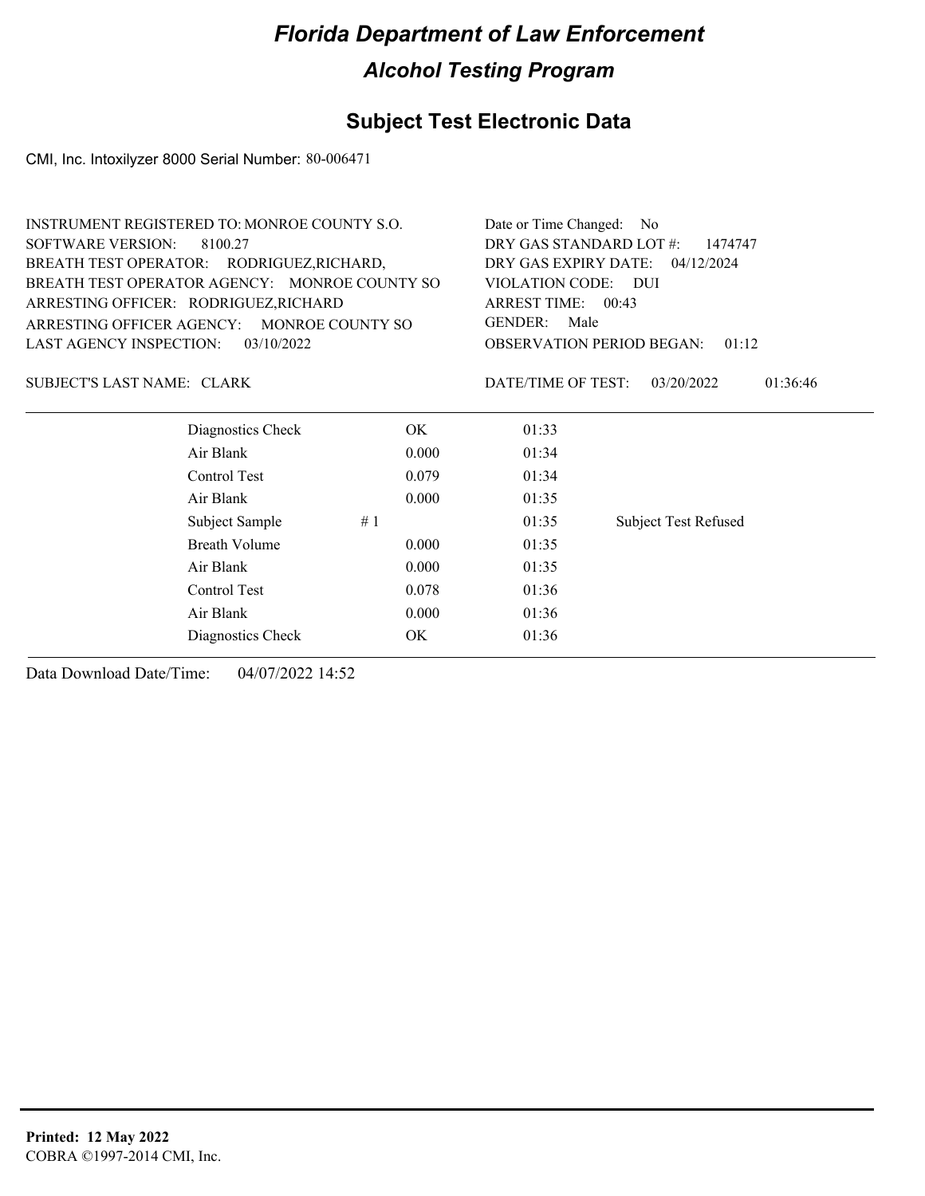# Florida Department of Law Enforcement

## Alcohol Testing Program

### Subject Test Electronic Data

CMI, Inc. Intoxilyzer 8000 Serial Number: 80-006471

INSTRUMENT REGISTERED TO: MONROE COUNTY S.O.
SOFTWARE VERSION: 8100.27
BREATH TEST OPERATOR: RODRIGUEZ,RICHARD,
BREATH TEST OPERATOR AGENCY: MONROE COUNTY SO
ARRESTING OFFICER: RODRIGUEZ,RICHARD
ARRESTING OFFICER AGENCY: MONROE COUNTY SO
LAST AGENCY INSPECTION: 03/10/2022

Date or Time Changed: No
DRY GAS STANDARD LOT #: 1474747
DRY GAS EXPIRY DATE: 04/12/2024
VIOLATION CODE: DUI
ARREST TIME: 00:43
GENDER: Male
OBSERVATION PERIOD BEGAN: 01:12

SUBJECT'S LAST NAME: CLARK

DATE/TIME OF TEST: 03/20/2022 01:36:46

| | | | |
|---|---|---|---|
| Diagnostics Check | OK | 01:33 | |
| Air Blank | 0.000 | 01:34 | |
| Control Test | 0.079 | 01:34 | |
| Air Blank | 0.000 | 01:35 | |
| Subject Sample | # 1 | 01:35 | Subject Test Refused |
| Breath Volume | 0.000 | 01:35 | |
| Air Blank | 0.000 | 01:35 | |
| Control Test | 0.078 | 01:36 | |
| Air Blank | 0.000 | 01:36 | |
| Diagnostics Check | OK | 01:36 | |

Data Download Date/Time: 04/07/2022 14:52

**Printed: 12 May 2022**
COBRA ©1997-2014 CMI, Inc.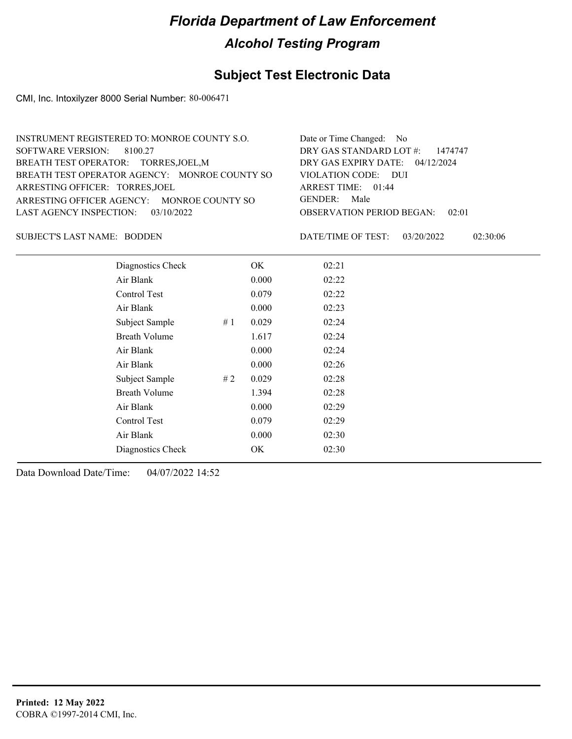# Florida Department of Law Enforcement

## Alcohol Testing Program

### Subject Test Electronic Data

CMI, Inc. Intoxilyzer 8000 Serial Number: 80-006471

INSTRUMENT REGISTERED TO: MONROE COUNTY S.O.
SOFTWARE VERSION: 8100.27
BREATH TEST OPERATOR: TORRES,JOEL,M
BREATH TEST OPERATOR AGENCY: MONROE COUNTY SO
ARRESTING OFFICER: TORRES,JOEL
ARRESTING OFFICER AGENCY: MONROE COUNTY SO
LAST AGENCY INSPECTION: 03/10/2022

Date or Time Changed: No
DRY GAS STANDARD LOT #: 1474747
DRY GAS EXPIRY DATE: 04/12/2024
VIOLATION CODE: DUI
ARREST TIME: 01:44
GENDER: Male
OBSERVATION PERIOD BEGAN: 02:01

SUBJECT'S LAST NAME: BODDEN

DATE/TIME OF TEST: 03/20/2022 02:30:06

| | | | |
|---|---|---|---|
| Diagnostics Check | | OK | 02:21 |
| Air Blank | | 0.000 | 02:22 |
| Control Test | | 0.079 | 02:22 |
| Air Blank | | 0.000 | 02:23 |
| Subject Sample | # 1 | 0.029 | 02:24 |
| Breath Volume | | 1.617 | 02:24 |
| Air Blank | | 0.000 | 02:24 |
| Air Blank | | 0.000 | 02:26 |
| Subject Sample | # 2 | 0.029 | 02:28 |
| Breath Volume | | 1.394 | 02:28 |
| Air Blank | | 0.000 | 02:29 |
| Control Test | | 0.079 | 02:29 |
| Air Blank | | 0.000 | 02:30 |
| Diagnostics Check | | OK | 02:30 |

Data Download Date/Time: 04/07/2022 14:52

**Printed: 12 May 2022**
COBRA ©1997-2014 CMI, Inc.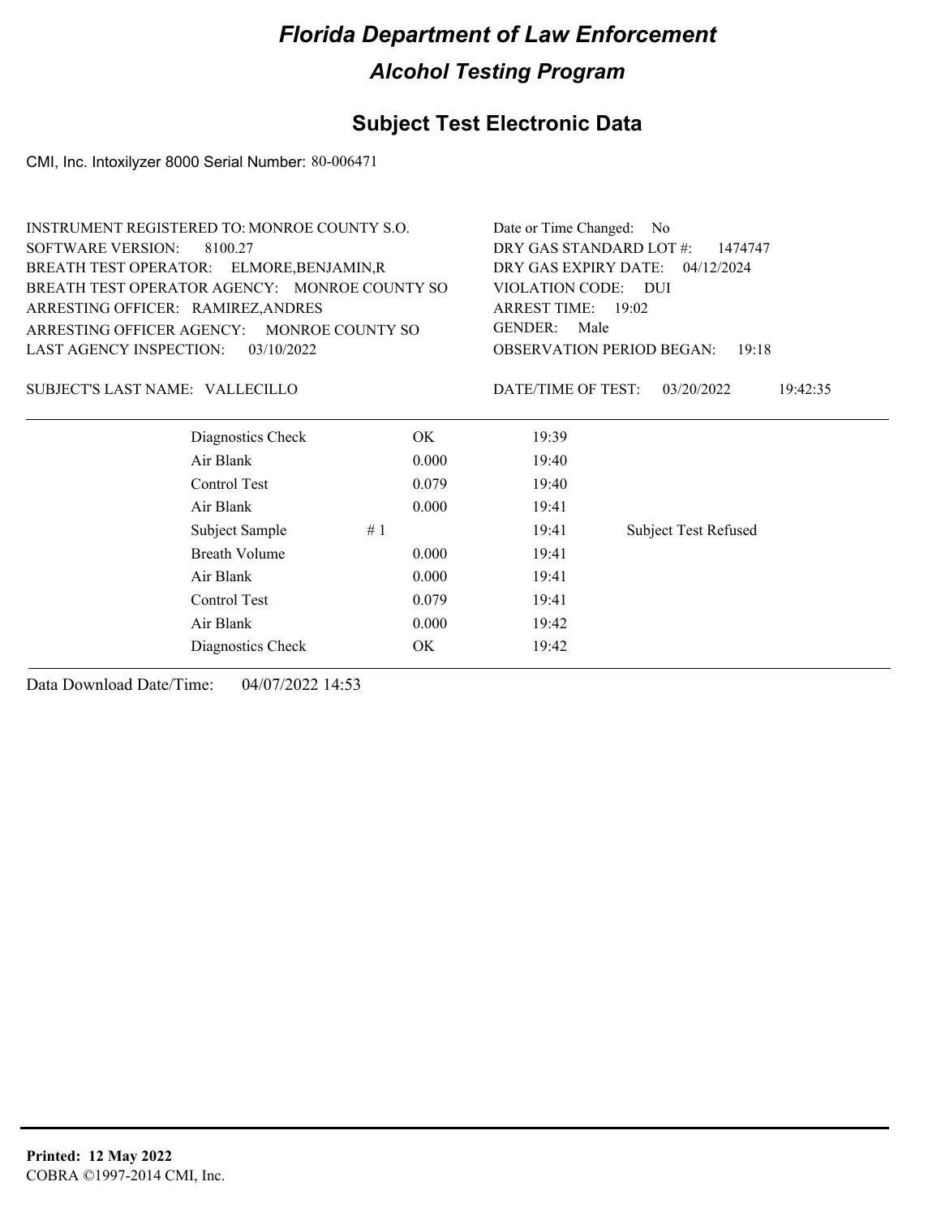# Florida Department of Law Enforcement

## Alcohol Testing Program

### Subject Test Electronic Data

CMI, Inc. Intoxilyzer 8000 Serial Number: 80-006471

INSTRUMENT REGISTERED TO: MONROE COUNTY S.O.
SOFTWARE VERSION: 8100.27
BREATH TEST OPERATOR: ELMORE,BENJAMIN,R
BREATH TEST OPERATOR AGENCY: MONROE COUNTY SO
ARRESTING OFFICER: RAMIREZ,ANDRES
ARRESTING OFFICER AGENCY: MONROE COUNTY SO
LAST AGENCY INSPECTION: 03/10/2022

Date or Time Changed: No
DRY GAS STANDARD LOT #: 1474747
DRY GAS EXPIRY DATE: 04/12/2024
VIOLATION CODE: DUI
ARREST TIME: 19:02
GENDER: Male
OBSERVATION PERIOD BEGAN: 19:18

SUBJECT'S LAST NAME: VALLECILLO

DATE/TIME OF TEST: 03/20/2022 19:42:35

| Test | | Result | Time | Note |
|---|---|---|---|---|
| Diagnostics Check | | OK | 19:39 | |
| Air Blank | | 0.000 | 19:40 | |
| Control Test | | 0.079 | 19:40 | |
| Air Blank | | 0.000 | 19:41 | |
| Subject Sample | # 1 | | 19:41 | Subject Test Refused |
| Breath Volume | | 0.000 | 19:41 | |
| Air Blank | | 0.000 | 19:41 | |
| Control Test | | 0.079 | 19:41 | |
| Air Blank | | 0.000 | 19:42 | |
| Diagnostics Check | | OK | 19:42 | |

Data Download Date/Time: 04/07/2022 14:53

**Printed: 12 May 2022**
COBRA ©1997-2014 CMI, Inc.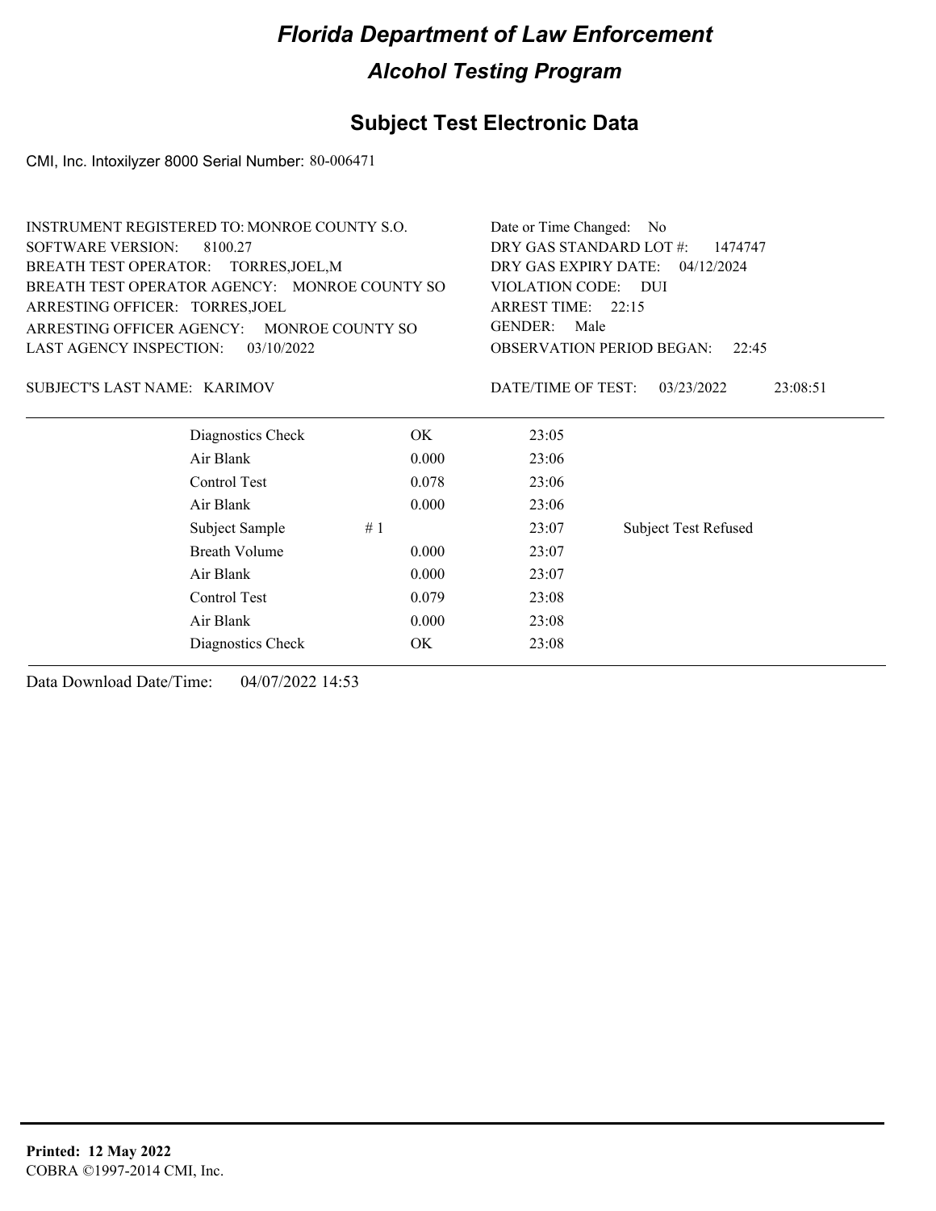# Florida Department of Law Enforcement

## Alcohol Testing Program

### Subject Test Electronic Data

CMI, Inc. Intoxilyzer 8000 Serial Number: 80-006471

INSTRUMENT REGISTERED TO: MONROE COUNTY S.O.
SOFTWARE VERSION: 8100.27
BREATH TEST OPERATOR: TORRES,JOEL,M
BREATH TEST OPERATOR AGENCY: MONROE COUNTY SO
ARRESTING OFFICER: TORRES,JOEL
ARRESTING OFFICER AGENCY: MONROE COUNTY SO
LAST AGENCY INSPECTION: 03/10/2022

Date or Time Changed: No
DRY GAS STANDARD LOT #: 1474747
DRY GAS EXPIRY DATE: 04/12/2024
VIOLATION CODE: DUI
ARREST TIME: 22:15
GENDER: Male
OBSERVATION PERIOD BEGAN: 22:45

SUBJECT'S LAST NAME: KARIMOV

DATE/TIME OF TEST: 03/23/2022 23:08:51

| | | | | |
|---|---|---|---|---|
| Diagnostics Check | | OK | 23:05 | |
| Air Blank | | 0.000 | 23:06 | |
| Control Test | | 0.078 | 23:06 | |
| Air Blank | | 0.000 | 23:06 | |
| Subject Sample | # 1 | | 23:07 | Subject Test Refused |
| Breath Volume | | 0.000 | 23:07 | |
| Air Blank | | 0.000 | 23:07 | |
| Control Test | | 0.079 | 23:08 | |
| Air Blank | | 0.000 | 23:08 | |
| Diagnostics Check | | OK | 23:08 | |

Data Download Date/Time: 04/07/2022 14:53

**Printed: 12 May 2022**
COBRA ©1997-2014 CMI, Inc.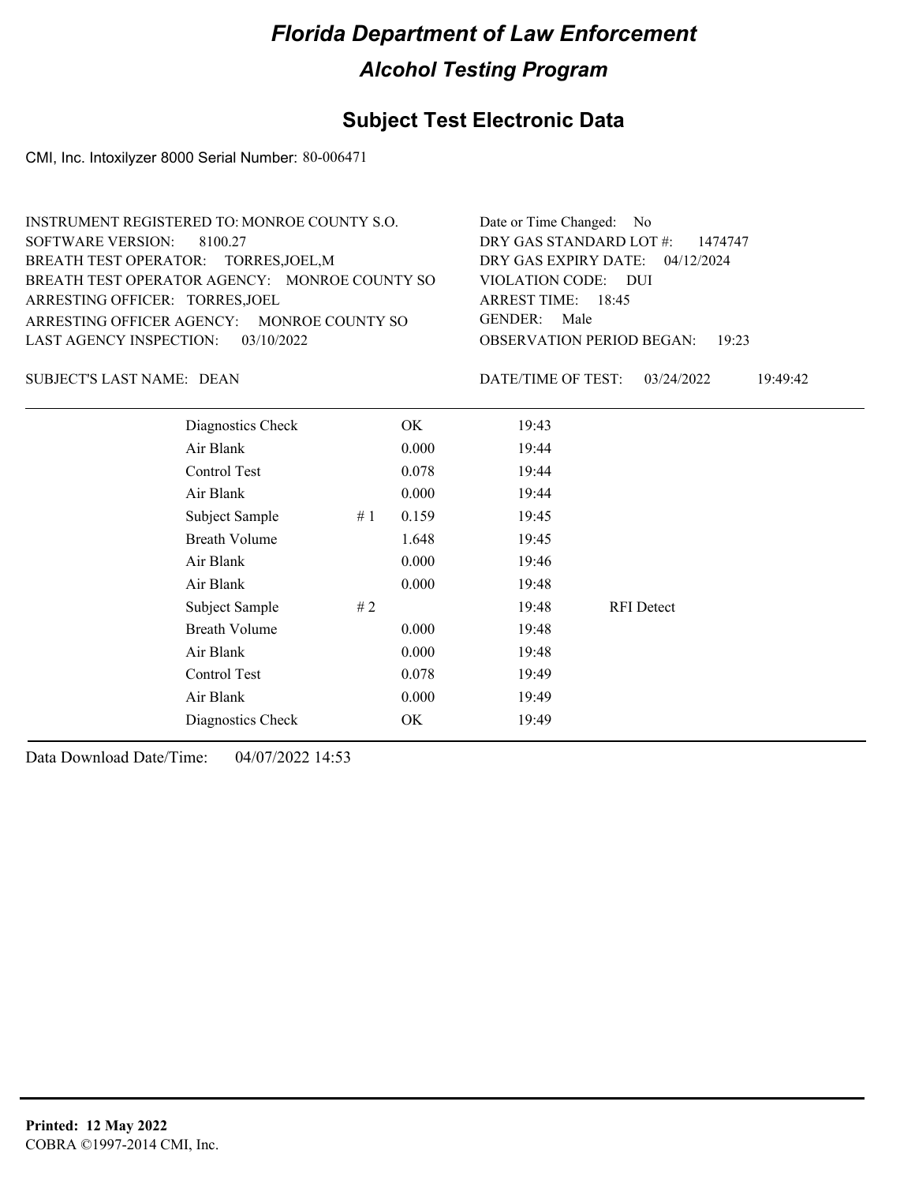# Florida Department of Law Enforcement

## Alcohol Testing Program

### Subject Test Electronic Data

CMI, Inc. Intoxilyzer 8000 Serial Number: 80-006471

INSTRUMENT REGISTERED TO: MONROE COUNTY S.O.
SOFTWARE VERSION: 8100.27
BREATH TEST OPERATOR: TORRES,JOEL,M
BREATH TEST OPERATOR AGENCY: MONROE COUNTY SO
ARRESTING OFFICER: TORRES,JOEL
ARRESTING OFFICER AGENCY: MONROE COUNTY SO
LAST AGENCY INSPECTION: 03/10/2022

Date or Time Changed: No
DRY GAS STANDARD LOT #: 1474747
DRY GAS EXPIRY DATE: 04/12/2024
VIOLATION CODE: DUI
ARREST TIME: 18:45
GENDER: Male
OBSERVATION PERIOD BEGAN: 19:23

SUBJECT'S LAST NAME: DEAN

DATE/TIME OF TEST: 03/24/2022 19:49:42

| Test | # | Result | Time | Note |
|---|---|---|---|---|
| Diagnostics Check | | OK | 19:43 | |
| Air Blank | | 0.000 | 19:44 | |
| Control Test | | 0.078 | 19:44 | |
| Air Blank | | 0.000 | 19:44 | |
| Subject Sample | # 1 | 0.159 | 19:45 | |
| Breath Volume | | 1.648 | 19:45 | |
| Air Blank | | 0.000 | 19:46 | |
| Air Blank | | 0.000 | 19:48 | |
| Subject Sample | # 2 | | 19:48 | RFI Detect |
| Breath Volume | | 0.000 | 19:48 | |
| Air Blank | | 0.000 | 19:48 | |
| Control Test | | 0.078 | 19:49 | |
| Air Blank | | 0.000 | 19:49 | |
| Diagnostics Check | | OK | 19:49 | |

Data Download Date/Time: 04/07/2022 14:53

**Printed: 12 May 2022**
COBRA ©1997-2014 CMI, Inc.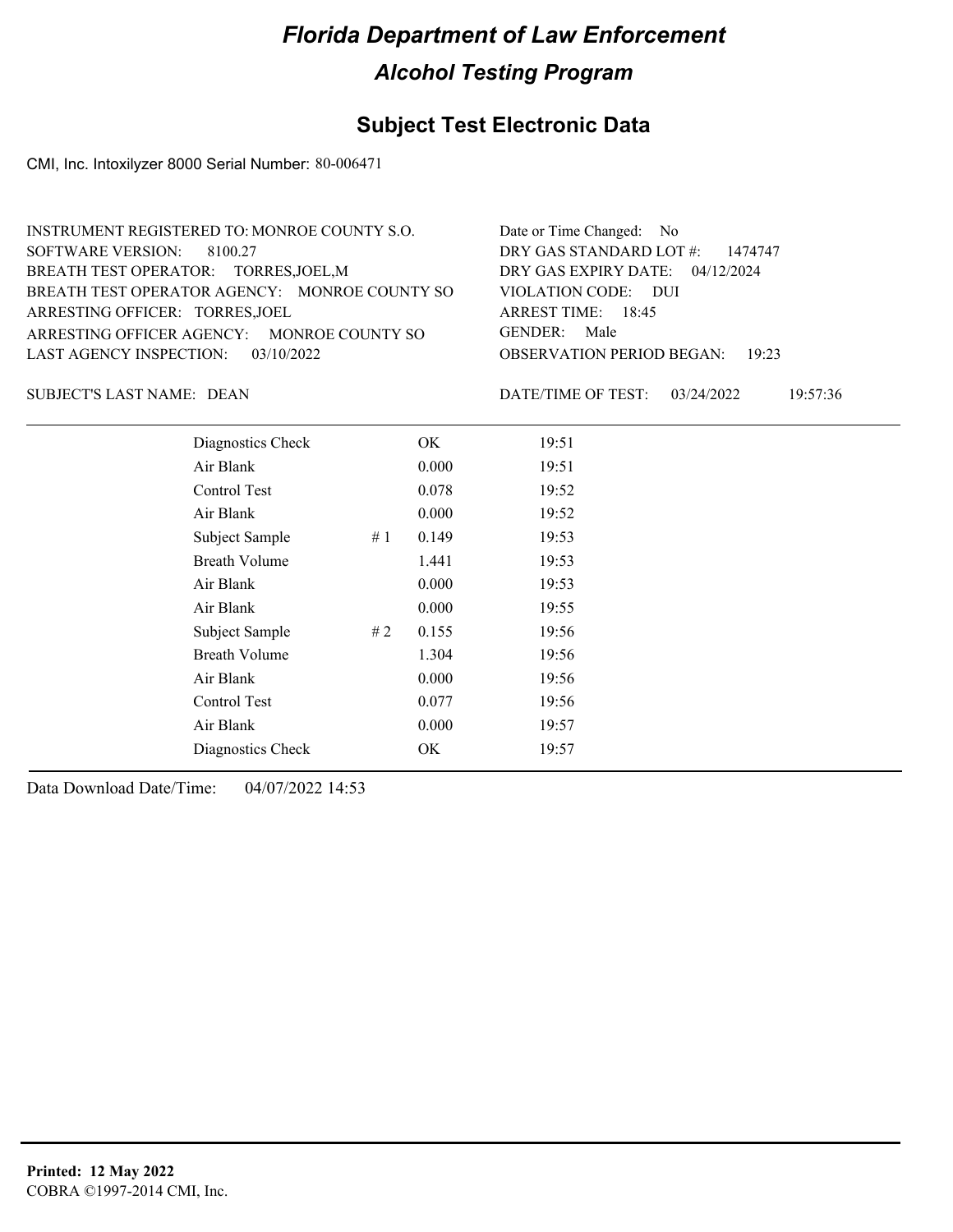# Florida Department of Law Enforcement

## Alcohol Testing Program

### Subject Test Electronic Data

CMI, Inc. Intoxilyzer 8000 Serial Number: 80-006471

INSTRUMENT REGISTERED TO: MONROE COUNTY S.O.
SOFTWARE VERSION: 8100.27
BREATH TEST OPERATOR: TORRES,JOEL,M
BREATH TEST OPERATOR AGENCY: MONROE COUNTY SO
ARRESTING OFFICER: TORRES,JOEL
ARRESTING OFFICER AGENCY: MONROE COUNTY SO
LAST AGENCY INSPECTION: 03/10/2022

Date or Time Changed: No
DRY GAS STANDARD LOT #: 1474747
DRY GAS EXPIRY DATE: 04/12/2024
VIOLATION CODE: DUI
ARREST TIME: 18:45
GENDER: Male
OBSERVATION PERIOD BEGAN: 19:23

SUBJECT'S LAST NAME: DEAN

DATE/TIME OF TEST: 03/24/2022 19:57:36

| | | | |
|---|---|---|---|
| Diagnostics Check | | OK | 19:51 |
| Air Blank | | 0.000 | 19:51 |
| Control Test | | 0.078 | 19:52 |
| Air Blank | | 0.000 | 19:52 |
| Subject Sample | # 1 | 0.149 | 19:53 |
| Breath Volume | | 1.441 | 19:53 |
| Air Blank | | 0.000 | 19:53 |
| Air Blank | | 0.000 | 19:55 |
| Subject Sample | # 2 | 0.155 | 19:56 |
| Breath Volume | | 1.304 | 19:56 |
| Air Blank | | 0.000 | 19:56 |
| Control Test | | 0.077 | 19:56 |
| Air Blank | | 0.000 | 19:57 |
| Diagnostics Check | | OK | 19:57 |

Data Download Date/Time: 04/07/2022 14:53

**Printed: 12 May 2022**
COBRA ©1997-2014 CMI, Inc.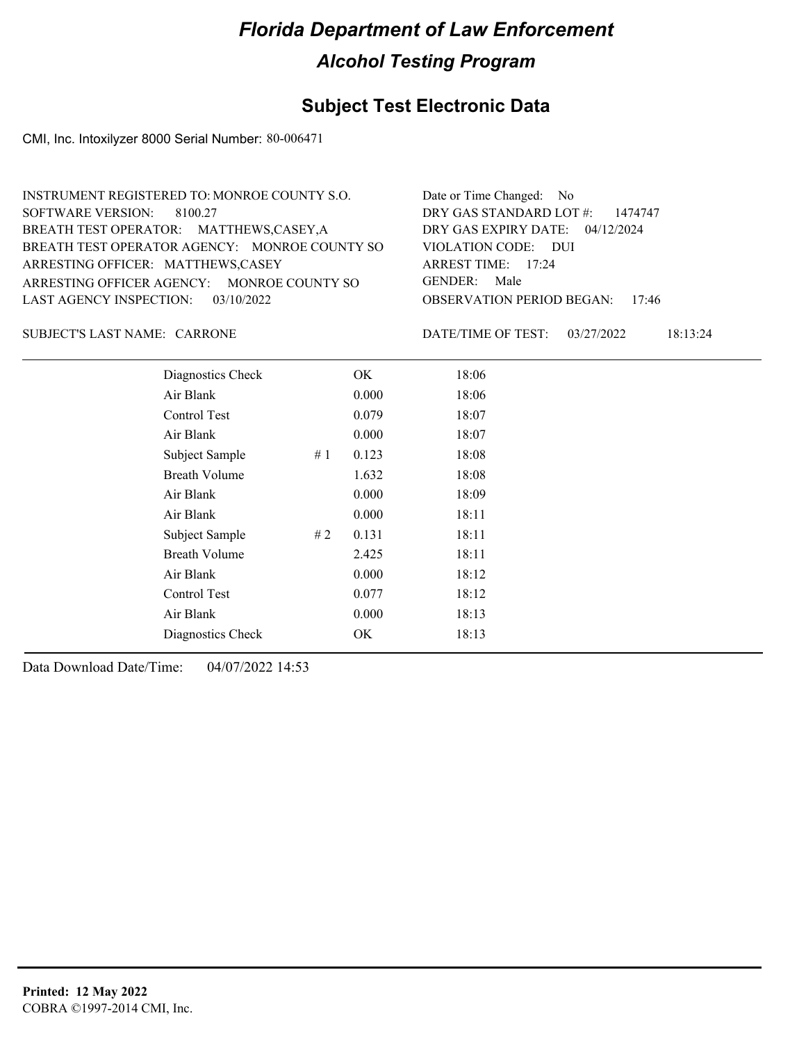# Florida Department of Law Enforcement

## Alcohol Testing Program

### Subject Test Electronic Data

CMI, Inc. Intoxilyzer 8000 Serial Number: 80-006471

INSTRUMENT REGISTERED TO: MONROE COUNTY S.O.
SOFTWARE VERSION: 8100.27
BREATH TEST OPERATOR: MATTHEWS,CASEY,A
BREATH TEST OPERATOR AGENCY: MONROE COUNTY SO
ARRESTING OFFICER: MATTHEWS,CASEY
ARRESTING OFFICER AGENCY: MONROE COUNTY SO
LAST AGENCY INSPECTION: 03/10/2022

Date or Time Changed: No
DRY GAS STANDARD LOT #: 1474747
DRY GAS EXPIRY DATE: 04/12/2024
VIOLATION CODE: DUI
ARREST TIME: 17:24
GENDER: Male
OBSERVATION PERIOD BEGAN: 17:46

SUBJECT'S LAST NAME: CARRONE

DATE/TIME OF TEST: 03/27/2022 18:13:24

| | | | |
|---|---|---|---|
| Diagnostics Check | | OK | 18:06 |
| Air Blank | | 0.000 | 18:06 |
| Control Test | | 0.079 | 18:07 |
| Air Blank | | 0.000 | 18:07 |
| Subject Sample | # 1 | 0.123 | 18:08 |
| Breath Volume | | 1.632 | 18:08 |
| Air Blank | | 0.000 | 18:09 |
| Air Blank | | 0.000 | 18:11 |
| Subject Sample | # 2 | 0.131 | 18:11 |
| Breath Volume | | 2.425 | 18:11 |
| Air Blank | | 0.000 | 18:12 |
| Control Test | | 0.077 | 18:12 |
| Air Blank | | 0.000 | 18:13 |
| Diagnostics Check | | OK | 18:13 |

Data Download Date/Time: 04/07/2022 14:53

**Printed: 12 May 2022**
COBRA ©1997-2014 CMI, Inc.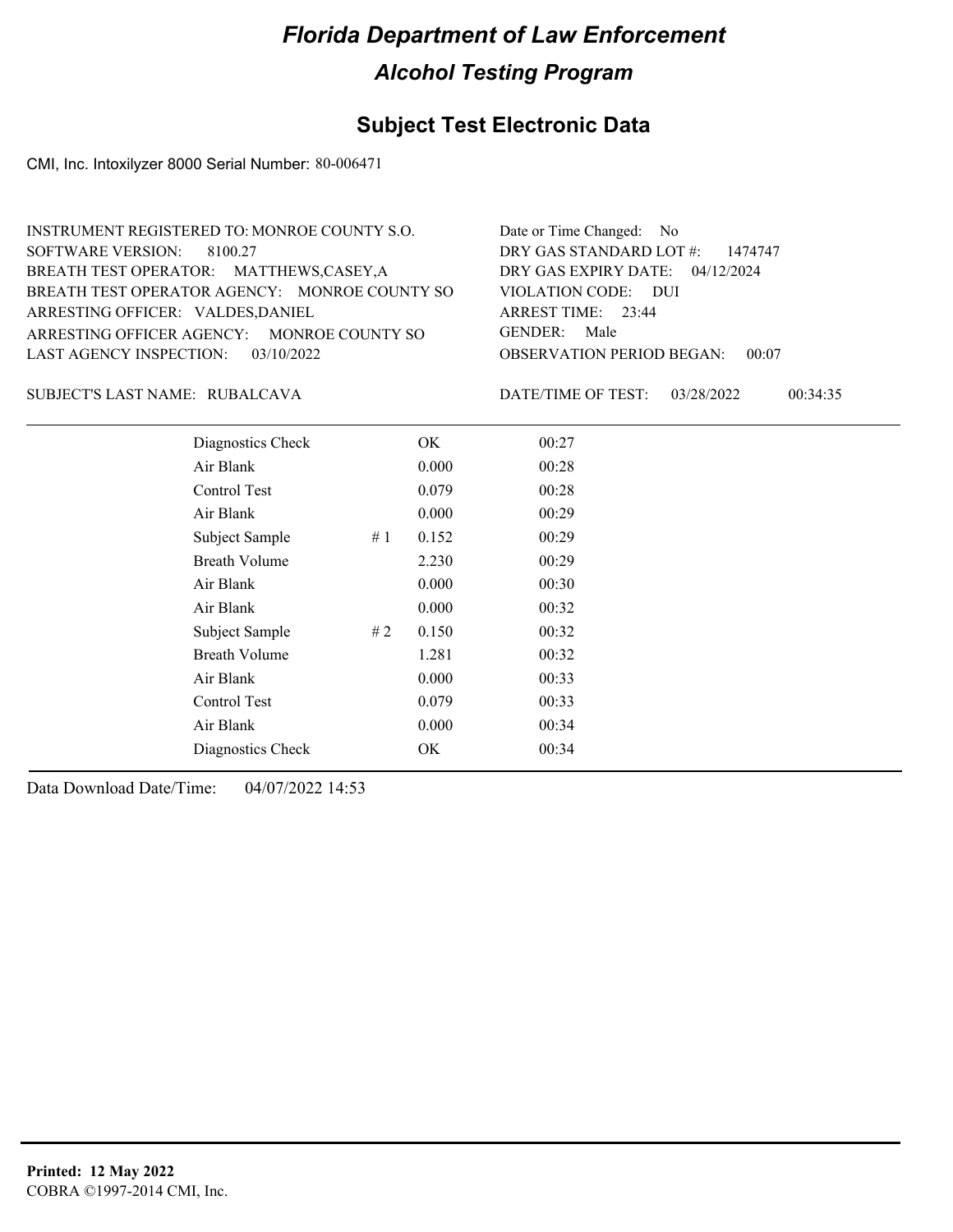# Florida Department of Law Enforcement

## Alcohol Testing Program

### Subject Test Electronic Data

CMI, Inc. Intoxilyzer 8000 Serial Number: 80-006471

INSTRUMENT REGISTERED TO: MONROE COUNTY S.O.
SOFTWARE VERSION: 8100.27
BREATH TEST OPERATOR: MATTHEWS,CASEY,A
BREATH TEST OPERATOR AGENCY: MONROE COUNTY SO
ARRESTING OFFICER: VALDES,DANIEL
ARRESTING OFFICER AGENCY: MONROE COUNTY SO
LAST AGENCY INSPECTION: 03/10/2022

Date or Time Changed: No
DRY GAS STANDARD LOT #: 1474747
DRY GAS EXPIRY DATE: 04/12/2024
VIOLATION CODE: DUI
ARREST TIME: 23:44
GENDER: Male
OBSERVATION PERIOD BEGAN: 00:07

SUBJECT'S LAST NAME: RUBALCAVA

DATE/TIME OF TEST: 03/28/2022 00:34:35

| | | | |
|---|---|---|---|
| Diagnostics Check | | OK | 00:27 |
| Air Blank | | 0.000 | 00:28 |
| Control Test | | 0.079 | 00:28 |
| Air Blank | | 0.000 | 00:29 |
| Subject Sample | # 1 | 0.152 | 00:29 |
| Breath Volume | | 2.230 | 00:29 |
| Air Blank | | 0.000 | 00:30 |
| Air Blank | | 0.000 | 00:32 |
| Subject Sample | # 2 | 0.150 | 00:32 |
| Breath Volume | | 1.281 | 00:32 |
| Air Blank | | 0.000 | 00:33 |
| Control Test | | 0.079 | 00:33 |
| Air Blank | | 0.000 | 00:34 |
| Diagnostics Check | | OK | 00:34 |

Data Download Date/Time: 04/07/2022 14:53

**Printed: 12 May 2022**
COBRA ©1997-2014 CMI, Inc.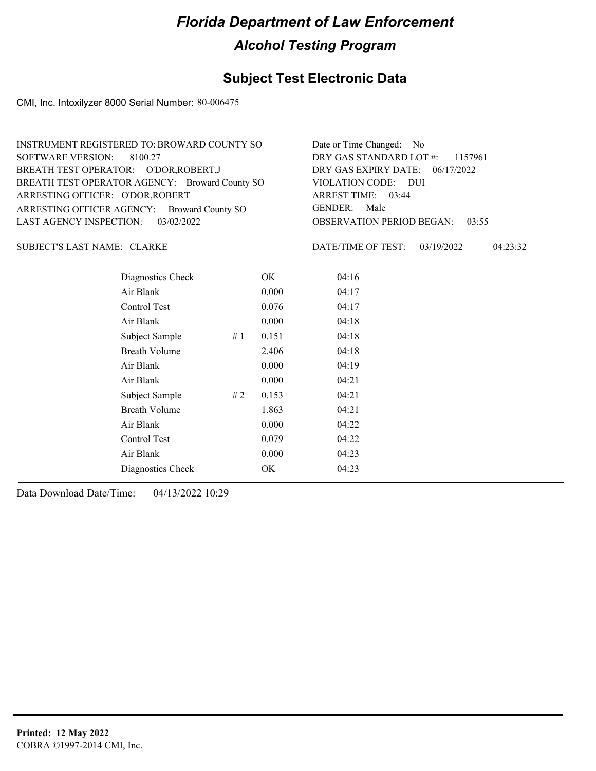# Florida Department of Law Enforcement

## Alcohol Testing Program

### Subject Test Electronic Data

CMI, Inc. Intoxilyzer 8000 Serial Number: 80-006475

INSTRUMENT REGISTERED TO: BROWARD COUNTY SO
SOFTWARE VERSION: 8100.27
BREATH TEST OPERATOR: O'DOR,ROBERT,J
BREATH TEST OPERATOR AGENCY: Broward County SO
ARRESTING OFFICER: O'DOR,ROBERT
ARRESTING OFFICER AGENCY: Broward County SO
LAST AGENCY INSPECTION: 03/02/2022

Date or Time Changed: No
DRY GAS STANDARD LOT #: 1157961
DRY GAS EXPIRY DATE: 06/17/2022
VIOLATION CODE: DUI
ARREST TIME: 03:44
GENDER: Male
OBSERVATION PERIOD BEGAN: 03:55

SUBJECT'S LAST NAME: CLARKE

DATE/TIME OF TEST: 03/19/2022 04:23:32

| Test | # | Result | Time |
|---|---|---|---|
| Diagnostics Check | | OK | 04:16 |
| Air Blank | | 0.000 | 04:17 |
| Control Test | | 0.076 | 04:17 |
| Air Blank | | 0.000 | 04:18 |
| Subject Sample | # 1 | 0.151 | 04:18 |
| Breath Volume | | 2.406 | 04:18 |
| Air Blank | | 0.000 | 04:19 |
| Air Blank | | 0.000 | 04:21 |
| Subject Sample | # 2 | 0.153 | 04:21 |
| Breath Volume | | 1.863 | 04:21 |
| Air Blank | | 0.000 | 04:22 |
| Control Test | | 0.079 | 04:22 |
| Air Blank | | 0.000 | 04:23 |
| Diagnostics Check | | OK | 04:23 |

Data Download Date/Time: 04/13/2022 10:29

**Printed: 12 May 2022**
COBRA ©1997-2014 CMI, Inc.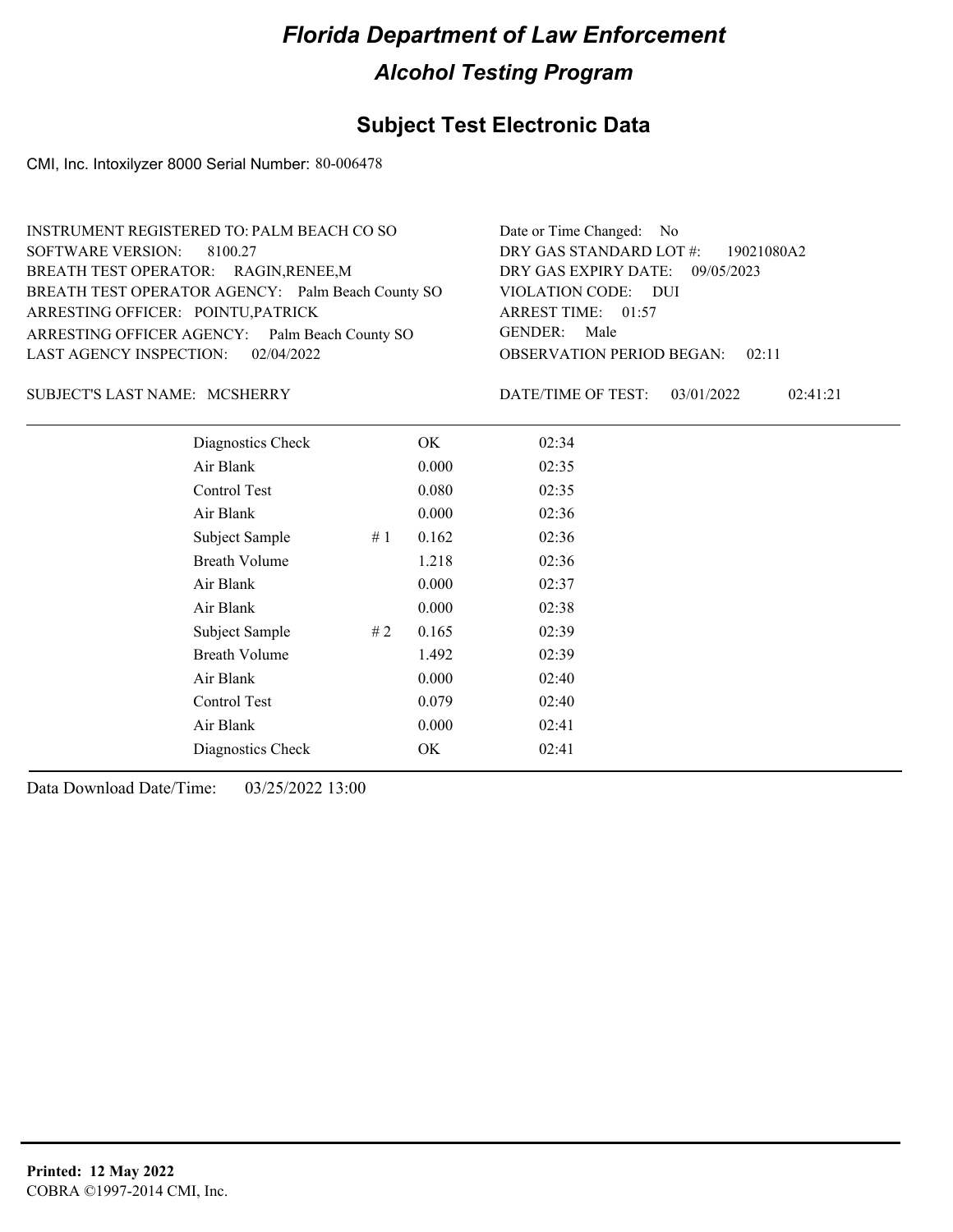# Florida Department of Law Enforcement

## Alcohol Testing Program

### Subject Test Electronic Data

CMI, Inc. Intoxilyzer 8000 Serial Number: 80-006478

INSTRUMENT REGISTERED TO: PALM BEACH CO SO
SOFTWARE VERSION: 8100.27
BREATH TEST OPERATOR: RAGIN,RENEE,M
BREATH TEST OPERATOR AGENCY: Palm Beach County SO
ARRESTING OFFICER: POINTU,PATRICK
ARRESTING OFFICER AGENCY: Palm Beach County SO
LAST AGENCY INSPECTION: 02/04/2022

Date or Time Changed: No
DRY GAS STANDARD LOT #: 19021080A2
DRY GAS EXPIRY DATE: 09/05/2023
VIOLATION CODE: DUI
ARREST TIME: 01:57
GENDER: Male
OBSERVATION PERIOD BEGAN: 02:11

SUBJECT'S LAST NAME: MCSHERRY

DATE/TIME OF TEST: 03/01/2022 02:41:21

| Test | | Result | Time |
|---|---|---|---|
| Diagnostics Check | | OK | 02:34 |
| Air Blank | | 0.000 | 02:35 |
| Control Test | | 0.080 | 02:35 |
| Air Blank | | 0.000 | 02:36 |
| Subject Sample | # 1 | 0.162 | 02:36 |
| Breath Volume | | 1.218 | 02:36 |
| Air Blank | | 0.000 | 02:37 |
| Air Blank | | 0.000 | 02:38 |
| Subject Sample | # 2 | 0.165 | 02:39 |
| Breath Volume | | 1.492 | 02:39 |
| Air Blank | | 0.000 | 02:40 |
| Control Test | | 0.079 | 02:40 |
| Air Blank | | 0.000 | 02:41 |
| Diagnostics Check | | OK | 02:41 |

Data Download Date/Time: 03/25/2022 13:00

**Printed: 12 May 2022**
COBRA ©1997-2014 CMI, Inc.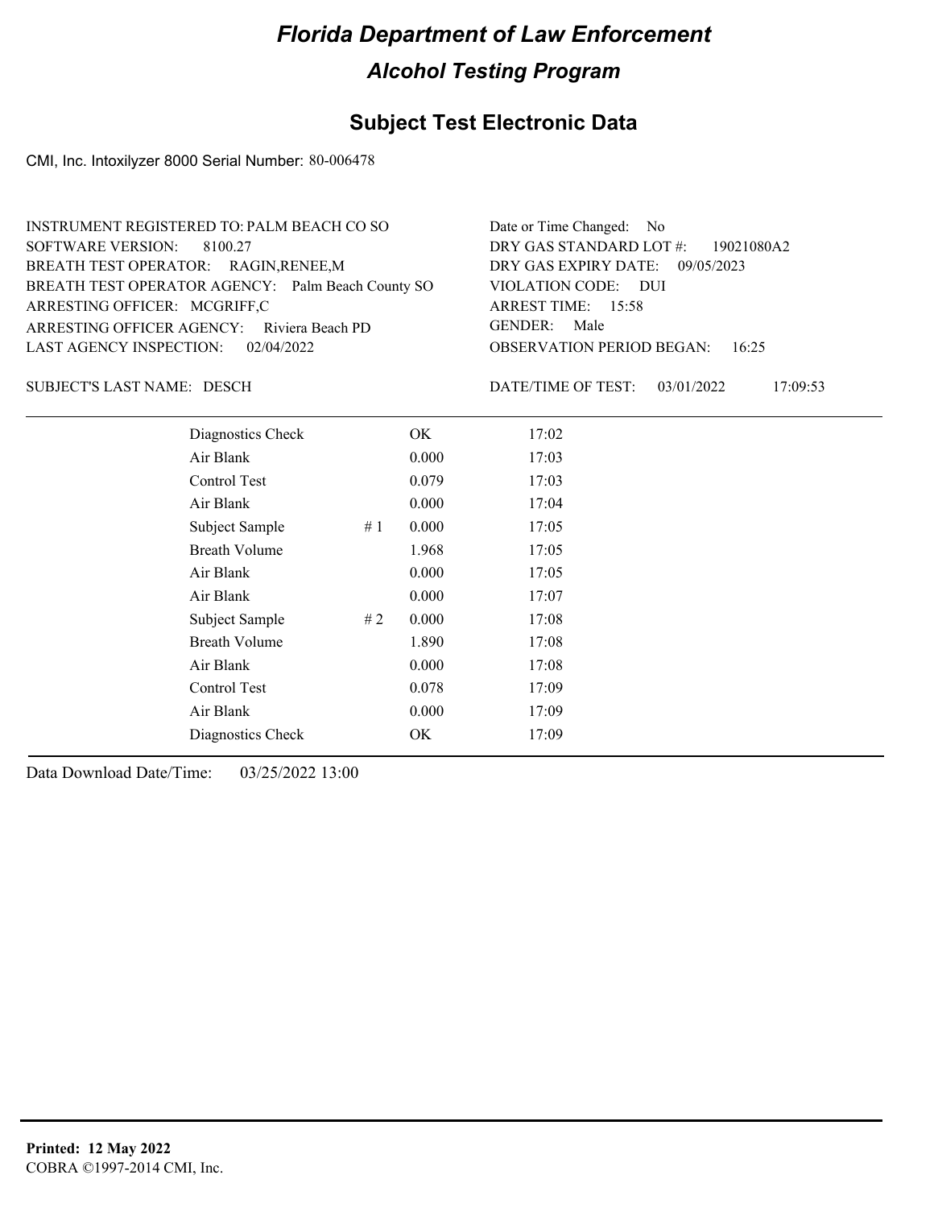# Florida Department of Law Enforcement

## Alcohol Testing Program

### Subject Test Electronic Data

CMI, Inc. Intoxilyzer 8000 Serial Number: 80-006478

INSTRUMENT REGISTERED TO: PALM BEACH CO SO
SOFTWARE VERSION: 8100.27
BREATH TEST OPERATOR: RAGIN,RENEE,M
BREATH TEST OPERATOR AGENCY: Palm Beach County SO
ARRESTING OFFICER: MCGRIFF,C
ARRESTING OFFICER AGENCY: Riviera Beach PD
LAST AGENCY INSPECTION: 02/04/2022

Date or Time Changed: No
DRY GAS STANDARD LOT #: 19021080A2
DRY GAS EXPIRY DATE: 09/05/2023
VIOLATION CODE: DUI
ARREST TIME: 15:58
GENDER: Male
OBSERVATION PERIOD BEGAN: 16:25

SUBJECT'S LAST NAME: DESCH

DATE/TIME OF TEST: 03/01/2022 17:09:53

| | | | |
|---|---|---|---|
| Diagnostics Check | | OK | 17:02 |
| Air Blank | | 0.000 | 17:03 |
| Control Test | | 0.079 | 17:03 |
| Air Blank | | 0.000 | 17:04 |
| Subject Sample | # 1 | 0.000 | 17:05 |
| Breath Volume | | 1.968 | 17:05 |
| Air Blank | | 0.000 | 17:05 |
| Air Blank | | 0.000 | 17:07 |
| Subject Sample | # 2 | 0.000 | 17:08 |
| Breath Volume | | 1.890 | 17:08 |
| Air Blank | | 0.000 | 17:08 |
| Control Test | | 0.078 | 17:09 |
| Air Blank | | 0.000 | 17:09 |
| Diagnostics Check | | OK | 17:09 |

Data Download Date/Time: 03/25/2022 13:00

**Printed: 12 May 2022**
COBRA ©1997-2014 CMI, Inc.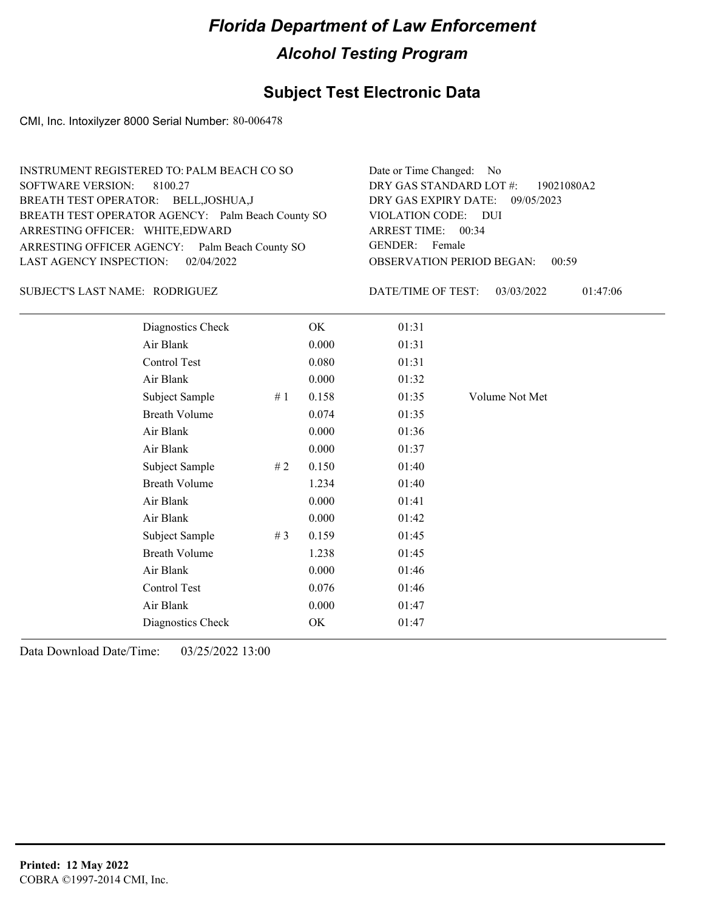# Florida Department of Law Enforcement

## Alcohol Testing Program

## Subject Test Electronic Data

CMI, Inc. Intoxilyzer 8000 Serial Number: 80-006478

INSTRUMENT REGISTERED TO: PALM BEACH CO SO
SOFTWARE VERSION: 8100.27
BREATH TEST OPERATOR: BELL,JOSHUA,J
BREATH TEST OPERATOR AGENCY: Palm Beach County SO
ARRESTING OFFICER: WHITE,EDWARD
ARRESTING OFFICER AGENCY: Palm Beach County SO
LAST AGENCY INSPECTION: 02/04/2022

Date or Time Changed: No
DRY GAS STANDARD LOT #: 19021080A2
DRY GAS EXPIRY DATE: 09/05/2023
VIOLATION CODE: DUI
ARREST TIME: 00:34
GENDER: Female
OBSERVATION PERIOD BEGAN: 00:59

SUBJECT'S LAST NAME: RODRIGUEZ

DATE/TIME OF TEST: 03/03/2022 01:47:06

| | | | | |
|---|---|---|---|---|
| Diagnostics Check | | OK | 01:31 | |
| Air Blank | | 0.000 | 01:31 | |
| Control Test | | 0.080 | 01:31 | |
| Air Blank | | 0.000 | 01:32 | |
| Subject Sample | # 1 | 0.158 | 01:35 | Volume Not Met |
| Breath Volume | | 0.074 | 01:35 | |
| Air Blank | | 0.000 | 01:36 | |
| Air Blank | | 0.000 | 01:37 | |
| Subject Sample | # 2 | 0.150 | 01:40 | |
| Breath Volume | | 1.234 | 01:40 | |
| Air Blank | | 0.000 | 01:41 | |
| Air Blank | | 0.000 | 01:42 | |
| Subject Sample | # 3 | 0.159 | 01:45 | |
| Breath Volume | | 1.238 | 01:45 | |
| Air Blank | | 0.000 | 01:46 | |
| Control Test | | 0.076 | 01:46 | |
| Air Blank | | 0.000 | 01:47 | |
| Diagnostics Check | | OK | 01:47 | |

Data Download Date/Time: 03/25/2022 13:00

**Printed: 12 May 2022**
COBRA ©1997-2014 CMI, Inc.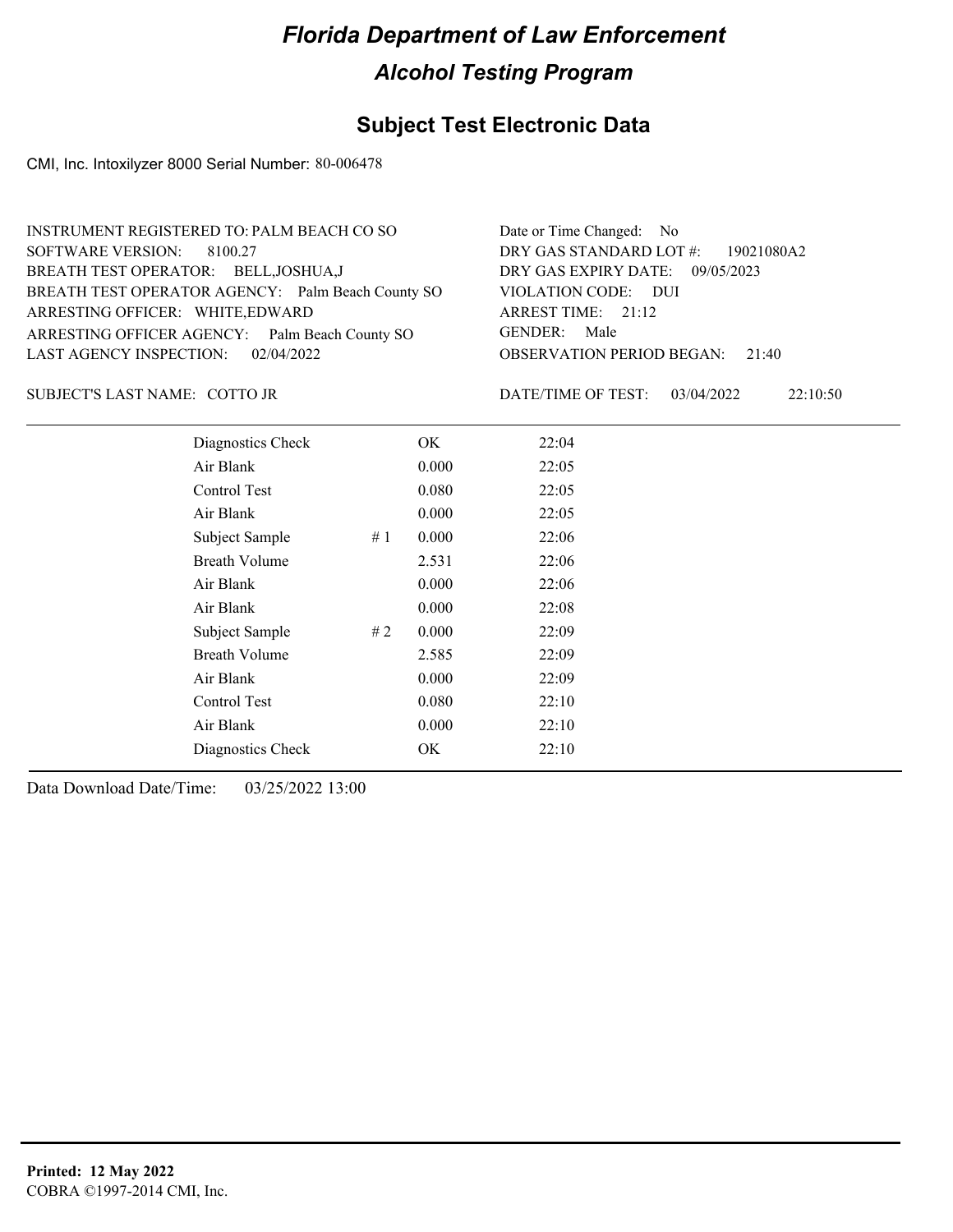# Florida Department of Law Enforcement

## Alcohol Testing Program

### Subject Test Electronic Data

CMI, Inc. Intoxilyzer 8000 Serial Number: 80-006478

INSTRUMENT REGISTERED TO: PALM BEACH CO SO
SOFTWARE VERSION: 8100.27
BREATH TEST OPERATOR: BELL,JOSHUA,J
BREATH TEST OPERATOR AGENCY: Palm Beach County SO
ARRESTING OFFICER: WHITE,EDWARD
ARRESTING OFFICER AGENCY: Palm Beach County SO
LAST AGENCY INSPECTION: 02/04/2022

Date or Time Changed: No
DRY GAS STANDARD LOT #: 19021080A2
DRY GAS EXPIRY DATE: 09/05/2023
VIOLATION CODE: DUI
ARREST TIME: 21:12
GENDER: Male
OBSERVATION PERIOD BEGAN: 21:40

SUBJECT'S LAST NAME: COTTO JR

DATE/TIME OF TEST: 03/04/2022 22:10:50

| Test | # | Result | Time |
|---|---|---|---|
| Diagnostics Check | | OK | 22:04 |
| Air Blank | | 0.000 | 22:05 |
| Control Test | | 0.080 | 22:05 |
| Air Blank | | 0.000 | 22:05 |
| Subject Sample | # 1 | 0.000 | 22:06 |
| Breath Volume | | 2.531 | 22:06 |
| Air Blank | | 0.000 | 22:06 |
| Air Blank | | 0.000 | 22:08 |
| Subject Sample | # 2 | 0.000 | 22:09 |
| Breath Volume | | 2.585 | 22:09 |
| Air Blank | | 0.000 | 22:09 |
| Control Test | | 0.080 | 22:10 |
| Air Blank | | 0.000 | 22:10 |
| Diagnostics Check | | OK | 22:10 |

Data Download Date/Time: 03/25/2022 13:00

**Printed: 12 May 2022**
COBRA ©1997-2014 CMI, Inc.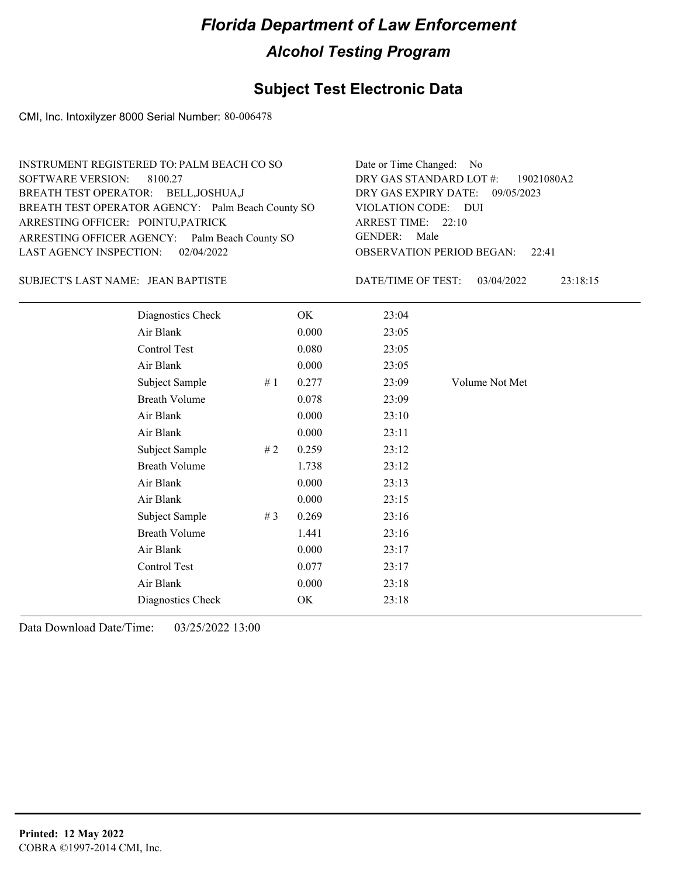# Florida Department of Law Enforcement

## Alcohol Testing Program

### Subject Test Electronic Data

CMI, Inc. Intoxilyzer 8000 Serial Number: 80-006478

INSTRUMENT REGISTERED TO: PALM BEACH CO SO
SOFTWARE VERSION: 8100.27
BREATH TEST OPERATOR: BELL,JOSHUA,J
BREATH TEST OPERATOR AGENCY: Palm Beach County SO
ARRESTING OFFICER: POINTU,PATRICK
ARRESTING OFFICER AGENCY: Palm Beach County SO
LAST AGENCY INSPECTION: 02/04/2022

Date or Time Changed: No
DRY GAS STANDARD LOT #: 19021080A2
DRY GAS EXPIRY DATE: 09/05/2023
VIOLATION CODE: DUI
ARREST TIME: 22:10
GENDER: Male
OBSERVATION PERIOD BEGAN: 22:41

SUBJECT'S LAST NAME: JEAN BAPTISTE

DATE/TIME OF TEST: 03/04/2022 23:18:15

| | | | | |
|---|---|---|---|---|
| Diagnostics Check | | OK | 23:04 | |
| Air Blank | | 0.000 | 23:05 | |
| Control Test | | 0.080 | 23:05 | |
| Air Blank | | 0.000 | 23:05 | |
| Subject Sample | # 1 | 0.277 | 23:09 | Volume Not Met |
| Breath Volume | | 0.078 | 23:09 | |
| Air Blank | | 0.000 | 23:10 | |
| Air Blank | | 0.000 | 23:11 | |
| Subject Sample | # 2 | 0.259 | 23:12 | |
| Breath Volume | | 1.738 | 23:12 | |
| Air Blank | | 0.000 | 23:13 | |
| Air Blank | | 0.000 | 23:15 | |
| Subject Sample | # 3 | 0.269 | 23:16 | |
| Breath Volume | | 1.441 | 23:16 | |
| Air Blank | | 0.000 | 23:17 | |
| Control Test | | 0.077 | 23:17 | |
| Air Blank | | 0.000 | 23:18 | |
| Diagnostics Check | | OK | 23:18 | |

Data Download Date/Time: 03/25/2022 13:00

**Printed: 12 May 2022**
COBRA ©1997-2014 CMI, Inc.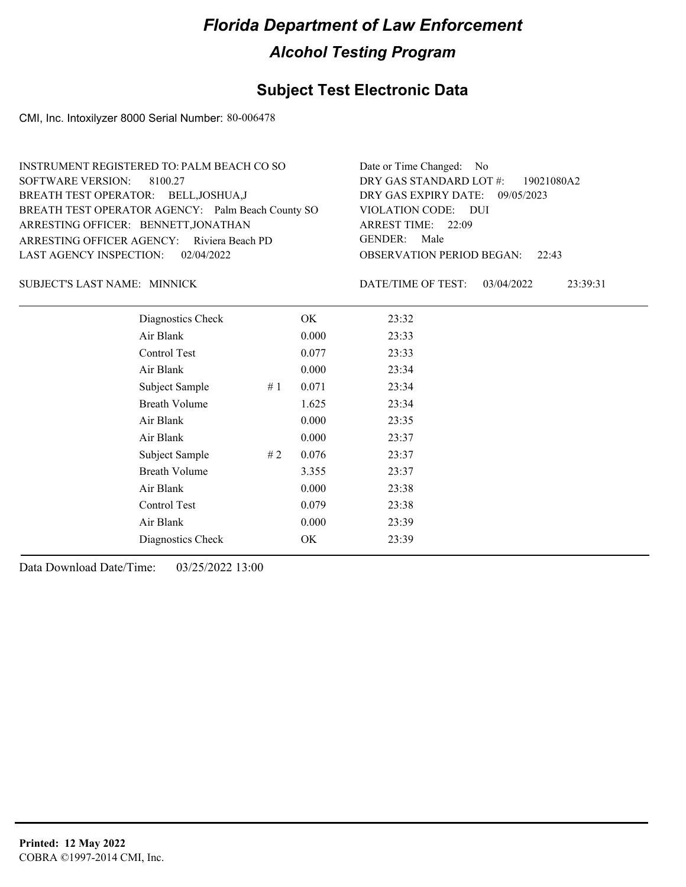# Florida Department of Law Enforcement

## Alcohol Testing Program

### Subject Test Electronic Data

CMI, Inc. Intoxilyzer 8000 Serial Number: 80-006478

INSTRUMENT REGISTERED TO: PALM BEACH CO SO
SOFTWARE VERSION: 8100.27
BREATH TEST OPERATOR: BELL,JOSHUA,J
BREATH TEST OPERATOR AGENCY: Palm Beach County SO
ARRESTING OFFICER: BENNETT,JONATHAN
ARRESTING OFFICER AGENCY: Riviera Beach PD
LAST AGENCY INSPECTION: 02/04/2022

Date or Time Changed: No
DRY GAS STANDARD LOT #: 19021080A2
DRY GAS EXPIRY DATE: 09/05/2023
VIOLATION CODE: DUI
ARREST TIME: 22:09
GENDER: Male
OBSERVATION PERIOD BEGAN: 22:43

SUBJECT'S LAST NAME: MINNICK

DATE/TIME OF TEST: 03/04/2022 23:39:31

| | | | |
|---|---|---|---|
| Diagnostics Check | | OK | 23:32 |
| Air Blank | | 0.000 | 23:33 |
| Control Test | | 0.077 | 23:33 |
| Air Blank | | 0.000 | 23:34 |
| Subject Sample | # 1 | 0.071 | 23:34 |
| Breath Volume | | 1.625 | 23:34 |
| Air Blank | | 0.000 | 23:35 |
| Air Blank | | 0.000 | 23:37 |
| Subject Sample | # 2 | 0.076 | 23:37 |
| Breath Volume | | 3.355 | 23:37 |
| Air Blank | | 0.000 | 23:38 |
| Control Test | | 0.079 | 23:38 |
| Air Blank | | 0.000 | 23:39 |
| Diagnostics Check | | OK | 23:39 |

Data Download Date/Time: 03/25/2022 13:00

**Printed: 12 May 2022**
COBRA ©1997-2014 CMI, Inc.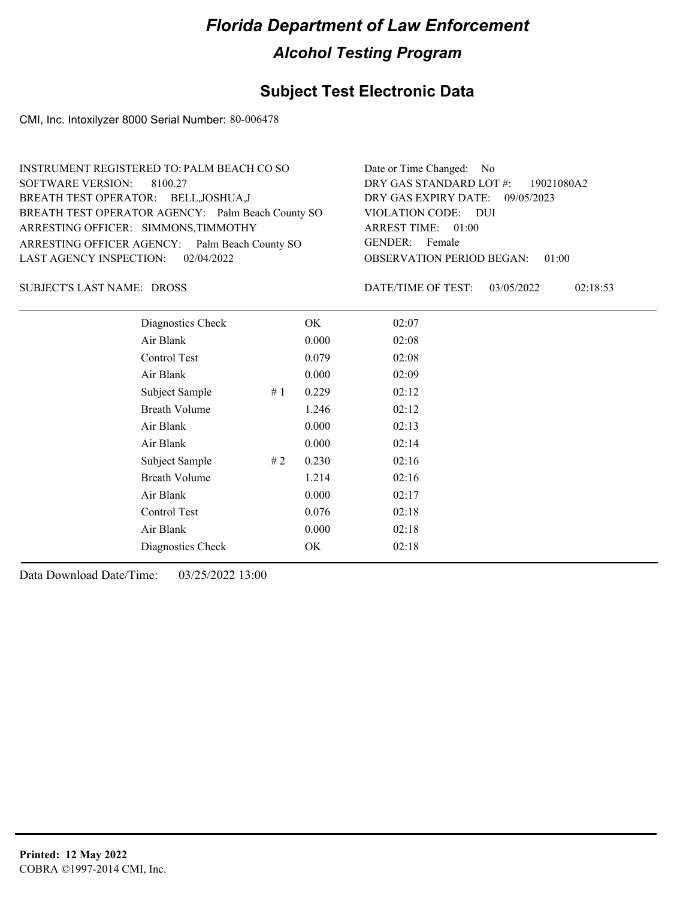# Florida Department of Law Enforcement

## Alcohol Testing Program

### Subject Test Electronic Data

CMI, Inc. Intoxilyzer 8000 Serial Number: 80-006478

INSTRUMENT REGISTERED TO: PALM BEACH CO SO
SOFTWARE VERSION: 8100.27
BREATH TEST OPERATOR: BELL,JOSHUA,J
BREATH TEST OPERATOR AGENCY: Palm Beach County SO
ARRESTING OFFICER: SIMMONS,TIMMOTHY
ARRESTING OFFICER AGENCY: Palm Beach County SO
LAST AGENCY INSPECTION: 02/04/2022

Date or Time Changed: No
DRY GAS STANDARD LOT #: 19021080A2
DRY GAS EXPIRY DATE: 09/05/2023
VIOLATION CODE: DUI
ARREST TIME: 01:00
GENDER: Female
OBSERVATION PERIOD BEGAN: 01:00

SUBJECT'S LAST NAME: DROSS

DATE/TIME OF TEST: 03/05/2022 02:18:53

| | | | |
|---|---|---|---|
| Diagnostics Check | | OK | 02:07 |
| Air Blank | | 0.000 | 02:08 |
| Control Test | | 0.079 | 02:08 |
| Air Blank | | 0.000 | 02:09 |
| Subject Sample | # 1 | 0.229 | 02:12 |
| Breath Volume | | 1.246 | 02:12 |
| Air Blank | | 0.000 | 02:13 |
| Air Blank | | 0.000 | 02:14 |
| Subject Sample | # 2 | 0.230 | 02:16 |
| Breath Volume | | 1.214 | 02:16 |
| Air Blank | | 0.000 | 02:17 |
| Control Test | | 0.076 | 02:18 |
| Air Blank | | 0.000 | 02:18 |
| Diagnostics Check | | OK | 02:18 |

Data Download Date/Time: 03/25/2022 13:00

**Printed: 12 May 2022**
COBRA ©1997-2014 CMI, Inc.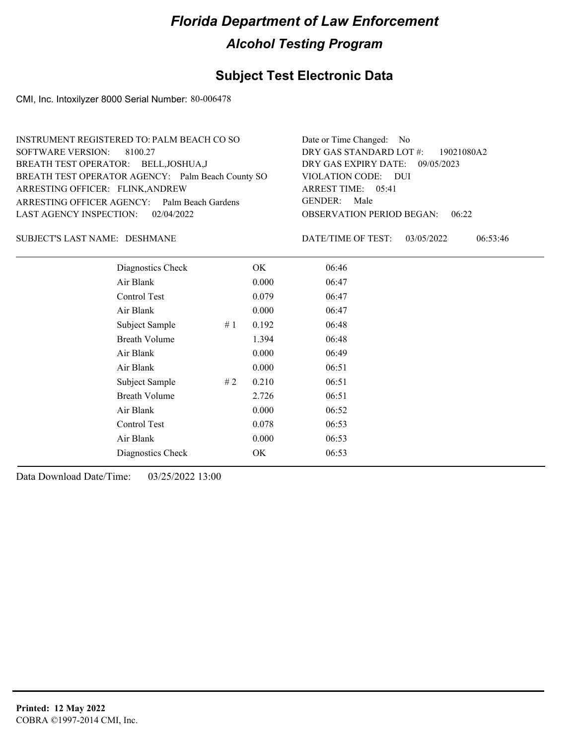# Florida Department of Law Enforcement

## Alcohol Testing Program

### Subject Test Electronic Data

CMI, Inc. Intoxilyzer 8000 Serial Number: 80-006478

INSTRUMENT REGISTERED TO: PALM BEACH CO SO
SOFTWARE VERSION: 8100.27
BREATH TEST OPERATOR: BELL,JOSHUA,J
BREATH TEST OPERATOR AGENCY: Palm Beach County SO
ARRESTING OFFICER: FLINK,ANDREW
ARRESTING OFFICER AGENCY: Palm Beach Gardens
LAST AGENCY INSPECTION: 02/04/2022

Date or Time Changed: No
DRY GAS STANDARD LOT #: 19021080A2
DRY GAS EXPIRY DATE: 09/05/2023
VIOLATION CODE: DUI
ARREST TIME: 05:41
GENDER: Male
OBSERVATION PERIOD BEGAN: 06:22

SUBJECT'S LAST NAME: DESHMANE

DATE/TIME OF TEST: 03/05/2022 06:53:46

| | | | |
|---|---|---|---|
| Diagnostics Check | | OK | 06:46 |
| Air Blank | | 0.000 | 06:47 |
| Control Test | | 0.079 | 06:47 |
| Air Blank | | 0.000 | 06:47 |
| Subject Sample | # 1 | 0.192 | 06:48 |
| Breath Volume | | 1.394 | 06:48 |
| Air Blank | | 0.000 | 06:49 |
| Air Blank | | 0.000 | 06:51 |
| Subject Sample | # 2 | 0.210 | 06:51 |
| Breath Volume | | 2.726 | 06:51 |
| Air Blank | | 0.000 | 06:52 |
| Control Test | | 0.078 | 06:53 |
| Air Blank | | 0.000 | 06:53 |
| Diagnostics Check | | OK | 06:53 |

Data Download Date/Time: 03/25/2022 13:00

**Printed: 12 May 2022**
COBRA ©1997-2014 CMI, Inc.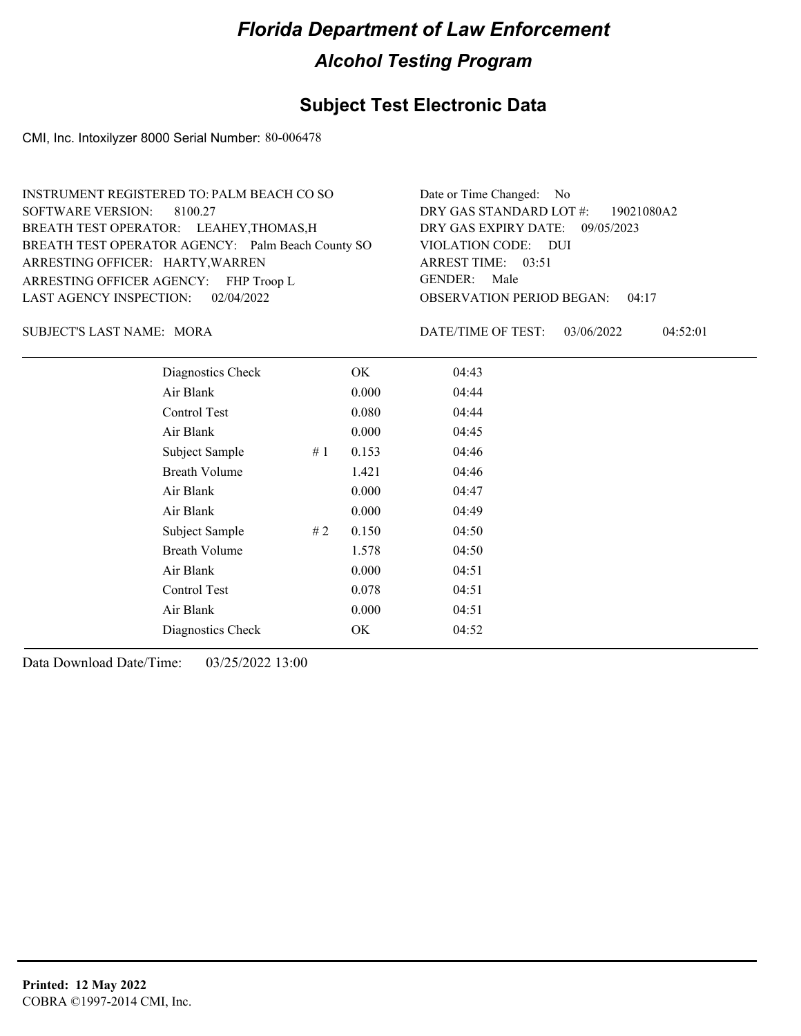# Florida Department of Law Enforcement

## Alcohol Testing Program

### Subject Test Electronic Data

CMI, Inc. Intoxilyzer 8000 Serial Number: 80-006478

INSTRUMENT REGISTERED TO: PALM BEACH CO SO
SOFTWARE VERSION: 8100.27
BREATH TEST OPERATOR: LEAHEY,THOMAS,H
BREATH TEST OPERATOR AGENCY: Palm Beach County SO
ARRESTING OFFICER: HARTY,WARREN
ARRESTING OFFICER AGENCY: FHP Troop L
LAST AGENCY INSPECTION: 02/04/2022

Date or Time Changed: No
DRY GAS STANDARD LOT #: 19021080A2
DRY GAS EXPIRY DATE: 09/05/2023
VIOLATION CODE: DUI
ARREST TIME: 03:51
GENDER: Male
OBSERVATION PERIOD BEGAN: 04:17

SUBJECT'S LAST NAME: MORA

DATE/TIME OF TEST: 03/06/2022 04:52:01

| | | | |
|---|---|---|---|
| Diagnostics Check | | OK | 04:43 |
| Air Blank | | 0.000 | 04:44 |
| Control Test | | 0.080 | 04:44 |
| Air Blank | | 0.000 | 04:45 |
| Subject Sample | # 1 | 0.153 | 04:46 |
| Breath Volume | | 1.421 | 04:46 |
| Air Blank | | 0.000 | 04:47 |
| Air Blank | | 0.000 | 04:49 |
| Subject Sample | # 2 | 0.150 | 04:50 |
| Breath Volume | | 1.578 | 04:50 |
| Air Blank | | 0.000 | 04:51 |
| Control Test | | 0.078 | 04:51 |
| Air Blank | | 0.000 | 04:51 |
| Diagnostics Check | | OK | 04:52 |

Data Download Date/Time: 03/25/2022 13:00

**Printed: 12 May 2022**
COBRA ©1997-2014 CMI, Inc.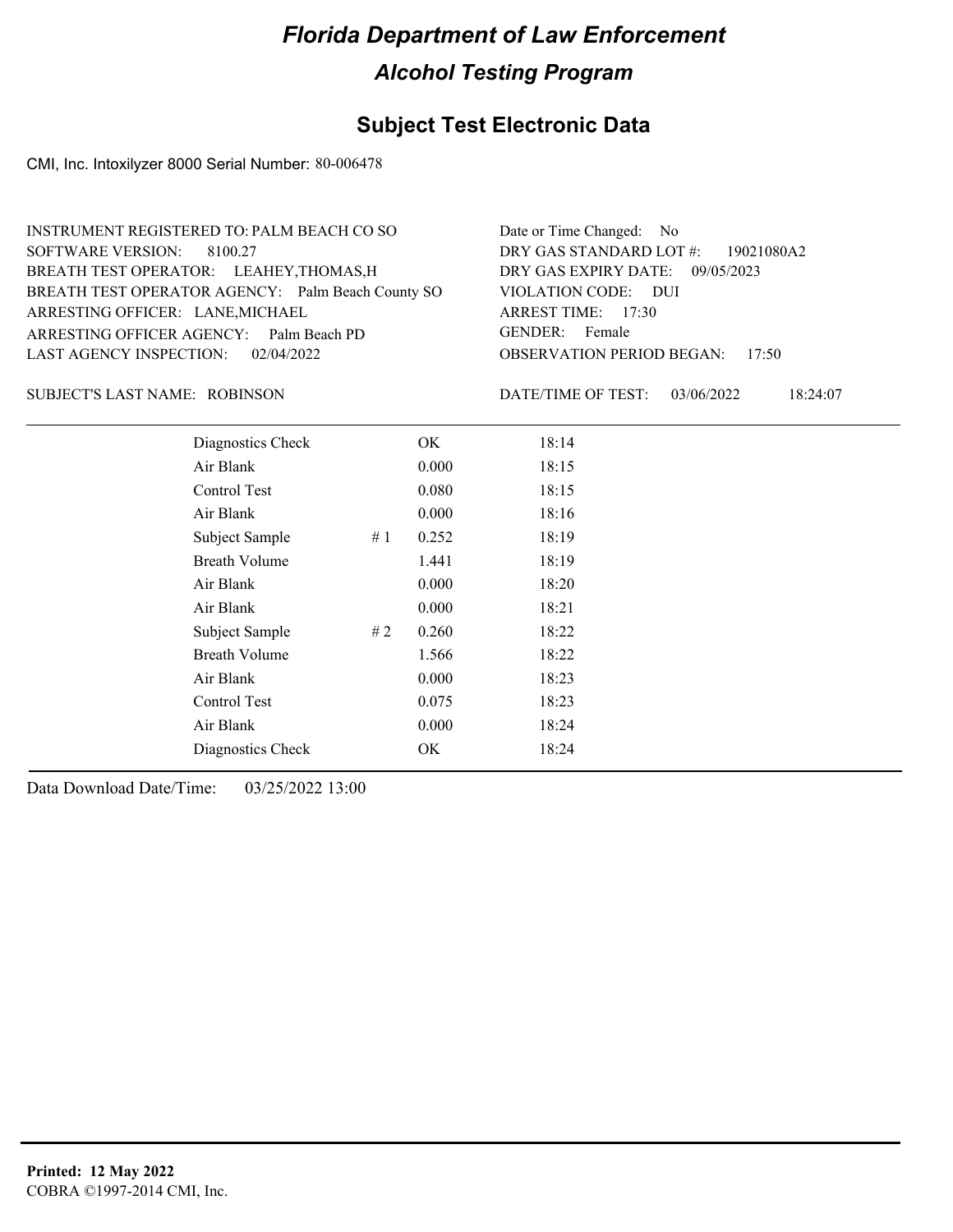# Florida Department of Law Enforcement

## Alcohol Testing Program

## Subject Test Electronic Data

CMI, Inc. Intoxilyzer 8000 Serial Number: 80-006478

INSTRUMENT REGISTERED TO: PALM BEACH CO SO
SOFTWARE VERSION: 8100.27
BREATH TEST OPERATOR: LEAHEY,THOMAS,H
BREATH TEST OPERATOR AGENCY: Palm Beach County SO
ARRESTING OFFICER: LANE,MICHAEL
ARRESTING OFFICER AGENCY: Palm Beach PD
LAST AGENCY INSPECTION: 02/04/2022

Date or Time Changed: No
DRY GAS STANDARD LOT #: 19021080A2
DRY GAS EXPIRY DATE: 09/05/2023
VIOLATION CODE: DUI
ARREST TIME: 17:30
GENDER: Female
OBSERVATION PERIOD BEGAN: 17:50

SUBJECT'S LAST NAME: ROBINSON

DATE/TIME OF TEST: 03/06/2022 18:24:07

| | | | |
|---|---|---|---|
| Diagnostics Check | | OK | 18:14 |
| Air Blank | | 0.000 | 18:15 |
| Control Test | | 0.080 | 18:15 |
| Air Blank | | 0.000 | 18:16 |
| Subject Sample | # 1 | 0.252 | 18:19 |
| Breath Volume | | 1.441 | 18:19 |
| Air Blank | | 0.000 | 18:20 |
| Air Blank | | 0.000 | 18:21 |
| Subject Sample | # 2 | 0.260 | 18:22 |
| Breath Volume | | 1.566 | 18:22 |
| Air Blank | | 0.000 | 18:23 |
| Control Test | | 0.075 | 18:23 |
| Air Blank | | 0.000 | 18:24 |
| Diagnostics Check | | OK | 18:24 |

Data Download Date/Time: 03/25/2022 13:00

**Printed: 12 May 2022**
COBRA ©1997-2014 CMI, Inc.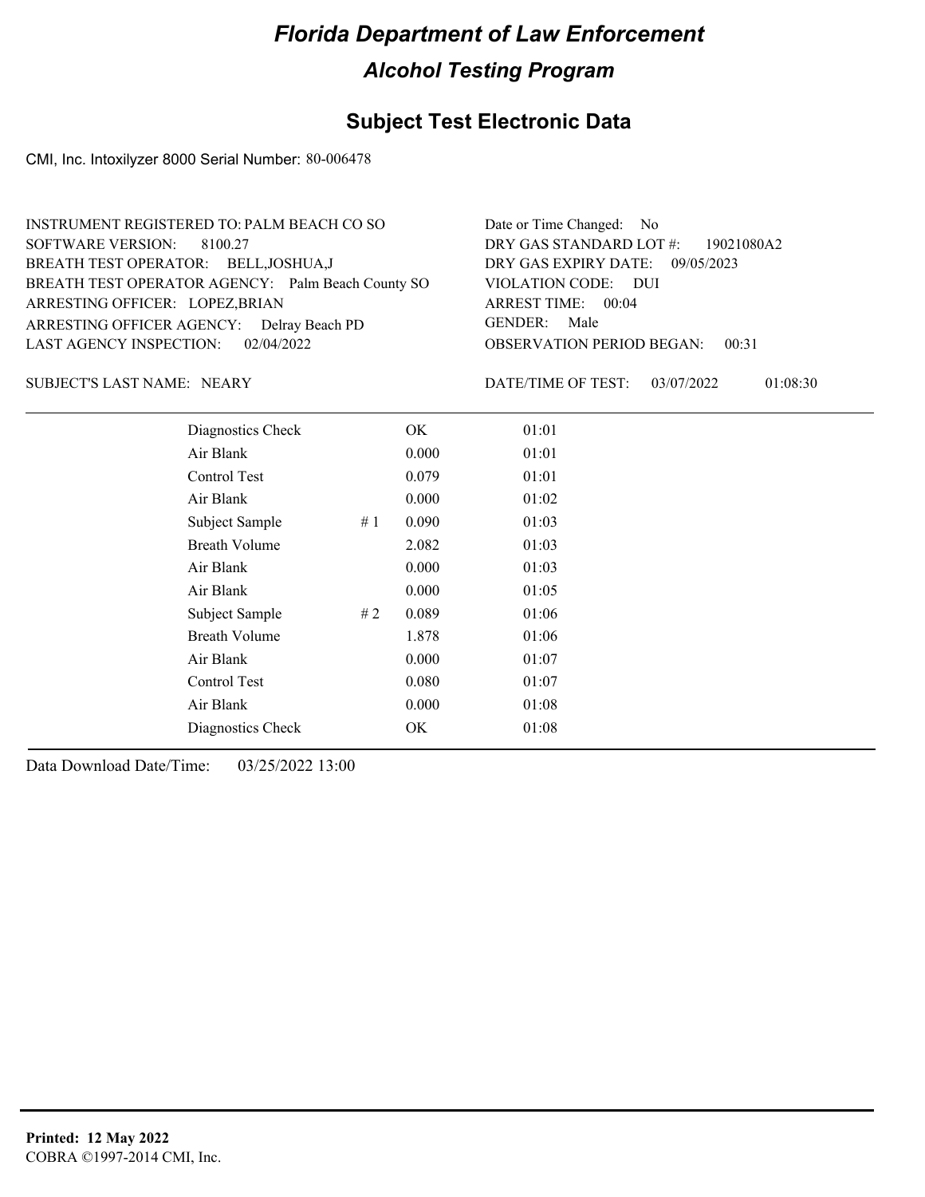# Florida Department of Law Enforcement

## Alcohol Testing Program

## Subject Test Electronic Data

CMI, Inc. Intoxilyzer 8000 Serial Number: 80-006478

INSTRUMENT REGISTERED TO: PALM BEACH CO SO
SOFTWARE VERSION: 8100.27
BREATH TEST OPERATOR: BELL,JOSHUA,J
BREATH TEST OPERATOR AGENCY: Palm Beach County SO
ARRESTING OFFICER: LOPEZ,BRIAN
ARRESTING OFFICER AGENCY: Delray Beach PD
LAST AGENCY INSPECTION: 02/04/2022

Date or Time Changed: No
DRY GAS STANDARD LOT #: 19021080A2
DRY GAS EXPIRY DATE: 09/05/2023
VIOLATION CODE: DUI
ARREST TIME: 00:04
GENDER: Male
OBSERVATION PERIOD BEGAN: 00:31

SUBJECT'S LAST NAME: NEARY

DATE/TIME OF TEST: 03/07/2022 01:08:30

| | | | |
|---|---|---|---|
| Diagnostics Check | | OK | 01:01 |
| Air Blank | | 0.000 | 01:01 |
| Control Test | | 0.079 | 01:01 |
| Air Blank | | 0.000 | 01:02 |
| Subject Sample | # 1 | 0.090 | 01:03 |
| Breath Volume | | 2.082 | 01:03 |
| Air Blank | | 0.000 | 01:03 |
| Air Blank | | 0.000 | 01:05 |
| Subject Sample | # 2 | 0.089 | 01:06 |
| Breath Volume | | 1.878 | 01:06 |
| Air Blank | | 0.000 | 01:07 |
| Control Test | | 0.080 | 01:07 |
| Air Blank | | 0.000 | 01:08 |
| Diagnostics Check | | OK | 01:08 |

Data Download Date/Time: 03/25/2022 13:00

**Printed: 12 May 2022**
COBRA ©1997-2014 CMI, Inc.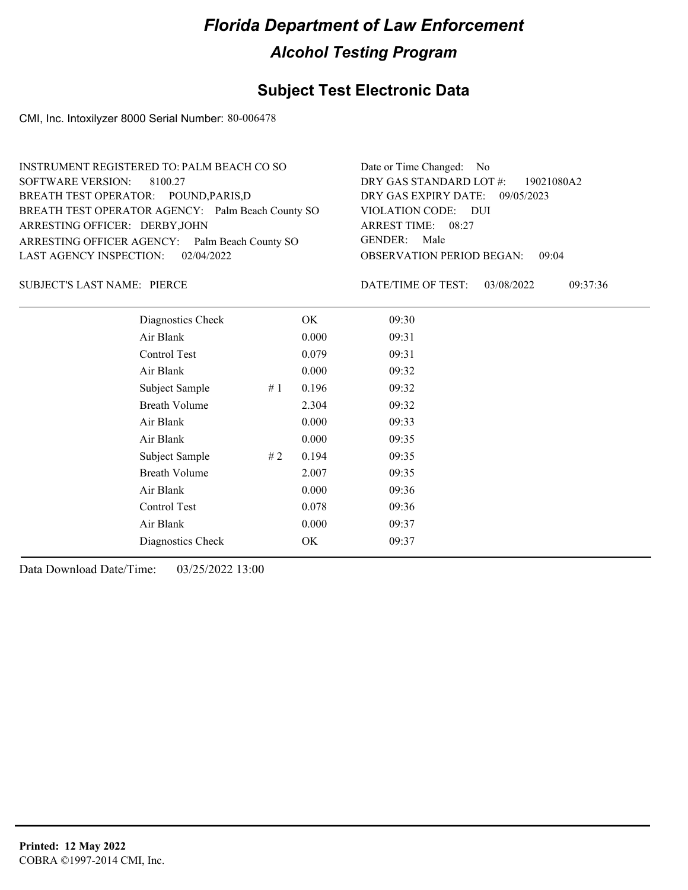# *Florida Department of Law Enforcement*

## *Alcohol Testing Program*

## Subject Test Electronic Data

CMI, Inc. Intoxilyzer 8000 Serial Number: 80-006478

INSTRUMENT REGISTERED TO: PALM BEACH CO SO
SOFTWARE VERSION: 8100.27
BREATH TEST OPERATOR: POUND,PARIS,D
BREATH TEST OPERATOR AGENCY: Palm Beach County SO
ARRESTING OFFICER: DERBY,JOHN
ARRESTING OFFICER AGENCY: Palm Beach County SO
LAST AGENCY INSPECTION: 02/04/2022

Date or Time Changed: No
DRY GAS STANDARD LOT #: 19021080A2
DRY GAS EXPIRY DATE: 09/05/2023
VIOLATION CODE: DUI
ARREST TIME: 08:27
GENDER: Male
OBSERVATION PERIOD BEGAN: 09:04

SUBJECT'S LAST NAME: PIERCE

DATE/TIME OF TEST: 03/08/2022 09:37:36

| | | | |
|---|---|---|---|
| Diagnostics Check | | OK | 09:30 |
| Air Blank | | 0.000 | 09:31 |
| Control Test | | 0.079 | 09:31 |
| Air Blank | | 0.000 | 09:32 |
| Subject Sample | # 1 | 0.196 | 09:32 |
| Breath Volume | | 2.304 | 09:32 |
| Air Blank | | 0.000 | 09:33 |
| Air Blank | | 0.000 | 09:35 |
| Subject Sample | # 2 | 0.194 | 09:35 |
| Breath Volume | | 2.007 | 09:35 |
| Air Blank | | 0.000 | 09:36 |
| Control Test | | 0.078 | 09:36 |
| Air Blank | | 0.000 | 09:37 |
| Diagnostics Check | | OK | 09:37 |

Data Download Date/Time: 03/25/2022 13:00

**Printed: 12 May 2022**
COBRA ©1997-2014 CMI, Inc.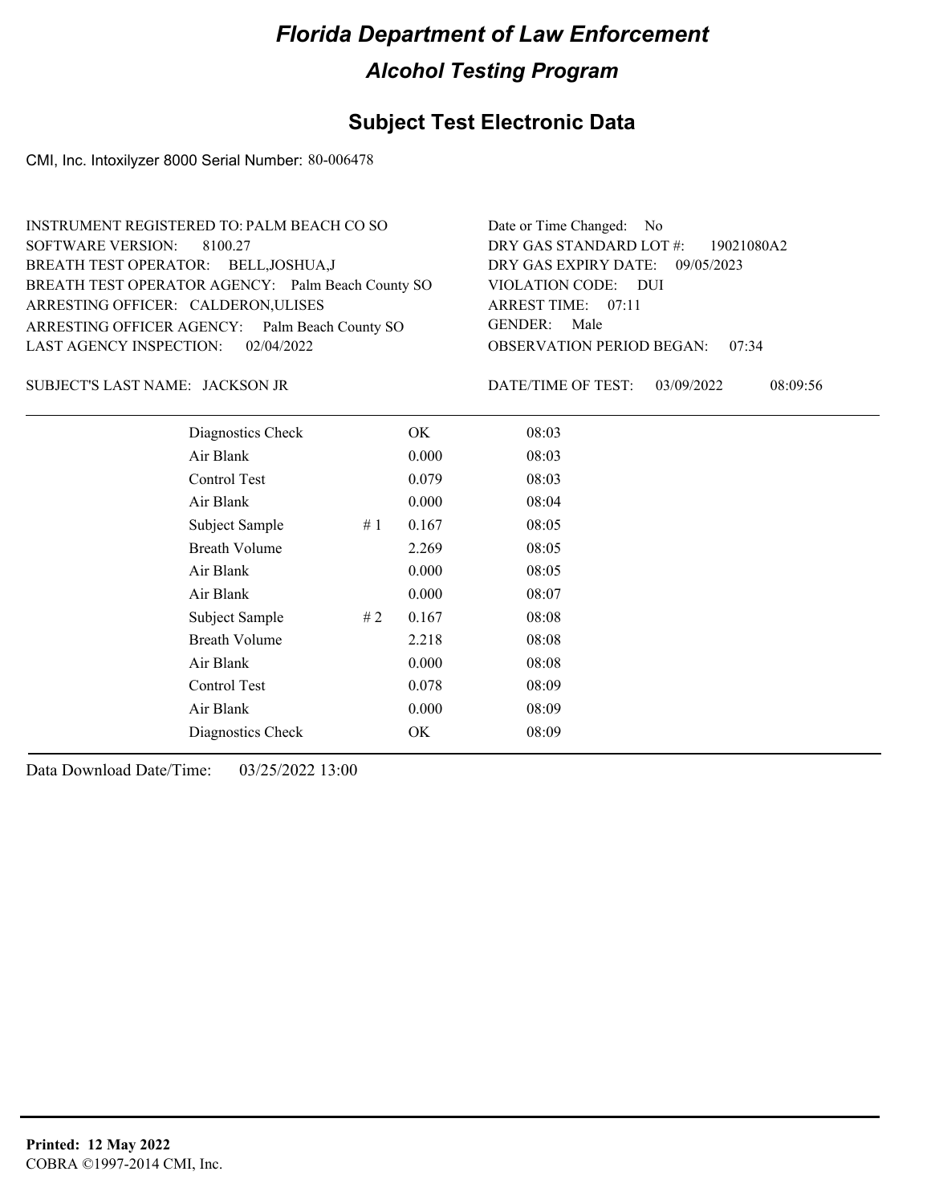# Florida Department of Law Enforcement

## Alcohol Testing Program

### Subject Test Electronic Data

CMI, Inc. Intoxilyzer 8000 Serial Number: 80-006478

INSTRUMENT REGISTERED TO: PALM BEACH CO SO
SOFTWARE VERSION: 8100.27
BREATH TEST OPERATOR: BELL,JOSHUA,J
BREATH TEST OPERATOR AGENCY: Palm Beach County SO
ARRESTING OFFICER: CALDERON,ULISES
ARRESTING OFFICER AGENCY: Palm Beach County SO
LAST AGENCY INSPECTION: 02/04/2022

Date or Time Changed: No
DRY GAS STANDARD LOT #: 19021080A2
DRY GAS EXPIRY DATE: 09/05/2023
VIOLATION CODE: DUI
ARREST TIME: 07:11
GENDER: Male
OBSERVATION PERIOD BEGAN: 07:34

SUBJECT'S LAST NAME: JACKSON JR

DATE/TIME OF TEST: 03/09/2022 08:09:56

| | | | |
|---|---|---|---|
| Diagnostics Check | | OK | 08:03 |
| Air Blank | | 0.000 | 08:03 |
| Control Test | | 0.079 | 08:03 |
| Air Blank | | 0.000 | 08:04 |
| Subject Sample | # 1 | 0.167 | 08:05 |
| Breath Volume | | 2.269 | 08:05 |
| Air Blank | | 0.000 | 08:05 |
| Air Blank | | 0.000 | 08:07 |
| Subject Sample | # 2 | 0.167 | 08:08 |
| Breath Volume | | 2.218 | 08:08 |
| Air Blank | | 0.000 | 08:08 |
| Control Test | | 0.078 | 08:09 |
| Air Blank | | 0.000 | 08:09 |
| Diagnostics Check | | OK | 08:09 |

Data Download Date/Time: 03/25/2022 13:00

**Printed: 12 May 2022**
COBRA ©1997-2014 CMI, Inc.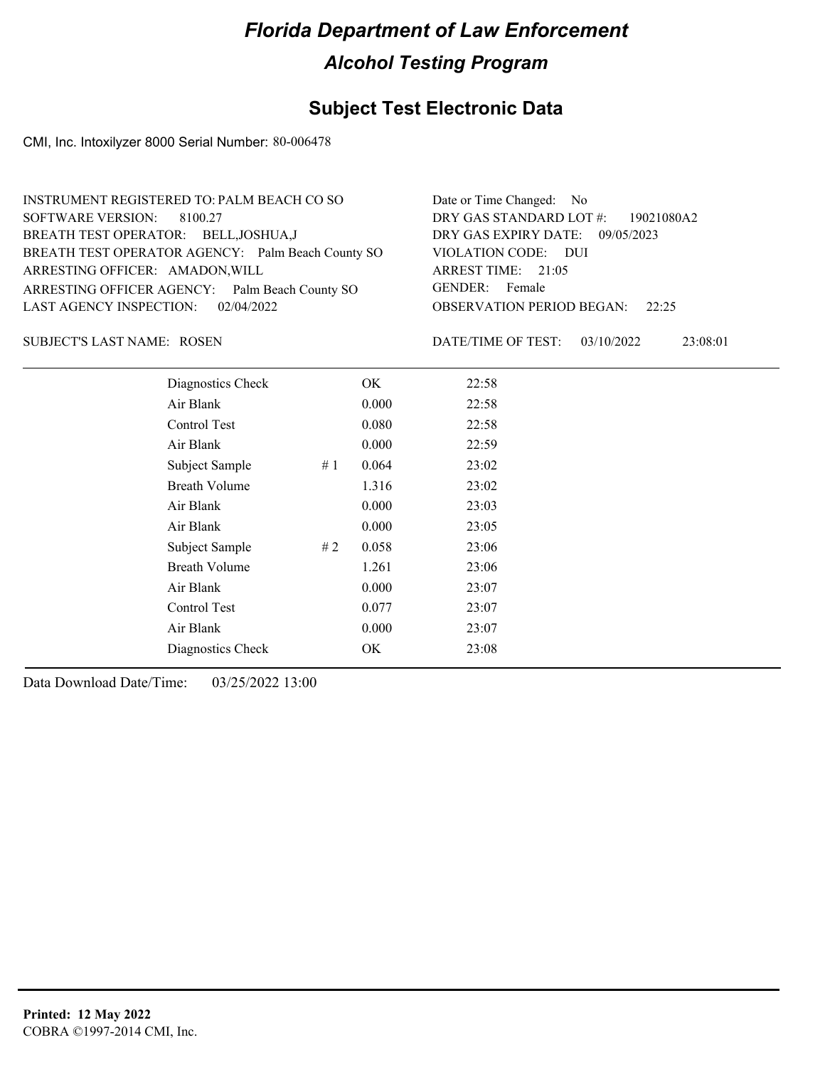# Florida Department of Law Enforcement

## Alcohol Testing Program

### Subject Test Electronic Data

CMI, Inc. Intoxilyzer 8000 Serial Number: 80-006478

INSTRUMENT REGISTERED TO: PALM BEACH CO SO
SOFTWARE VERSION: 8100.27
BREATH TEST OPERATOR: BELL,JOSHUA,J
BREATH TEST OPERATOR AGENCY: Palm Beach County SO
ARRESTING OFFICER: AMADON,WILL
ARRESTING OFFICER AGENCY: Palm Beach County SO
LAST AGENCY INSPECTION: 02/04/2022

Date or Time Changed: No
DRY GAS STANDARD LOT #: 19021080A2
DRY GAS EXPIRY DATE: 09/05/2023
VIOLATION CODE: DUI
ARREST TIME: 21:05
GENDER: Female
OBSERVATION PERIOD BEGAN: 22:25

SUBJECT'S LAST NAME: ROSEN

DATE/TIME OF TEST: 03/10/2022 23:08:01

| Test | # | Result | Time |
|---|---|---|---|
| Diagnostics Check | | OK | 22:58 |
| Air Blank | | 0.000 | 22:58 |
| Control Test | | 0.080 | 22:58 |
| Air Blank | | 0.000 | 22:59 |
| Subject Sample | # 1 | 0.064 | 23:02 |
| Breath Volume | | 1.316 | 23:02 |
| Air Blank | | 0.000 | 23:03 |
| Air Blank | | 0.000 | 23:05 |
| Subject Sample | # 2 | 0.058 | 23:06 |
| Breath Volume | | 1.261 | 23:06 |
| Air Blank | | 0.000 | 23:07 |
| Control Test | | 0.077 | 23:07 |
| Air Blank | | 0.000 | 23:07 |
| Diagnostics Check | | OK | 23:08 |

Data Download Date/Time: 03/25/2022 13:00

**Printed: 12 May 2022**
COBRA ©1997-2014 CMI, Inc.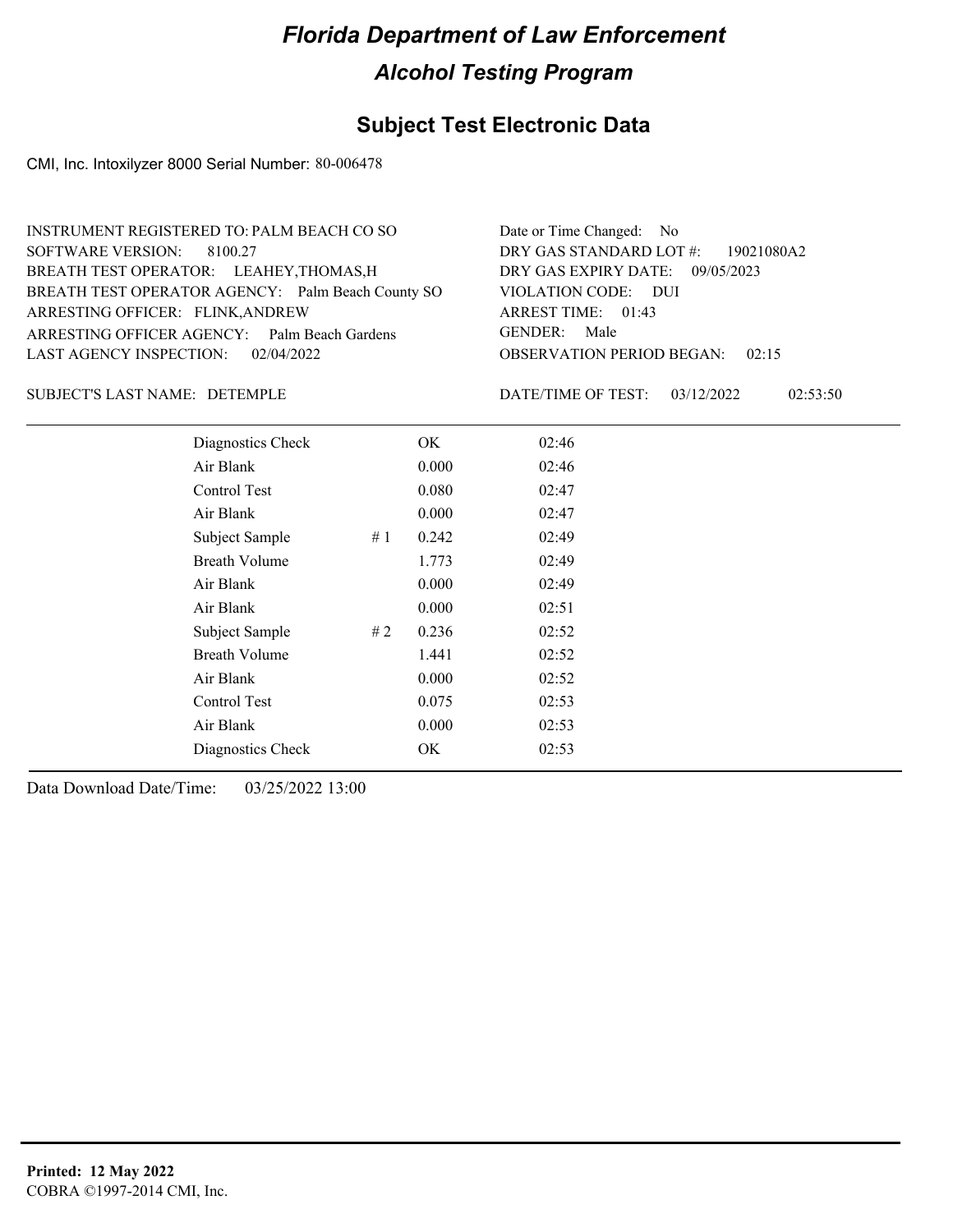# Florida Department of Law Enforcement

## Alcohol Testing Program

### Subject Test Electronic Data

CMI, Inc. Intoxilyzer 8000 Serial Number: 80-006478

INSTRUMENT REGISTERED TO: PALM BEACH CO SO
SOFTWARE VERSION: 8100.27
BREATH TEST OPERATOR: LEAHEY,THOMAS,H
BREATH TEST OPERATOR AGENCY: Palm Beach County SO
ARRESTING OFFICER: FLINK,ANDREW
ARRESTING OFFICER AGENCY: Palm Beach Gardens
LAST AGENCY INSPECTION: 02/04/2022

Date or Time Changed: No
DRY GAS STANDARD LOT #: 19021080A2
DRY GAS EXPIRY DATE: 09/05/2023
VIOLATION CODE: DUI
ARREST TIME: 01:43
GENDER: Male
OBSERVATION PERIOD BEGAN: 02:15

SUBJECT'S LAST NAME: DETEMPLE

DATE/TIME OF TEST: 03/12/2022 02:53:50

| Test | | Result | Time |
|---|---|---|---|
| Diagnostics Check | | OK | 02:46 |
| Air Blank | | 0.000 | 02:46 |
| Control Test | | 0.080 | 02:47 |
| Air Blank | | 0.000 | 02:47 |
| Subject Sample | # 1 | 0.242 | 02:49 |
| Breath Volume | | 1.773 | 02:49 |
| Air Blank | | 0.000 | 02:49 |
| Air Blank | | 0.000 | 02:51 |
| Subject Sample | # 2 | 0.236 | 02:52 |
| Breath Volume | | 1.441 | 02:52 |
| Air Blank | | 0.000 | 02:52 |
| Control Test | | 0.075 | 02:53 |
| Air Blank | | 0.000 | 02:53 |
| Diagnostics Check | | OK | 02:53 |

Data Download Date/Time: 03/25/2022 13:00

**Printed: 12 May 2022**
COBRA ©1997-2014 CMI, Inc.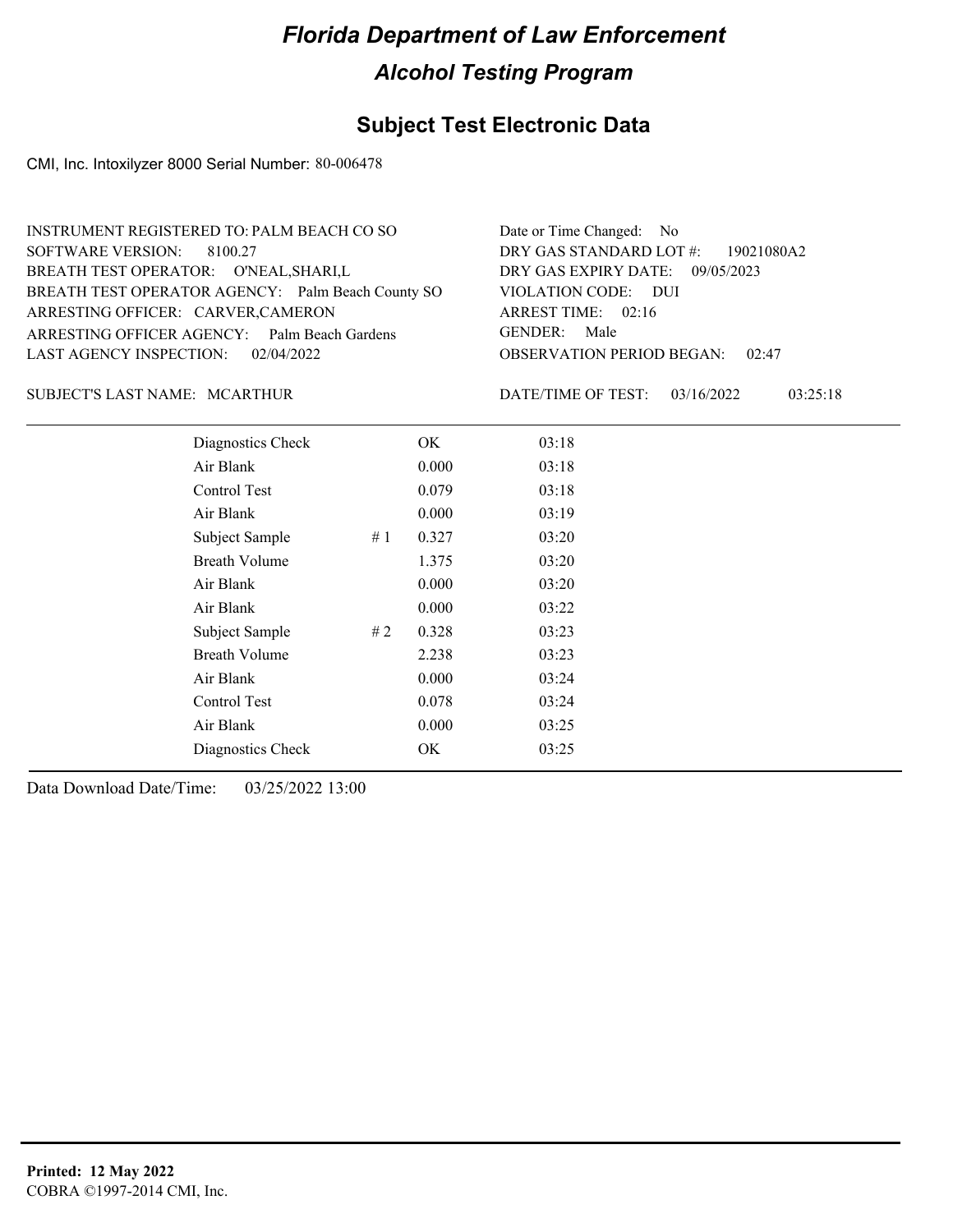# Florida Department of Law Enforcement

## Alcohol Testing Program

### Subject Test Electronic Data

CMI, Inc. Intoxilyzer 8000 Serial Number: 80-006478

INSTRUMENT REGISTERED TO: PALM BEACH CO SO
SOFTWARE VERSION: 8100.27
BREATH TEST OPERATOR: O'NEAL,SHARI,L
BREATH TEST OPERATOR AGENCY: Palm Beach County SO
ARRESTING OFFICER: CARVER,CAMERON
ARRESTING OFFICER AGENCY: Palm Beach Gardens
LAST AGENCY INSPECTION: 02/04/2022

Date or Time Changed: No
DRY GAS STANDARD LOT #: 19021080A2
DRY GAS EXPIRY DATE: 09/05/2023
VIOLATION CODE: DUI
ARREST TIME: 02:16
GENDER: Male
OBSERVATION PERIOD BEGAN: 02:47

SUBJECT'S LAST NAME: MCARTHUR

DATE/TIME OF TEST: 03/16/2022 03:25:18

| | | | |
|---|---|---|---|
| Diagnostics Check | | OK | 03:18 |
| Air Blank | | 0.000 | 03:18 |
| Control Test | | 0.079 | 03:18 |
| Air Blank | | 0.000 | 03:19 |
| Subject Sample | # 1 | 0.327 | 03:20 |
| Breath Volume | | 1.375 | 03:20 |
| Air Blank | | 0.000 | 03:20 |
| Air Blank | | 0.000 | 03:22 |
| Subject Sample | # 2 | 0.328 | 03:23 |
| Breath Volume | | 2.238 | 03:23 |
| Air Blank | | 0.000 | 03:24 |
| Control Test | | 0.078 | 03:24 |
| Air Blank | | 0.000 | 03:25 |
| Diagnostics Check | | OK | 03:25 |

Data Download Date/Time: 03/25/2022 13:00

**Printed: 12 May 2022**
COBRA ©1997-2014 CMI, Inc.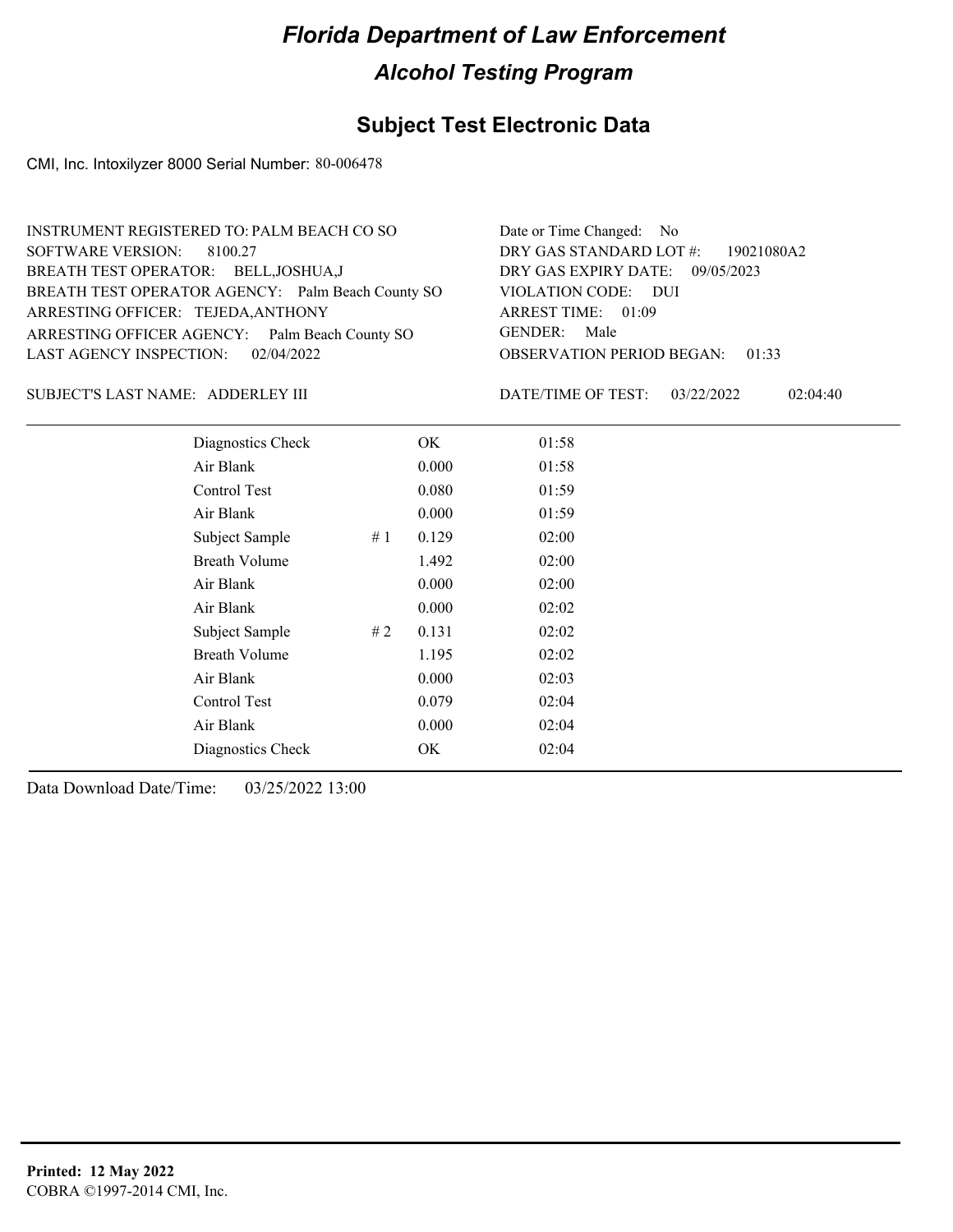# Florida Department of Law Enforcement

## Alcohol Testing Program

### Subject Test Electronic Data

CMI, Inc. Intoxilyzer 8000 Serial Number: 80-006478

INSTRUMENT REGISTERED TO: PALM BEACH CO SO
SOFTWARE VERSION: 8100.27
BREATH TEST OPERATOR: BELL,JOSHUA,J
BREATH TEST OPERATOR AGENCY: Palm Beach County SO
ARRESTING OFFICER: TEJEDA,ANTHONY
ARRESTING OFFICER AGENCY: Palm Beach County SO
LAST AGENCY INSPECTION: 02/04/2022

Date or Time Changed: No
DRY GAS STANDARD LOT #: 19021080A2
DRY GAS EXPIRY DATE: 09/05/2023
VIOLATION CODE: DUI
ARREST TIME: 01:09
GENDER: Male
OBSERVATION PERIOD BEGAN: 01:33

SUBJECT'S LAST NAME: ADDERLEY III

DATE/TIME OF TEST: 03/22/2022 02:04:40

| | | | |
|---|---|---|---|
| Diagnostics Check | | OK | 01:58 |
| Air Blank | | 0.000 | 01:58 |
| Control Test | | 0.080 | 01:59 |
| Air Blank | | 0.000 | 01:59 |
| Subject Sample | # 1 | 0.129 | 02:00 |
| Breath Volume | | 1.492 | 02:00 |
| Air Blank | | 0.000 | 02:00 |
| Air Blank | | 0.000 | 02:02 |
| Subject Sample | # 2 | 0.131 | 02:02 |
| Breath Volume | | 1.195 | 02:02 |
| Air Blank | | 0.000 | 02:03 |
| Control Test | | 0.079 | 02:04 |
| Air Blank | | 0.000 | 02:04 |
| Diagnostics Check | | OK | 02:04 |

Data Download Date/Time: 03/25/2022 13:00

**Printed: 12 May 2022**
COBRA ©1997-2014 CMI, Inc.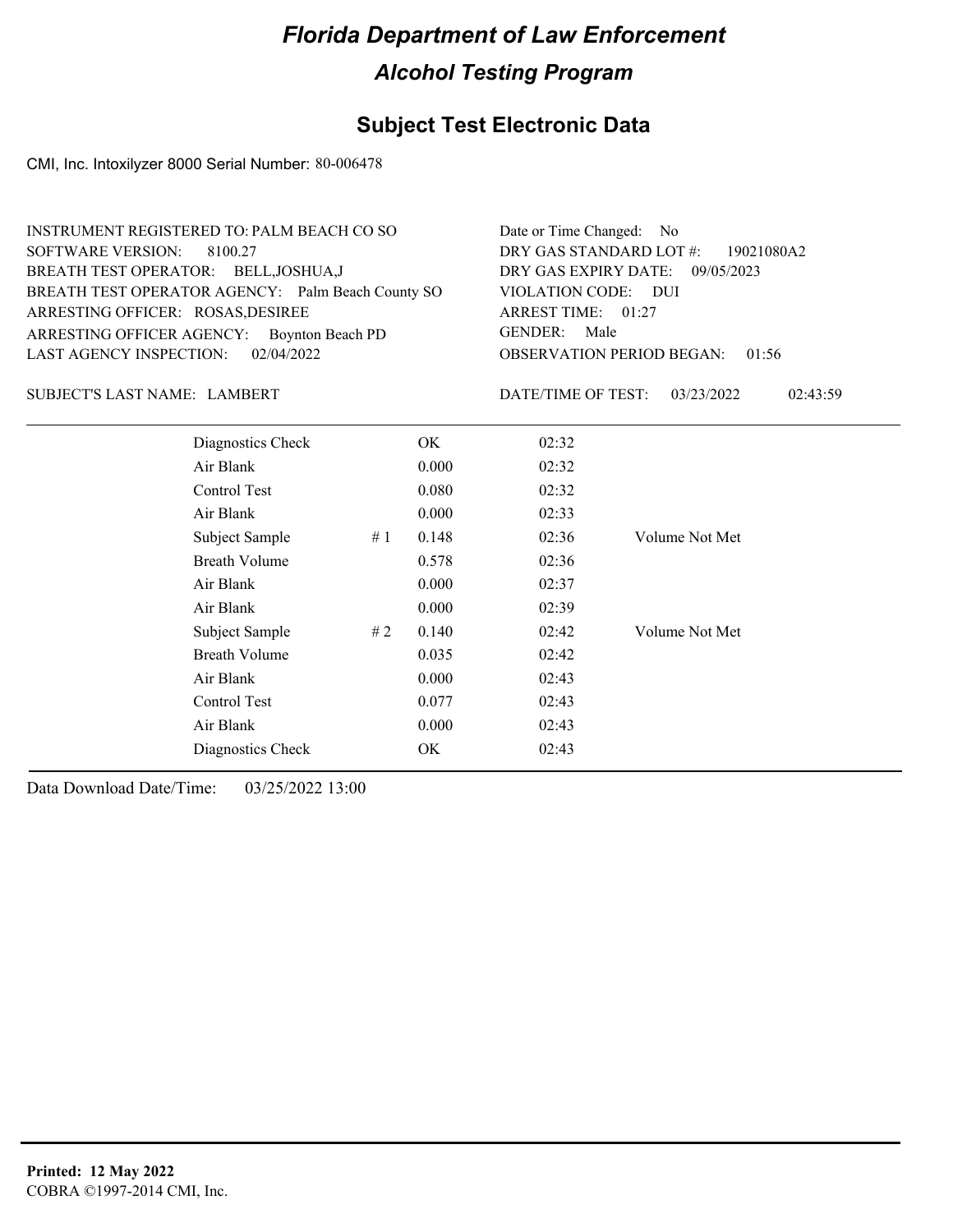# Florida Department of Law Enforcement

## Alcohol Testing Program

### Subject Test Electronic Data

CMI, Inc. Intoxilyzer 8000 Serial Number: 80-006478

INSTRUMENT REGISTERED TO: PALM BEACH CO SO
SOFTWARE VERSION: 8100.27
BREATH TEST OPERATOR: BELL,JOSHUA,J
BREATH TEST OPERATOR AGENCY: Palm Beach County SO
ARRESTING OFFICER: ROSAS,DESIREE
ARRESTING OFFICER AGENCY: Boynton Beach PD
LAST AGENCY INSPECTION: 02/04/2022

Date or Time Changed: No
DRY GAS STANDARD LOT #: 19021080A2
DRY GAS EXPIRY DATE: 09/05/2023
VIOLATION CODE: DUI
ARREST TIME: 01:27
GENDER: Male
OBSERVATION PERIOD BEGAN: 01:56

SUBJECT'S LAST NAME: LAMBERT

DATE/TIME OF TEST: 03/23/2022 02:43:59

| | | | | |
|---|---|---|---|---|
| Diagnostics Check | | OK | 02:32 | |
| Air Blank | | 0.000 | 02:32 | |
| Control Test | | 0.080 | 02:32 | |
| Air Blank | | 0.000 | 02:33 | |
| Subject Sample | # 1 | 0.148 | 02:36 | Volume Not Met |
| Breath Volume | | 0.578 | 02:36 | |
| Air Blank | | 0.000 | 02:37 | |
| Air Blank | | 0.000 | 02:39 | |
| Subject Sample | # 2 | 0.140 | 02:42 | Volume Not Met |
| Breath Volume | | 0.035 | 02:42 | |
| Air Blank | | 0.000 | 02:43 | |
| Control Test | | 0.077 | 02:43 | |
| Air Blank | | 0.000 | 02:43 | |
| Diagnostics Check | | OK | 02:43 | |

Data Download Date/Time: 03/25/2022 13:00

**Printed: 12 May 2022**
COBRA ©1997-2014 CMI, Inc.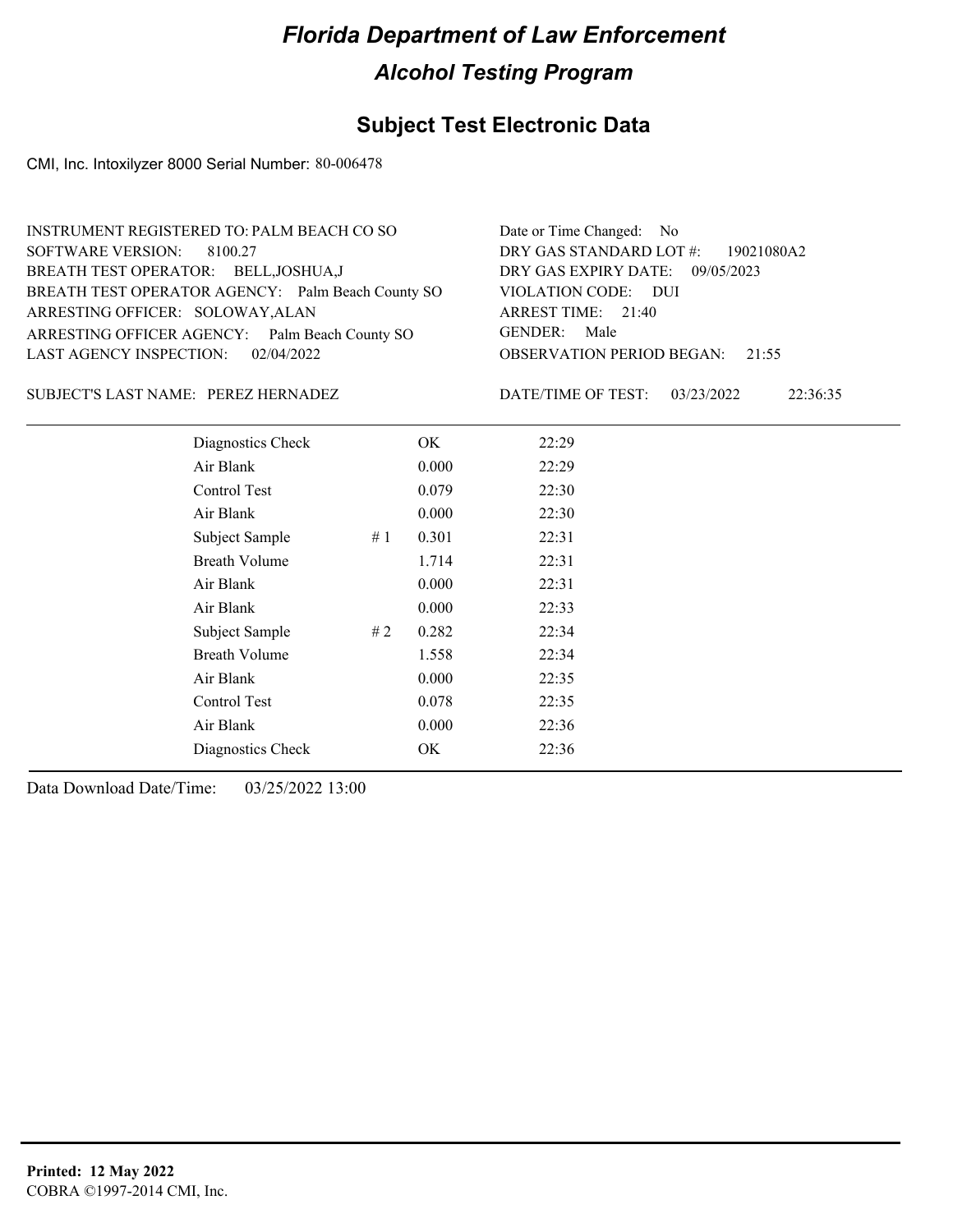# Florida Department of Law Enforcement

## Alcohol Testing Program

### Subject Test Electronic Data

CMI, Inc. Intoxilyzer 8000 Serial Number: 80-006478

INSTRUMENT REGISTERED TO: PALM BEACH CO SO
SOFTWARE VERSION: 8100.27
BREATH TEST OPERATOR: BELL,JOSHUA,J
BREATH TEST OPERATOR AGENCY: Palm Beach County SO
ARRESTING OFFICER: SOLOWAY,ALAN
ARRESTING OFFICER AGENCY: Palm Beach County SO
LAST AGENCY INSPECTION: 02/04/2022

Date or Time Changed: No
DRY GAS STANDARD LOT #: 19021080A2
DRY GAS EXPIRY DATE: 09/05/2023
VIOLATION CODE: DUI
ARREST TIME: 21:40
GENDER: Male
OBSERVATION PERIOD BEGAN: 21:55

SUBJECT'S LAST NAME: PEREZ HERNADEZ

DATE/TIME OF TEST: 03/23/2022 22:36:35

| | | | |
|---|---|---|---|
| Diagnostics Check | | OK | 22:29 |
| Air Blank | | 0.000 | 22:29 |
| Control Test | | 0.079 | 22:30 |
| Air Blank | | 0.000 | 22:30 |
| Subject Sample | # 1 | 0.301 | 22:31 |
| Breath Volume | | 1.714 | 22:31 |
| Air Blank | | 0.000 | 22:31 |
| Air Blank | | 0.000 | 22:33 |
| Subject Sample | # 2 | 0.282 | 22:34 |
| Breath Volume | | 1.558 | 22:34 |
| Air Blank | | 0.000 | 22:35 |
| Control Test | | 0.078 | 22:35 |
| Air Blank | | 0.000 | 22:36 |
| Diagnostics Check | | OK | 22:36 |

Data Download Date/Time: 03/25/2022 13:00

**Printed: 12 May 2022**
COBRA ©1997-2014 CMI, Inc.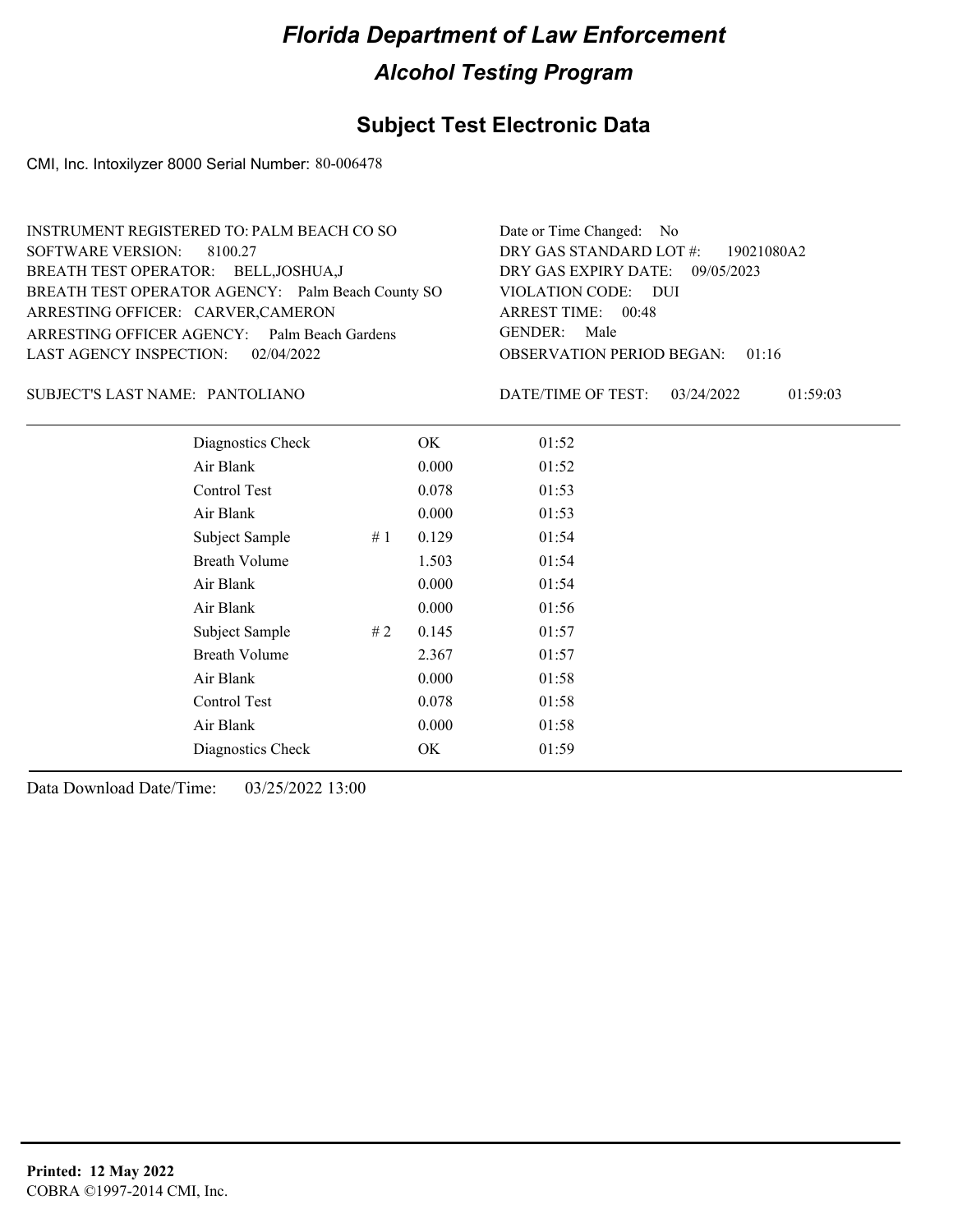# Florida Department of Law Enforcement

## Alcohol Testing Program

### Subject Test Electronic Data

CMI, Inc. Intoxilyzer 8000 Serial Number: 80-006478

INSTRUMENT REGISTERED TO: PALM BEACH CO SO
SOFTWARE VERSION: 8100.27
BREATH TEST OPERATOR: BELL,JOSHUA,J
BREATH TEST OPERATOR AGENCY: Palm Beach County SO
ARRESTING OFFICER: CARVER,CAMERON
ARRESTING OFFICER AGENCY: Palm Beach Gardens
LAST AGENCY INSPECTION: 02/04/2022

Date or Time Changed: No
DRY GAS STANDARD LOT #: 19021080A2
DRY GAS EXPIRY DATE: 09/05/2023
VIOLATION CODE: DUI
ARREST TIME: 00:48
GENDER: Male
OBSERVATION PERIOD BEGAN: 01:16

SUBJECT'S LAST NAME: PANTOLIANO

DATE/TIME OF TEST: 03/24/2022 01:59:03

| | | | |
|---|---|---|---|
| Diagnostics Check | | OK | 01:52 |
| Air Blank | | 0.000 | 01:52 |
| Control Test | | 0.078 | 01:53 |
| Air Blank | | 0.000 | 01:53 |
| Subject Sample | # 1 | 0.129 | 01:54 |
| Breath Volume | | 1.503 | 01:54 |
| Air Blank | | 0.000 | 01:54 |
| Air Blank | | 0.000 | 01:56 |
| Subject Sample | # 2 | 0.145 | 01:57 |
| Breath Volume | | 2.367 | 01:57 |
| Air Blank | | 0.000 | 01:58 |
| Control Test | | 0.078 | 01:58 |
| Air Blank | | 0.000 | 01:58 |
| Diagnostics Check | | OK | 01:59 |

Data Download Date/Time: 03/25/2022 13:00

**Printed: 12 May 2022**
COBRA ©1997-2014 CMI, Inc.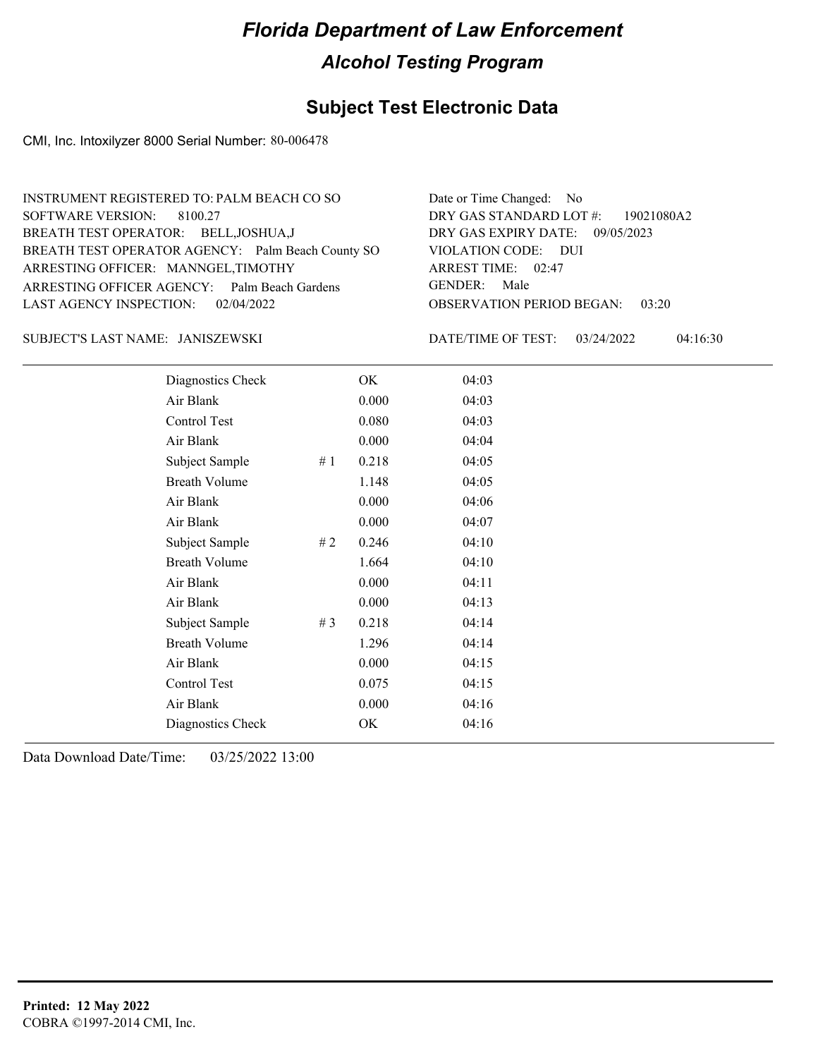# Florida Department of Law Enforcement

## Alcohol Testing Program

### Subject Test Electronic Data

CMI, Inc. Intoxilyzer 8000 Serial Number: 80-006478

INSTRUMENT REGISTERED TO: PALM BEACH CO SO
SOFTWARE VERSION: 8100.27
BREATH TEST OPERATOR: BELL,JOSHUA,J
BREATH TEST OPERATOR AGENCY: Palm Beach County SO
ARRESTING OFFICER: MANNGEL,TIMOTHY
ARRESTING OFFICER AGENCY: Palm Beach Gardens
LAST AGENCY INSPECTION: 02/04/2022

Date or Time Changed: No
DRY GAS STANDARD LOT #: 19021080A2
DRY GAS EXPIRY DATE: 09/05/2023
VIOLATION CODE: DUI
ARREST TIME: 02:47
GENDER: Male
OBSERVATION PERIOD BEGAN: 03:20

SUBJECT'S LAST NAME: JANISZEWSKI

DATE/TIME OF TEST: 03/24/2022 04:16:30

| | | | |
|---|---|---|---|
| Diagnostics Check | | OK | 04:03 |
| Air Blank | | 0.000 | 04:03 |
| Control Test | | 0.080 | 04:03 |
| Air Blank | | 0.000 | 04:04 |
| Subject Sample | # 1 | 0.218 | 04:05 |
| Breath Volume | | 1.148 | 04:05 |
| Air Blank | | 0.000 | 04:06 |
| Air Blank | | 0.000 | 04:07 |
| Subject Sample | # 2 | 0.246 | 04:10 |
| Breath Volume | | 1.664 | 04:10 |
| Air Blank | | 0.000 | 04:11 |
| Air Blank | | 0.000 | 04:13 |
| Subject Sample | # 3 | 0.218 | 04:14 |
| Breath Volume | | 1.296 | 04:14 |
| Air Blank | | 0.000 | 04:15 |
| Control Test | | 0.075 | 04:15 |
| Air Blank | | 0.000 | 04:16 |
| Diagnostics Check | | OK | 04:16 |

Data Download Date/Time: 03/25/2022 13:00

**Printed: 12 May 2022**
COBRA ©1997-2014 CMI, Inc.